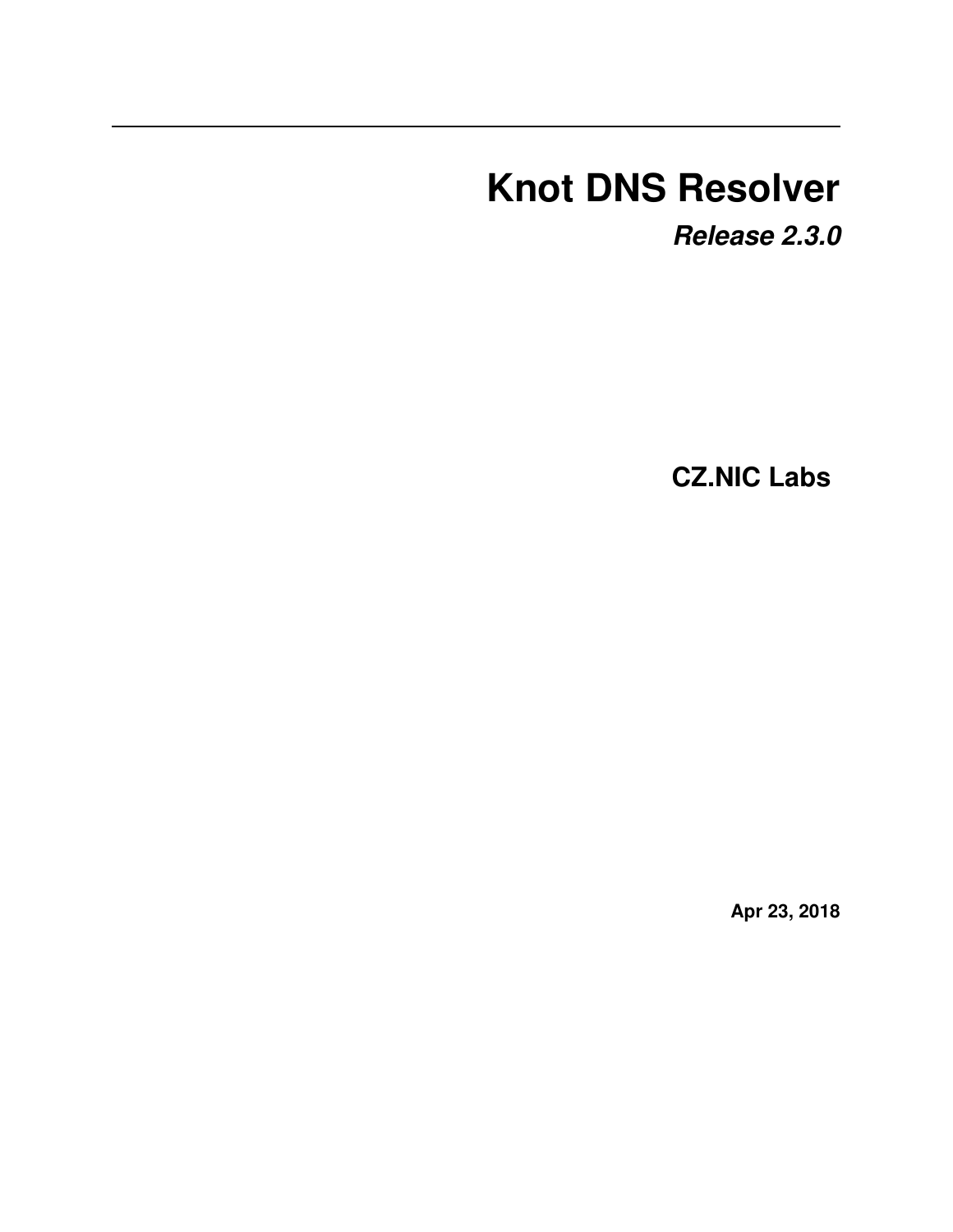# Knot DNS Resolver

***Release 2.3.0***

**CZ.NIC Labs**

**Apr 23, 2018**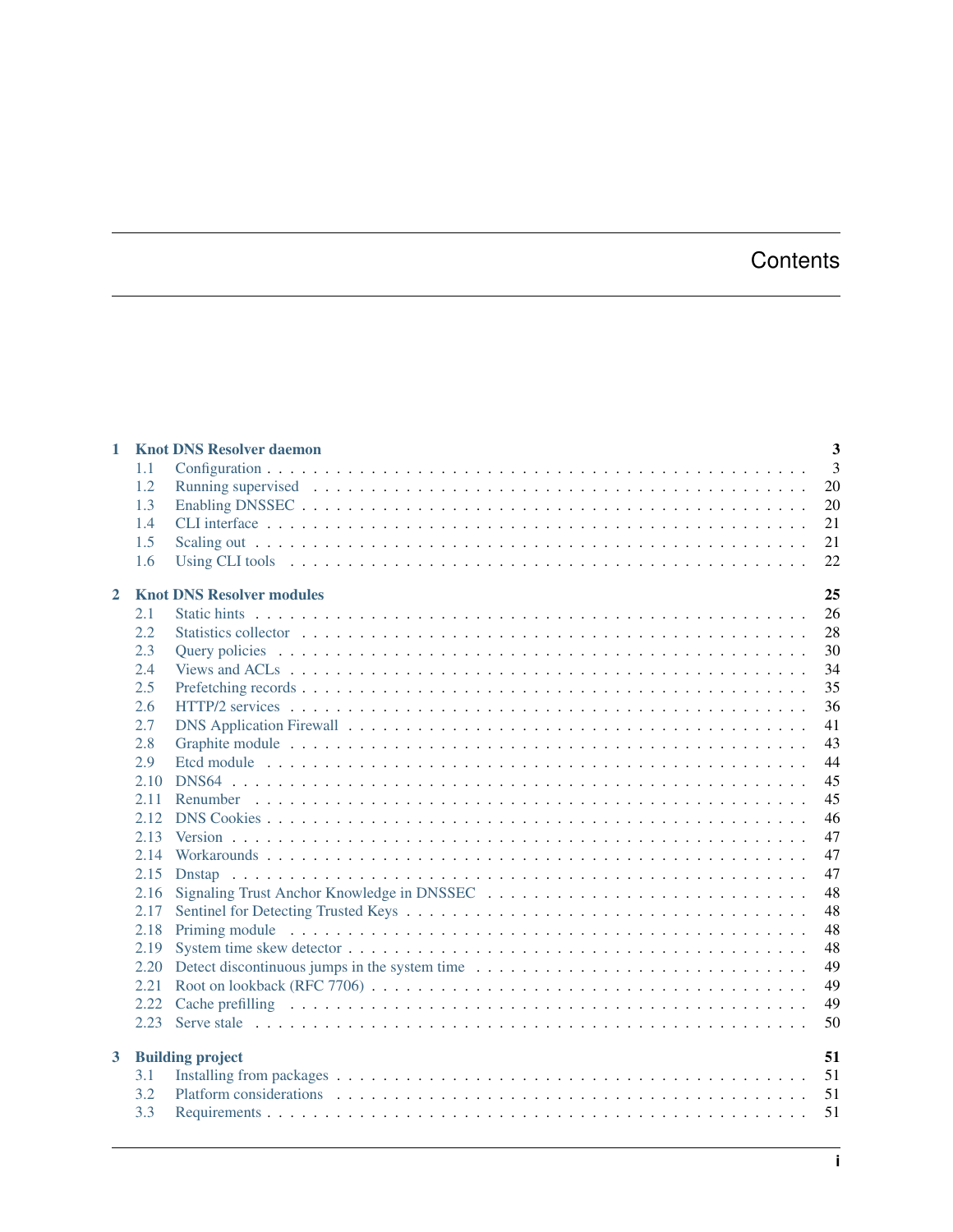# Contents

- **1 Knot DNS Resolver daemon** — **3**
  - 1.1 Configuration — 3
  - 1.2 Running supervised — 20
  - 1.3 Enabling DNSSEC — 20
  - 1.4 CLI interface — 21
  - 1.5 Scaling out — 21
  - 1.6 Using CLI tools — 22
- **2 Knot DNS Resolver modules** — **25**
  - 2.1 Static hints — 26
  - 2.2 Statistics collector — 28
  - 2.3 Query policies — 30
  - 2.4 Views and ACLs — 34
  - 2.5 Prefetching records — 35
  - 2.6 HTTP/2 services — 36
  - 2.7 DNS Application Firewall — 41
  - 2.8 Graphite module — 43
  - 2.9 Etcd module — 44
  - 2.10 DNS64 — 45
  - 2.11 Renumber — 45
  - 2.12 DNS Cookies — 46
  - 2.13 Version — 47
  - 2.14 Workarounds — 47
  - 2.15 Dnstap — 47
  - 2.16 Signaling Trust Anchor Knowledge in DNSSEC — 48
  - 2.17 Sentinel for Detecting Trusted Keys — 48
  - 2.18 Priming module — 48
  - 2.19 System time skew detector — 48
  - 2.20 Detect discontinuous jumps in the system time — 49
  - 2.21 Root on lookback (RFC 7706) — 49
  - 2.22 Cache prefilling — 49
  - 2.23 Serve stale — 50
- **3 Building project** — **51**
  - 3.1 Installing from packages — 51
  - 3.2 Platform considerations — 51
  - 3.3 Requirements — 51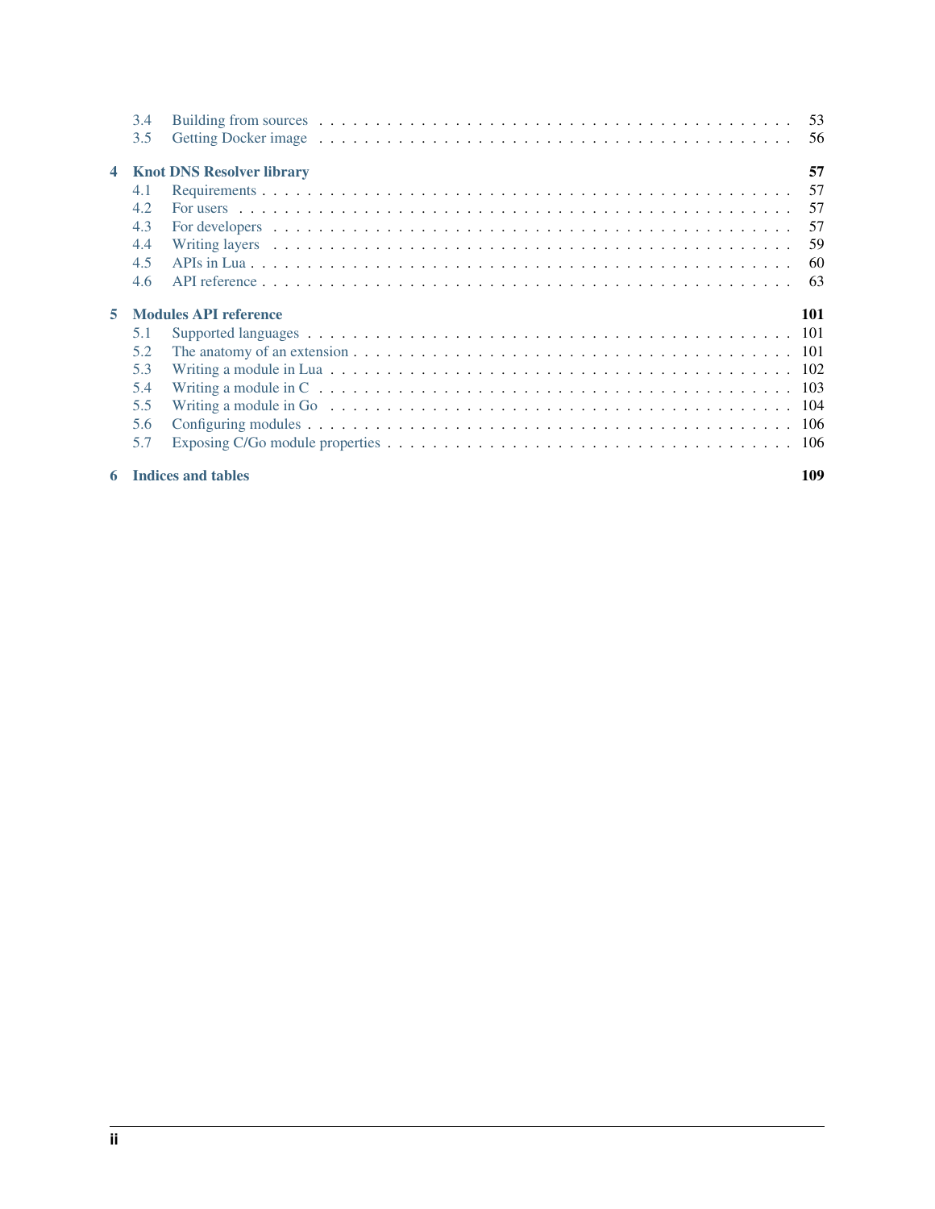- 3.4 Building from sources . . . . . 53
- 3.5 Getting Docker image . . . . . 56

**4 Knot DNS Resolver library** **57**

- 4.1 Requirements . . . . . 57
- 4.2 For users . . . . . 57
- 4.3 For developers . . . . . 57
- 4.4 Writing layers . . . . . 59
- 4.5 APIs in Lua . . . . . 60
- 4.6 API reference . . . . . 63

**5 Modules API reference** **101**

- 5.1 Supported languages . . . . . 101
- 5.2 The anatomy of an extension . . . . . 101
- 5.3 Writing a module in Lua . . . . . 102
- 5.4 Writing a module in C . . . . . 103
- 5.5 Writing a module in Go . . . . . 104
- 5.6 Configuring modules . . . . . 106
- 5.7 Exposing C/Go module properties . . . . . 106

**6 Indices and tables** **109**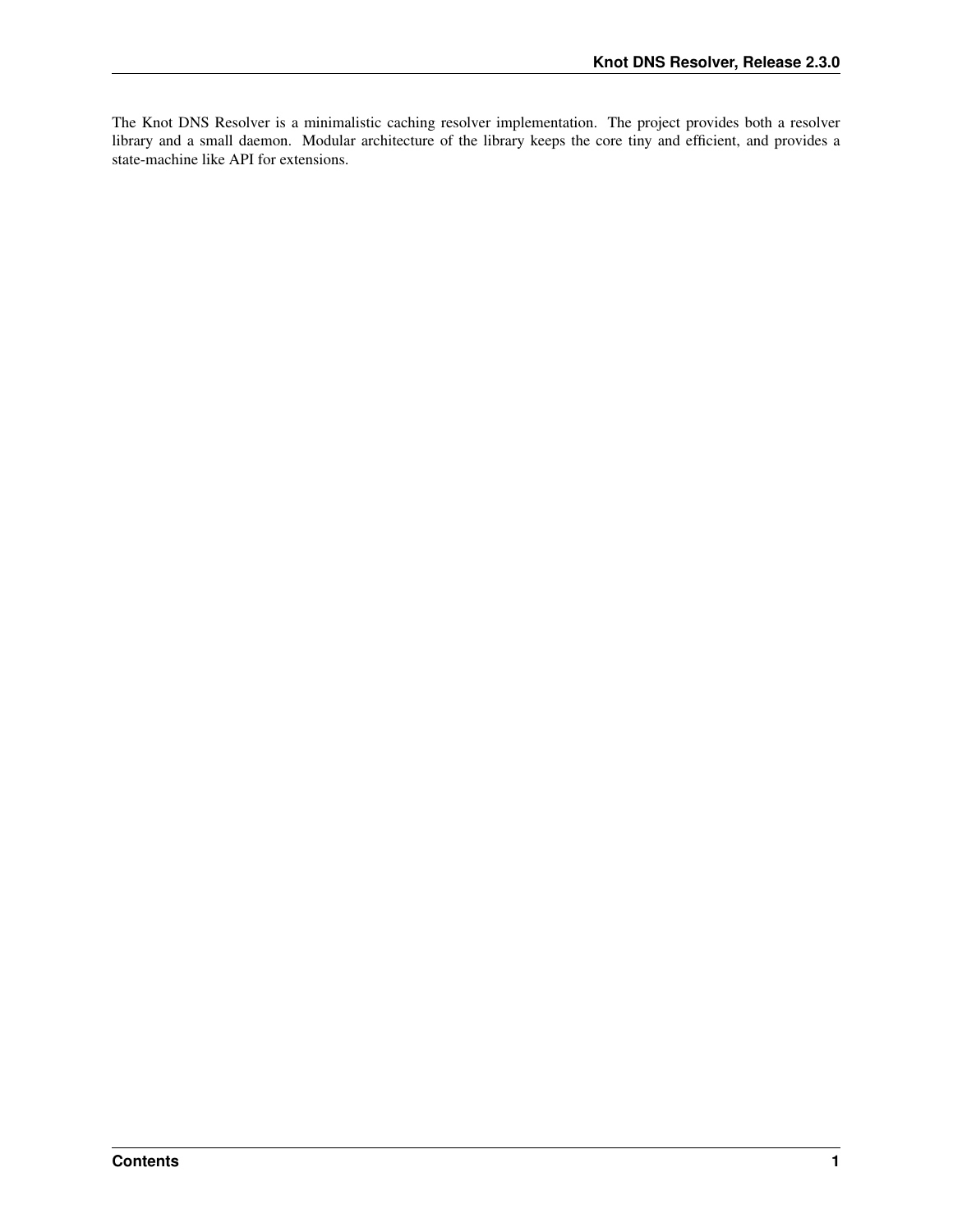The Knot DNS Resolver is a minimalistic caching resolver implementation. The project provides both a resolver library and a small daemon. Modular architecture of the library keeps the core tiny and efficient, and provides a state-machine like API for extensions.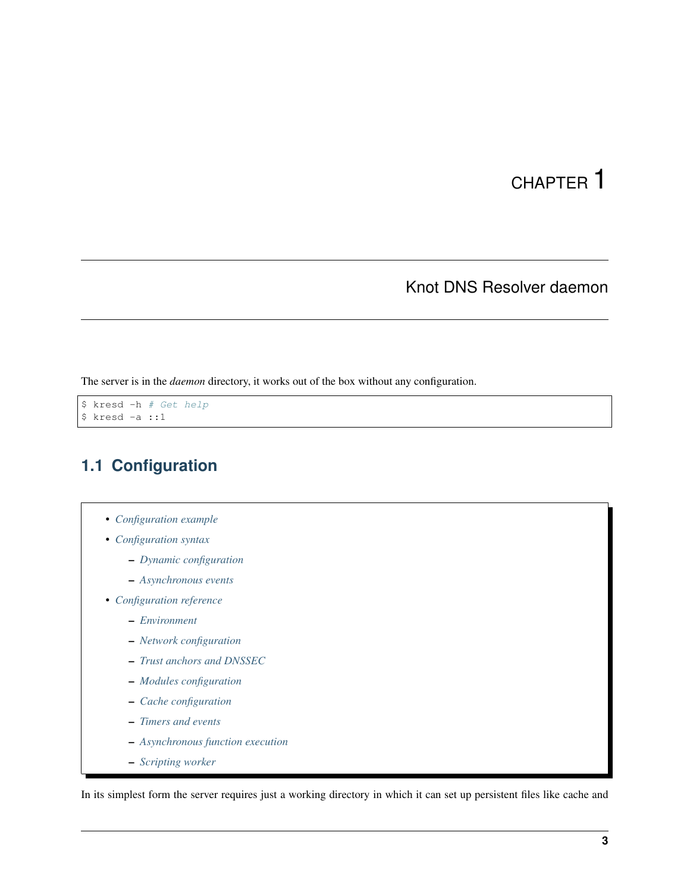# CHAPTER 1

# Knot DNS Resolver daemon

The server is in the *daemon* directory, it works out of the box without any configuration.

```
$ kresd -h # Get help
$ kresd -a ::1
```

## 1.1 Configuration

- *Configuration example*
- *Configuration syntax*
  - *Dynamic configuration*
  - *Asynchronous events*
- *Configuration reference*
  - *Environment*
  - *Network configuration*
  - *Trust anchors and DNSSEC*
  - *Modules configuration*
  - *Cache configuration*
  - *Timers and events*
  - *Asynchronous function execution*
  - *Scripting worker*

In its simplest form the server requires just a working directory in which it can set up persistent files like cache and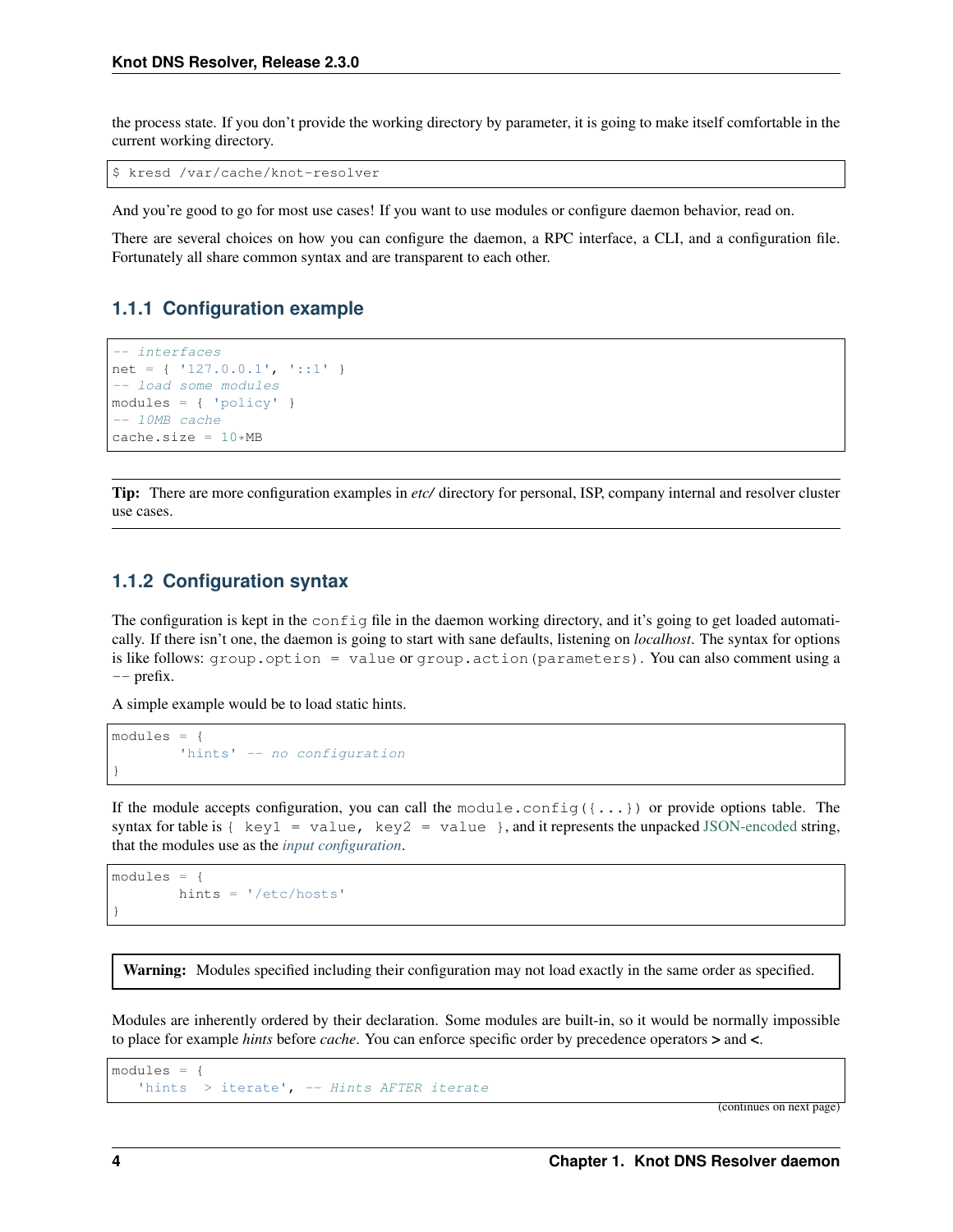the process state. If you don't provide the working directory by parameter, it is going to make itself comfortable in the current working directory.

```
$ kresd /var/cache/knot-resolver
```

And you're good to go for most use cases! If you want to use modules or configure daemon behavior, read on.

There are several choices on how you can configure the daemon, a RPC interface, a CLI, and a configuration file. Fortunately all share common syntax and are transparent to each other.

### 1.1.1 Configuration example

```
-- interfaces
net = { '127.0.0.1', '::1' }
-- load some modules
modules = { 'policy' }
-- 10MB cache
cache.size = 10*MB
```

**Tip:** There are more configuration examples in *etc/* directory for personal, ISP, company internal and resolver cluster use cases.

### 1.1.2 Configuration syntax

The configuration is kept in the `config` file in the daemon working directory, and it's going to get loaded automatically. If there isn't one, the daemon is going to start with sane defaults, listening on *localhost*. The syntax for options is like follows: `group.option = value` or `group.action(parameters)`. You can also comment using a `--` prefix.

A simple example would be to load static hints.

```
modules = {
        'hints' -- no configuration
}
```

If the module accepts configuration, you can call the `module.config({...})` or provide options table. The syntax for table is `{ key1 = value, key2 = value }`, and it represents the unpacked JSON-encoded string, that the modules use as the *input configuration*.

```
modules = {
        hints = '/etc/hosts'
}
```

**Warning:** Modules specified including their configuration may not load exactly in the same order as specified.

Modules are inherently ordered by their declaration. Some modules are built-in, so it would be normally impossible to place for example *hints* before *cache*. You can enforce specific order by precedence operators **>** and **<**.

```
modules = {
   'hints  > iterate', -- Hints AFTER iterate
```

(continues on next page)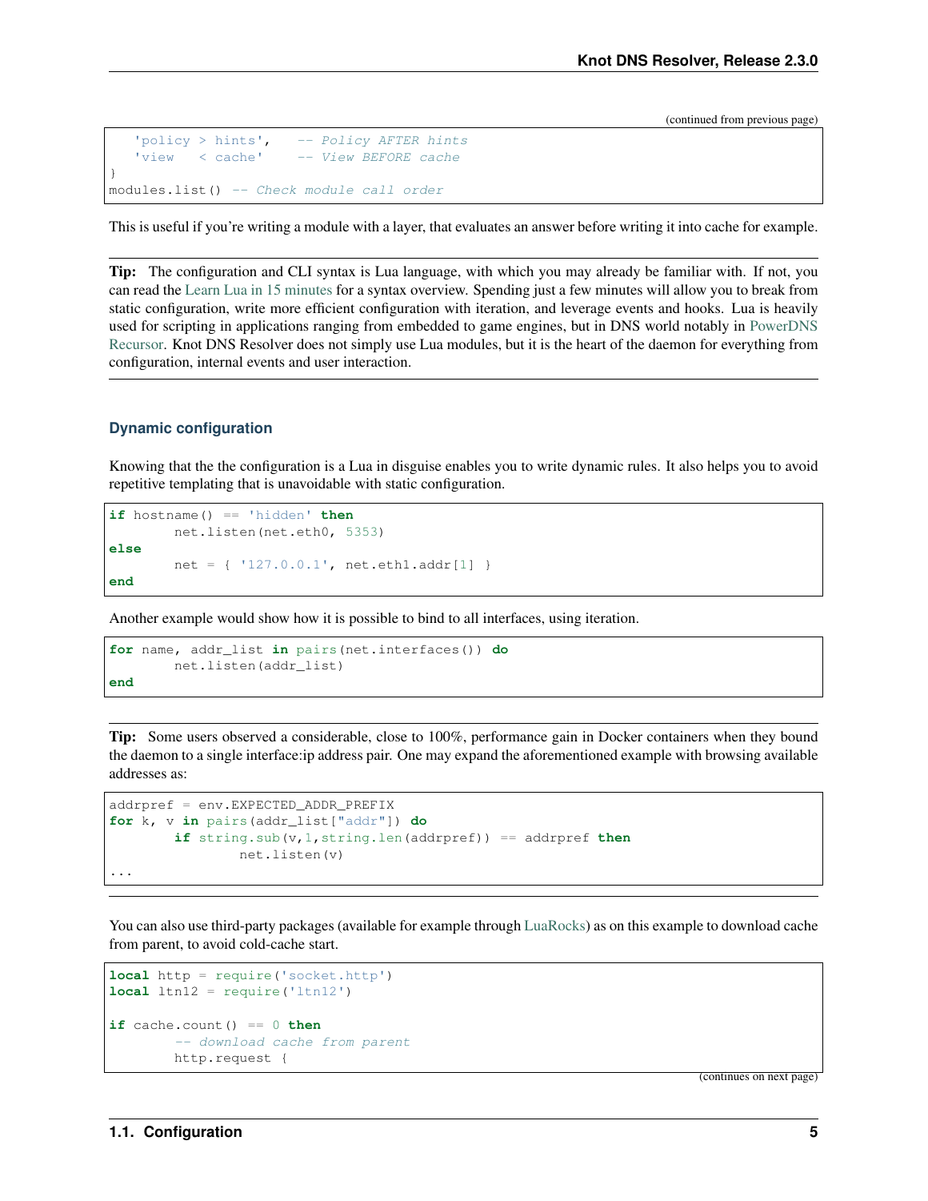(continued from previous page)

```
   'policy > hints',    -- Policy AFTER hints
   'view   < cache'     -- View BEFORE cache
}
modules.list() -- Check module call order
```

This is useful if you're writing a module with a layer, that evaluates an answer before writing it into cache for example.

**Tip:** The configuration and CLI syntax is Lua language, with which you may already be familiar with. If not, you can read the Learn Lua in 15 minutes for a syntax overview. Spending just a few minutes will allow you to break from static configuration, write more efficient configuration with iteration, and leverage events and hooks. Lua is heavily used for scripting in applications ranging from embedded to game engines, but in DNS world notably in PowerDNS Recursor. Knot DNS Resolver does not simply use Lua modules, but it is the heart of the daemon for everything from configuration, internal events and user interaction.

### Dynamic configuration

Knowing that the the configuration is a Lua in disguise enables you to write dynamic rules. It also helps you to avoid repetitive templating that is unavoidable with static configuration.

```
if hostname() == 'hidden' then
        net.listen(net.eth0, 5353)
else
        net = { '127.0.0.1', net.eth1.addr[1] }
end
```

Another example would show how it is possible to bind to all interfaces, using iteration.

```
for name, addr_list in pairs(net.interfaces()) do
        net.listen(addr_list)
end
```

**Tip:** Some users observed a considerable, close to 100%, performance gain in Docker containers when they bound the daemon to a single interface:ip address pair. One may expand the aforementioned example with browsing available addresses as:

```
addrpref = env.EXPECTED_ADDR_PREFIX
for k, v in pairs(addr_list["addr"]) do
        if string.sub(v,1,string.len(addrpref)) == addrpref then
                net.listen(v)
...
```

You can also use third-party packages (available for example through LuaRocks) as on this example to download cache from parent, to avoid cold-cache start.

```
local http = require('socket.http')
local ltn12 = require('ltn12')

if cache.count() == 0 then
        -- download cache from parent
        http.request {
```

(continues on next page)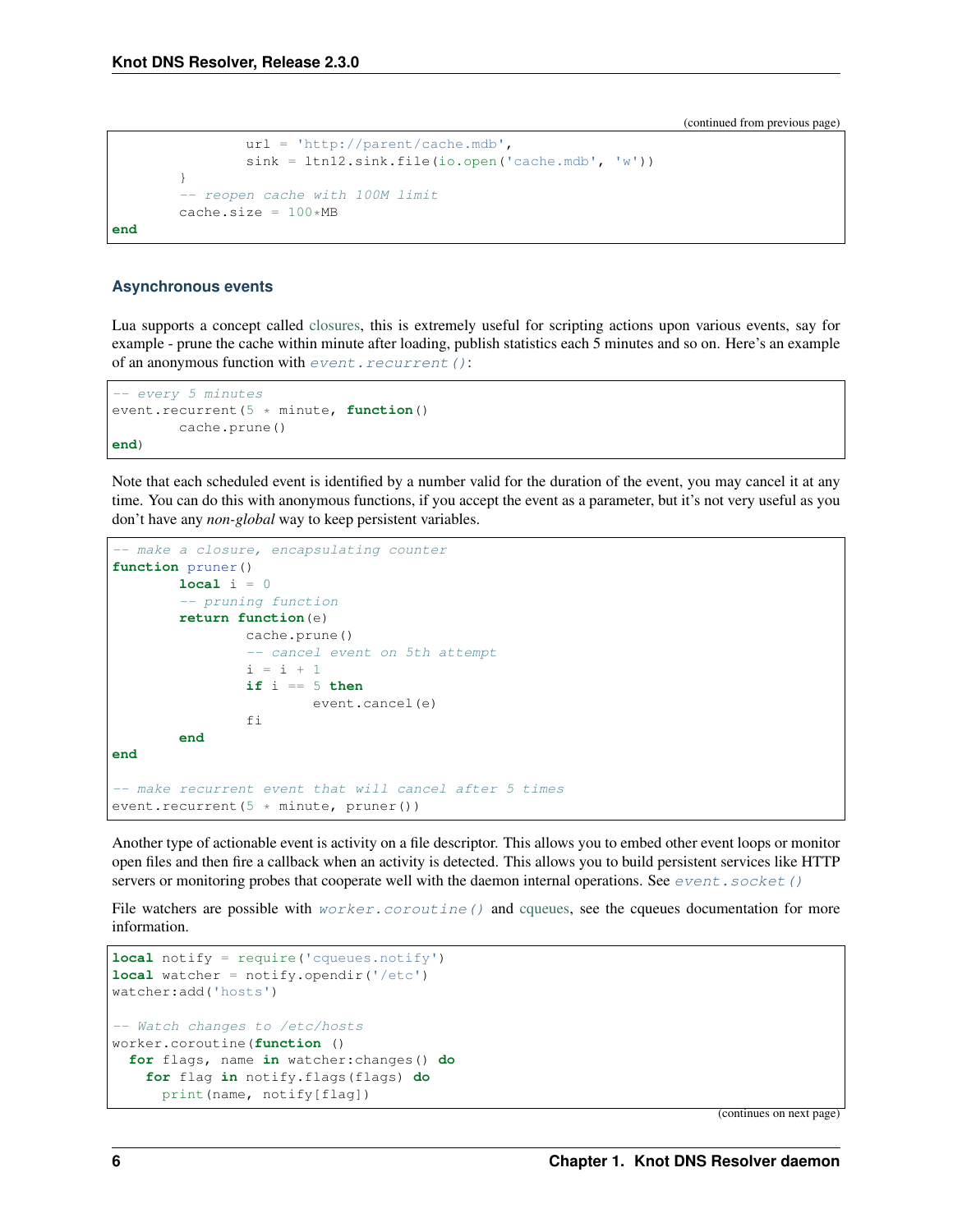(continued from previous page)

```
                url = 'http://parent/cache.mdb',
                sink = ltn12.sink.file(io.open('cache.mdb', 'w'))
        }
        -- reopen cache with 100M limit
        cache.size = 100*MB
end
```

### Asynchronous events

Lua supports a concept called closures, this is extremely useful for scripting actions upon various events, say for example - prune the cache within minute after loading, publish statistics each 5 minutes and so on. Here's an example of an anonymous function with `event.recurrent()`:

```
-- every 5 minutes
event.recurrent(5 * minute, function()
        cache.prune()
end)
```

Note that each scheduled event is identified by a number valid for the duration of the event, you may cancel it at any time. You can do this with anonymous functions, if you accept the event as a parameter, but it's not very useful as you don't have any *non-global* way to keep persistent variables.

```
-- make a closure, encapsulating counter
function pruner()
        local i = 0
        -- pruning function
        return function(e)
                cache.prune()
                -- cancel event on 5th attempt
                i = i + 1
                if i == 5 then
                        event.cancel(e)
                fi
        end
end

-- make recurrent event that will cancel after 5 times
event.recurrent(5 * minute, pruner())
```

Another type of actionable event is activity on a file descriptor. This allows you to embed other event loops or monitor open files and then fire a callback when an activity is detected. This allows you to build persistent services like HTTP servers or monitoring probes that cooperate well with the daemon internal operations. See `event.socket()`

File watchers are possible with `worker.coroutine()` and cqueues, see the cqueues documentation for more information.

```
local notify = require('cqueues.notify')
local watcher = notify.opendir('/etc')
watcher:add('hosts')

-- Watch changes to /etc/hosts
worker.coroutine(function ()
  for flags, name in watcher:changes() do
    for flag in notify.flags(flags) do
      print(name, notify[flag])
```

(continues on next page)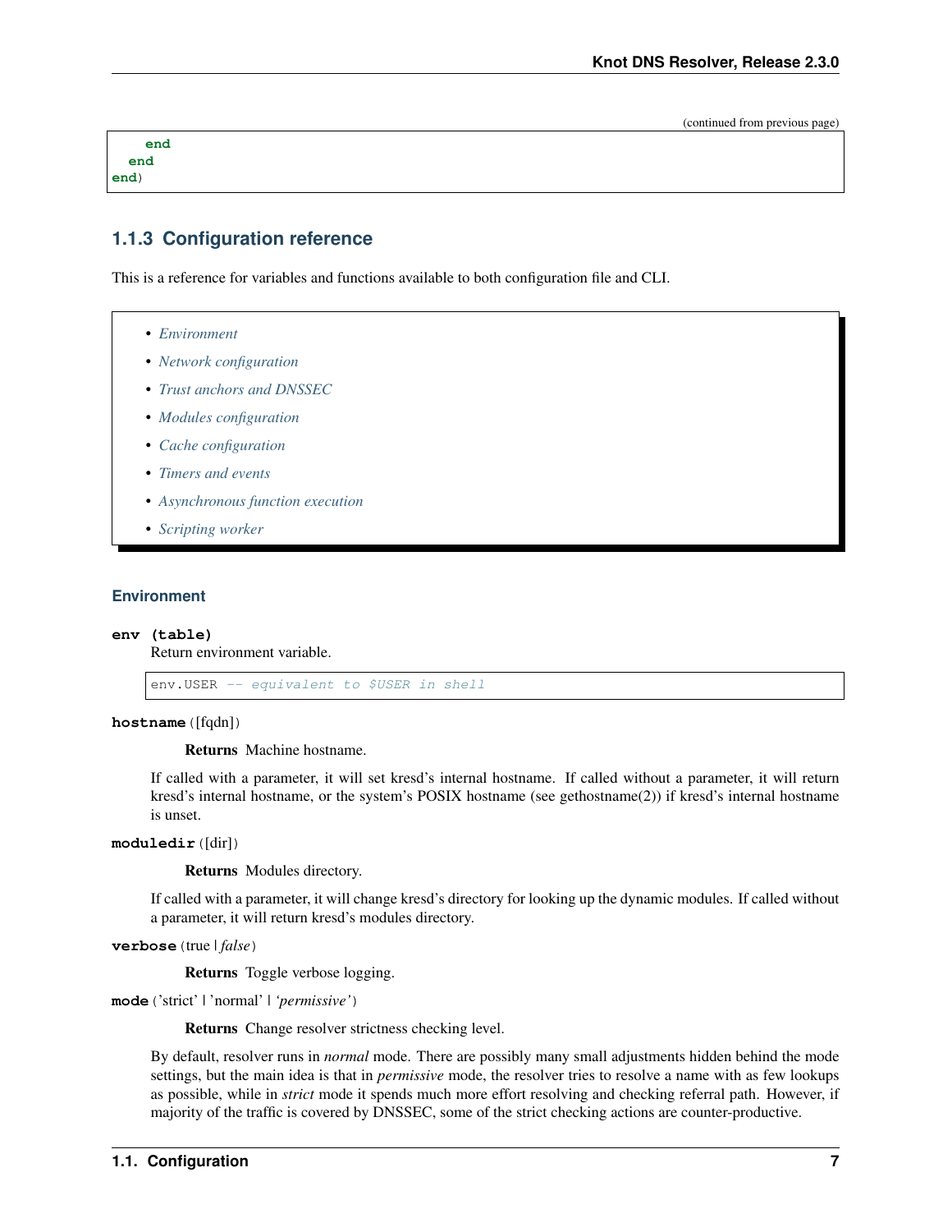```
    end
  end
end)
```

### 1.1.3 Configuration reference

This is a reference for variables and functions available to both configuration file and CLI.

- *Environment*
- *Network configuration*
- *Trust anchors and DNSSEC*
- *Modules configuration*
- *Cache configuration*
- *Timers and events*
- *Asynchronous function execution*
- *Scripting worker*

#### Environment

**env (table)**
Return environment variable.

```
env.USER -- equivalent to $USER in shell
```

**hostname**([fqdn])

**Returns** Machine hostname.

If called with a parameter, it will set kresd's internal hostname. If called without a parameter, it will return kresd's internal hostname, or the system's POSIX hostname (see gethostname(2)) if kresd's internal hostname is unset.

**moduledir**([dir])

**Returns** Modules directory.

If called with a parameter, it will change kresd's directory for looking up the dynamic modules. If called without a parameter, it will return kresd's modules directory.

**verbose**(true | *false*)

**Returns** Toggle verbose logging.

**mode**('strict' | 'normal' | *'permissive'*)

**Returns** Change resolver strictness checking level.

By default, resolver runs in *normal* mode. There are possibly many small adjustments hidden behind the mode settings, but the main idea is that in *permissive* mode, the resolver tries to resolve a name with as few lookups as possible, while in *strict* mode it spends much more effort resolving and checking referral path. However, if majority of the traffic is covered by DNSSEC, some of the strict checking actions are counter-productive.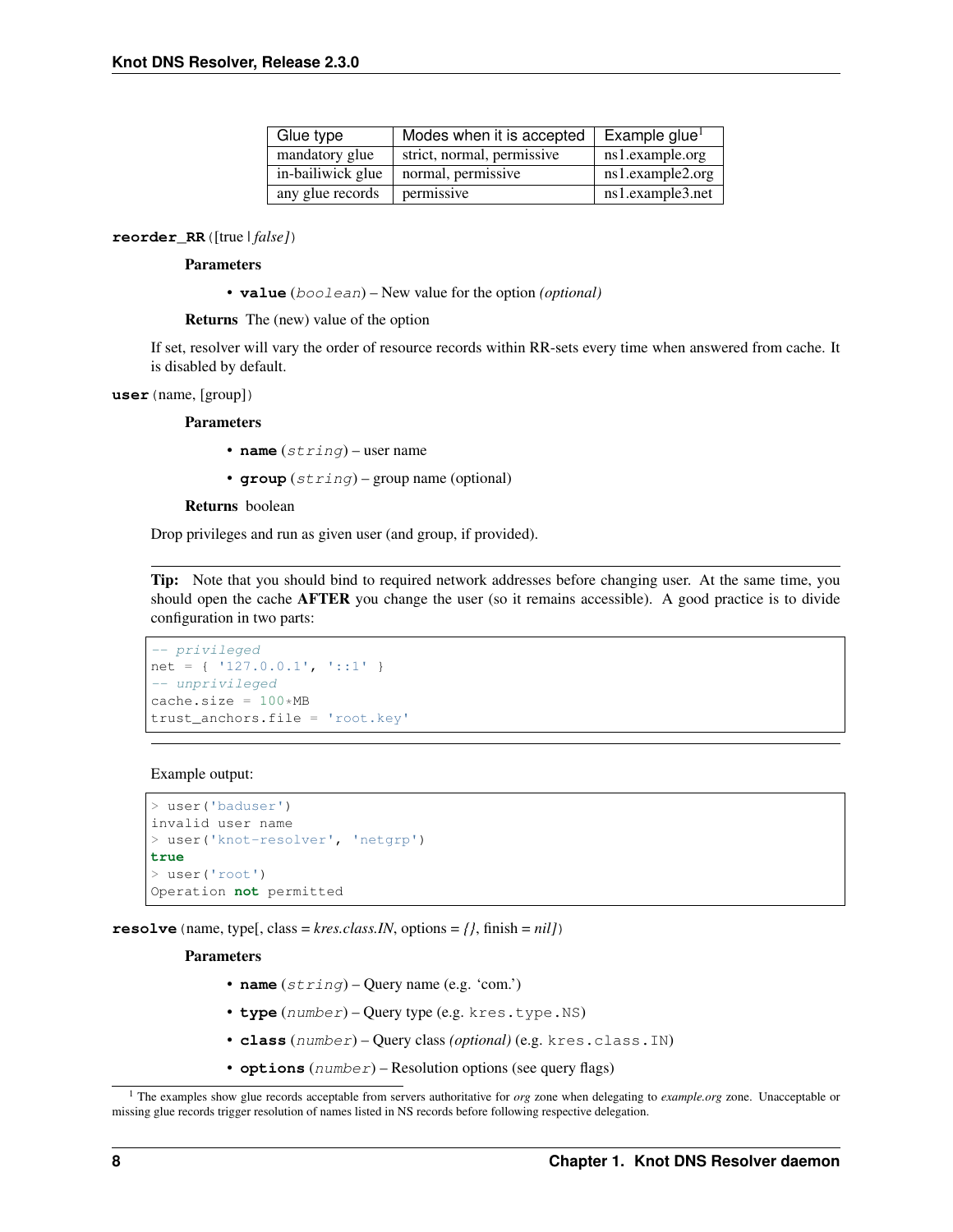| Glue type | Modes when it is accepted | Example glue[1] |
|---|---|---|
| mandatory glue | strict, normal, permissive | ns1.example.org |
| in-bailiwick glue | normal, permissive | ns1.example2.org |
| any glue records | permissive | ns1.example3.net |

**reorder_RR**([true | *false]*)

**Parameters**

- **value** (*boolean*) – New value for the option *(optional)*

**Returns** The (new) value of the option

If set, resolver will vary the order of resource records within RR-sets every time when answered from cache. It is disabled by default.

**user**(name, [group])

**Parameters**

- **name** (*string*) – user name
- **group** (*string*) – group name (optional)

**Returns** boolean

Drop privileges and run as given user (and group, if provided).

**Tip:** Note that you should bind to required network addresses before changing user. At the same time, you should open the cache **AFTER** you change the user (so it remains accessible). A good practice is to divide configuration in two parts:

```
-- privileged
net = { '127.0.0.1', '::1' }
-- unprivileged
cache.size = 100*MB
trust_anchors.file = 'root.key'
```

Example output:

```
> user('baduser')
invalid user name
> user('knot-resolver', 'netgrp')
true
> user('root')
Operation not permitted
```

**resolve**(name, type[, class = *kres.class.IN*, options = *{}*, finish = *nil]*)

**Parameters**

- **name** (*string*) – Query name (e.g. 'com.')
- **type** (*number*) – Query type (e.g. `kres.type.NS`)
- **class** (*number*) – Query class *(optional)* (e.g. `kres.class.IN`)
- **options** (*number*) – Resolution options (see query flags)

[1] The examples show glue records acceptable from servers authoritative for *org* zone when delegating to *example.org* zone. Unacceptable or missing glue records trigger resolution of names listed in NS records before following respective delegation.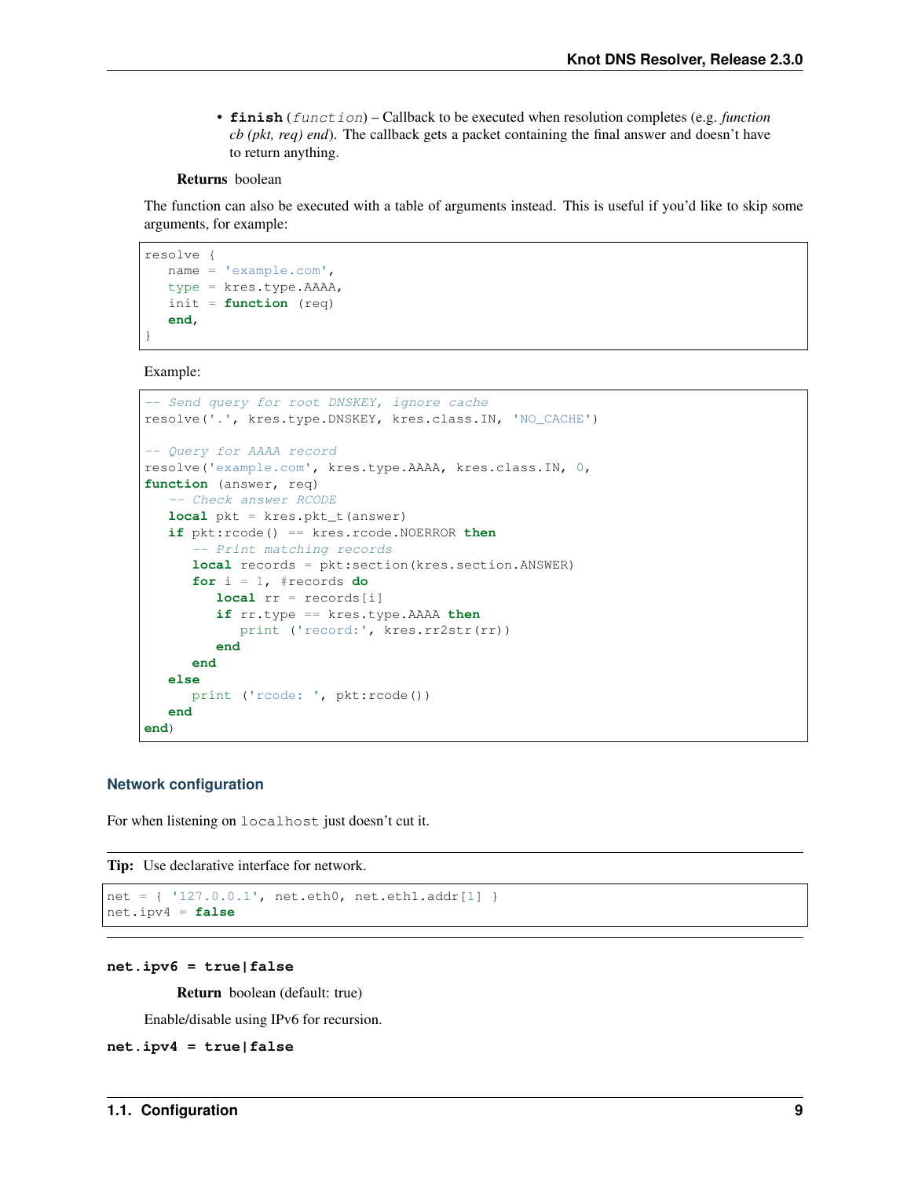- **finish** (*function*) – Callback to be executed when resolution completes (e.g. *function cb (pkt, req) end*). The callback gets a packet containing the final answer and doesn't have to return anything.

**Returns** boolean

The function can also be executed with a table of arguments instead. This is useful if you'd like to skip some arguments, for example:

```
resolve {
   name = 'example.com',
   type = kres.type.AAAA,
   init = function (req)
   end,
}
```

Example:

```
-- Send query for root DNSKEY, ignore cache
resolve('.', kres.type.DNSKEY, kres.class.IN, 'NO_CACHE')

-- Query for AAAA record
resolve('example.com', kres.type.AAAA, kres.class.IN, 0,
function (answer, req)
   -- Check answer RCODE
   local pkt = kres.pkt_t(answer)
   if pkt:rcode() == kres.rcode.NOERROR then
      -- Print matching records
      local records = pkt:section(kres.section.ANSWER)
      for i = 1, #records do
         local rr = records[i]
         if rr.type == kres.type.AAAA then
            print ('record:', kres.rr2str(rr))
         end
      end
   else
      print ('rcode: ', pkt:rcode())
   end
end)
```

### Network configuration

For when listening on `localhost` just doesn't cut it.

**Tip:** Use declarative interface for network.

```
net = { '127.0.0.1', net.eth0, net.eth1.addr[1] }
net.ipv4 = false
```

**net.ipv6 = true|false**

**Return** boolean (default: true)

Enable/disable using IPv6 for recursion.

**net.ipv4 = true|false**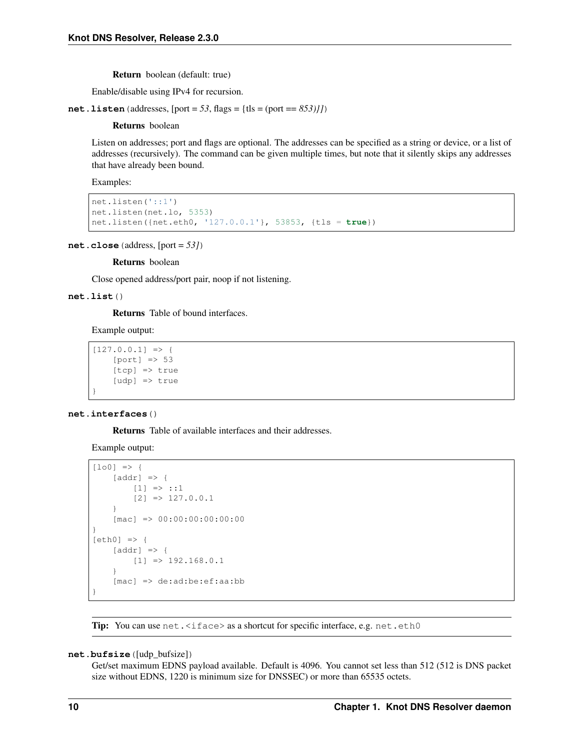**Return** boolean (default: true)

Enable/disable using IPv4 for recursion.

**net.listen**(addresses, [port = *53*, flags = {tls = (port == *853)}]*)

**Returns** boolean

Listen on addresses; port and flags are optional. The addresses can be specified as a string or device, or a list of addresses (recursively). The command can be given multiple times, but note that it silently skips any addresses that have already been bound.

Examples:

```
net.listen('::1')
net.listen(net.lo, 5353)
net.listen({net.eth0, '127.0.0.1'}, 53853, {tls = true})
```

**net.close**(address, [port = *53*])

**Returns** boolean

Close opened address/port pair, noop if not listening.

**net.list**()

**Returns** Table of bound interfaces.

Example output:

```
[127.0.0.1] => {
    [port] => 53
    [tcp] => true
    [udp] => true
}
```

**net.interfaces**()

**Returns** Table of available interfaces and their addresses.

Example output:

```
[lo0] => {
    [addr] => {
        [1] => ::1
        [2] => 127.0.0.1
    }
    [mac] => 00:00:00:00:00:00
}
[eth0] => {
    [addr] => {
        [1] => 192.168.0.1
    }
    [mac] => de:ad:be:ef:aa:bb
}
```

**Tip:** You can use `net.<iface>` as a shortcut for specific interface, e.g. `net.eth0`

**net.bufsize**([udp_bufsize])

Get/set maximum EDNS payload available. Default is 4096. You cannot set less than 512 (512 is DNS packet size without EDNS, 1220 is minimum size for DNSSEC) or more than 65535 octets.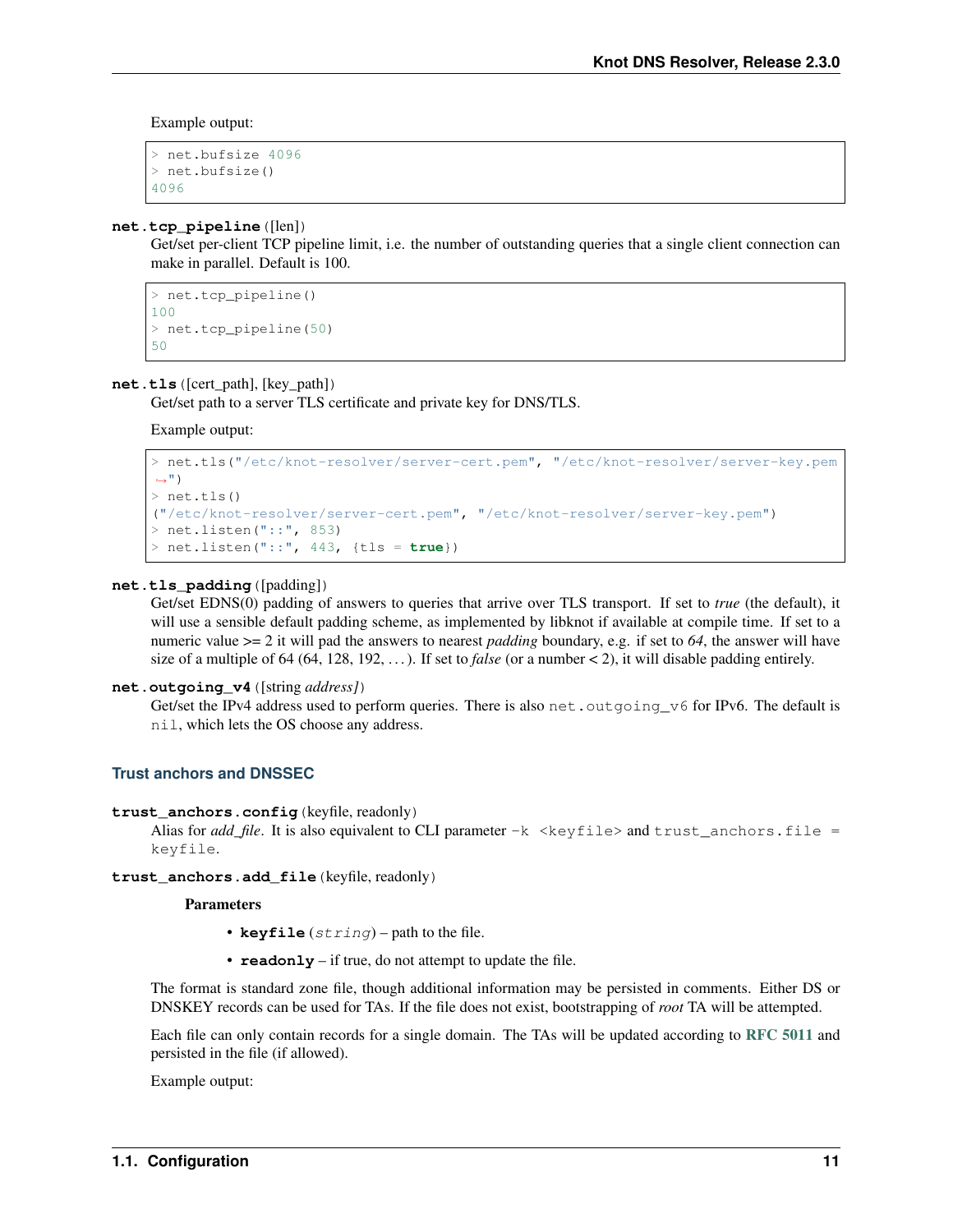Example output:

```
> net.bufsize 4096
> net.bufsize()
4096
```

**net.tcp_pipeline**([len])

Get/set per-client TCP pipeline limit, i.e. the number of outstanding queries that a single client connection can make in parallel. Default is 100.

```
> net.tcp_pipeline()
100
> net.tcp_pipeline(50)
50
```

**net.tls**([cert_path], [key_path])

Get/set path to a server TLS certificate and private key for DNS/TLS.

Example output:

```
> net.tls("/etc/knot-resolver/server-cert.pem", "/etc/knot-resolver/server-key.pem
↪")
> net.tls()
("/etc/knot-resolver/server-cert.pem", "/etc/knot-resolver/server-key.pem")
> net.listen("::", 853)
> net.listen("::", 443, {tls = true})
```

**net.tls_padding**([padding])

Get/set EDNS(0) padding of answers to queries that arrive over TLS transport. If set to *true* (the default), it will use a sensible default padding scheme, as implemented by libknot if available at compile time. If set to a numeric value >= 2 it will pad the answers to nearest *padding* boundary, e.g. if set to *64*, the answer will have size of a multiple of 64 (64, 128, 192, …). If set to *false* (or a number < 2), it will disable padding entirely.

**net.outgoing_v4**([string *address]*)

Get/set the IPv4 address used to perform queries. There is also `net.outgoing_v6` for IPv6. The default is `nil`, which lets the OS choose any address.

### Trust anchors and DNSSEC

**trust_anchors.config**(keyfile, readonly)

Alias for *add_file*. It is also equivalent to CLI parameter `-k <keyfile>` and `trust_anchors.file = keyfile`.

**trust_anchors.add_file**(keyfile, readonly)

**Parameters**

- **keyfile** (*string*) – path to the file.
- **readonly** – if true, do not attempt to update the file.

The format is standard zone file, though additional information may be persisted in comments. Either DS or DNSKEY records can be used for TAs. If the file does not exist, bootstrapping of *root* TA will be attempted.

Each file can only contain records for a single domain. The TAs will be updated according to **RFC 5011** and persisted in the file (if allowed).

Example output: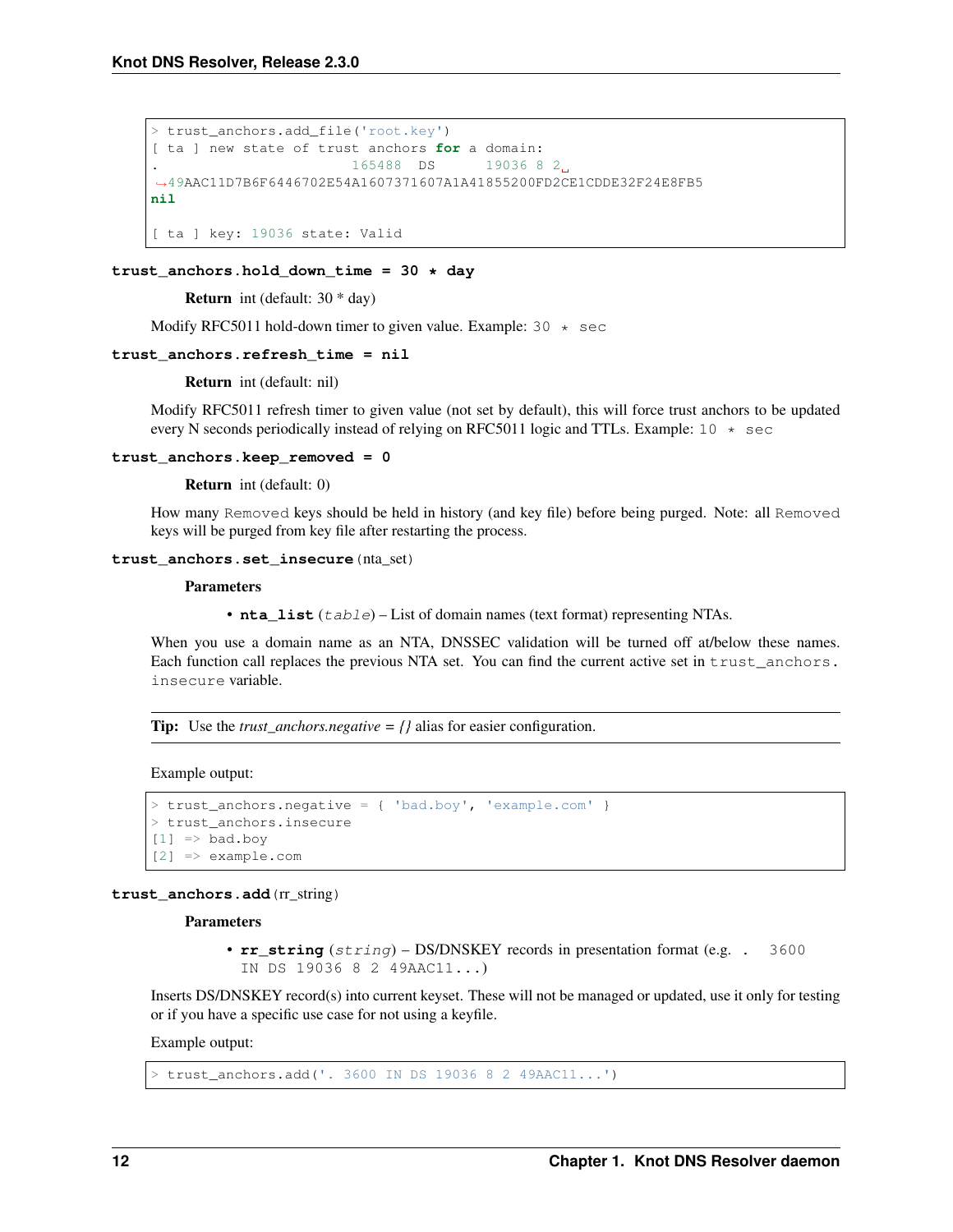```
> trust_anchors.add_file('root.key')
[ ta ] new state of trust anchors for a domain:
.                       165488  DS      19036 8 2 49AAC11D7B6F6446702E54A1607371607A1A41855200FD2CE1CDDE32F24E8FB5
nil

[ ta ] key: 19036 state: Valid
```

**trust_anchors.hold_down_time = 30 * day**

> **Return** int (default: 30 * day)

Modify RFC5011 hold-down timer to given value. Example: `30 * sec`

**trust_anchors.refresh_time = nil**

> **Return** int (default: nil)

Modify RFC5011 refresh timer to given value (not set by default), this will force trust anchors to be updated every N seconds periodically instead of relying on RFC5011 logic and TTLs. Example: `10 * sec`

**trust_anchors.keep_removed = 0**

> **Return** int (default: 0)

How many `Removed` keys should be held in history (and key file) before being purged. Note: all `Removed` keys will be purged from key file after restarting the process.

**trust_anchors.set_insecure**(nta_set)

> **Parameters**
>
> - **nta_list** (*table*) – List of domain names (text format) representing NTAs.

When you use a domain name as an NTA, DNSSEC validation will be turned off at/below these names. Each function call replaces the previous NTA set. You can find the current active set in `trust_anchors.insecure` variable.

> **Tip:** Use the *trust_anchors.negative = {}* alias for easier configuration.

Example output:

```
> trust_anchors.negative = { 'bad.boy', 'example.com' }
> trust_anchors.insecure
[1] => bad.boy
[2] => example.com
```

**trust_anchors.add**(rr_string)

> **Parameters**
>
> - **rr_string** (*string*) – DS/DNSKEY records in presentation format (e.g. `. 3600 IN DS 19036 8 2 49AAC11...`)

Inserts DS/DNSKEY record(s) into current keyset. These will not be managed or updated, use it only for testing or if you have a specific use case for not using a keyfile.

Example output:

```
> trust_anchors.add('. 3600 IN DS 19036 8 2 49AAC11...')
```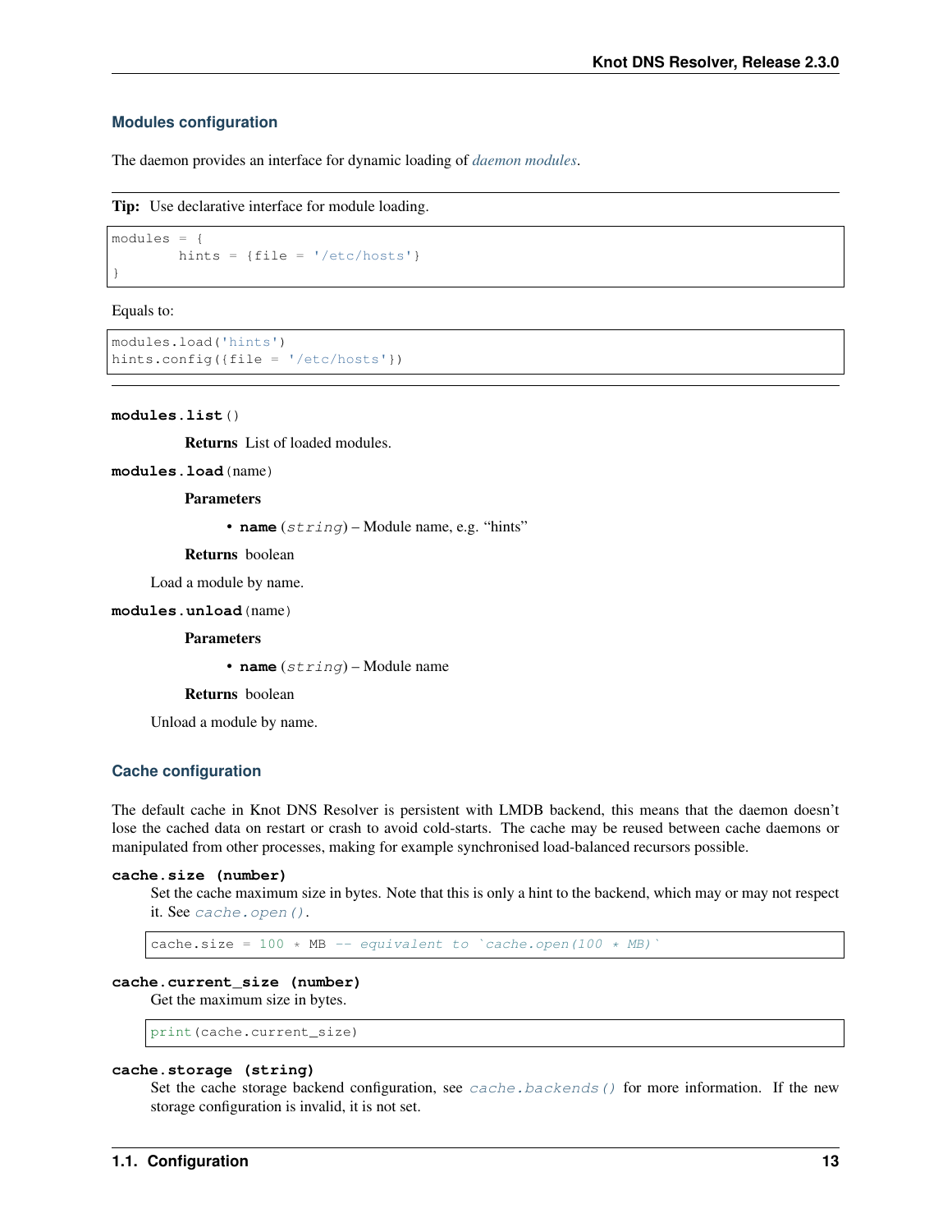### Modules configuration

The daemon provides an interface for dynamic loading of *daemon modules*.

**Tip:** Use declarative interface for module loading.

```
modules = {
        hints = {file = '/etc/hosts'}
}
```

Equals to:

```
modules.load('hints')
hints.config({file = '/etc/hosts'})
```

**modules.list**()

**Returns** List of loaded modules.

**modules.load**(name)

**Parameters**

- **name** (*string*) – Module name, e.g. "hints"

**Returns** boolean

Load a module by name.

**modules.unload**(name)

**Parameters**

- **name** (*string*) – Module name

**Returns** boolean

Unload a module by name.

### Cache configuration

The default cache in Knot DNS Resolver is persistent with LMDB backend, this means that the daemon doesn't lose the cached data on restart or crash to avoid cold-starts. The cache may be reused between cache daemons or manipulated from other processes, making for example synchronised load-balanced recursors possible.

**cache.size (number)**

Set the cache maximum size in bytes. Note that this is only a hint to the backend, which may or may not respect it. See `cache.open()`.

```
cache.size = 100 * MB -- equivalent to `cache.open(100 * MB)`
```

**cache.current_size (number)**

Get the maximum size in bytes.

```
print(cache.current_size)
```

**cache.storage (string)**

Set the cache storage backend configuration, see `cache.backends()` for more information. If the new storage configuration is invalid, it is not set.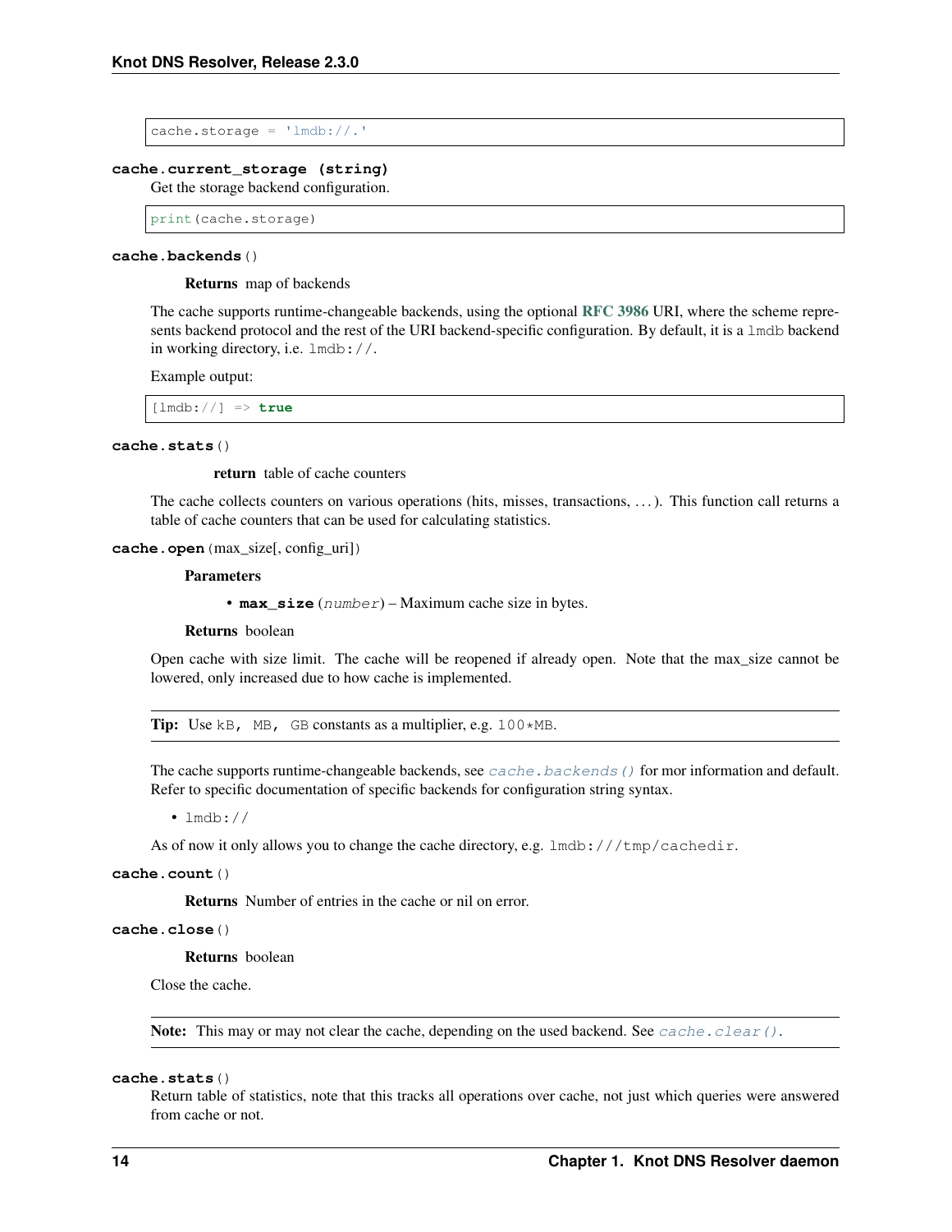```
cache.storage = 'lmdb://.'
```

**cache.current_storage (string)**

Get the storage backend configuration.

```
print(cache.storage)
```

**cache.backends**()

**Returns** map of backends

The cache supports runtime-changeable backends, using the optional **RFC 3986** URI, where the scheme represents backend protocol and the rest of the URI backend-specific configuration. By default, it is a `lmdb` backend in working directory, i.e. `lmdb://`.

Example output:

```
[lmdb://] => true
```

**cache.stats**()

**return** table of cache counters

The cache collects counters on various operations (hits, misses, transactions, . . . ). This function call returns a table of cache counters that can be used for calculating statistics.

**cache.open**(max_size[, config_uri])

**Parameters**

- **max_size** (*number*) – Maximum cache size in bytes.

**Returns** boolean

Open cache with size limit. The cache will be reopened if already open. Note that the max_size cannot be lowered, only increased due to how cache is implemented.

**Tip:** Use `kB, MB, GB` constants as a multiplier, e.g. `100*MB`.

The cache supports runtime-changeable backends, see `cache.backends()` for mor information and default. Refer to specific documentation of specific backends for configuration string syntax.

- `lmdb://`

As of now it only allows you to change the cache directory, e.g. `lmdb:///tmp/cachedir`.

**cache.count**()

**Returns** Number of entries in the cache or nil on error.

**cache.close**()

**Returns** boolean

Close the cache.

**Note:** This may or may not clear the cache, depending on the used backend. See `cache.clear()`.

**cache.stats**()

Return table of statistics, note that this tracks all operations over cache, not just which queries were answered from cache or not.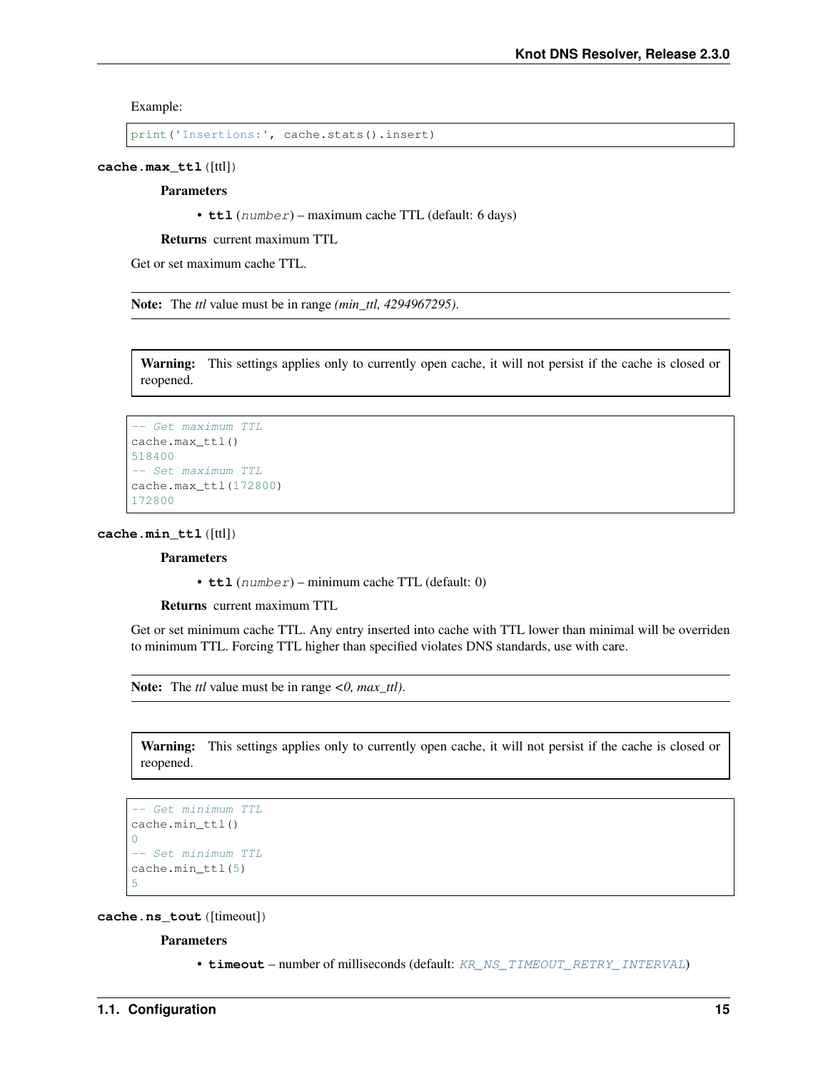Example:

```
print('Insertions:', cache.stats().insert)
```

**cache.max_ttl**([ttl])

**Parameters**

- **ttl** (*number*) – maximum cache TTL (default: 6 days)

**Returns** current maximum TTL

Get or set maximum cache TTL.

**Note:** The *ttl* value must be in range *(min_ttl, 4294967295)*.

**Warning:** This settings applies only to currently open cache, it will not persist if the cache is closed or reopened.

```
-- Get maximum TTL
cache.max_ttl()
518400
-- Set maximum TTL
cache.max_ttl(172800)
172800
```

**cache.min_ttl**([ttl])

**Parameters**

- **ttl** (*number*) – minimum cache TTL (default: 0)

**Returns** current maximum TTL

Get or set minimum cache TTL. Any entry inserted into cache with TTL lower than minimal will be overriden to minimum TTL. Forcing TTL higher than specified violates DNS standards, use with care.

**Note:** The *ttl* value must be in range *<0, max_ttl)*.

**Warning:** This settings applies only to currently open cache, it will not persist if the cache is closed or reopened.

```
-- Get minimum TTL
cache.min_ttl()
0
-- Set minimum TTL
cache.min_ttl(5)
5
```

**cache.ns_tout**([timeout])

**Parameters**

- **timeout** – number of milliseconds (default: *KR_NS_TIMEOUT_RETRY_INTERVAL*)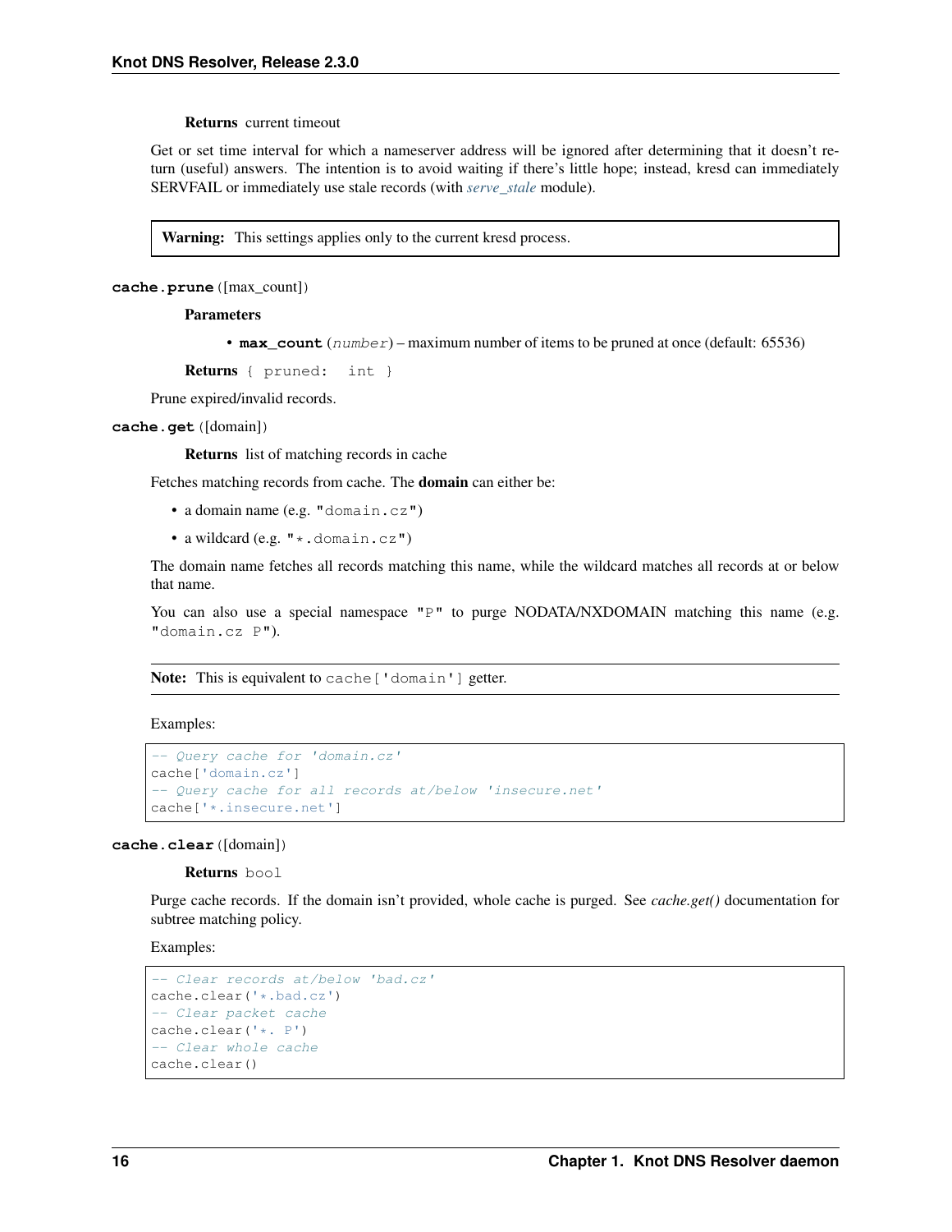**Returns** current timeout

Get or set time interval for which a nameserver address will be ignored after determining that it doesn't return (useful) answers. The intention is to avoid waiting if there's little hope; instead, kresd can immediately SERVFAIL or immediately use stale records (with *serve_stale* module).

> **Warning:** This settings applies only to the current kresd process.

**cache.prune**([max_count])

**Parameters**

- **max_count** (*number*) – maximum number of items to be pruned at once (default: 65536)

**Returns** `{ pruned: int }`

Prune expired/invalid records.

**cache.get**([domain])

**Returns** list of matching records in cache

Fetches matching records from cache. The **domain** can either be:

- a domain name (e.g. `"domain.cz"`)
- a wildcard (e.g. `"*.domain.cz"`)

The domain name fetches all records matching this name, while the wildcard matches all records at or below that name.

You can also use a special namespace `"P"` to purge NODATA/NXDOMAIN matching this name (e.g. `"domain.cz P"`).

> **Note:** This is equivalent to `cache['domain']` getter.

Examples:

```
-- Query cache for 'domain.cz'
cache['domain.cz']
-- Query cache for all records at/below 'insecure.net'
cache['*.insecure.net']
```

**cache.clear**([domain])

**Returns** `bool`

Purge cache records. If the domain isn't provided, whole cache is purged. See *cache.get()* documentation for subtree matching policy.

Examples:

```
-- Clear records at/below 'bad.cz'
cache.clear('*.bad.cz')
-- Clear packet cache
cache.clear('*. P')
-- Clear whole cache
cache.clear()
```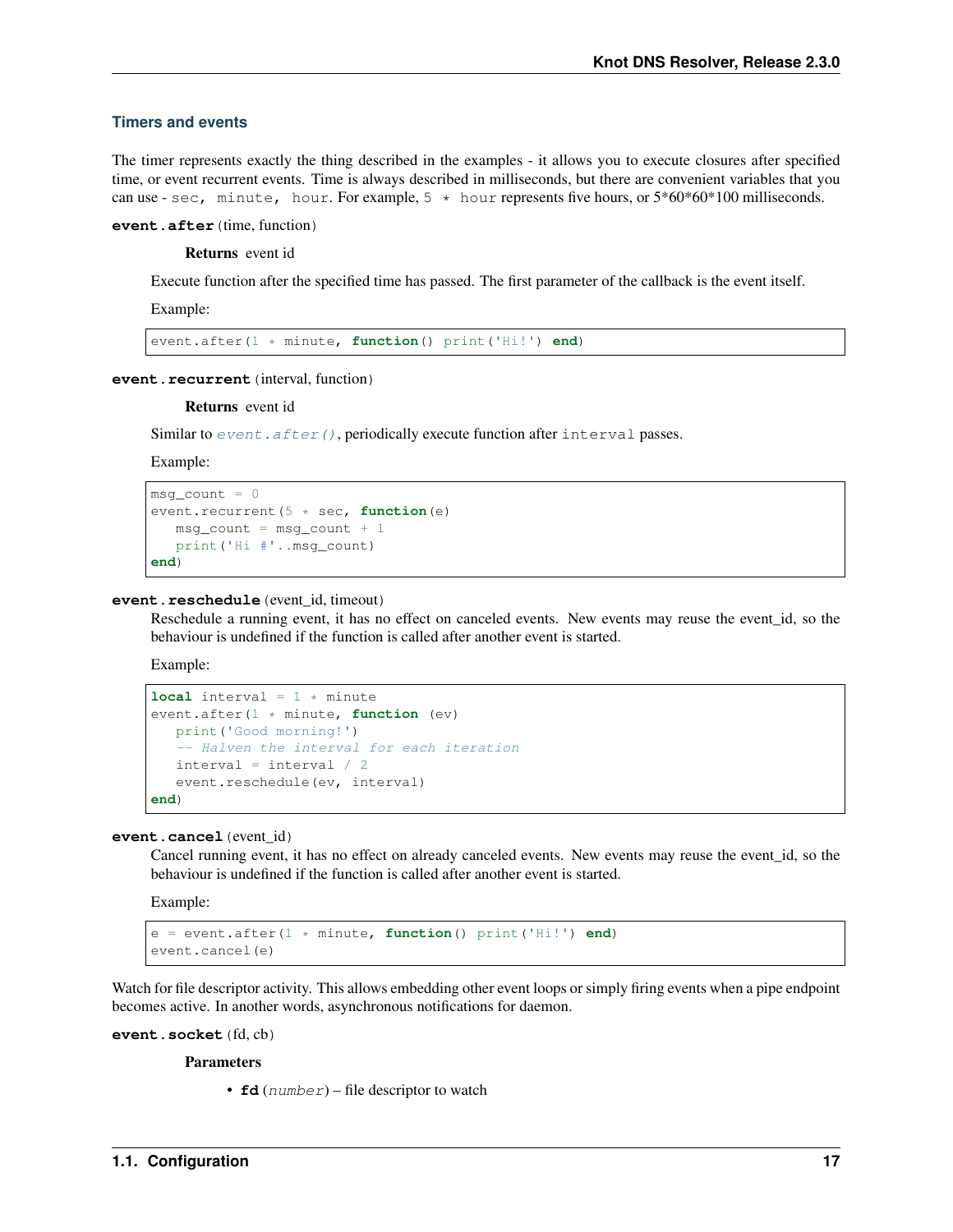### Timers and events

The timer represents exactly the thing described in the examples - it allows you to execute closures after specified time, or event recurrent events. Time is always described in milliseconds, but there are convenient variables that you can use - `sec, minute, hour`. For example, `5 * hour` represents five hours, or 5*60*60*100 milliseconds.

**`event.after`**(time, function)

**Returns** event id

Execute function after the specified time has passed. The first parameter of the callback is the event itself.

Example:

```
event.after(1 * minute, function() print('Hi!') end)
```

**`event.recurrent`**(interval, function)

**Returns** event id

Similar to *`event.after()`*, periodically execute function after `interval` passes.

Example:

```
msg_count = 0
event.recurrent(5 * sec, function(e)
   msg_count = msg_count + 1
   print('Hi #'..msg_count)
end)
```

**`event.reschedule`**(event_id, timeout)

Reschedule a running event, it has no effect on canceled events. New events may reuse the event_id, so the behaviour is undefined if the function is called after another event is started.

Example:

```
local interval = 1 * minute
event.after(1 * minute, function (ev)
   print('Good morning!')
   -- Halven the interval for each iteration
   interval = interval / 2
   event.reschedule(ev, interval)
end)
```

**`event.cancel`**(event_id)

Cancel running event, it has no effect on already canceled events. New events may reuse the event_id, so the behaviour is undefined if the function is called after another event is started.

Example:

```
e = event.after(1 * minute, function() print('Hi!') end)
event.cancel(e)
```

Watch for file descriptor activity. This allows embedding other event loops or simply firing events when a pipe endpoint becomes active. In another words, asynchronous notifications for daemon.

**`event.socket`**(fd, cb)

**Parameters**

- **fd** (*number*) – file descriptor to watch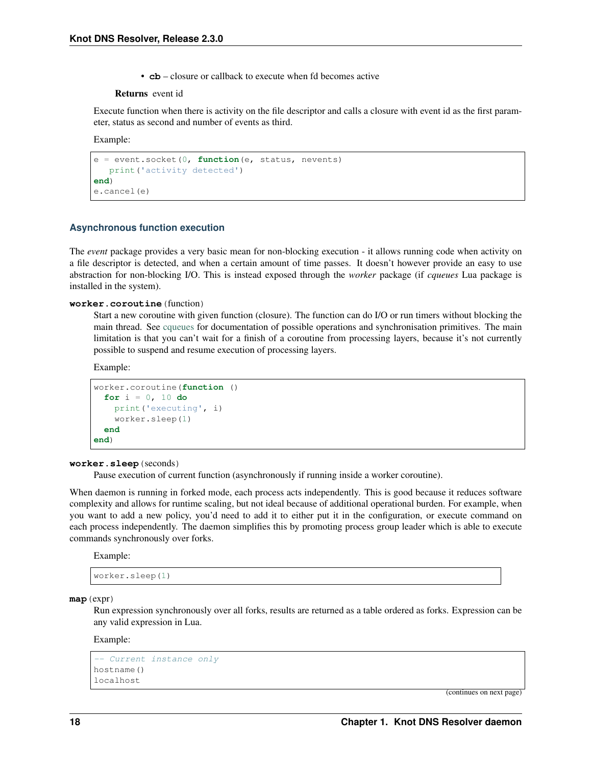- **cb** – closure or callback to execute when fd becomes active

**Returns** event id

Execute function when there is activity on the file descriptor and calls a closure with event id as the first parameter, status as second and number of events as third.

Example:

```
e = event.socket(0, function(e, status, nevents)
   print('activity detected')
end)
e.cancel(e)
```

### Asynchronous function execution

The *event* package provides a very basic mean for non-blocking execution - it allows running code when activity on a file descriptor is detected, and when a certain amount of time passes. It doesn't however provide an easy to use abstraction for non-blocking I/O. This is instead exposed through the *worker* package (if *cqueues* Lua package is installed in the system).

**worker.coroutine**(function)

Start a new coroutine with given function (closure). The function can do I/O or run timers without blocking the main thread. See cqueues for documentation of possible operations and synchronisation primitives. The main limitation is that you can't wait for a finish of a coroutine from processing layers, because it's not currently possible to suspend and resume execution of processing layers.

Example:

```
worker.coroutine(function ()
  for i = 0, 10 do
    print('executing', i)
    worker.sleep(1)
  end
end)
```

**worker.sleep**(seconds)

Pause execution of current function (asynchronously if running inside a worker coroutine).

When daemon is running in forked mode, each process acts independently. This is good because it reduces software complexity and allows for runtime scaling, but not ideal because of additional operational burden. For example, when you want to add a new policy, you'd need to add it to either put it in the configuration, or execute command on each process independently. The daemon simplifies this by promoting process group leader which is able to execute commands synchronously over forks.

Example:

```
worker.sleep(1)
```

**map**(expr)

Run expression synchronously over all forks, results are returned as a table ordered as forks. Expression can be any valid expression in Lua.

Example:

```
-- Current instance only
hostname()
localhost
```

(continues on next page)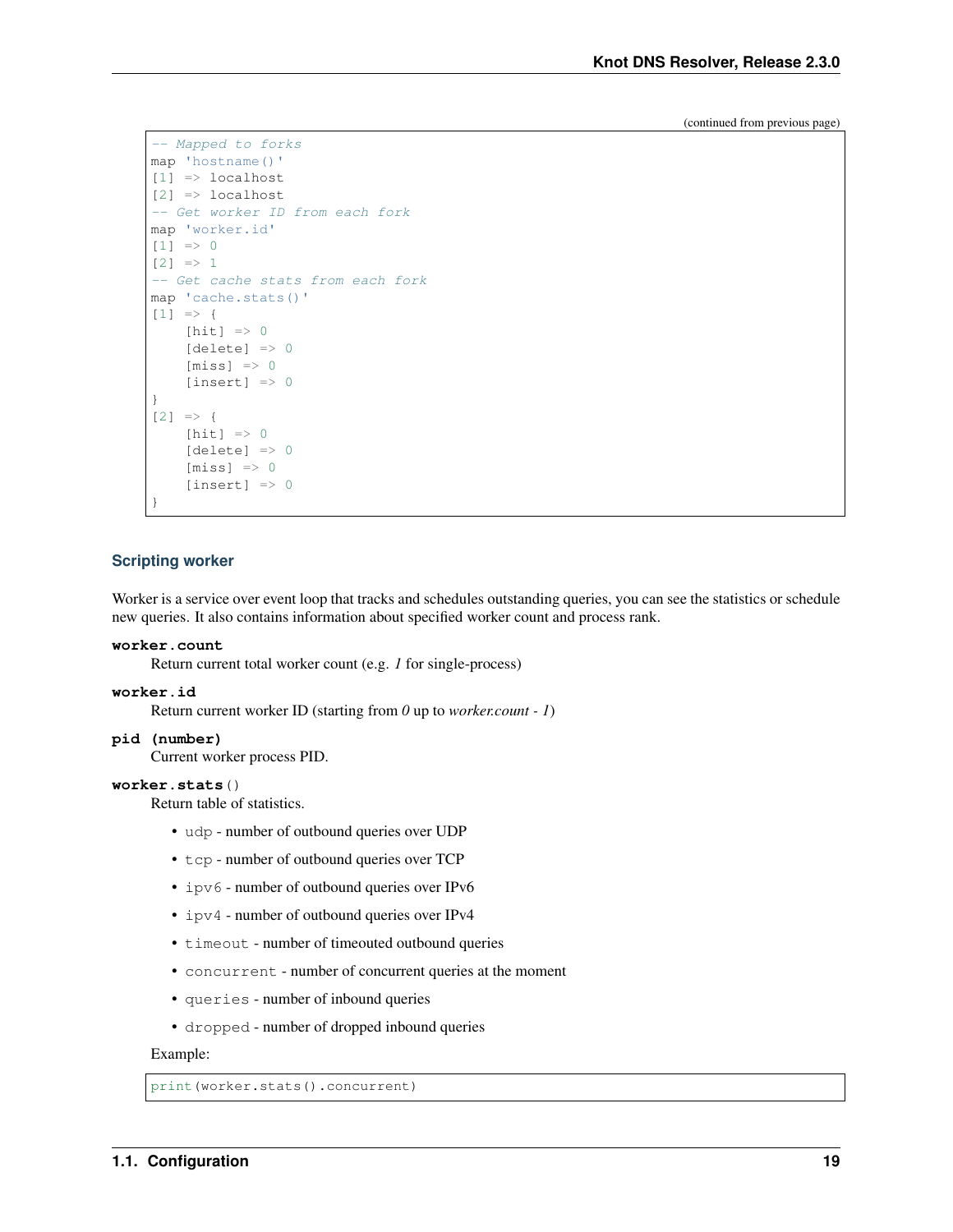(continued from previous page)

```
-- Mapped to forks
map 'hostname()'
[1] => localhost
[2] => localhost
-- Get worker ID from each fork
map 'worker.id'
[1] => 0
[2] => 1
-- Get cache stats from each fork
map 'cache.stats()'
[1] => {
    [hit] => 0
    [delete] => 0
    [miss] => 0
    [insert] => 0
}
[2] => {
    [hit] => 0
    [delete] => 0
    [miss] => 0
    [insert] => 0
}
```

### Scripting worker

Worker is a service over event loop that tracks and schedules outstanding queries, you can see the statistics or schedule new queries. It also contains information about specified worker count and process rank.

**worker.count**
Return current total worker count (e.g. *1* for single-process)

**worker.id**
Return current worker ID (starting from *0* up to *worker.count - 1*)

**pid (number)**
Current worker process PID.

**worker.stats()**
Return table of statistics.

- `udp` - number of outbound queries over UDP
- `tcp` - number of outbound queries over TCP
- `ipv6` - number of outbound queries over IPv6
- `ipv4` - number of outbound queries over IPv4
- `timeout` - number of timeouted outbound queries
- `concurrent` - number of concurrent queries at the moment
- `queries` - number of inbound queries
- `dropped` - number of dropped inbound queries

Example:

```
print(worker.stats().concurrent)
```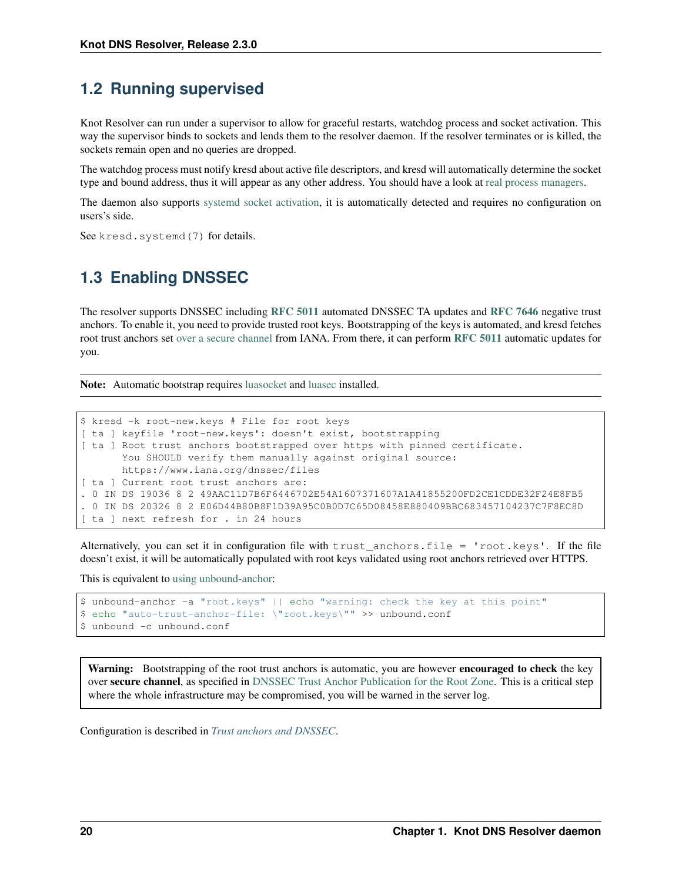## 1.2 Running supervised

Knot Resolver can run under a supervisor to allow for graceful restarts, watchdog process and socket activation. This way the supervisor binds to sockets and lends them to the resolver daemon. If the resolver terminates or is killed, the sockets remain open and no queries are dropped.

The watchdog process must notify kresd about active file descriptors, and kresd will automatically determine the socket type and bound address, thus it will appear as any other address. You should have a look at real process managers.

The daemon also supports systemd socket activation, it is automatically detected and requires no configuration on users's side.

See `kresd.systemd(7)` for details.

## 1.3 Enabling DNSSEC

The resolver supports DNSSEC including **RFC 5011** automated DNSSEC TA updates and **RFC 7646** negative trust anchors. To enable it, you need to provide trusted root keys. Bootstrapping of the keys is automated, and kresd fetches root trust anchors set over a secure channel from IANA. From there, it can perform **RFC 5011** automatic updates for you.

**Note:** Automatic bootstrap requires luasocket and luasec installed.

```
$ kresd -k root-new.keys # File for root keys
[ ta ] keyfile 'root-new.keys': doesn't exist, bootstrapping
[ ta ] Root trust anchors bootstrapped over https with pinned certificate.
       You SHOULD verify them manually against original source:
       https://www.iana.org/dnssec/files
[ ta ] Current root trust anchors are:
. 0 IN DS 19036 8 2 49AAC11D7B6F6446702E54A1607371607A1A41855200FD2CE1CDDE32F24E8FB5
. 0 IN DS 20326 8 2 E06D44B80B8F1D39A95C0B0D7C65D08458E880409BBC683457104237C7F8EC8D
[ ta ] next refresh for . in 24 hours
```

Alternatively, you can set it in configuration file with `trust_anchors.file = 'root.keys'`. If the file doesn't exist, it will be automatically populated with root keys validated using root anchors retrieved over HTTPS.

This is equivalent to using unbound-anchor:

```
$ unbound-anchor -a "root.keys" || echo "warning: check the key at this point"
$ echo "auto-trust-anchor-file: \"root.keys\"" >> unbound.conf
$ unbound -c unbound.conf
```

**Warning:** Bootstrapping of the root trust anchors is automatic, you are however **encouraged to check** the key over **secure channel**, as specified in DNSSEC Trust Anchor Publication for the Root Zone. This is a critical step where the whole infrastructure may be compromised, you will be warned in the server log.

Configuration is described in *Trust anchors and DNSSEC*.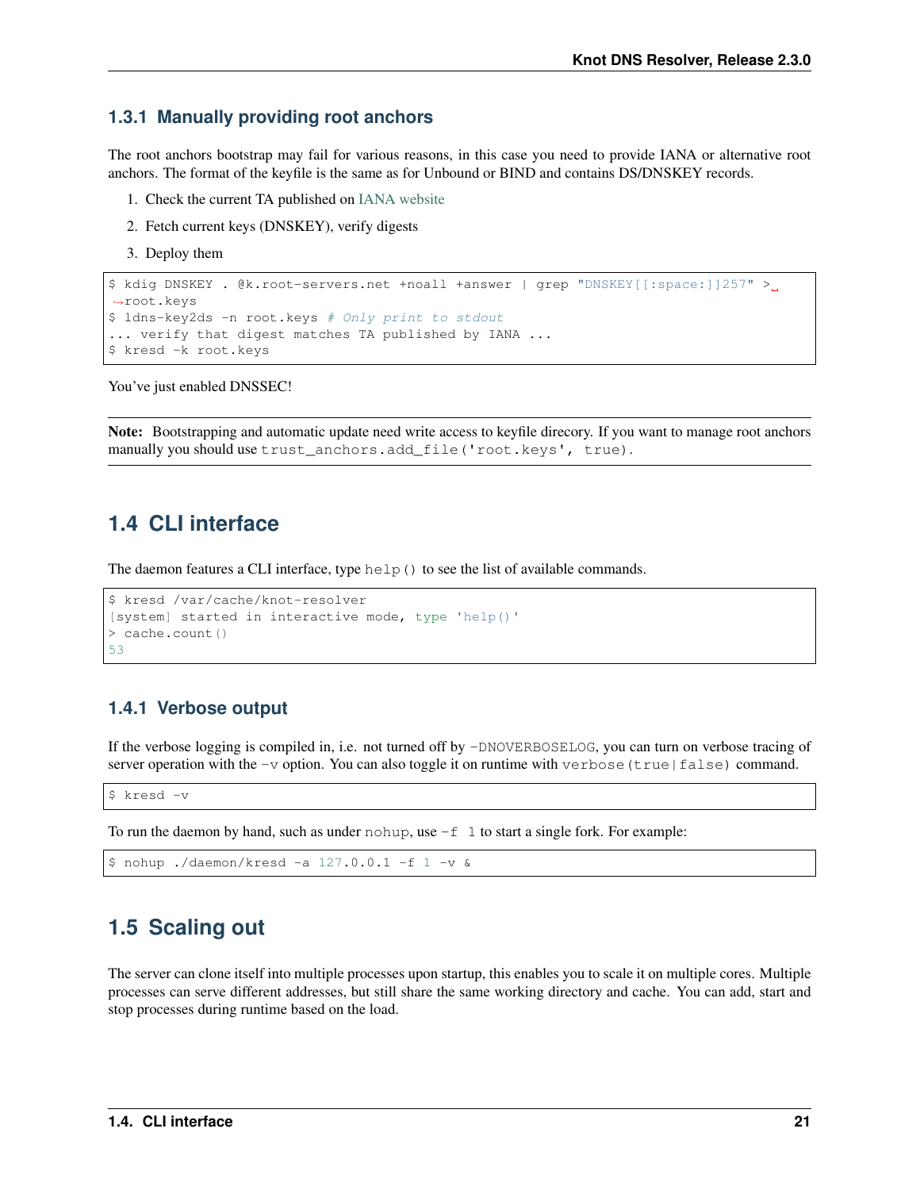### 1.3.1 Manually providing root anchors

The root anchors bootstrap may fail for various reasons, in this case you need to provide IANA or alternative root anchors. The format of the keyfile is the same as for Unbound or BIND and contains DS/DNSKEY records.

1. Check the current TA published on IANA website
2. Fetch current keys (DNSKEY), verify digests
3. Deploy them

```
$ kdig DNSKEY . @k.root-servers.net +noall +answer | grep "DNSKEY[[:space:]]257" > root.keys
$ ldns-key2ds -n root.keys # Only print to stdout
... verify that digest matches TA published by IANA ...
$ kresd -k root.keys
```

You've just enabled DNSSEC!

**Note:** Bootstrapping and automatic update need write access to keyfile direcory. If you want to manage root anchors manually you should use `trust_anchors.add_file('root.keys', true)`.

## 1.4 CLI interface

The daemon features a CLI interface, type `help()` to see the list of available commands.

```
$ kresd /var/cache/knot-resolver
[system] started in interactive mode, type 'help()'
> cache.count()
53
```

### 1.4.1 Verbose output

If the verbose logging is compiled in, i.e. not turned off by `-DNOVERBOSELOG`, you can turn on verbose tracing of server operation with the `-v` option. You can also toggle it on runtime with `verbose(true|false)` command.

```
$ kresd -v
```

To run the daemon by hand, such as under `nohup`, use `-f 1` to start a single fork. For example:

```
$ nohup ./daemon/kresd -a 127.0.0.1 -f 1 -v &
```

## 1.5 Scaling out

The server can clone itself into multiple processes upon startup, this enables you to scale it on multiple cores. Multiple processes can serve different addresses, but still share the same working directory and cache. You can add, start and stop processes during runtime based on the load.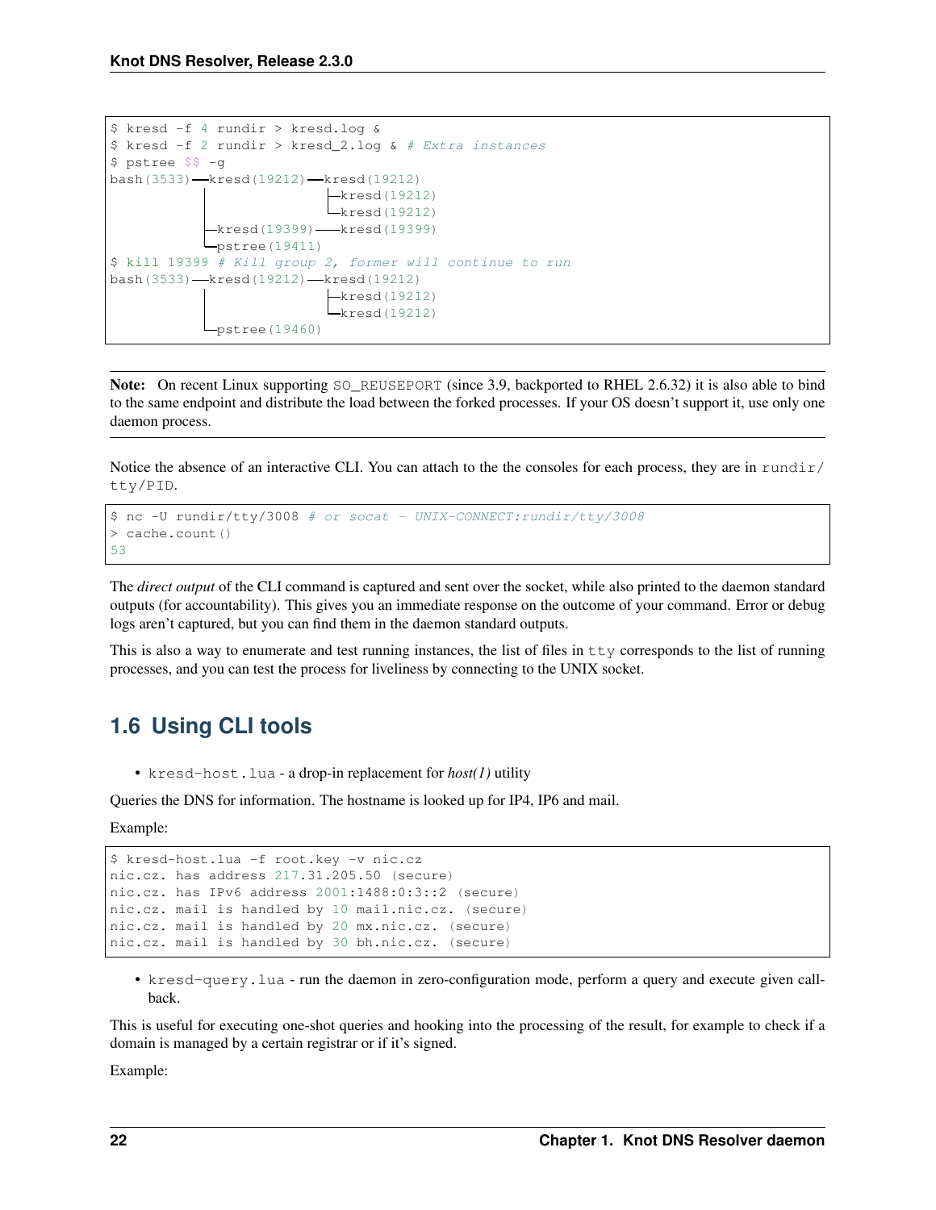```
$ kresd -f 4 rundir > kresd.log &
$ kresd -f 2 rundir > kresd_2.log & # Extra instances
$ pstree $$ -g
bash(3533)─┬─kresd(19212)─┬─kresd(19212)
           │              ├─kresd(19212)
           │              └─kresd(19212)
           ├─kresd(19399)───kresd(19399)
           └─pstree(19411)
$ kill 19399 # Kill group 2, former will continue to run
bash(3533)─┬─kresd(19212)─┬─kresd(19212)
           │              ├─kresd(19212)
           │              └─kresd(19212)
           └─pstree(19460)
```

**Note:** On recent Linux supporting `SO_REUSEPORT` (since 3.9, backported to RHEL 2.6.32) it is also able to bind to the same endpoint and distribute the load between the forked processes. If your OS doesn't support it, use only one daemon process.

Notice the absence of an interactive CLI. You can attach to the the consoles for each process, they are in `rundir/tty/PID`.

```
$ nc -U rundir/tty/3008 # or socat - UNIX-CONNECT:rundir/tty/3008
> cache.count()
53
```

The *direct output* of the CLI command is captured and sent over the socket, while also printed to the daemon standard outputs (for accountability). This gives you an immediate response on the outcome of your command. Error or debug logs aren't captured, but you can find them in the daemon standard outputs.

This is also a way to enumerate and test running instances, the list of files in `tty` corresponds to the list of running processes, and you can test the process for liveliness by connecting to the UNIX socket.

## 1.6 Using CLI tools

- `kresd-host.lua` - a drop-in replacement for *host(1)* utility

Queries the DNS for information. The hostname is looked up for IP4, IP6 and mail.

Example:

```
$ kresd-host.lua -f root.key -v nic.cz
nic.cz. has address 217.31.205.50 (secure)
nic.cz. has IPv6 address 2001:1488:0:3::2 (secure)
nic.cz. mail is handled by 10 mail.nic.cz. (secure)
nic.cz. mail is handled by 20 mx.nic.cz. (secure)
nic.cz. mail is handled by 30 bh.nic.cz. (secure)
```

- `kresd-query.lua` - run the daemon in zero-configuration mode, perform a query and execute given callback.

This is useful for executing one-shot queries and hooking into the processing of the result, for example to check if a domain is managed by a certain registrar or if it's signed.

Example: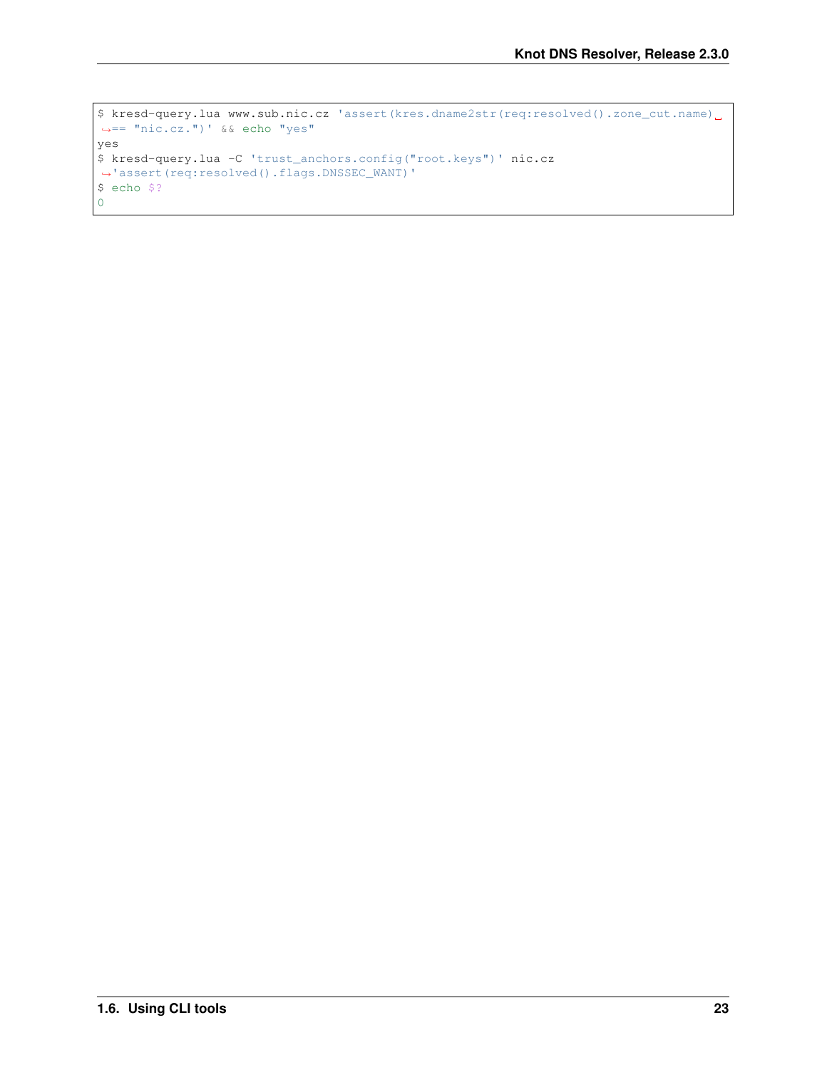```
$ kresd-query.lua www.sub.nic.cz 'assert(kres.dname2str(req:resolved().zone_cut.name) == "nic.cz.")' && echo "yes"
yes
$ kresd-query.lua -C 'trust_anchors.config("root.keys")' nic.cz 'assert(req:resolved().flags.DNSSEC_WANT)'
$ echo $?
0
```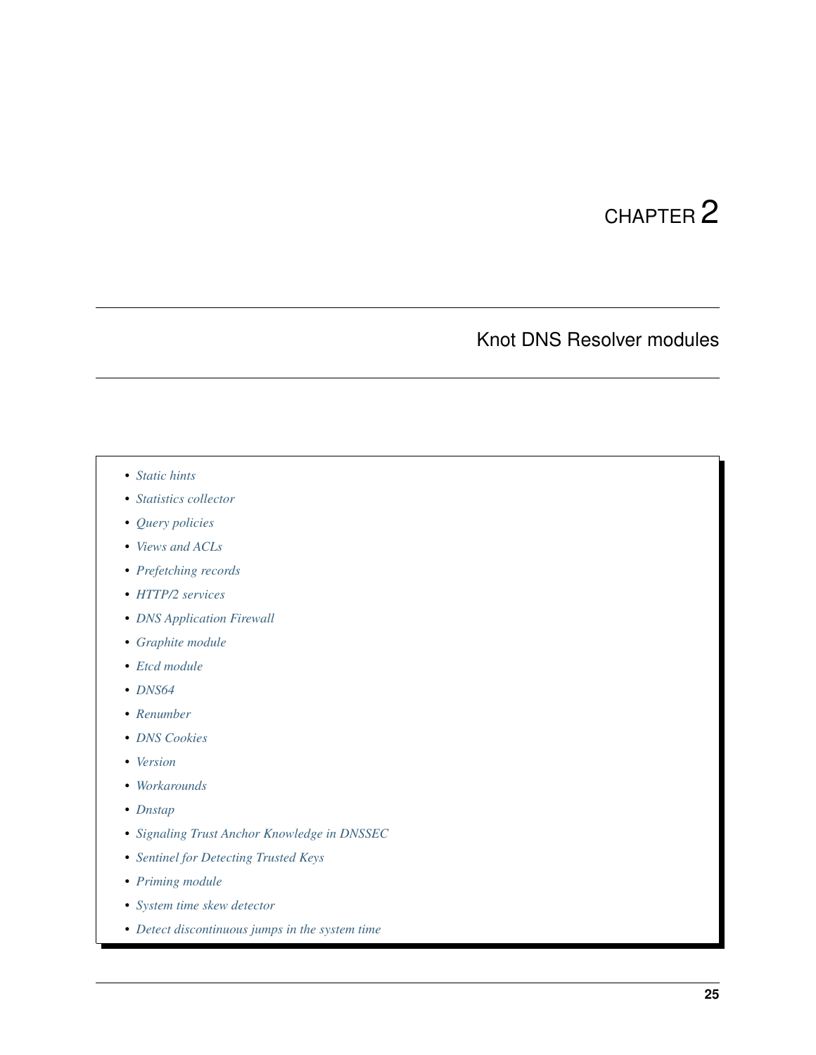# CHAPTER 2

# Knot DNS Resolver modules

- *Static hints*
- *Statistics collector*
- *Query policies*
- *Views and ACLs*
- *Prefetching records*
- *HTTP/2 services*
- *DNS Application Firewall*
- *Graphite module*
- *Etcd module*
- *DNS64*
- *Renumber*
- *DNS Cookies*
- *Version*
- *Workarounds*
- *Dnstap*
- *Signaling Trust Anchor Knowledge in DNSSEC*
- *Sentinel for Detecting Trusted Keys*
- *Priming module*
- *System time skew detector*
- *Detect discontinuous jumps in the system time*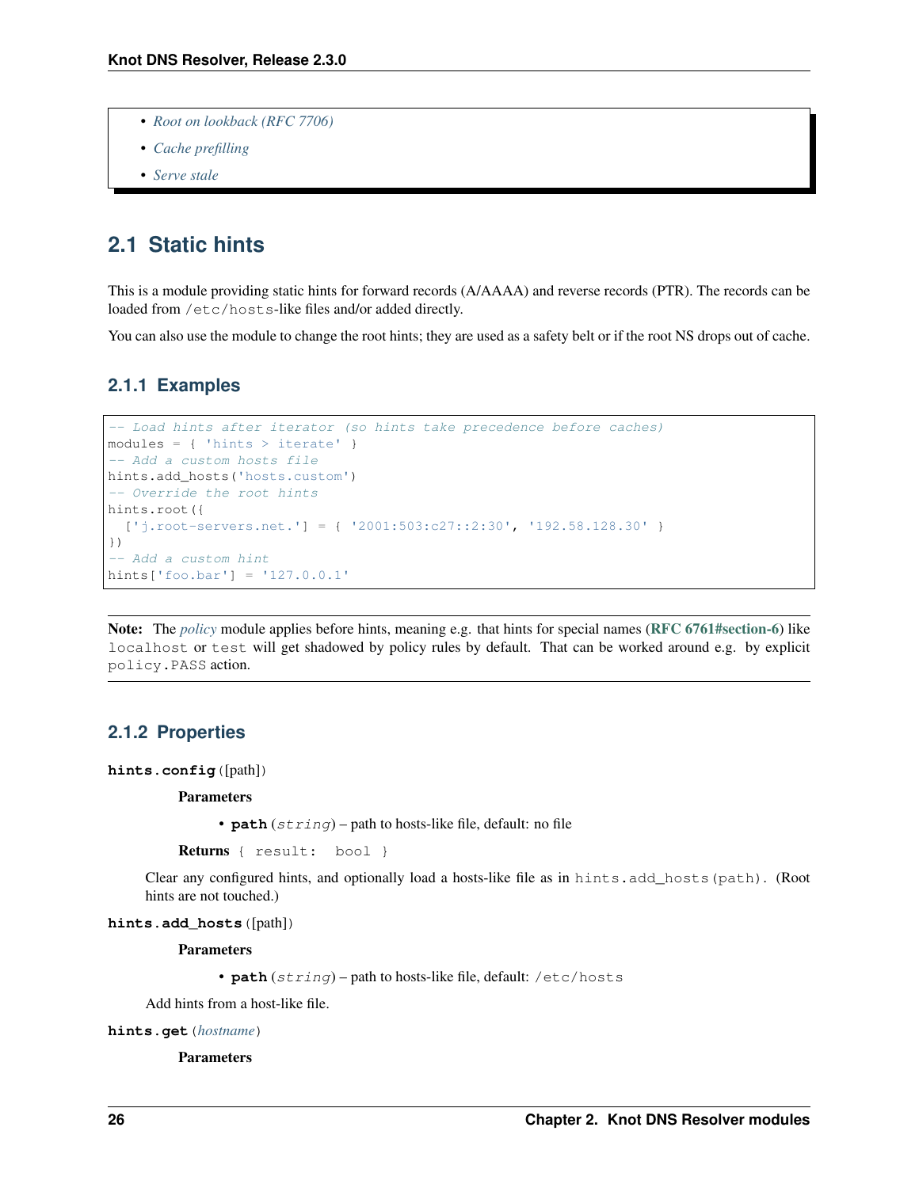- *Root on lookback (RFC 7706)*
- *Cache prefilling*
- *Serve stale*

## 2.1 Static hints

This is a module providing static hints for forward records (A/AAAA) and reverse records (PTR). The records can be loaded from `/etc/hosts`-like files and/or added directly.

You can also use the module to change the root hints; they are used as a safety belt or if the root NS drops out of cache.

### 2.1.1 Examples

```
-- Load hints after iterator (so hints take precedence before caches)
modules = { 'hints > iterate' }
-- Add a custom hosts file
hints.add_hosts('hosts.custom')
-- Override the root hints
hints.root({
  ['j.root-servers.net.'] = { '2001:503:c27::2:30', '192.58.128.30' }
})
-- Add a custom hint
hints['foo.bar'] = '127.0.0.1'
```

**Note:** The *policy* module applies before hints, meaning e.g. that hints for special names (**RFC 6761#section-6**) like `localhost` or `test` will get shadowed by policy rules by default. That can be worked around e.g. by explicit `policy.PASS` action.

### 2.1.2 Properties

**hints.config**([path])

**Parameters**

- **path** (*string*) – path to hosts-like file, default: no file

**Returns** `{ result: bool }`

Clear any configured hints, and optionally load a hosts-like file as in `hints.add_hosts(path)`. (Root hints are not touched.)

**hints.add_hosts**([path])

**Parameters**

- **path** (*string*) – path to hosts-like file, default: `/etc/hosts`

Add hints from a host-like file.

**hints.get**(*hostname*)

**Parameters**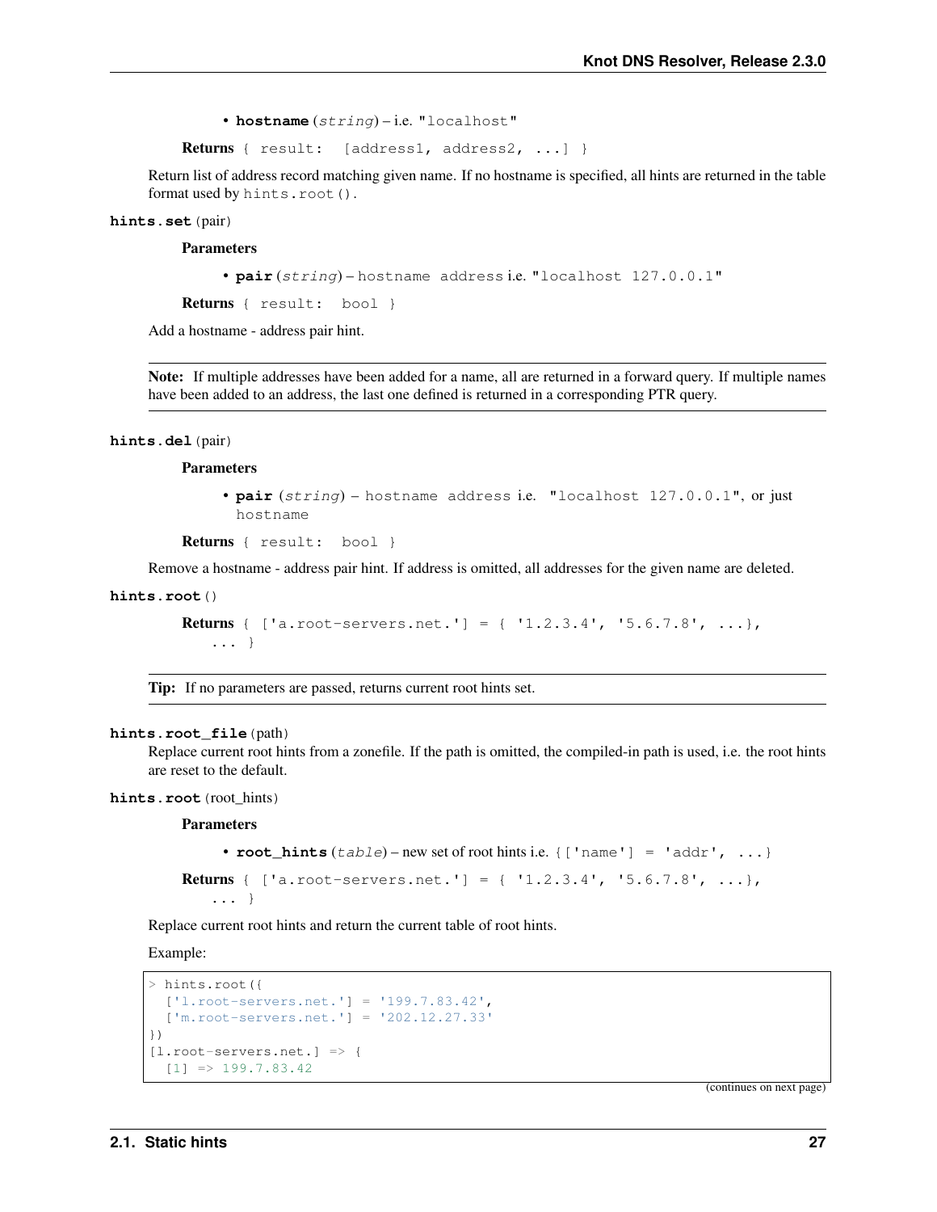- **hostname** (*string*) – i.e. "localhost"

**Returns** `{ result: [address1, address2, ...] }`

Return list of address record matching given name. If no hostname is specified, all hints are returned in the table format used by `hints.root()`.

**hints.set**(pair)

**Parameters**

- **pair** (*string*) – `hostname address` i.e. "localhost 127.0.0.1"

**Returns** `{ result: bool }`

Add a hostname - address pair hint.

---

**Note:** If multiple addresses have been added for a name, all are returned in a forward query. If multiple names have been added to an address, the last one defined is returned in a corresponding PTR query.

---

**hints.del**(pair)

**Parameters**

- **pair** (*string*) – `hostname address` i.e. "localhost 127.0.0.1", or just `hostname`

**Returns** `{ result: bool }`

Remove a hostname - address pair hint. If address is omitted, all addresses for the given name are deleted.

**hints.root**()

**Returns** `{ ['a.root-servers.net.'] = { '1.2.3.4', '5.6.7.8', ...}, ... }`

---

**Tip:** If no parameters are passed, returns current root hints set.

---

**hints.root_file**(path)

Replace current root hints from a zonefile. If the path is omitted, the compiled-in path is used, i.e. the root hints are reset to the default.

**hints.root**(root_hints)

**Parameters**

- **root_hints** (*table*) – new set of root hints i.e. `{['name'] = 'addr', ...}`

**Returns** `{ ['a.root-servers.net.'] = { '1.2.3.4', '5.6.7.8', ...}, ... }`

Replace current root hints and return the current table of root hints.

Example:

```
> hints.root({
  ['l.root-servers.net.'] = '199.7.83.42',
  ['m.root-servers.net.'] = '202.12.27.33'
})
[l.root-servers.net.] => {
  [1] => 199.7.83.42
```

(continues on next page)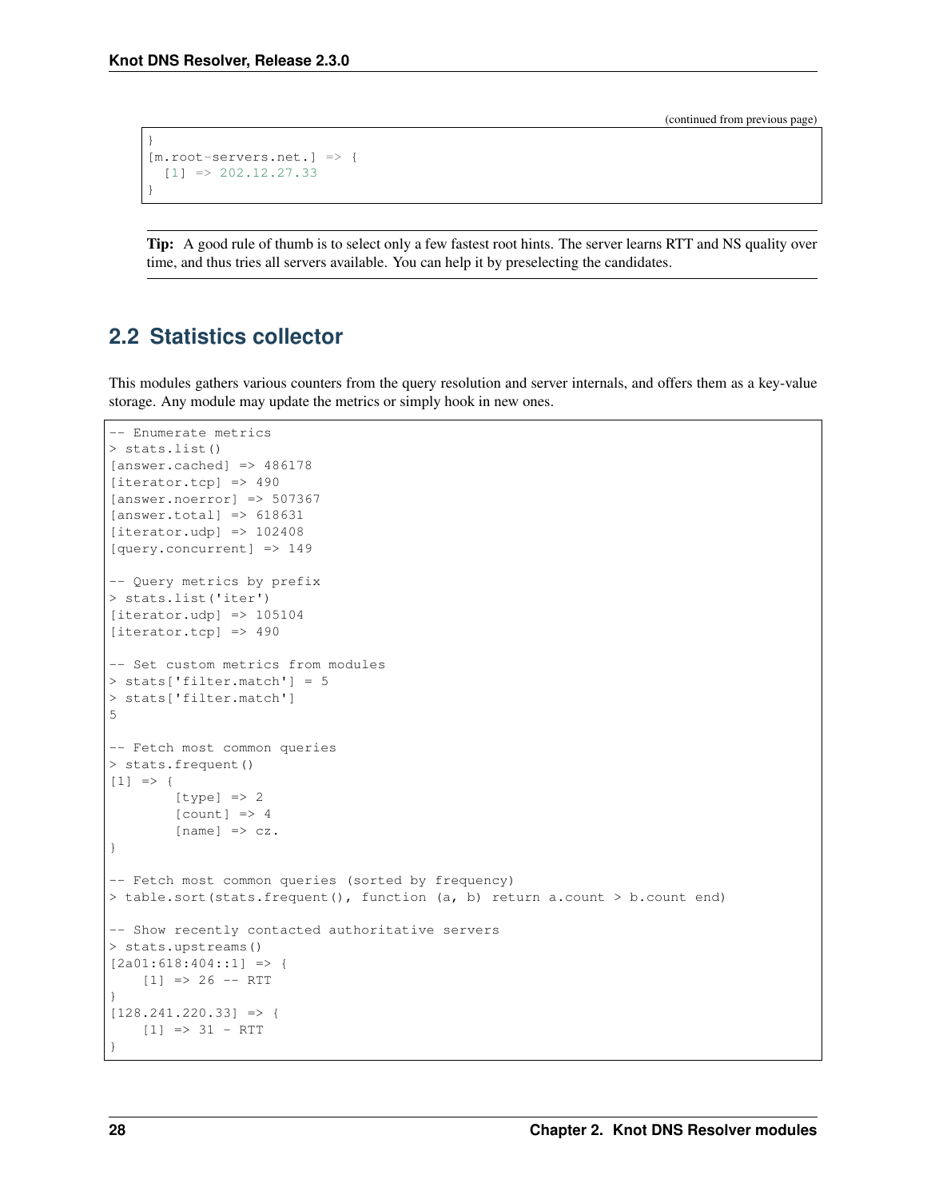(continued from previous page)

```
}
[m.root-servers.net.] => {
  [1] => 202.12.27.33
}
```

**Tip:** A good rule of thumb is to select only a few fastest root hints. The server learns RTT and NS quality over time, and thus tries all servers available. You can help it by preselecting the candidates.

## 2.2 Statistics collector

This modules gathers various counters from the query resolution and server internals, and offers them as a key-value storage. Any module may update the metrics or simply hook in new ones.

```
-- Enumerate metrics
> stats.list()
[answer.cached] => 486178
[iterator.tcp] => 490
[answer.noerror] => 507367
[answer.total] => 618631
[iterator.udp] => 102408
[query.concurrent] => 149

-- Query metrics by prefix
> stats.list('iter')
[iterator.udp] => 105104
[iterator.tcp] => 490

-- Set custom metrics from modules
> stats['filter.match'] = 5
> stats['filter.match']
5

-- Fetch most common queries
> stats.frequent()
[1] => {
        [type] => 2
        [count] => 4
        [name] => cz.
}

-- Fetch most common queries (sorted by frequency)
> table.sort(stats.frequent(), function (a, b) return a.count > b.count end)

-- Show recently contacted authoritative servers
> stats.upstreams()
[2a01:618:404::1] => {
    [1] => 26 -- RTT
}
[128.241.220.33] => {
    [1] => 31 - RTT
}
```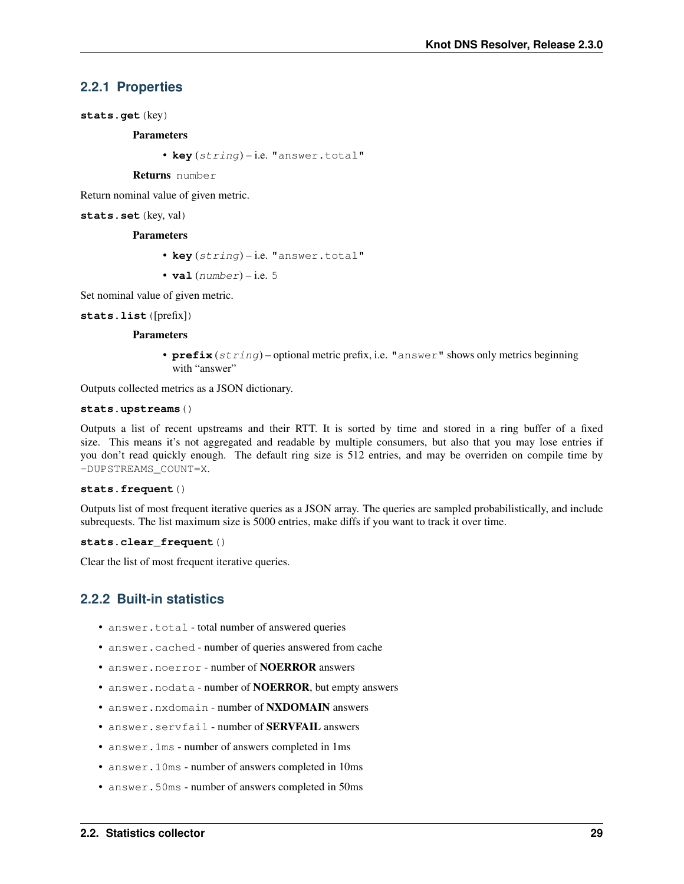### 2.2.1 Properties

`stats.get(key)`

**Parameters**

- **key** (*string*) – i.e. `"answer.total"`

**Returns** `number`

Return nominal value of given metric.

`stats.set(key, val)`

**Parameters**

- **key** (*string*) – i.e. `"answer.total"`
- **val** (*number*) – i.e. `5`

Set nominal value of given metric.

`stats.list([prefix])`

**Parameters**

- **prefix** (*string*) – optional metric prefix, i.e. `"answer"` shows only metrics beginning with "answer"

Outputs collected metrics as a JSON dictionary.

`stats.upstreams()`

Outputs a list of recent upstreams and their RTT. It is sorted by time and stored in a ring buffer of a fixed size. This means it's not aggregated and readable by multiple consumers, but also that you may lose entries if you don't read quickly enough. The default ring size is 512 entries, and may be overriden on compile time by `-DUPSTREAMS_COUNT=X`.

`stats.frequent()`

Outputs list of most frequent iterative queries as a JSON array. The queries are sampled probabilistically, and include subrequests. The list maximum size is 5000 entries, make diffs if you want to track it over time.

`stats.clear_frequent()`

Clear the list of most frequent iterative queries.

### 2.2.2 Built-in statistics

- `answer.total` - total number of answered queries
- `answer.cached` - number of queries answered from cache
- `answer.noerror` - number of **NOERROR** answers
- `answer.nodata` - number of **NOERROR**, but empty answers
- `answer.nxdomain` - number of **NXDOMAIN** answers
- `answer.servfail` - number of **SERVFAIL** answers
- `answer.1ms` - number of answers completed in 1ms
- `answer.10ms` - number of answers completed in 10ms
- `answer.50ms` - number of answers completed in 50ms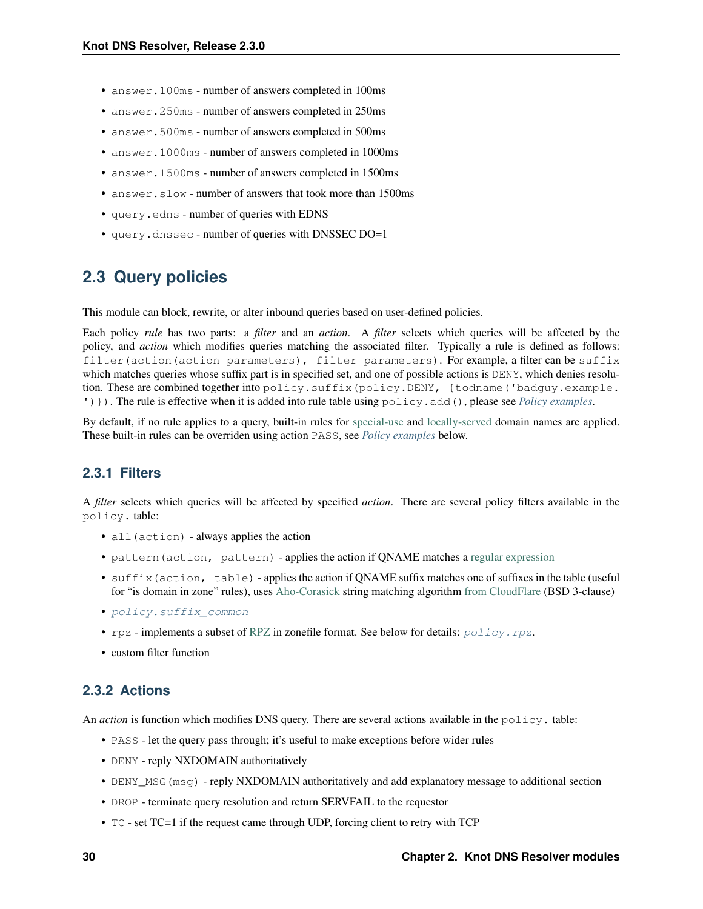- `answer.100ms` - number of answers completed in 100ms
- `answer.250ms` - number of answers completed in 250ms
- `answer.500ms` - number of answers completed in 500ms
- `answer.1000ms` - number of answers completed in 1000ms
- `answer.1500ms` - number of answers completed in 1500ms
- `answer.slow` - number of answers that took more than 1500ms
- `query.edns` - number of queries with EDNS
- `query.dnssec` - number of queries with DNSSEC DO=1

## 2.3 Query policies

This module can block, rewrite, or alter inbound queries based on user-defined policies.

Each policy *rule* has two parts: a *filter* and an *action*. A *filter* selects which queries will be affected by the policy, and *action* which modifies queries matching the associated filter. Typically a rule is defined as follows: `filter(action(action parameters), filter parameters)`. For example, a filter can be `suffix` which matches queries whose suffix part is in specified set, and one of possible actions is `DENY`, which denies resolution. These are combined together into `policy.suffix(policy.DENY, {todname('badguy.example.')})`. The rule is effective when it is added into rule table using `policy.add()`, please see *Policy examples*.

By default, if no rule applies to a query, built-in rules for special-use and locally-served domain names are applied. These built-in rules can be overriden using action `PASS`, see *Policy examples* below.

### 2.3.1 Filters

A *filter* selects which queries will be affected by specified *action*. There are several policy filters available in the `policy.` table:

- `all(action)` - always applies the action
- `pattern(action, pattern)` - applies the action if QNAME matches a regular expression
- `suffix(action, table)` - applies the action if QNAME suffix matches one of suffixes in the table (useful for "is domain in zone" rules), uses Aho-Corasick string matching algorithm from CloudFlare (BSD 3-clause)
- *`policy.suffix_common`*
- `rpz` - implements a subset of RPZ in zonefile format. See below for details: *`policy.rpz`*.
- custom filter function

### 2.3.2 Actions

An *action* is function which modifies DNS query. There are several actions available in the `policy.` table:

- `PASS` - let the query pass through; it's useful to make exceptions before wider rules
- `DENY` - reply NXDOMAIN authoritatively
- `DENY_MSG(msg)` - reply NXDOMAIN authoritatively and add explanatory message to additional section
- `DROP` - terminate query resolution and return SERVFAIL to the requestor
- `TC` - set TC=1 if the request came through UDP, forcing client to retry with TCP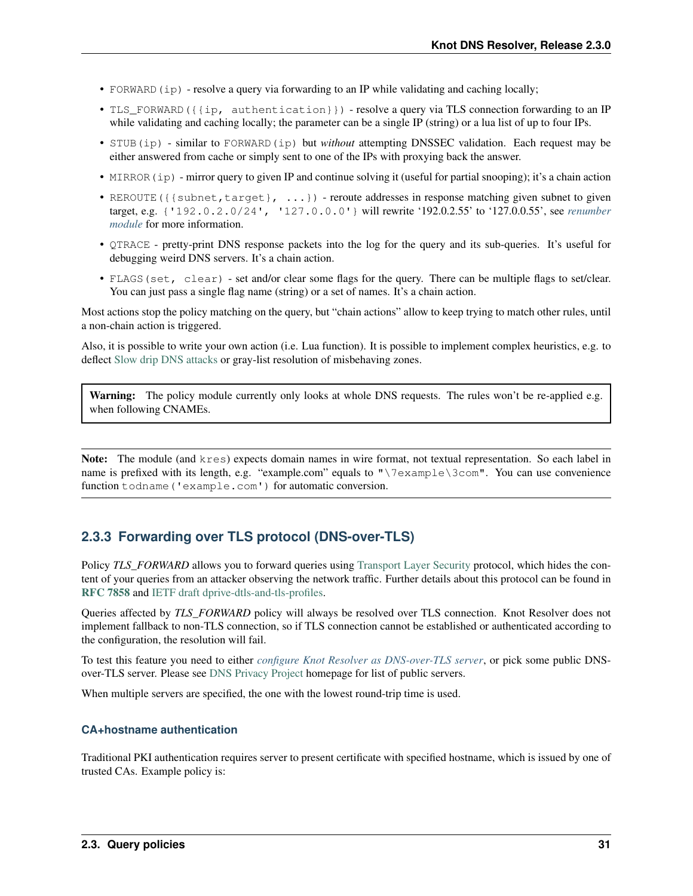- `FORWARD(ip)` - resolve a query via forwarding to an IP while validating and caching locally;
- `TLS_FORWARD({{ip, authentication}})` - resolve a query via TLS connection forwarding to an IP while validating and caching locally; the parameter can be a single IP (string) or a lua list of up to four IPs.
- `STUB(ip)` - similar to `FORWARD(ip)` but *without* attempting DNSSEC validation. Each request may be either answered from cache or simply sent to one of the IPs with proxying back the answer.
- `MIRROR(ip)` - mirror query to given IP and continue solving it (useful for partial snooping); it's a chain action
- `REROUTE({{subnet,target}, ...})` - reroute addresses in response matching given subnet to given target, e.g. `{'192.0.2.0/24', '127.0.0.0'}` will rewrite '192.0.2.55' to '127.0.0.55', see *renumber module* for more information.
- `QTRACE` - pretty-print DNS response packets into the log for the query and its sub-queries. It's useful for debugging weird DNS servers. It's a chain action.
- `FLAGS(set, clear)` - set and/or clear some flags for the query. There can be multiple flags to set/clear. You can just pass a single flag name (string) or a set of names. It's a chain action.

Most actions stop the policy matching on the query, but "chain actions" allow to keep trying to match other rules, until a non-chain action is triggered.

Also, it is possible to write your own action (i.e. Lua function). It is possible to implement complex heuristics, e.g. to deflect Slow drip DNS attacks or gray-list resolution of misbehaving zones.

> **Warning:** The policy module currently only looks at whole DNS requests. The rules won't be re-applied e.g. when following CNAMEs.

> **Note:** The module (and `kres`) expects domain names in wire format, not textual representation. So each label in name is prefixed with its length, e.g. "example.com" equals to `"\7example\3com"`. You can use convenience function `todname('example.com')` for automatic conversion.

## 2.3.3 Forwarding over TLS protocol (DNS-over-TLS)

Policy *TLS_FORWARD* allows you to forward queries using Transport Layer Security protocol, which hides the content of your queries from an attacker observing the network traffic. Further details about this protocol can be found in **RFC 7858** and IETF draft dprive-dtls-and-tls-profiles.

Queries affected by *TLS_FORWARD* policy will always be resolved over TLS connection. Knot Resolver does not implement fallback to non-TLS connection, so if TLS connection cannot be established or authenticated according to the configuration, the resolution will fail.

To test this feature you need to either *configure Knot Resolver as DNS-over-TLS server*, or pick some public DNS-over-TLS server. Please see DNS Privacy Project homepage for list of public servers.

When multiple servers are specified, the one with the lowest round-trip time is used.

### CA+hostname authentication

Traditional PKI authentication requires server to present certificate with specified hostname, which is issued by one of trusted CAs. Example policy is: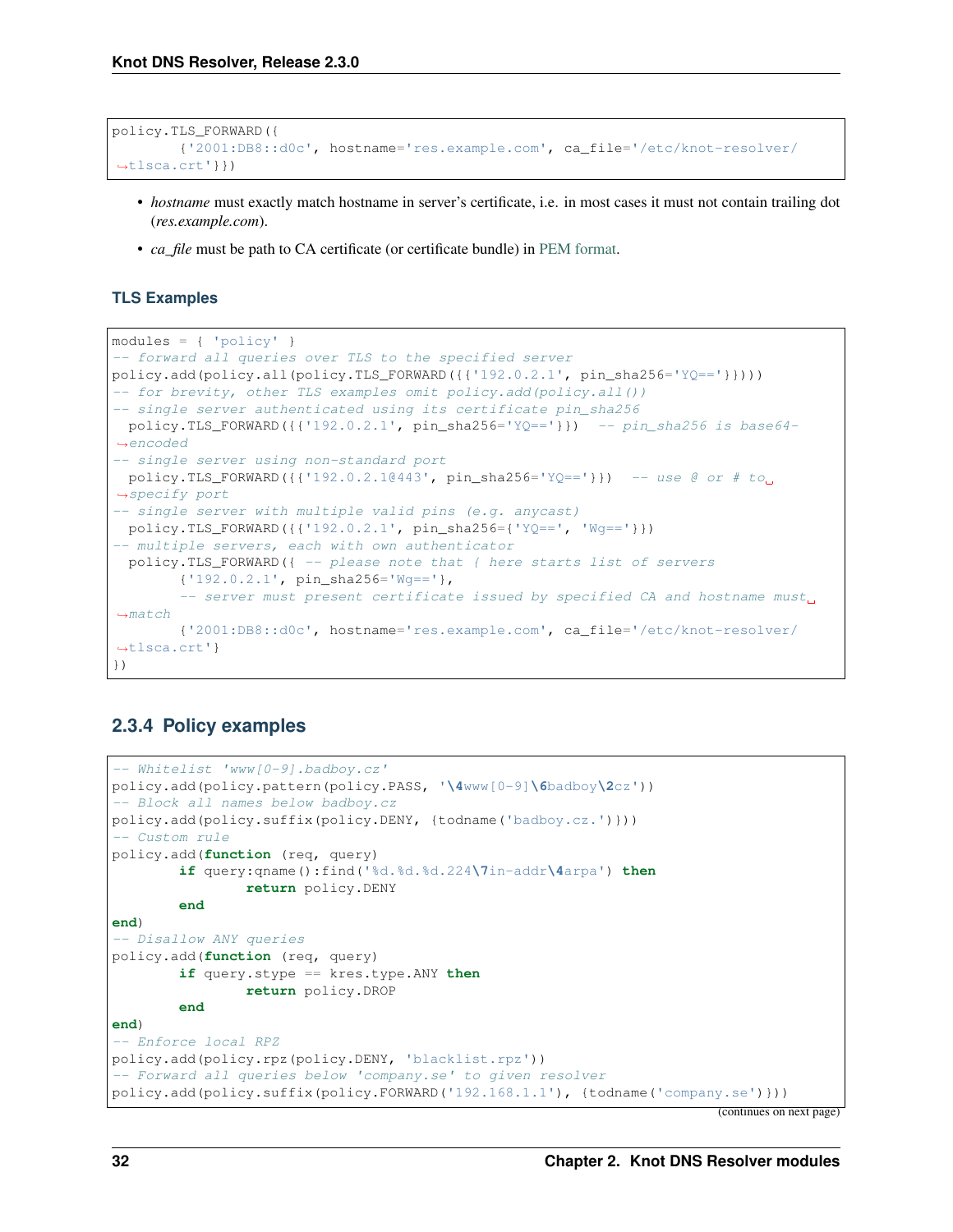```
policy.TLS_FORWARD({
        {'2001:DB8::d0c', hostname='res.example.com', ca_file='/etc/knot-resolver/tlsca.crt'}})
```

- *hostname* must exactly match hostname in server's certificate, i.e. in most cases it must not contain trailing dot (*res.example.com*).
- *ca_file* must be path to CA certificate (or certificate bundle) in PEM format.

### TLS Examples

```
modules = { 'policy' }
-- forward all queries over TLS to the specified server
policy.add(policy.all(policy.TLS_FORWARD({{'192.0.2.1', pin_sha256='YQ=='}})))
-- for brevity, other TLS examples omit policy.add(policy.all())
-- single server authenticated using its certificate pin_sha256
  policy.TLS_FORWARD({{'192.0.2.1', pin_sha256='YQ=='}})  -- pin_sha256 is base64-encoded
-- single server using non-standard port
  policy.TLS_FORWARD({{'192.0.2.1@443', pin_sha256='YQ=='}})  -- use @ or # to specify port
-- single server with multiple valid pins (e.g. anycast)
  policy.TLS_FORWARD({{'192.0.2.1', pin_sha256={'YQ==', 'Wg=='}}})
-- multiple servers, each with own authenticator
  policy.TLS_FORWARD({ -- please note that { here starts list of servers
        {'192.0.2.1', pin_sha256='Wg=='},
        -- server must present certificate issued by specified CA and hostname must match
        {'2001:DB8::d0c', hostname='res.example.com', ca_file='/etc/knot-resolver/tlsca.crt'}
})
```

## 2.3.4 Policy examples

```
-- Whitelist 'www[0-9].badboy.cz'
policy.add(policy.pattern(policy.PASS, '\4www[0-9]\6badboy\2cz'))
-- Block all names below badboy.cz
policy.add(policy.suffix(policy.DENY, {todname('badboy.cz.')}))
-- Custom rule
policy.add(function (req, query)
        if query:qname():find('%d.%d.%d.224\7in-addr\4arpa') then
                return policy.DENY
        end
end)
-- Disallow ANY queries
policy.add(function (req, query)
        if query.stype == kres.type.ANY then
                return policy.DROP
        end
end)
-- Enforce local RPZ
policy.add(policy.rpz(policy.DENY, 'blacklist.rpz'))
-- Forward all queries below 'company.se' to given resolver
policy.add(policy.suffix(policy.FORWARD('192.168.1.1'), {todname('company.se')}))
```

(continues on next page)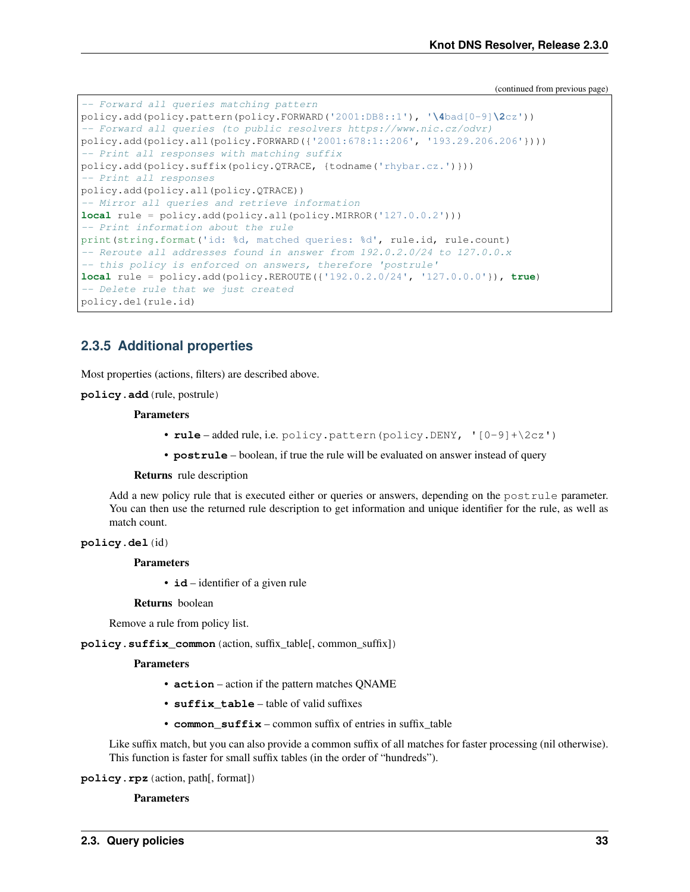(continued from previous page)

```
-- Forward all queries matching pattern
policy.add(policy.pattern(policy.FORWARD('2001:DB8::1'), '\4bad[0-9]\2cz'))
-- Forward all queries (to public resolvers https://www.nic.cz/odvr)
policy.add(policy.all(policy.FORWARD({'2001:678:1::206', '193.29.206.206'})))
-- Print all responses with matching suffix
policy.add(policy.suffix(policy.QTRACE, {todname('rhybar.cz.')}))
-- Print all responses
policy.add(policy.all(policy.QTRACE))
-- Mirror all queries and retrieve information
local rule = policy.add(policy.all(policy.MIRROR('127.0.0.2')))
-- Print information about the rule
print(string.format('id: %d, matched queries: %d', rule.id, rule.count)
-- Reroute all addresses found in answer from 192.0.2.0/24 to 127.0.0.x
-- this policy is enforced on answers, therefore 'postrule'
local rule = policy.add(policy.REROUTE({'192.0.2.0/24', '127.0.0.0'}), true)
-- Delete rule that we just created
policy.del(rule.id)
```

### 2.3.5 Additional properties

Most properties (actions, filters) are described above.

**policy.add**(rule, postrule)

**Parameters**

- **rule** – added rule, i.e. `policy.pattern(policy.DENY, '[0-9]+\2cz')`
- **postrule** – boolean, if true the rule will be evaluated on answer instead of query

**Returns** rule description

Add a new policy rule that is executed either or queries or answers, depending on the `postrule` parameter. You can then use the returned rule description to get information and unique identifier for the rule, as well as match count.

**policy.del**(id)

**Parameters**

- **id** – identifier of a given rule

**Returns** boolean

Remove a rule from policy list.

**policy.suffix_common**(action, suffix_table[, common_suffix])

**Parameters**

- **action** – action if the pattern matches QNAME
- **suffix_table** – table of valid suffixes
- **common_suffix** – common suffix of entries in suffix_table

Like suffix match, but you can also provide a common suffix of all matches for faster processing (nil otherwise). This function is faster for small suffix tables (in the order of "hundreds").

**policy.rpz**(action, path[, format])

**Parameters**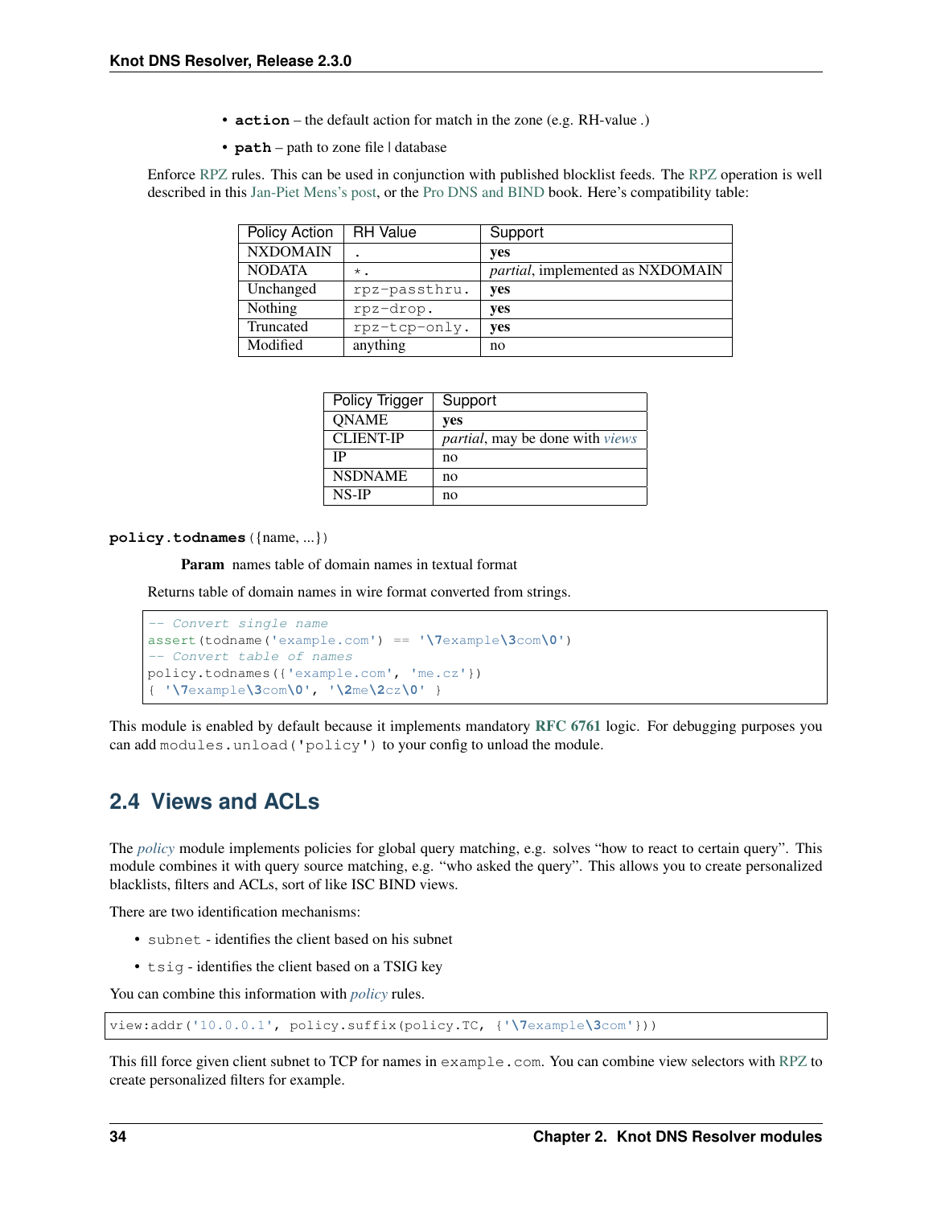- **action** – the default action for match in the zone (e.g. RH-value .)
- **path** – path to zone file | database

Enforce RPZ rules. This can be used in conjunction with published blocklist feeds. The RPZ operation is well described in this Jan-Piet Mens's post, or the Pro DNS and BIND book. Here's compatibility table:

| Policy Action | RH Value | Support |
|---|---|---|
| NXDOMAIN | `.` | **yes** |
| NODATA | `*.` | *partial*, implemented as NXDOMAIN |
| Unchanged | `rpz-passthru.` | **yes** |
| Nothing | `rpz-drop.` | **yes** |
| Truncated | `rpz-tcp-only.` | **yes** |
| Modified | anything | no |

| Policy Trigger | Support |
|---|---|
| QNAME | **yes** |
| CLIENT-IP | *partial*, may be done with *views* |
| IP | no |
| NSDNAME | no |
| NS-IP | no |

**policy.todnames**({name, ...})

**Param** names table of domain names in textual format

Returns table of domain names in wire format converted from strings.

```
-- Convert single name
assert(todname('example.com') == '\7example\3com\0')
-- Convert table of names
policy.todnames({'example.com', 'me.cz'})
{ '\7example\3com\0', '\2me\2cz\0' }
```

This module is enabled by default because it implements mandatory **RFC 6761** logic. For debugging purposes you can add `modules.unload('policy')` to your config to unload the module.

## 2.4 Views and ACLs

The *policy* module implements policies for global query matching, e.g. solves "how to react to certain query". This module combines it with query source matching, e.g. "who asked the query". This allows you to create personalized blacklists, filters and ACLs, sort of like ISC BIND views.

There are two identification mechanisms:

- `subnet` - identifies the client based on his subnet
- `tsig` - identifies the client based on a TSIG key

You can combine this information with *policy* rules.

```
view:addr('10.0.0.1', policy.suffix(policy.TC, {'\7example\3com'}))
```

This fill force given client subnet to TCP for names in `example.com`. You can combine view selectors with RPZ to create personalized filters for example.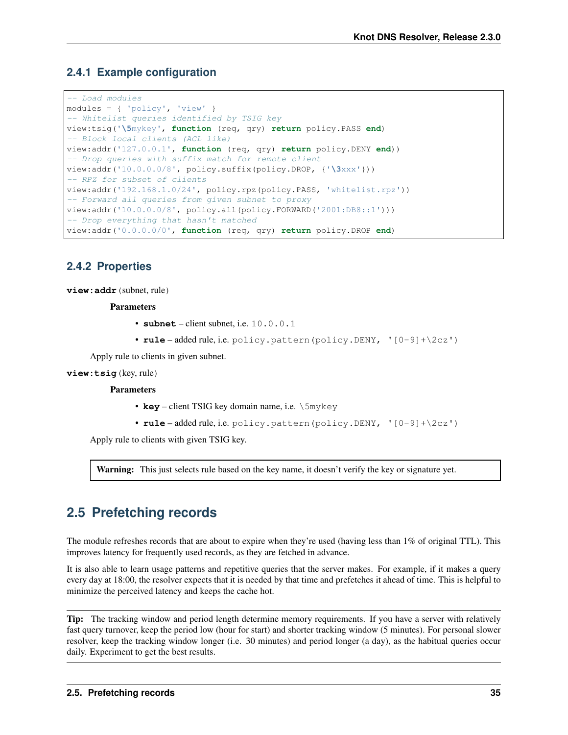### 2.4.1 Example configuration

```
-- Load modules
modules = { 'policy', 'view' }
-- Whitelist queries identified by TSIG key
view:tsig('\5mykey', function (req, qry) return policy.PASS end)
-- Block local clients (ACL like)
view:addr('127.0.0.1', function (req, qry) return policy.DENY end))
-- Drop queries with suffix match for remote client
view:addr('10.0.0.0/8', policy.suffix(policy.DROP, {'\3xxx'}))
-- RPZ for subset of clients
view:addr('192.168.1.0/24', policy.rpz(policy.PASS, 'whitelist.rpz'))
-- Forward all queries from given subnet to proxy
view:addr('10.0.0.0/8', policy.all(policy.FORWARD('2001:DB8::1')))
-- Drop everything that hasn't matched
view:addr('0.0.0.0/0', function (req, qry) return policy.DROP end)
```

### 2.4.2 Properties

**view:addr** (subnet, rule)

**Parameters**

- **subnet** – client subnet, i.e. `10.0.0.1`
- **rule** – added rule, i.e. `policy.pattern(policy.DENY, '[0-9]+\2cz')`

Apply rule to clients in given subnet.

**view:tsig** (key, rule)

**Parameters**

- **key** – client TSIG key domain name, i.e. `\5mykey`
- **rule** – added rule, i.e. `policy.pattern(policy.DENY, '[0-9]+\2cz')`

Apply rule to clients with given TSIG key.

> **Warning:** This just selects rule based on the key name, it doesn't verify the key or signature yet.

## 2.5 Prefetching records

The module refreshes records that are about to expire when they're used (having less than 1% of original TTL). This improves latency for frequently used records, as they are fetched in advance.

It is also able to learn usage patterns and repetitive queries that the server makes. For example, if it makes a query every day at 18:00, the resolver expects that it is needed by that time and prefetches it ahead of time. This is helpful to minimize the perceived latency and keeps the cache hot.

> **Tip:** The tracking window and period length determine memory requirements. If you have a server with relatively fast query turnover, keep the period low (hour for start) and shorter tracking window (5 minutes). For personal slower resolver, keep the tracking window longer (i.e. 30 minutes) and period longer (a day), as the habitual queries occur daily. Experiment to get the best results.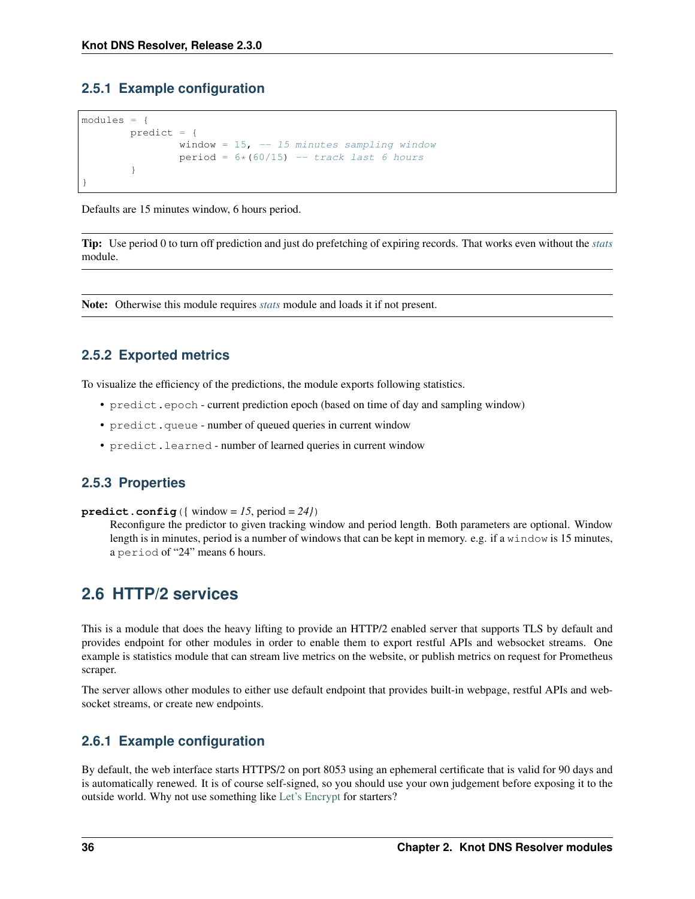### 2.5.1 Example configuration

```
modules = {
        predict = {
                window = 15, -- 15 minutes sampling window
                period = 6*(60/15) -- track last 6 hours
        }
}
```

Defaults are 15 minutes window, 6 hours period.

**Tip:** Use period 0 to turn off prediction and just do prefetching of expiring records. That works even without the *stats* module.

**Note:** Otherwise this module requires *stats* module and loads it if not present.

### 2.5.2 Exported metrics

To visualize the efficiency of the predictions, the module exports following statistics.

- `predict.epoch` - current prediction epoch (based on time of day and sampling window)
- `predict.queue` - number of queued queries in current window
- `predict.learned` - number of learned queries in current window

### 2.5.3 Properties

**predict.config**({ window = *15*, period = *24}*)

Reconfigure the predictor to given tracking window and period length. Both parameters are optional. Window length is in minutes, period is a number of windows that can be kept in memory. e.g. if a `window` is 15 minutes, a `period` of "24" means 6 hours.

## 2.6 HTTP/2 services

This is a module that does the heavy lifting to provide an HTTP/2 enabled server that supports TLS by default and provides endpoint for other modules in order to enable them to export restful APIs and websocket streams. One example is statistics module that can stream live metrics on the website, or publish metrics on request for Prometheus scraper.

The server allows other modules to either use default endpoint that provides built-in webpage, restful APIs and websocket streams, or create new endpoints.

### 2.6.1 Example configuration

By default, the web interface starts HTTPS/2 on port 8053 using an ephemeral certificate that is valid for 90 days and is automatically renewed. It is of course self-signed, so you should use your own judgement before exposing it to the outside world. Why not use something like Let's Encrypt for starters?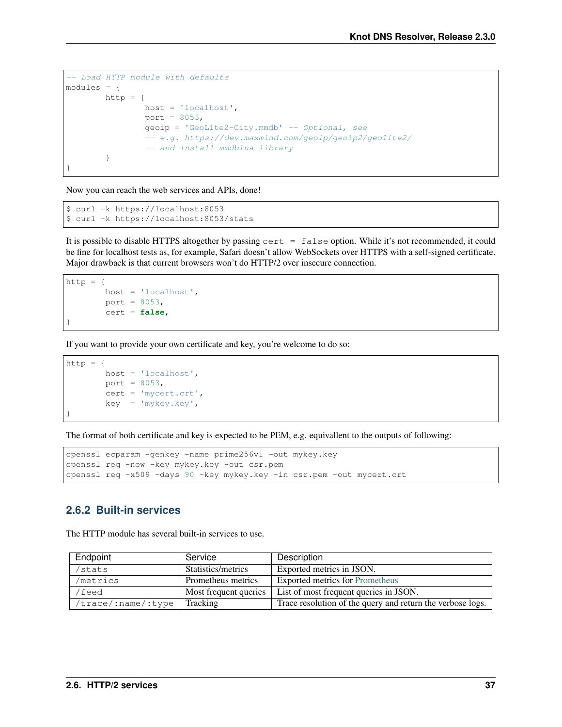```
-- Load HTTP module with defaults
modules = {
        http = {
                host = 'localhost',
                port = 8053,
                geoip = 'GeoLite2-City.mmdb' -- Optional, see
                -- e.g. https://dev.maxmind.com/geoip/geoip2/geolite2/
                -- and install mmdblua library
        }
}
```

Now you can reach the web services and APIs, done!

```
$ curl -k https://localhost:8053
$ curl -k https://localhost:8053/stats
```

It is possible to disable HTTPS altogether by passing `cert = false` option. While it's not recommended, it could be fine for localhost tests as, for example, Safari doesn't allow WebSockets over HTTPS with a self-signed certificate. Major drawback is that current browsers won't do HTTP/2 over insecure connection.

```
http = {
        host = 'localhost',
        port = 8053,
        cert = false,
}
```

If you want to provide your own certificate and key, you're welcome to do so:

```
http = {
        host = 'localhost',
        port = 8053,
        cert = 'mycert.crt',
        key  = 'mykey.key',
}
```

The format of both certificate and key is expected to be PEM, e.g. equivallent to the outputs of following:

```
openssl ecparam -genkey -name prime256v1 -out mykey.key
openssl req -new -key mykey.key -out csr.pem
openssl req -x509 -days 90 -key mykey.key -in csr.pem -out mycert.crt
```

### 2.6.2 Built-in services

The HTTP module has several built-in services to use.

| Endpoint | Service | Description |
|---|---|---|
| `/stats` | Statistics/metrics | Exported metrics in JSON. |
| `/metrics` | Prometheus metrics | Exported metrics for Prometheus |
| `/feed` | Most frequent queries | List of most frequent queries in JSON. |
| `/trace/:name/:type` | Tracking | Trace resolution of the query and return the verbose logs. |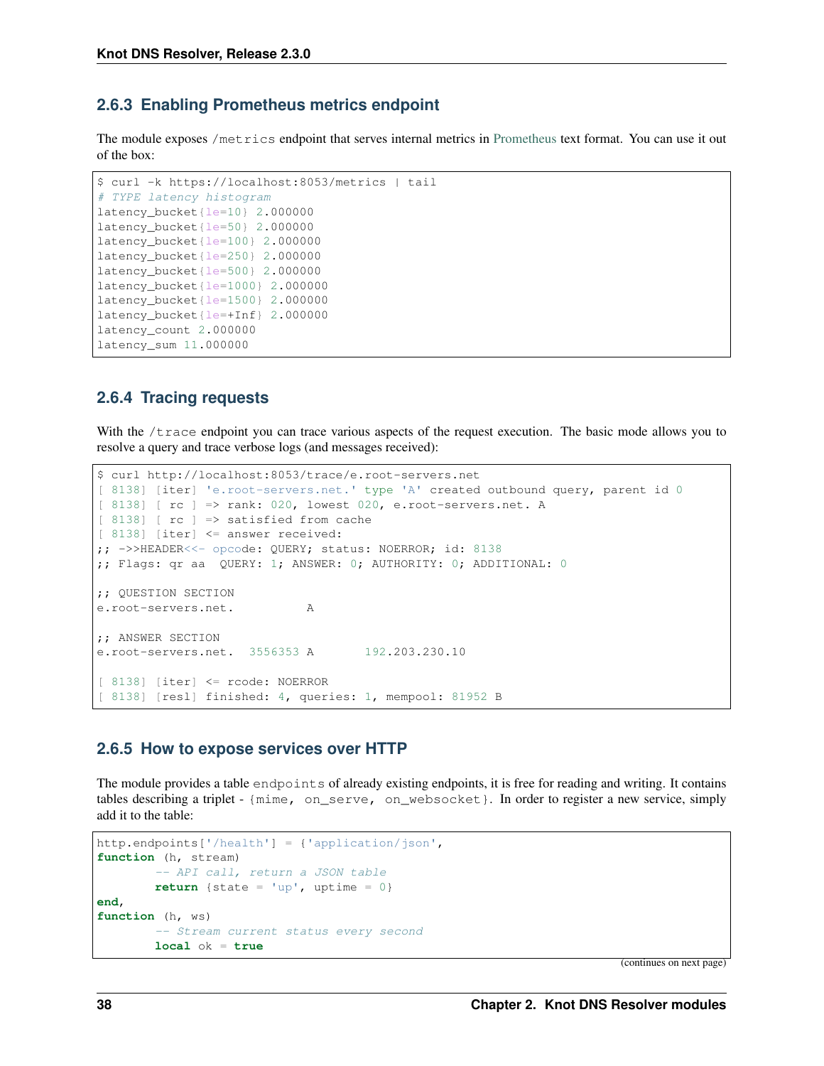### 2.6.3 Enabling Prometheus metrics endpoint

The module exposes /metrics endpoint that serves internal metrics in Prometheus text format. You can use it out of the box:

```
$ curl -k https://localhost:8053/metrics | tail
# TYPE latency histogram
latency_bucket{le=10} 2.000000
latency_bucket{le=50} 2.000000
latency_bucket{le=100} 2.000000
latency_bucket{le=250} 2.000000
latency_bucket{le=500} 2.000000
latency_bucket{le=1000} 2.000000
latency_bucket{le=1500} 2.000000
latency_bucket{le=+Inf} 2.000000
latency_count 2.000000
latency_sum 11.000000
```

### 2.6.4 Tracing requests

With the /trace endpoint you can trace various aspects of the request execution. The basic mode allows you to resolve a query and trace verbose logs (and messages received):

```
$ curl http://localhost:8053/trace/e.root-servers.net
[ 8138] [iter] 'e.root-servers.net.' type 'A' created outbound query, parent id 0
[ 8138] [ rc ] => rank: 020, lowest 020, e.root-servers.net. A
[ 8138] [ rc ] => satisfied from cache
[ 8138] [iter] <= answer received:
;; ->>HEADER<<- opcode: QUERY; status: NOERROR; id: 8138
;; Flags: qr aa  QUERY: 1; ANSWER: 0; AUTHORITY: 0; ADDITIONAL: 0

;; QUESTION SECTION
e.root-servers.net.          A

;; ANSWER SECTION
e.root-servers.net.  3556353 A       192.203.230.10

[ 8138] [iter] <= rcode: NOERROR
[ 8138] [resl] finished: 4, queries: 1, mempool: 81952 B
```

### 2.6.5 How to expose services over HTTP

The module provides a table endpoints of already existing endpoints, it is free for reading and writing. It contains tables describing a triplet - {mime, on_serve, on_websocket}. In order to register a new service, simply add it to the table:

```
http.endpoints['/health'] = {'application/json',
function (h, stream)
        -- API call, return a JSON table
        return {state = 'up', uptime = 0}
end,
function (h, ws)
        -- Stream current status every second
        local ok = true
```

(continues on next page)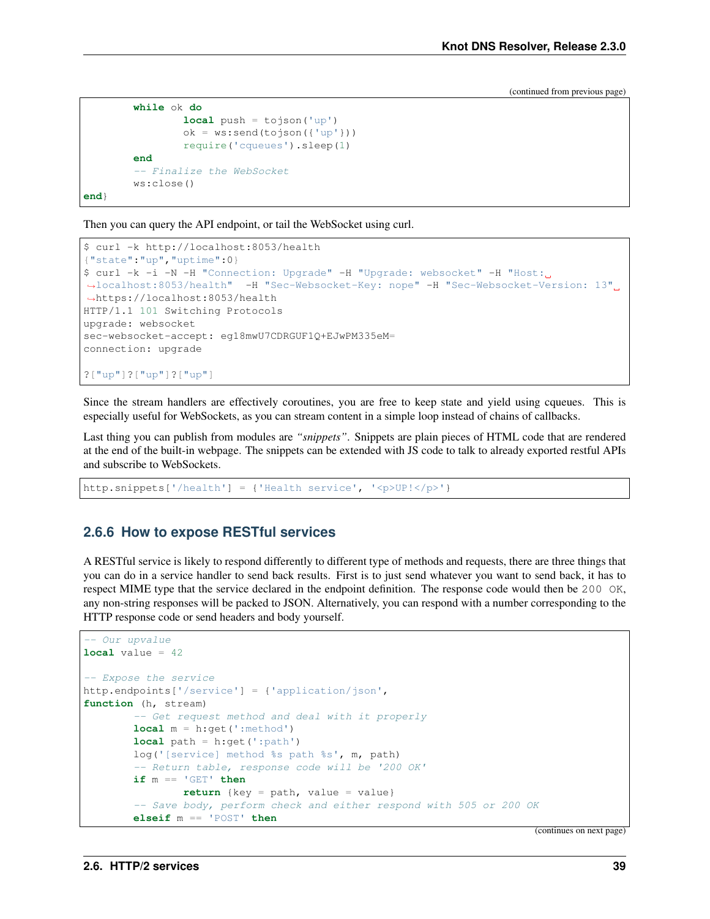(continued from previous page)

```
        while ok do
                local push = tojson('up')
                ok = ws:send(tojson({'up'}))
                require('cqueues').sleep(1)
        end
        -- Finalize the WebSocket
        ws:close()
end}
```

Then you can query the API endpoint, or tail the WebSocket using curl.

```
$ curl -k http://localhost:8053/health
{"state":"up","uptime":0}
$ curl -k -i -N -H "Connection: Upgrade" -H "Upgrade: websocket" -H "Host:␣
↪localhost:8053/health"  -H "Sec-Websocket-Key: nope" -H "Sec-Websocket-Version: 13"␣
↪https://localhost:8053/health
HTTP/1.1 101 Switching Protocols
upgrade: websocket
sec-websocket-accept: eg18mwU7CDRGUF1Q+EJwPM335eM=
connection: upgrade

?["up"]?["up"]?["up"]
```

Since the stream handlers are effectively coroutines, you are free to keep state and yield using cqueues. This is especially useful for WebSockets, as you can stream content in a simple loop instead of chains of callbacks.

Last thing you can publish from modules are *"snippets"*. Snippets are plain pieces of HTML code that are rendered at the end of the built-in webpage. The snippets can be extended with JS code to talk to already exported restful APIs and subscribe to WebSockets.

```
http.snippets['/health'] = {'Health service', '<p>UP!</p>'}
```

### 2.6.6 How to expose RESTful services

A RESTful service is likely to respond differently to different type of methods and requests, there are three things that you can do in a service handler to send back results. First is to just send whatever you want to send back, it has to respect MIME type that the service declared in the endpoint definition. The response code would then be `200 OK`, any non-string responses will be packed to JSON. Alternatively, you can respond with a number corresponding to the HTTP response code or send headers and body yourself.

```
-- Our upvalue
local value = 42

-- Expose the service
http.endpoints['/service'] = {'application/json',
function (h, stream)
        -- Get request method and deal with it properly
        local m = h:get(':method')
        local path = h:get(':path')
        log('[service] method %s path %s', m, path)
        -- Return table, response code will be '200 OK'
        if m == 'GET' then
                return {key = path, value = value}
        -- Save body, perform check and either respond with 505 or 200 OK
        elseif m == 'POST' then
```

(continues on next page)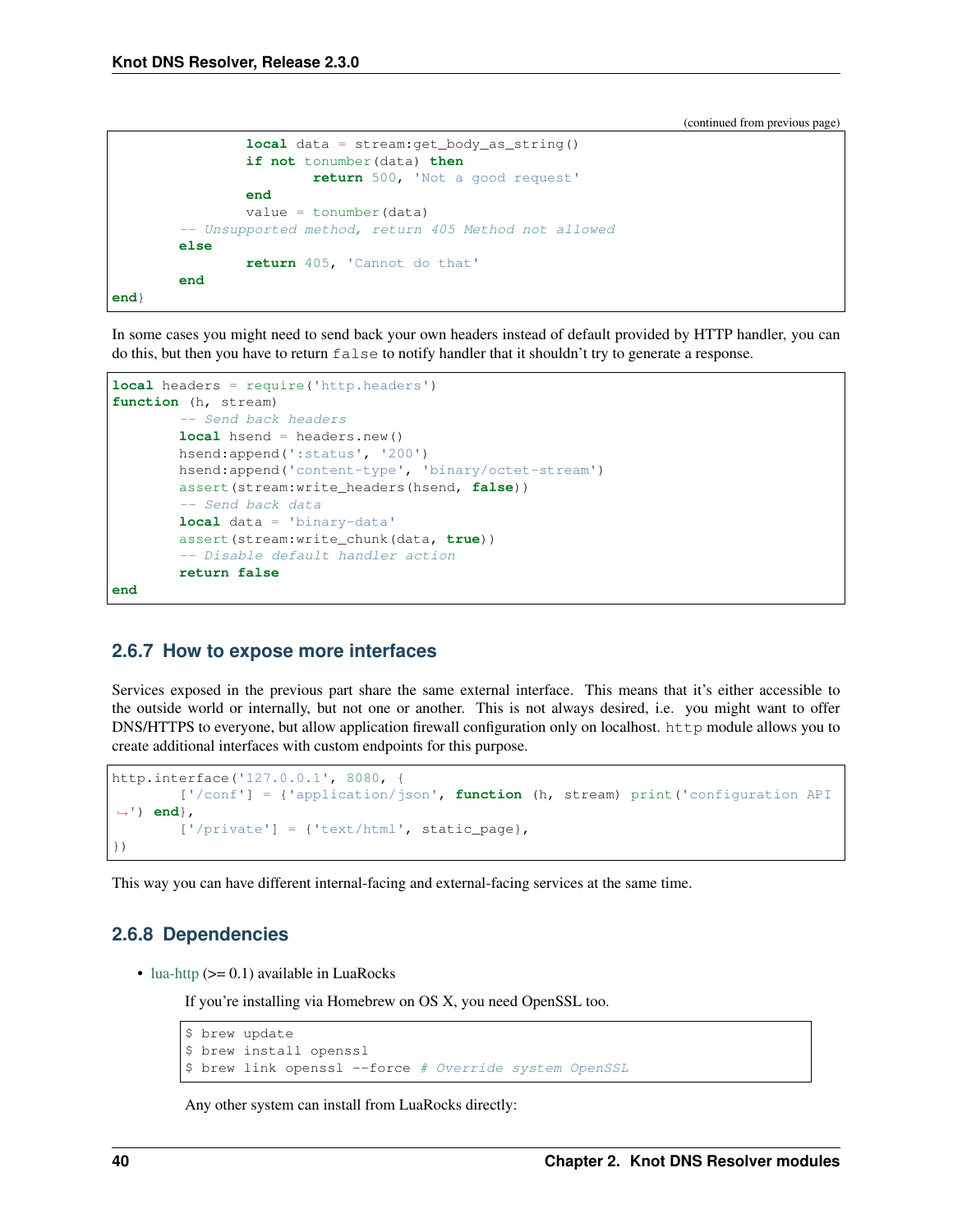(continued from previous page)

```
                local data = stream:get_body_as_string()
                if not tonumber(data) then
                        return 500, 'Not a good request'
                end
                value = tonumber(data)
        -- Unsupported method, return 405 Method not allowed
        else
                return 405, 'Cannot do that'
        end
end}
```

In some cases you might need to send back your own headers instead of default provided by HTTP handler, you can do this, but then you have to return `false` to notify handler that it shouldn't try to generate a response.

```
local headers = require('http.headers')
function (h, stream)
        -- Send back headers
        local hsend = headers.new()
        hsend:append(':status', '200')
        hsend:append('content-type', 'binary/octet-stream')
        assert(stream:write_headers(hsend, false))
        -- Send back data
        local data = 'binary-data'
        assert(stream:write_chunk(data, true))
        -- Disable default handler action
        return false
end
```

### 2.6.7 How to expose more interfaces

Services exposed in the previous part share the same external interface. This means that it's either accessible to the outside world or internally, but not one or another. This is not always desired, i.e. you might want to offer DNS/HTTPS to everyone, but allow application firewall configuration only on localhost. `http` module allows you to create additional interfaces with custom endpoints for this purpose.

```
http.interface('127.0.0.1', 8080, {
        ['/conf'] = {'application/json', function (h, stream) print('configuration API') end},
        ['/private'] = {'text/html', static_page},
})
```

This way you can have different internal-facing and external-facing services at the same time.

### 2.6.8 Dependencies

- lua-http (>= 0.1) available in LuaRocks

  If you're installing via Homebrew on OS X, you need OpenSSL too.

  ```
  $ brew update
  $ brew install openssl
  $ brew link openssl --force # Override system OpenSSL
  ```

  Any other system can install from LuaRocks directly: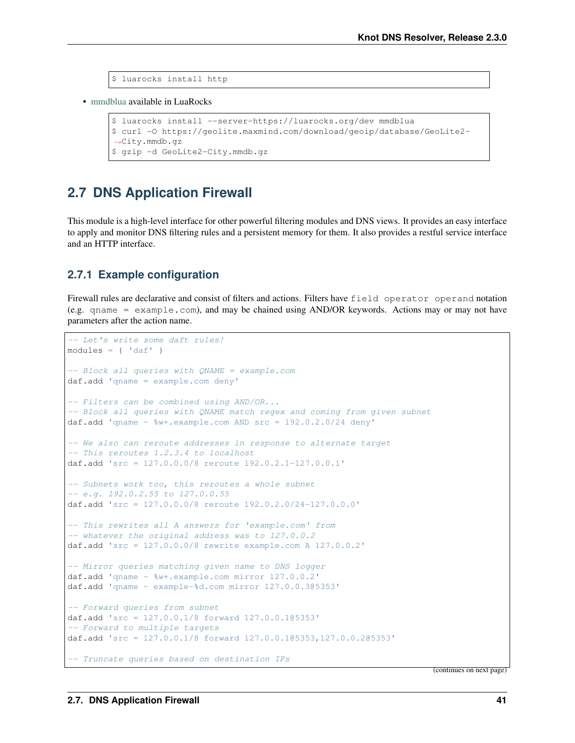```
$ luarocks install http
```

- mmdblua available in LuaRocks

```
$ luarocks install --server=https://luarocks.org/dev mmdblua
$ curl -O https://geolite.maxmind.com/download/geoip/database/GeoLite2-
↪City.mmdb.gz
$ gzip -d GeoLite2-City.mmdb.gz
```

## 2.7 DNS Application Firewall

This module is a high-level interface for other powerful filtering modules and DNS views. It provides an easy interface to apply and monitor DNS filtering rules and a persistent memory for them. It also provides a restful service interface and an HTTP interface.

### 2.7.1 Example configuration

Firewall rules are declarative and consist of filters and actions. Filters have `field operator operand` notation (e.g. `qname = example.com`), and may be chained using AND/OR keywords. Actions may or may not have parameters after the action name.

```
-- Let's write some daft rules!
modules = { 'daf' }

-- Block all queries with QNAME = example.com
daf.add 'qname = example.com deny'

-- Filters can be combined using AND/OR...
-- Block all queries with QNAME match regex and coming from given subnet
daf.add 'qname ~ %w+.example.com AND src = 192.0.2.0/24 deny'

-- We also can reroute addresses in response to alternate target
-- This reroutes 1.2.3.4 to localhost
daf.add 'src = 127.0.0.0/8 reroute 192.0.2.1-127.0.0.1'

-- Subnets work too, this reroutes a whole subnet
-- e.g. 192.0.2.55 to 127.0.0.55
daf.add 'src = 127.0.0.0/8 reroute 192.0.2.0/24-127.0.0.0'

-- This rewrites all A answers for 'example.com' from
-- whatever the original address was to 127.0.0.2
daf.add 'src = 127.0.0.0/8 rewrite example.com A 127.0.0.2'

-- Mirror queries matching given name to DNS logger
daf.add 'qname ~ %w+.example.com mirror 127.0.0.2'
daf.add 'qname ~ example-%d.com mirror 127.0.0.3@5353'

-- Forward queries from subnet
daf.add 'src = 127.0.0.1/8 forward 127.0.0.1@5353'
-- Forward to multiple targets
daf.add 'src = 127.0.0.1/8 forward 127.0.0.1@5353,127.0.0.2@5353'

-- Truncate queries based on destination IPs
```

(continues on next page)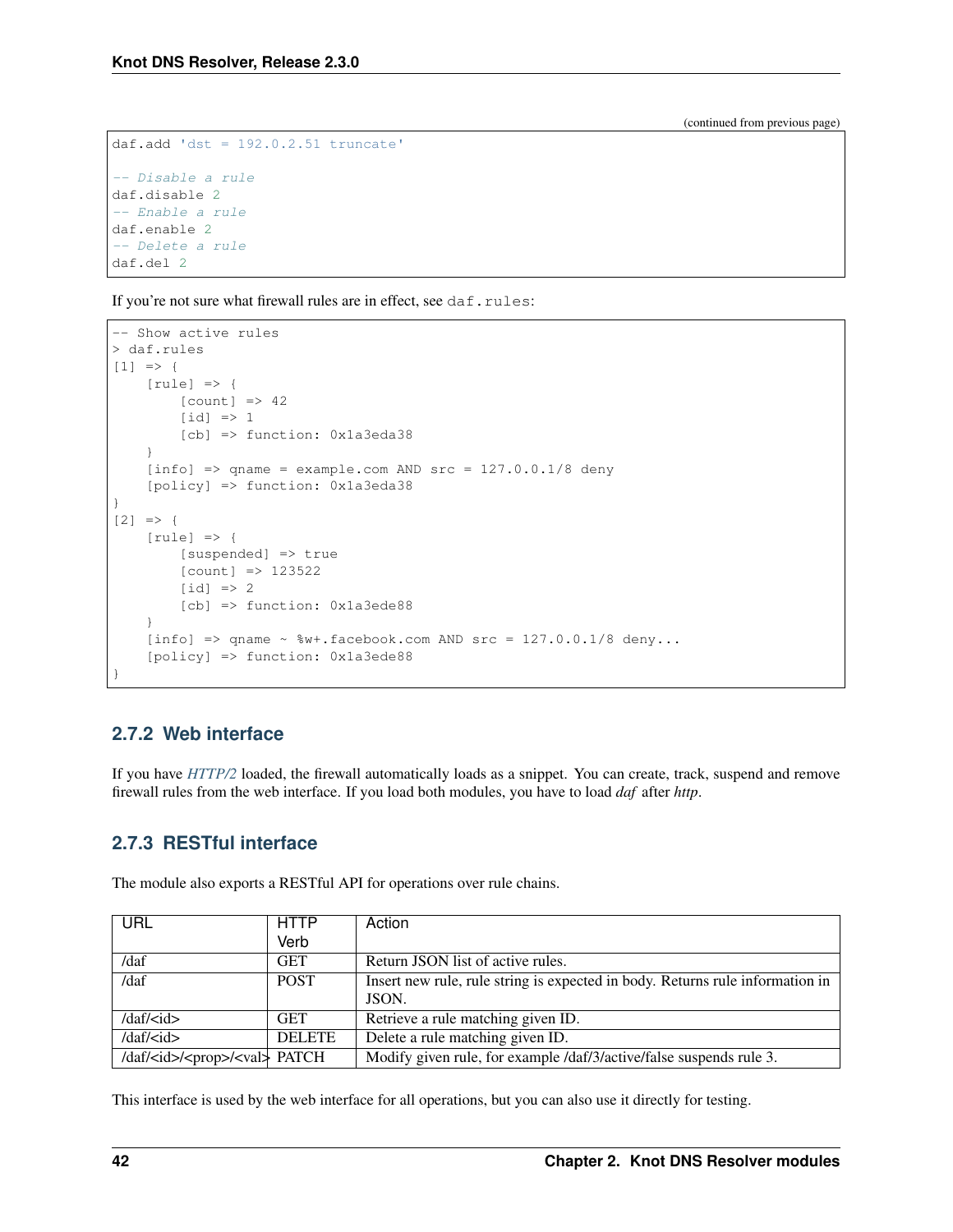(continued from previous page)

```
daf.add 'dst = 192.0.2.51 truncate'

-- Disable a rule
daf.disable 2
-- Enable a rule
daf.enable 2
-- Delete a rule
daf.del 2
```

If you're not sure what firewall rules are in effect, see `daf.rules`:

```
-- Show active rules
> daf.rules
[1] => {
    [rule] => {
        [count] => 42
        [id] => 1
        [cb] => function: 0x1a3eda38
    }
    [info] => qname = example.com AND src = 127.0.0.1/8 deny
    [policy] => function: 0x1a3eda38
}
[2] => {
    [rule] => {
        [suspended] => true
        [count] => 123522
        [id] => 2
        [cb] => function: 0x1a3ede88
    }
    [info] => qname ~ %w+.facebook.com AND src = 127.0.0.1/8 deny...
    [policy] => function: 0x1a3ede88
}
```

### 2.7.2 Web interface

If you have *HTTP/2* loaded, the firewall automatically loads as a snippet. You can create, track, suspend and remove firewall rules from the web interface. If you load both modules, you have to load *daf* after *http*.

### 2.7.3 RESTful interface

The module also exports a RESTful API for operations over rule chains.

| URL | HTTP Verb | Action |
|---|---|---|
| /daf | GET | Return JSON list of active rules. |
| /daf | POST | Insert new rule, rule string is expected in body. Returns rule information in JSON. |
| /daf/<id> | GET | Retrieve a rule matching given ID. |
| /daf/<id> | DELETE | Delete a rule matching given ID. |
| /daf/<id>/<prop>/<val> | PATCH | Modify given rule, for example /daf/3/active/false suspends rule 3. |

This interface is used by the web interface for all operations, but you can also use it directly for testing.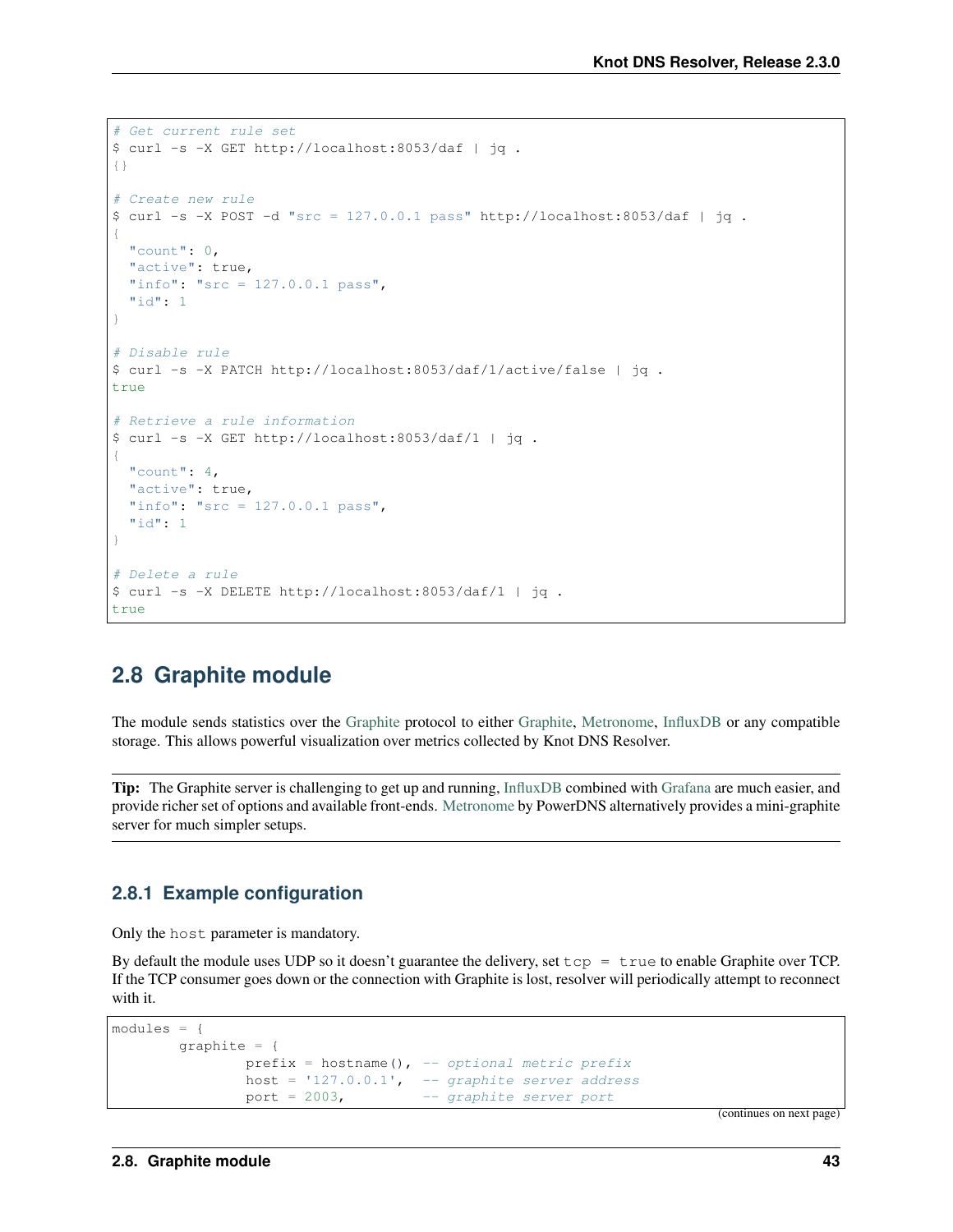```
# Get current rule set
$ curl -s -X GET http://localhost:8053/daf | jq .
{}

# Create new rule
$ curl -s -X POST -d "src = 127.0.0.1 pass" http://localhost:8053/daf | jq .
{
  "count": 0,
  "active": true,
  "info": "src = 127.0.0.1 pass",
  "id": 1
}

# Disable rule
$ curl -s -X PATCH http://localhost:8053/daf/1/active/false | jq .
true

# Retrieve a rule information
$ curl -s -X GET http://localhost:8053/daf/1 | jq .
{
  "count": 4,
  "active": true,
  "info": "src = 127.0.0.1 pass",
  "id": 1
}

# Delete a rule
$ curl -s -X DELETE http://localhost:8053/daf/1 | jq .
true
```

## 2.8 Graphite module

The module sends statistics over the Graphite protocol to either Graphite, Metronome, InfluxDB or any compatible storage. This allows powerful visualization over metrics collected by Knot DNS Resolver.

**Tip:** The Graphite server is challenging to get up and running, InfluxDB combined with Grafana are much easier, and provide richer set of options and available front-ends. Metronome by PowerDNS alternatively provides a mini-graphite server for much simpler setups.

### 2.8.1 Example configuration

Only the `host` parameter is mandatory.

By default the module uses UDP so it doesn't guarantee the delivery, set `tcp = true` to enable Graphite over TCP. If the TCP consumer goes down or the connection with Graphite is lost, resolver will periodically attempt to reconnect with it.

```
modules = {
        graphite = {
                prefix = hostname(), -- optional metric prefix
                host = '127.0.0.1',  -- graphite server address
                port = 2003,         -- graphite server port
```

(continues on next page)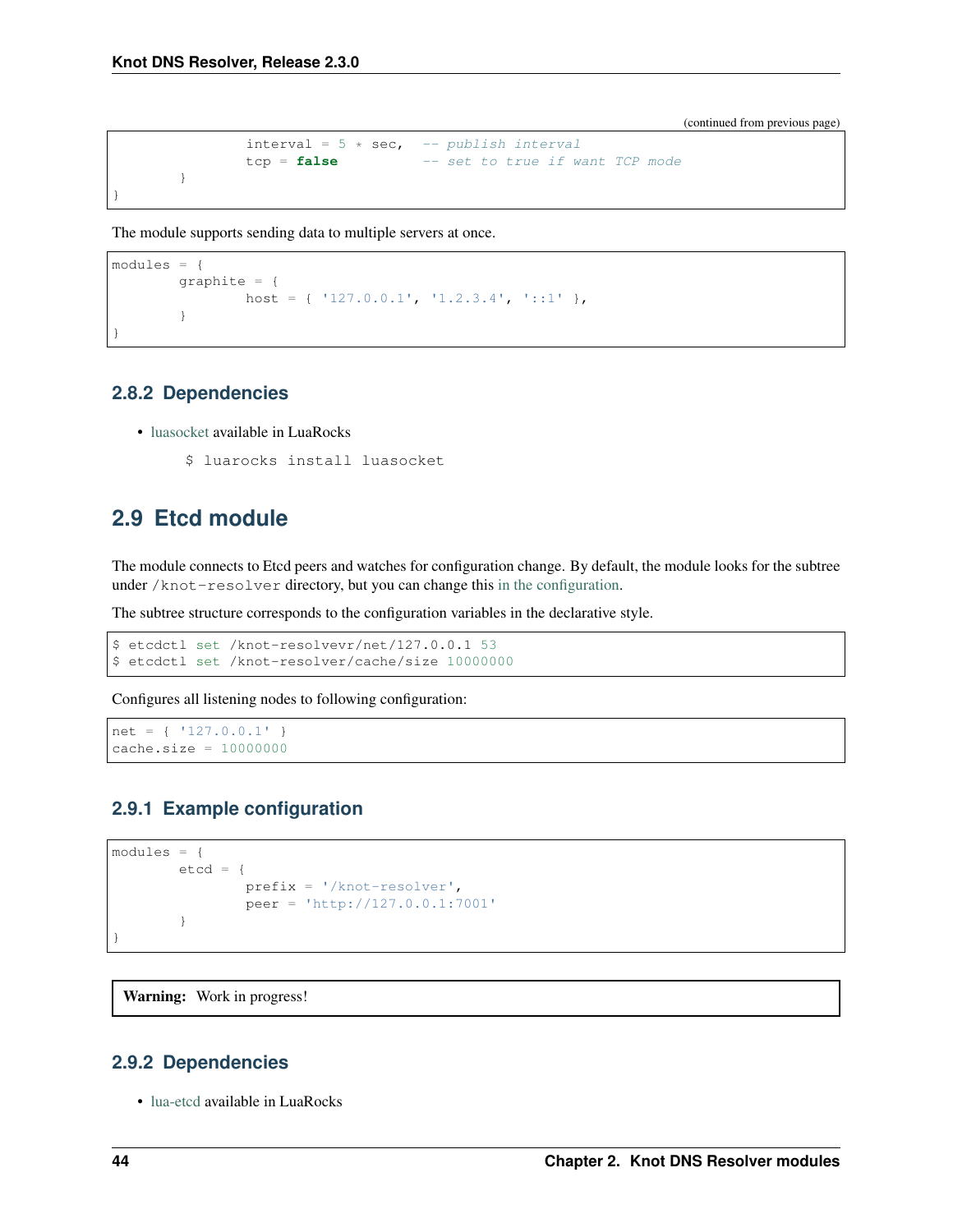(continued from previous page)

```
                interval = 5 * sec,  -- publish interval
                tcp = false          -- set to true if want TCP mode
        }
}
```

The module supports sending data to multiple servers at once.

```
modules = {
        graphite = {
                host = { '127.0.0.1', '1.2.3.4', '::1' },
        }
}
```

### 2.8.2 Dependencies

- luasocket available in LuaRocks

  ```
  $ luarocks install luasocket
  ```

## 2.9 Etcd module

The module connects to Etcd peers and watches for configuration change. By default, the module looks for the subtree under `/knot-resolver` directory, but you can change this in the configuration.

The subtree structure corresponds to the configuration variables in the declarative style.

```
$ etcdctl set /knot-resolvevr/net/127.0.0.1 53
$ etcdctl set /knot-resolver/cache/size 10000000
```

Configures all listening nodes to following configuration:

```
net = { '127.0.0.1' }
cache.size = 10000000
```

### 2.9.1 Example configuration

```
modules = {
        etcd = {
                prefix = '/knot-resolver',
                peer = 'http://127.0.0.1:7001'
        }
}
```

**Warning:** Work in progress!

### 2.9.2 Dependencies

- lua-etcd available in LuaRocks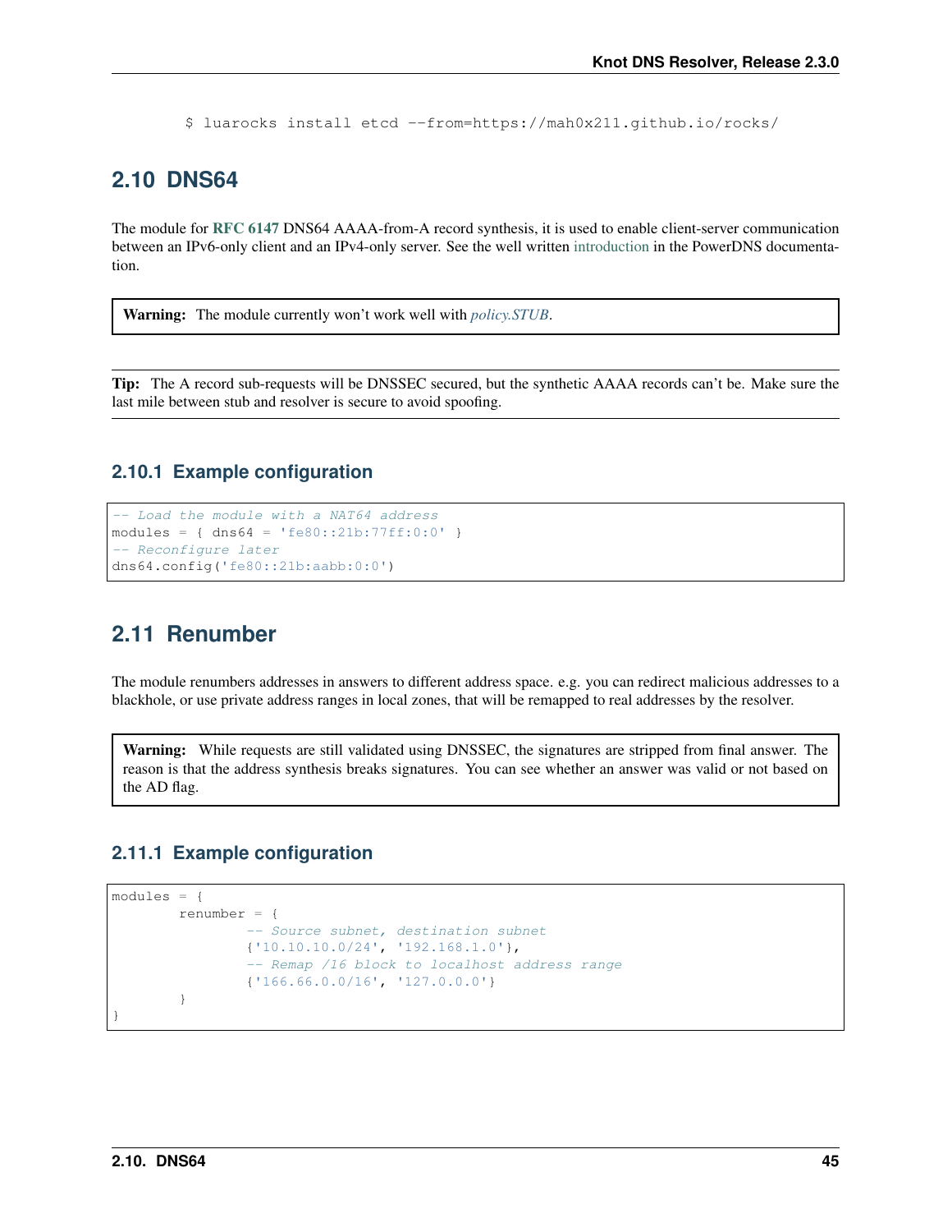```
$ luarocks install etcd --from=https://mah0x211.github.io/rocks/
```

## 2.10 DNS64

The module for **RFC 6147** DNS64 AAAA-from-A record synthesis, it is used to enable client-server communication between an IPv6-only client and an IPv4-only server. See the well written introduction in the PowerDNS documentation.

> **Warning:** The module currently won't work well with *policy.STUB*.

> **Tip:** The A record sub-requests will be DNSSEC secured, but the synthetic AAAA records can't be. Make sure the last mile between stub and resolver is secure to avoid spoofing.

### 2.10.1 Example configuration

```
-- Load the module with a NAT64 address
modules = { dns64 = 'fe80::21b:77ff:0:0' }
-- Reconfigure later
dns64.config('fe80::21b:aabb:0:0')
```

## 2.11 Renumber

The module renumbers addresses in answers to different address space. e.g. you can redirect malicious addresses to a blackhole, or use private address ranges in local zones, that will be remapped to real addresses by the resolver.

> **Warning:** While requests are still validated using DNSSEC, the signatures are stripped from final answer. The reason is that the address synthesis breaks signatures. You can see whether an answer was valid or not based on the AD flag.

### 2.11.1 Example configuration

```
modules = {
        renumber = {
                -- Source subnet, destination subnet
                {'10.10.10.0/24', '192.168.1.0'},
                -- Remap /16 block to localhost address range
                {'166.66.0.0/16', '127.0.0.0'}
        }
}
```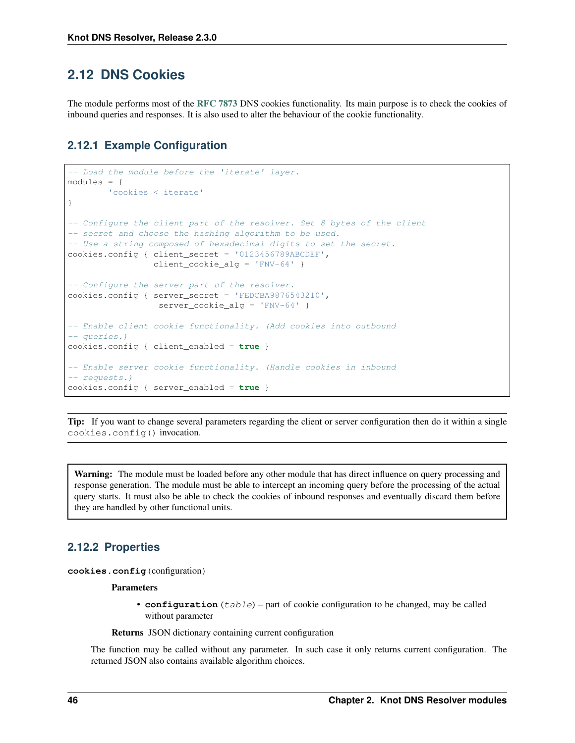## 2.12 DNS Cookies

The module performs most of the **RFC 7873** DNS cookies functionality. Its main purpose is to check the cookies of inbound queries and responses. It is also used to alter the behaviour of the cookie functionality.

### 2.12.1 Example Configuration

```
-- Load the module before the 'iterate' layer.
modules = {
        'cookies < iterate'
}

-- Configure the client part of the resolver. Set 8 bytes of the client
-- secret and choose the hashing algorithm to be used.
-- Use a string composed of hexadecimal digits to set the secret.
cookies.config { client_secret = '0123456789ABCDEF',
                 client_cookie_alg = 'FNV-64' }

-- Configure the server part of the resolver.
cookies.config { server_secret = 'FEDCBA9876543210',
                  server_cookie_alg = 'FNV-64' }

-- Enable client cookie functionality. (Add cookies into outbound
-- queries.)
cookies.config { client_enabled = true }

-- Enable server cookie functionality. (Handle cookies in inbound
-- requests.)
cookies.config { server_enabled = true }
```

**Tip:** If you want to change several parameters regarding the client or server configuration then do it within a single `cookies.config()` invocation.

**Warning:** The module must be loaded before any other module that has direct influence on query processing and response generation. The module must be able to intercept an incoming query before the processing of the actual query starts. It must also be able to check the cookies of inbound responses and eventually discard them before they are handled by other functional units.

### 2.12.2 Properties

**`cookies.config`**(configuration)

**Parameters**

- **`configuration`** (*table*) – part of cookie configuration to be changed, may be called without parameter

**Returns** JSON dictionary containing current configuration

The function may be called without any parameter. In such case it only returns current configuration. The returned JSON also contains available algorithm choices.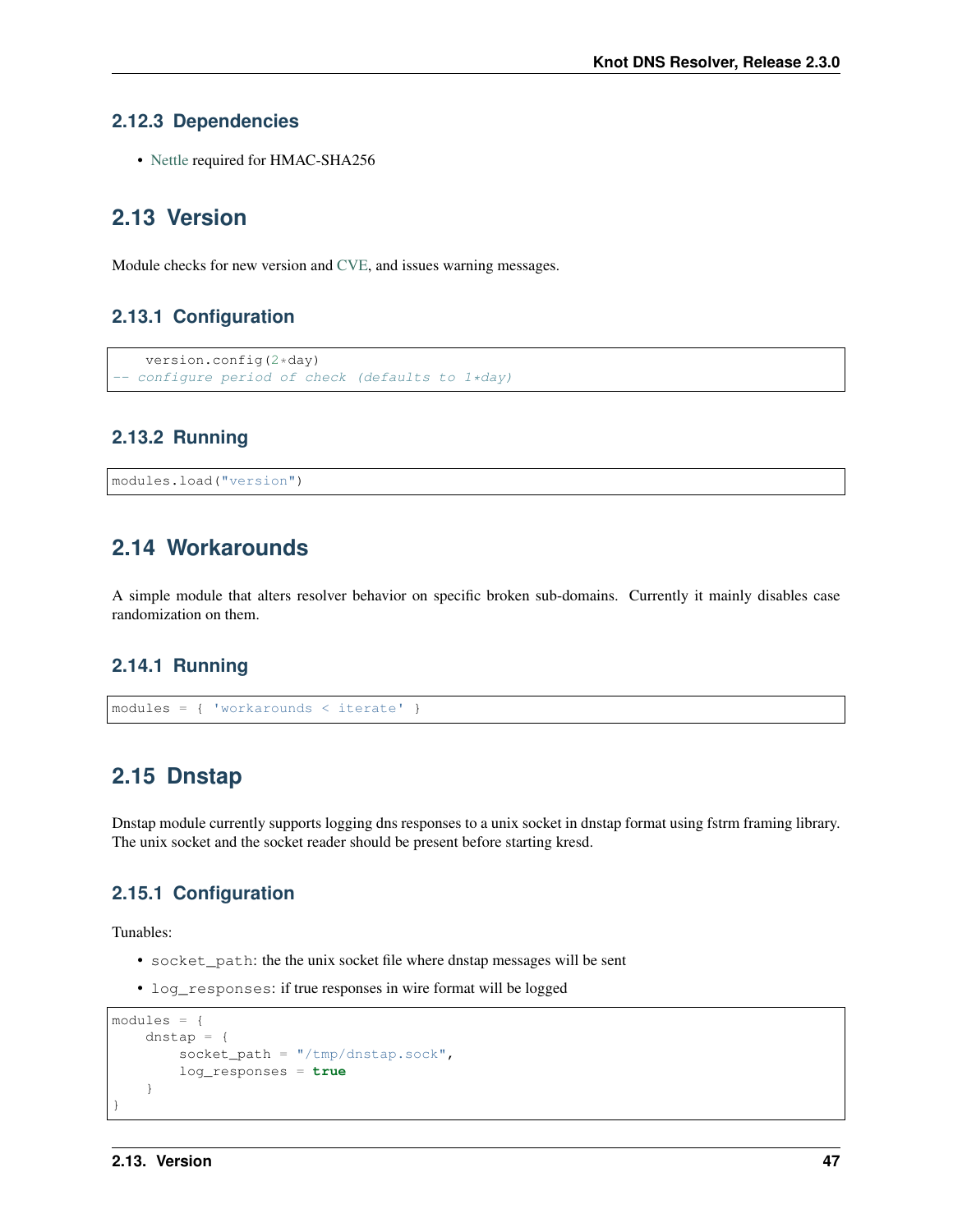### 2.12.3 Dependencies

- Nettle required for HMAC-SHA256

## 2.13 Version

Module checks for new version and CVE, and issues warning messages.

### 2.13.1 Configuration

```
    version.config(2*day)
-- configure period of check (defaults to 1*day)
```

### 2.13.2 Running

```
modules.load("version")
```

## 2.14 Workarounds

A simple module that alters resolver behavior on specific broken sub-domains. Currently it mainly disables case randomization on them.

### 2.14.1 Running

```
modules = { 'workarounds < iterate' }
```

## 2.15 Dnstap

Dnstap module currently supports logging dns responses to a unix socket in dnstap format using fstrm framing library. The unix socket and the socket reader should be present before starting kresd.

### 2.15.1 Configuration

Tunables:

- `socket_path`: the the unix socket file where dnstap messages will be sent
- `log_responses`: if true responses in wire format will be logged

```
modules = {
    dnstap = {
        socket_path = "/tmp/dnstap.sock",
        log_responses = true
    }
}
```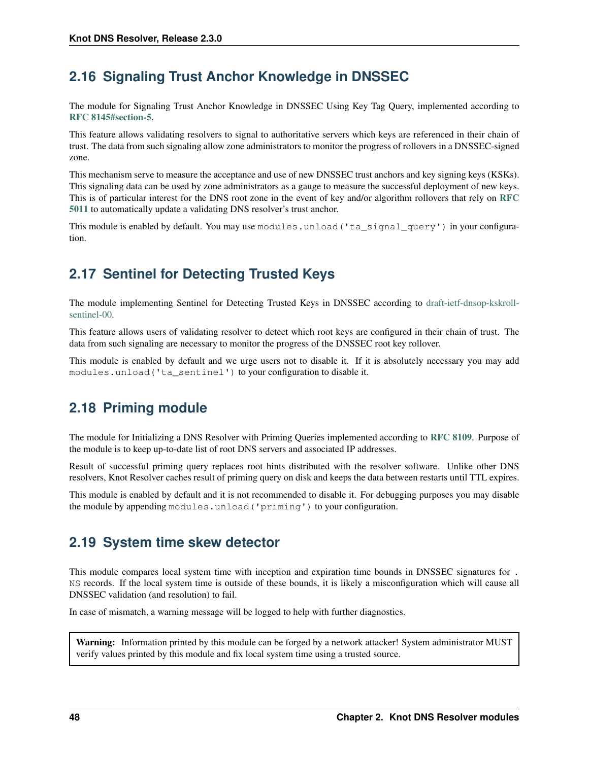## 2.16 Signaling Trust Anchor Knowledge in DNSSEC

The module for Signaling Trust Anchor Knowledge in DNSSEC Using Key Tag Query, implemented according to **RFC 8145#section-5**.

This feature allows validating resolvers to signal to authoritative servers which keys are referenced in their chain of trust. The data from such signaling allow zone administrators to monitor the progress of rollovers in a DNSSEC-signed zone.

This mechanism serve to measure the acceptance and use of new DNSSEC trust anchors and key signing keys (KSKs). This signaling data can be used by zone administrators as a gauge to measure the successful deployment of new keys. This is of particular interest for the DNS root zone in the event of key and/or algorithm rollovers that rely on **RFC 5011** to automatically update a validating DNS resolver's trust anchor.

This module is enabled by default. You may use `modules.unload('ta_signal_query')` in your configuration.

## 2.17 Sentinel for Detecting Trusted Keys

The module implementing Sentinel for Detecting Trusted Keys in DNSSEC according to draft-ietf-dnsop-kskroll-sentinel-00.

This feature allows users of validating resolver to detect which root keys are configured in their chain of trust. The data from such signaling are necessary to monitor the progress of the DNSSEC root key rollover.

This module is enabled by default and we urge users not to disable it. If it is absolutely necessary you may add `modules.unload('ta_sentinel')` to your configuration to disable it.

## 2.18 Priming module

The module for Initializing a DNS Resolver with Priming Queries implemented according to **RFC 8109**. Purpose of the module is to keep up-to-date list of root DNS servers and associated IP addresses.

Result of successful priming query replaces root hints distributed with the resolver software. Unlike other DNS resolvers, Knot Resolver caches result of priming query on disk and keeps the data between restarts until TTL expires.

This module is enabled by default and it is not recommended to disable it. For debugging purposes you may disable the module by appending `modules.unload('priming')` to your configuration.

## 2.19 System time skew detector

This module compares local system time with inception and expiration time bounds in DNSSEC signatures for `. NS` records. If the local system time is outside of these bounds, it is likely a misconfiguration which will cause all DNSSEC validation (and resolution) to fail.

In case of mismatch, a warning message will be logged to help with further diagnostics.

> **Warning:** Information printed by this module can be forged by a network attacker! System administrator MUST verify values printed by this module and fix local system time using a trusted source.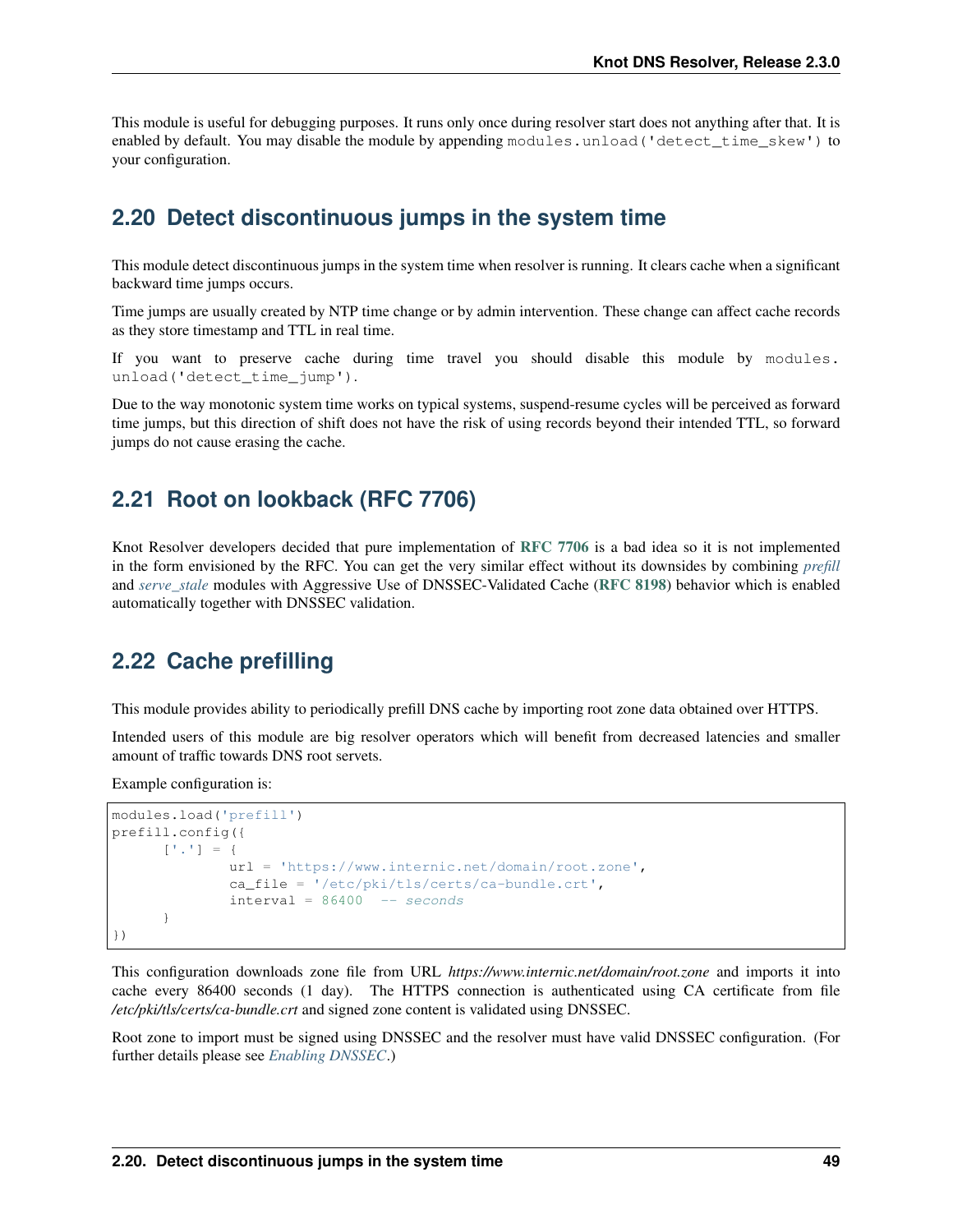This module is useful for debugging purposes. It runs only once during resolver start does not anything after that. It is enabled by default. You may disable the module by appending `modules.unload('detect_time_skew')` to your configuration.

## 2.20 Detect discontinuous jumps in the system time

This module detect discontinuous jumps in the system time when resolver is running. It clears cache when a significant backward time jumps occurs.

Time jumps are usually created by NTP time change or by admin intervention. These change can affect cache records as they store timestamp and TTL in real time.

If you want to preserve cache during time travel you should disable this module by `modules.unload('detect_time_jump')`.

Due to the way monotonic system time works on typical systems, suspend-resume cycles will be perceived as forward time jumps, but this direction of shift does not have the risk of using records beyond their intended TTL, so forward jumps do not cause erasing the cache.

## 2.21 Root on lookback (RFC 7706)

Knot Resolver developers decided that pure implementation of **RFC 7706** is a bad idea so it is not implemented in the form envisioned by the RFC. You can get the very similar effect without its downsides by combining *prefill* and *serve_stale* modules with Aggressive Use of DNSSEC-Validated Cache (**RFC 8198**) behavior which is enabled automatically together with DNSSEC validation.

## 2.22 Cache prefilling

This module provides ability to periodically prefill DNS cache by importing root zone data obtained over HTTPS.

Intended users of this module are big resolver operators which will benefit from decreased latencies and smaller amount of traffic towards DNS root servets.

Example configuration is:

```
modules.load('prefill')
prefill.config({
      ['.'] = {
              url = 'https://www.internic.net/domain/root.zone',
              ca_file = '/etc/pki/tls/certs/ca-bundle.crt',
              interval = 86400  -- seconds
      }
})
```

This configuration downloads zone file from URL *https://www.internic.net/domain/root.zone* and imports it into cache every 86400 seconds (1 day). The HTTPS connection is authenticated using CA certificate from file */etc/pki/tls/certs/ca-bundle.crt* and signed zone content is validated using DNSSEC.

Root zone to import must be signed using DNSSEC and the resolver must have valid DNSSEC configuration. (For further details please see *Enabling DNSSEC*.)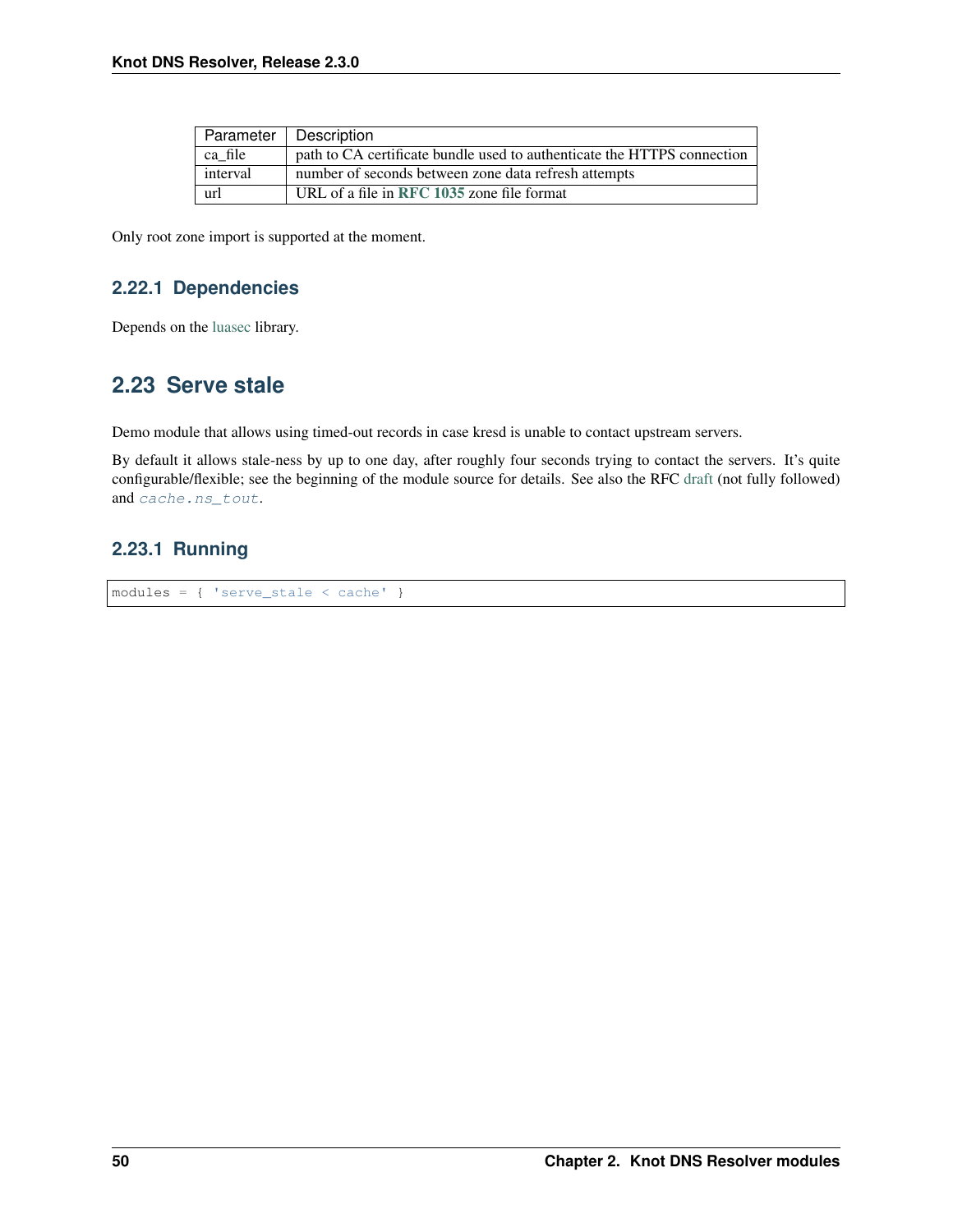| Parameter | Description |
| --- | --- |
| ca_file | path to CA certificate bundle used to authenticate the HTTPS connection |
| interval | number of seconds between zone data refresh attempts |
| url | URL of a file in **RFC 1035** zone file format |

Only root zone import is supported at the moment.

### 2.22.1 Dependencies

Depends on the luasec library.

## 2.23 Serve stale

Demo module that allows using timed-out records in case kresd is unable to contact upstream servers.

By default it allows stale-ness by up to one day, after roughly four seconds trying to contact the servers. It's quite configurable/flexible; see the beginning of the module source for details. See also the RFC draft (not fully followed) and `cache.ns_tout`.

### 2.23.1 Running

```
modules = { 'serve_stale < cache' }
```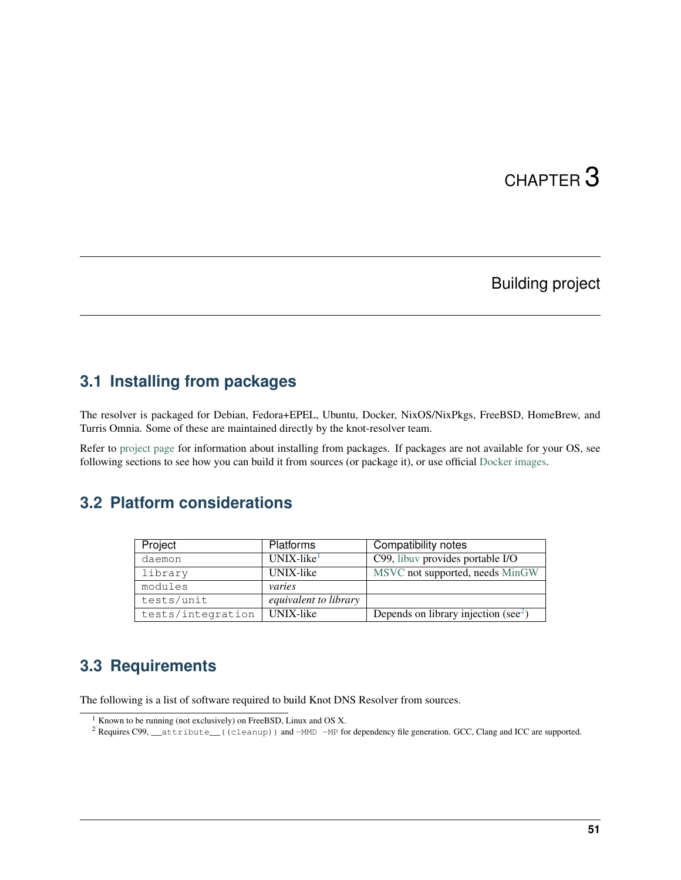# CHAPTER 3

# Building project

## 3.1 Installing from packages

The resolver is packaged for Debian, Fedora+EPEL, Ubuntu, Docker, NixOS/NixPkgs, FreeBSD, HomeBrew, and Turris Omnia. Some of these are maintained directly by the knot-resolver team.

Refer to project page for information about installing from packages. If packages are not available for your OS, see following sections to see how you can build it from sources (or package it), or use official Docker images.

## 3.2 Platform considerations

| Project | Platforms | Compatibility notes |
| --- | --- | --- |
| `daemon` | UNIX-like[1] | C99, libuv provides portable I/O |
| `library` | UNIX-like | MSVC not supported, needs MinGW |
| `modules` | *varies* | |
| `tests/unit` | *equivalent to library* | |
| `tests/integration` | UNIX-like | Depends on library injection (see[2]) |

## 3.3 Requirements

The following is a list of software required to build Knot DNS Resolver from sources.

[1] Known to be running (not exclusively) on FreeBSD, Linux and OS X.

[2] Requires C99, `__attribute__((cleanup))` and `-MMD -MP` for dependency file generation. GCC, Clang and ICC are supported.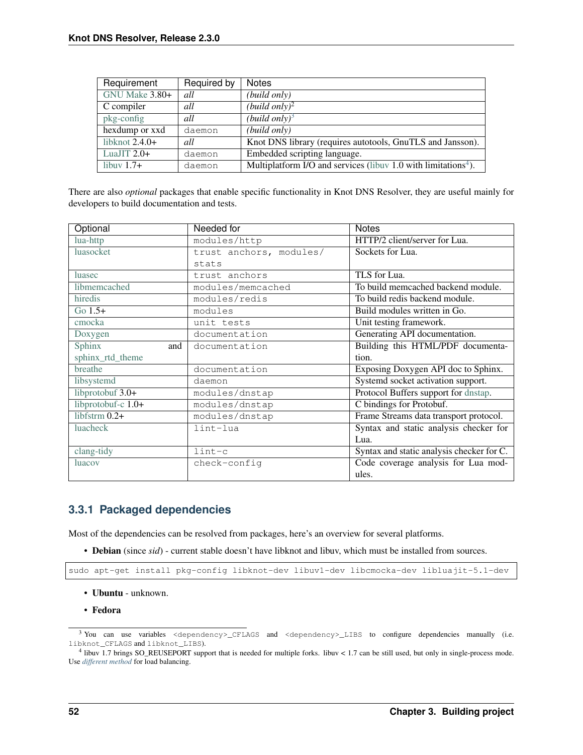| Requirement | Required by | Notes |
|---|---|---|
| GNU Make 3.80+ | *all* | *(build only)* |
| C compiler | *all* | *(build only)*[2] |
| pkg-config | *all* | *(build only)*[3] |
| hexdump or xxd | `daemon` | *(build only)* |
| libknot 2.4.0+ | *all* | Knot DNS library (requires autotools, GnuTLS and Jansson). |
| LuaJIT 2.0+ | `daemon` | Embedded scripting language. |
| libuv 1.7+ | `daemon` | Multiplatform I/O and services (libuv 1.0 with limitations[4]). |

There are also *optional* packages that enable specific functionality in Knot DNS Resolver, they are useful mainly for developers to build documentation and tests.

| Optional | Needed for | Notes |
|---|---|---|
| lua-http | `modules/http` | HTTP/2 client/server for Lua. |
| luasocket | `trust anchors, modules/stats` | Sockets for Lua. |
| luasec | `trust anchors` | TLS for Lua. |
| libmemcached | `modules/memcached` | To build memcached backend module. |
| hiredis | `modules/redis` | To build redis backend module. |
| Go 1.5+ | `modules` | Build modules written in Go. |
| cmocka | `unit tests` | Unit testing framework. |
| Doxygen | `documentation` | Generating API documentation. |
| Sphinx and sphinx_rtd_theme | `documentation` | Building this HTML/PDF documentation. |
| breathe | `documentation` | Exposing Doxygen API doc to Sphinx. |
| libsystemd | `daemon` | Systemd socket activation support. |
| libprotobuf 3.0+ | `modules/dnstap` | Protocol Buffers support for dnstap. |
| libprotobuf-c 1.0+ | `modules/dnstap` | C bindings for Protobuf. |
| libfstrm 0.2+ | `modules/dnstap` | Frame Streams data transport protocol. |
| luacheck | `lint-lua` | Syntax and static analysis checker for Lua. |
| clang-tidy | `lint-c` | Syntax and static analysis checker for C. |
| luacov | `check-config` | Code coverage analysis for Lua modules. |

### 3.3.1 Packaged dependencies

Most of the dependencies can be resolved from packages, here's an overview for several platforms.

- **Debian** (since *sid*) - current stable doesn't have libknot and libuv, which must be installed from sources.

```
sudo apt-get install pkg-config libknot-dev libuv1-dev libcmocka-dev libluajit-5.1-dev
```

- **Ubuntu** - unknown.
- **Fedora**

[3] You can use variables `<dependency>_CFLAGS` and `<dependency>_LIBS` to configure dependencies manually (i.e. `libknot_CFLAGS` and `libknot_LIBS`).

[4] libuv 1.7 brings SO_REUSEPORT support that is needed for multiple forks. libuv < 1.7 can be still used, but only in single-process mode. Use *different method* for load balancing.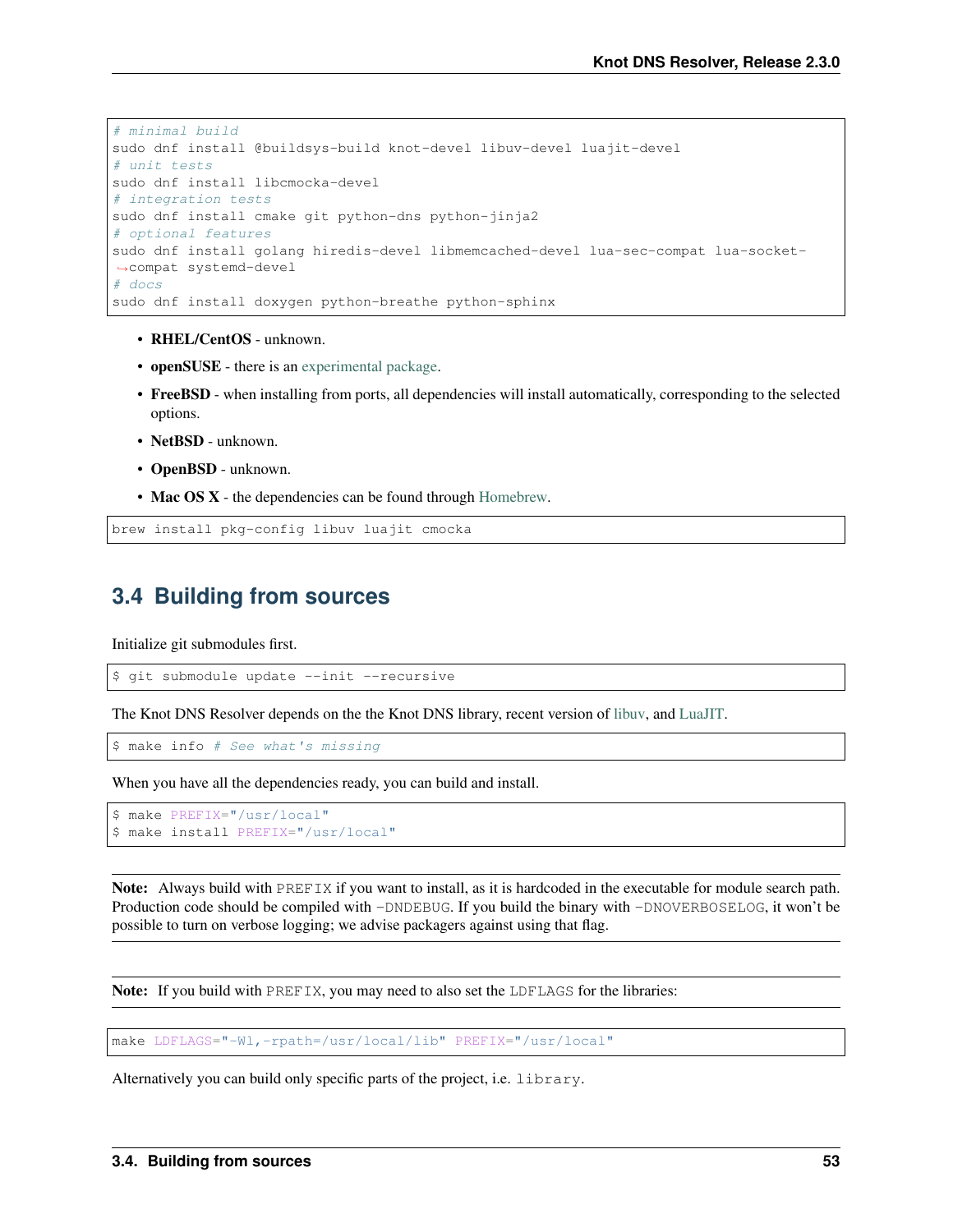```
# minimal build
sudo dnf install @buildsys-build knot-devel libuv-devel luajit-devel
# unit tests
sudo dnf install libcmocka-devel
# integration tests
sudo dnf install cmake git python-dns python-jinja2
# optional features
sudo dnf install golang hiredis-devel libmemcached-devel lua-sec-compat lua-socket-compat systemd-devel
# docs
sudo dnf install doxygen python-breathe python-sphinx
```

- **RHEL/CentOS** - unknown.
- **openSUSE** - there is an experimental package.
- **FreeBSD** - when installing from ports, all dependencies will install automatically, corresponding to the selected options.
- **NetBSD** - unknown.
- **OpenBSD** - unknown.
- **Mac OS X** - the dependencies can be found through Homebrew.

```
brew install pkg-config libuv luajit cmocka
```

## 3.4 Building from sources

Initialize git submodules first.

```
$ git submodule update --init --recursive
```

The Knot DNS Resolver depends on the the Knot DNS library, recent version of libuv, and LuaJIT.

```
$ make info # See what's missing
```

When you have all the dependencies ready, you can build and install.

```
$ make PREFIX="/usr/local"
$ make install PREFIX="/usr/local"
```

**Note:** Always build with `PREFIX` if you want to install, as it is hardcoded in the executable for module search path. Production code should be compiled with `-DNDEBUG`. If you build the binary with `-DNOVERBOSELOG`, it won't be possible to turn on verbose logging; we advise packagers against using that flag.

**Note:** If you build with `PREFIX`, you may need to also set the `LDFLAGS` for the libraries:

```
make LDFLAGS="-Wl,-rpath=/usr/local/lib" PREFIX="/usr/local"
```

Alternatively you can build only specific parts of the project, i.e. `library`.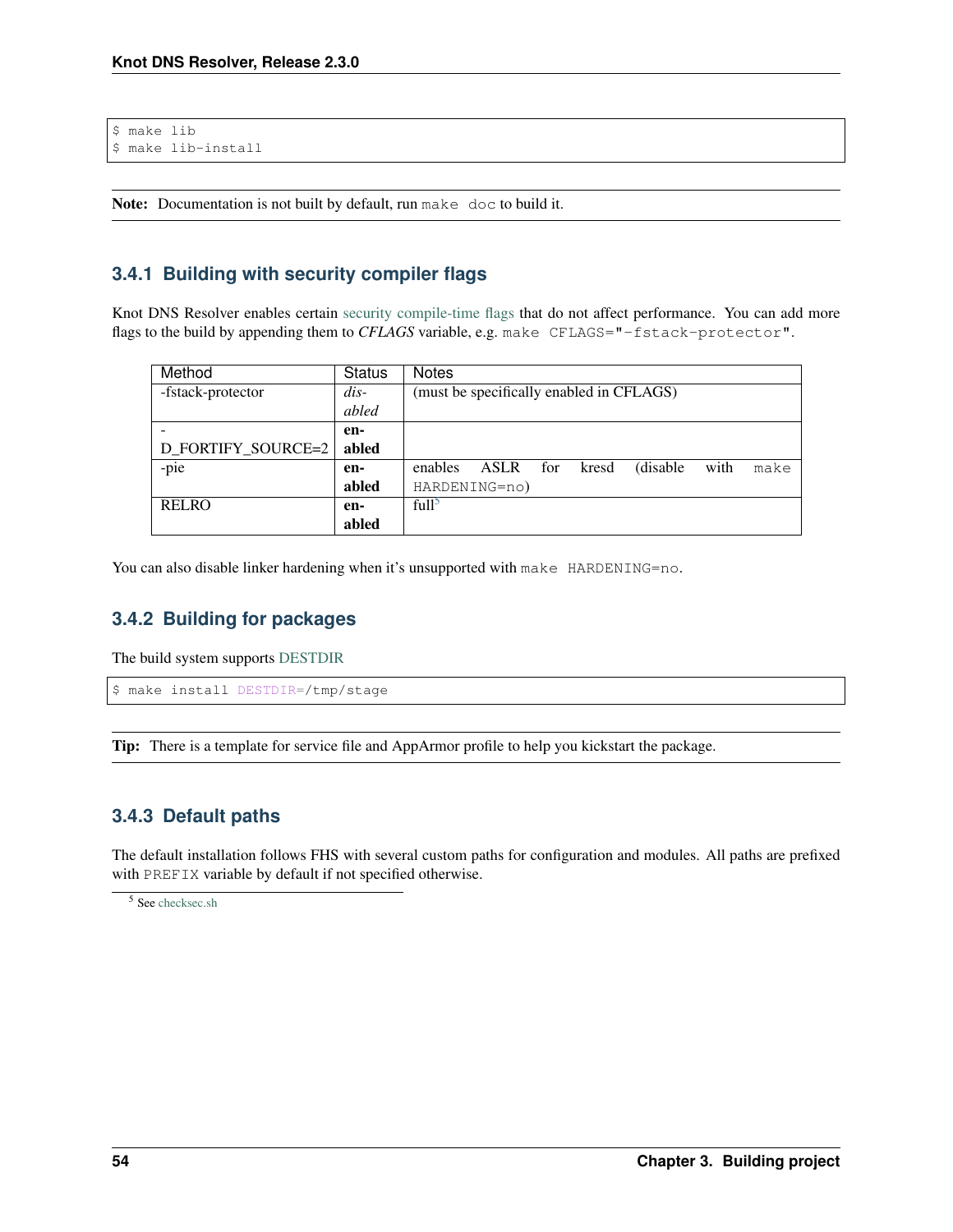```
$ make lib
$ make lib-install
```

**Note:** Documentation is not built by default, run `make doc` to build it.

### 3.4.1 Building with security compiler flags

Knot DNS Resolver enables certain security compile-time flags that do not affect performance. You can add more flags to the build by appending them to *CFLAGS* variable, e.g. `make CFLAGS="-fstack-protector"`.

| Method | Status | Notes |
|---|---|---|
| -fstack-protector | *disabled* | (must be specifically enabled in CFLAGS) |
| -D_FORTIFY_SOURCE=2 | **enabled** | |
| -pie | **enabled** | enables ASLR for kresd (disable with `make HARDENING=no`) |
| RELRO | **enabled** | full[5] |

You can also disable linker hardening when it's unsupported with `make HARDENING=no`.

### 3.4.2 Building for packages

The build system supports DESTDIR

```
$ make install DESTDIR=/tmp/stage
```

**Tip:** There is a template for service file and AppArmor profile to help you kickstart the package.

### 3.4.3 Default paths

The default installation follows FHS with several custom paths for configuration and modules. All paths are prefixed with `PREFIX` variable by default if not specified otherwise.

[5] See checksec.sh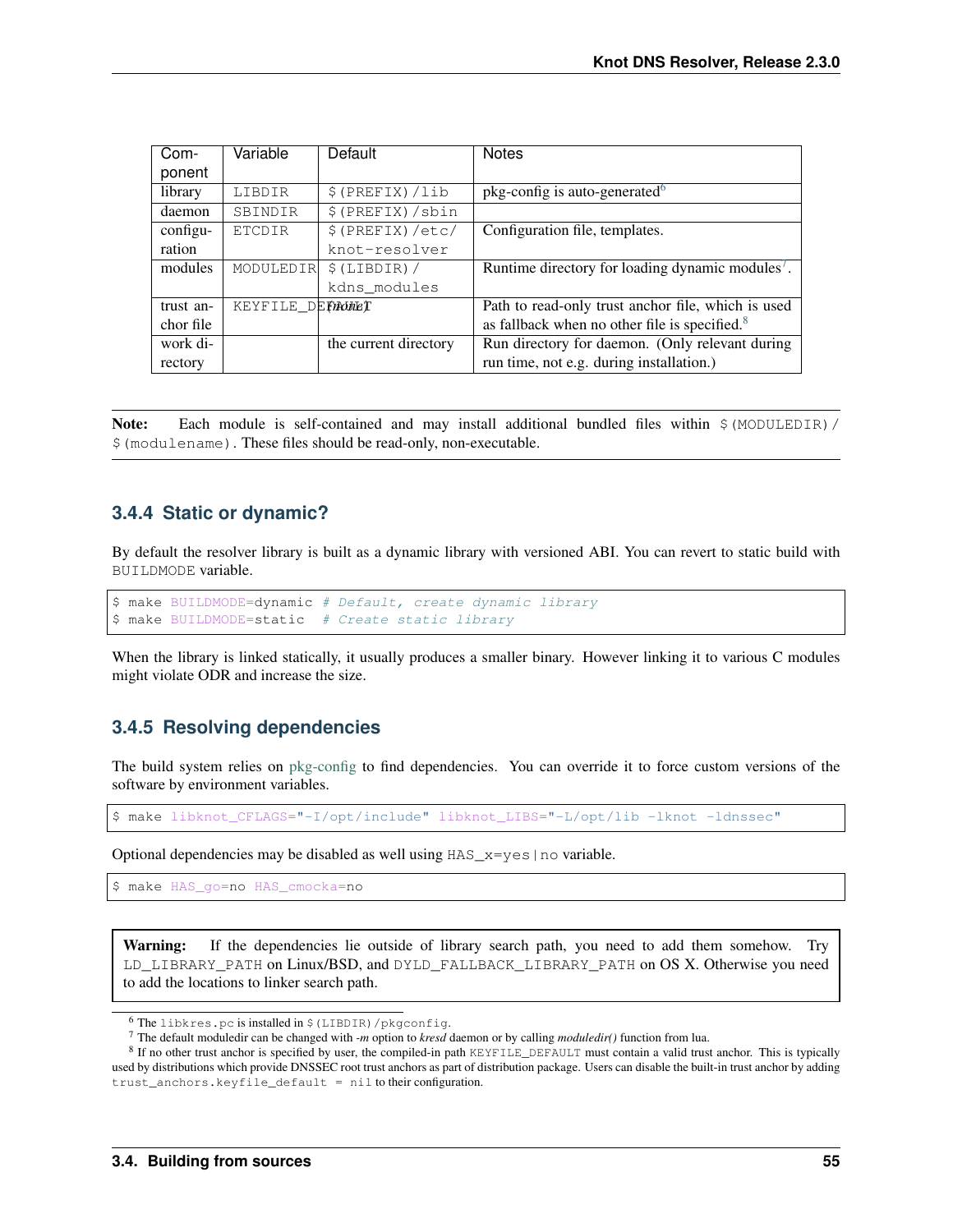| Component | Variable | Default | Notes |
|---|---|---|---|
| library | `LIBDIR` | `$(PREFIX)/lib` | pkg-config is auto-generated[6] |
| daemon | `SBINDIR` | `$(PREFIX)/sbin` | |
| configuration | `ETCDIR` | `$(PREFIX)/etc/knot-resolver` | Configuration file, templates. |
| modules | `MODULEDIR` | `$(LIBDIR)/kdns_modules` | Runtime directory for loading dynamic modules[7]. |
| trust anchor file | `KEYFILE_DEFAULT` | *(none)* | Path to read-only trust anchor file, which is used as fallback when no other file is specified.[8] |
| work directory | | the current directory | Run directory for daemon. (Only relevant during run time, not e.g. during installation.) |

**Note:** Each module is self-contained and may install additional bundled files within `$(MODULEDIR)/$(modulename)`. These files should be read-only, non-executable.

### 3.4.4 Static or dynamic?

By default the resolver library is built as a dynamic library with versioned ABI. You can revert to static build with `BUILDMODE` variable.

```
$ make BUILDMODE=dynamic # Default, create dynamic library
$ make BUILDMODE=static  # Create static library
```

When the library is linked statically, it usually produces a smaller binary. However linking it to various C modules might violate ODR and increase the size.

### 3.4.5 Resolving dependencies

The build system relies on pkg-config to find dependencies. You can override it to force custom versions of the software by environment variables.

```
$ make libknot_CFLAGS="-I/opt/include" libknot_LIBS="-L/opt/lib -lknot -ldnssec"
```

Optional dependencies may be disabled as well using `HAS_x=yes|no` variable.

```
$ make HAS_go=no HAS_cmocka=no
```

**Warning:** If the dependencies lie outside of library search path, you need to add them somehow. Try `LD_LIBRARY_PATH` on Linux/BSD, and `DYLD_FALLBACK_LIBRARY_PATH` on OS X. Otherwise you need to add the locations to linker search path.

---

[6] The `libkres.pc` is installed in `$(LIBDIR)/pkgconfig`.

[7] The default moduledir can be changed with *-m* option to *kresd* daemon or by calling *moduledir()* function from lua.

[8] If no other trust anchor is specified by user, the compiled-in path `KEYFILE_DEFAULT` must contain a valid trust anchor. This is typically used by distributions which provide DNSSEC root trust anchors as part of distribution package. Users can disable the built-in trust anchor by adding `trust_anchors.keyfile_default = nil` to their configuration.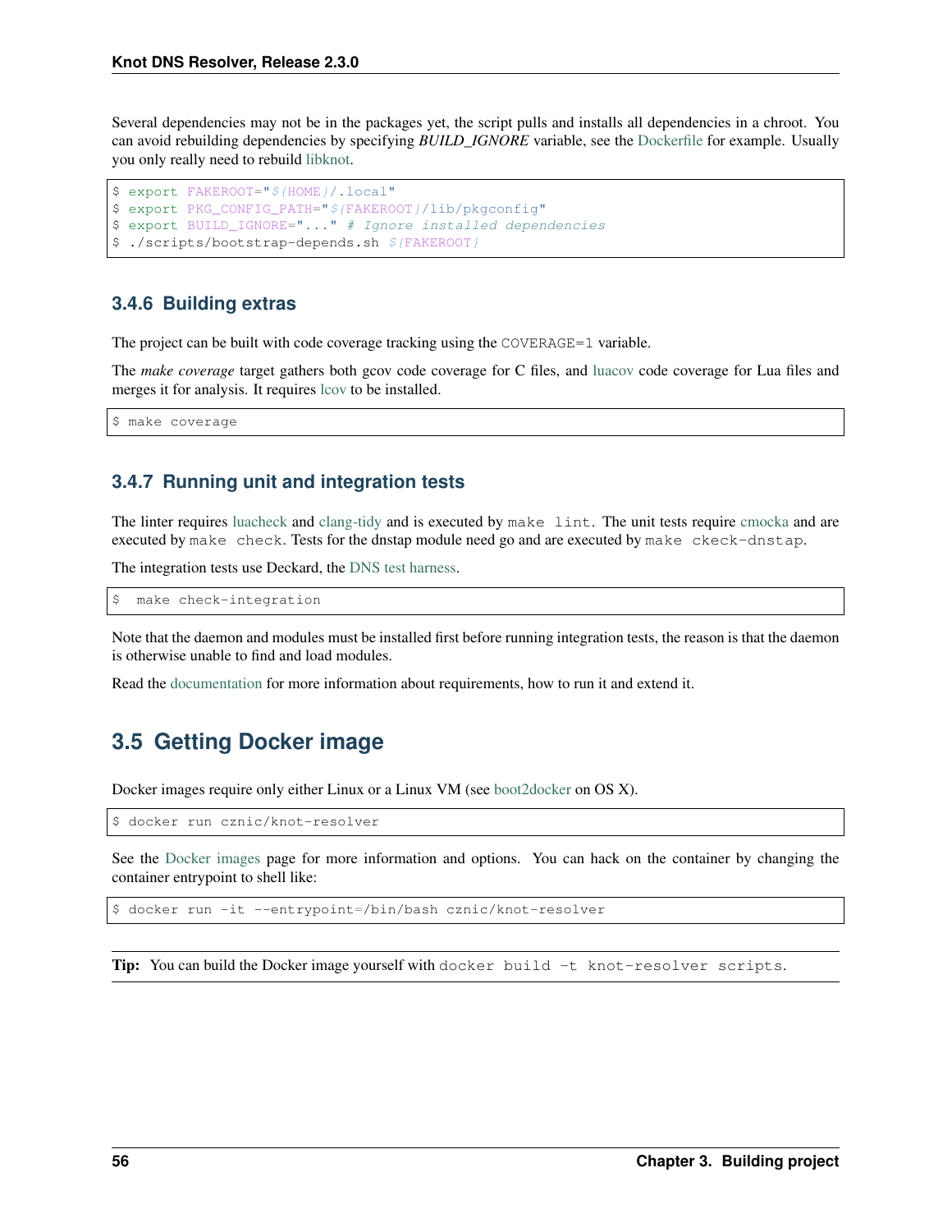Several dependencies may not be in the packages yet, the script pulls and installs all dependencies in a chroot. You can avoid rebuilding dependencies by specifying *BUILD_IGNORE* variable, see the Dockerfile for example. Usually you only really need to rebuild libknot.

```
$ export FAKEROOT="${HOME}/.local"
$ export PKG_CONFIG_PATH="${FAKEROOT}/lib/pkgconfig"
$ export BUILD_IGNORE="..." # Ignore installed dependencies
$ ./scripts/bootstrap-depends.sh ${FAKEROOT}
```

### 3.4.6 Building extras

The project can be built with code coverage tracking using the `COVERAGE=1` variable.

The *make coverage* target gathers both gcov code coverage for C files, and luacov code coverage for Lua files and merges it for analysis. It requires lcov to be installed.

```
$ make coverage
```

### 3.4.7 Running unit and integration tests

The linter requires luacheck and clang-tidy and is executed by `make lint`. The unit tests require cmocka and are executed by `make check`. Tests for the dnstap module need go and are executed by `make ckeck-dnstap`.

The integration tests use Deckard, the DNS test harness.

```
$  make check-integration
```

Note that the daemon and modules must be installed first before running integration tests, the reason is that the daemon is otherwise unable to find and load modules.

Read the documentation for more information about requirements, how to run it and extend it.

## 3.5 Getting Docker image

Docker images require only either Linux or a Linux VM (see boot2docker on OS X).

```
$ docker run cznic/knot-resolver
```

See the Docker images page for more information and options. You can hack on the container by changing the container entrypoint to shell like:

```
$ docker run -it --entrypoint=/bin/bash cznic/knot-resolver
```

**Tip:** You can build the Docker image yourself with `docker build -t knot-resolver scripts`.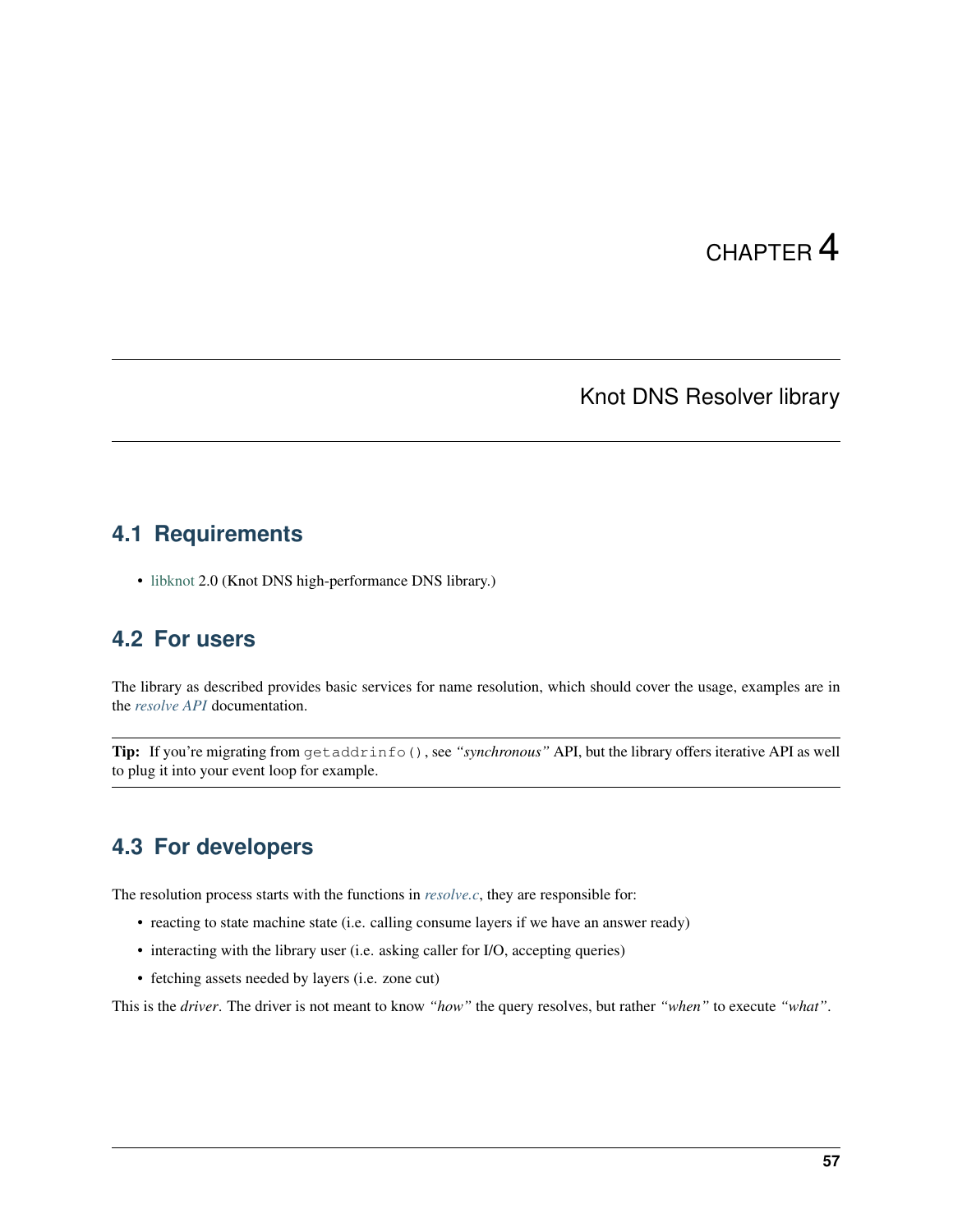# CHAPTER 4

# Knot DNS Resolver library

## 4.1 Requirements

- libknot 2.0 (Knot DNS high-performance DNS library.)

## 4.2 For users

The library as described provides basic services for name resolution, which should cover the usage, examples are in the *resolve API* documentation.

**Tip:** If you're migrating from `getaddrinfo()`, see *"synchronous"* API, but the library offers iterative API as well to plug it into your event loop for example.

## 4.3 For developers

The resolution process starts with the functions in *resolve.c*, they are responsible for:

- reacting to state machine state (i.e. calling consume layers if we have an answer ready)
- interacting with the library user (i.e. asking caller for I/O, accepting queries)
- fetching assets needed by layers (i.e. zone cut)

This is the *driver*. The driver is not meant to know *"how"* the query resolves, but rather *"when"* to execute *"what"*.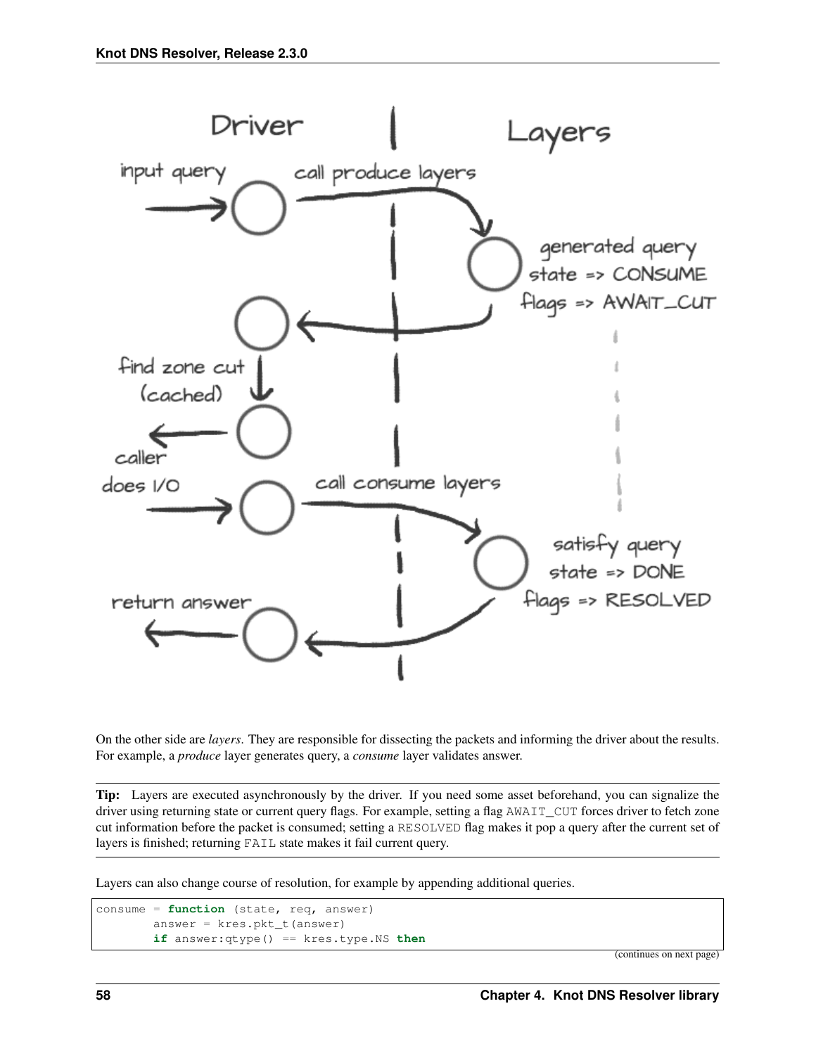On the other side are *layers*. They are responsible for dissecting the packets and informing the driver about the results. For example, a *produce* layer generates query, a *consume* layer validates answer.

**Tip:** Layers are executed asynchronously by the driver. If you need some asset beforehand, you can signalize the driver using returning state or current query flags. For example, setting a flag `AWAIT_CUT` forces driver to fetch zone cut information before the packet is consumed; setting a `RESOLVED` flag makes it pop a query after the current set of layers is finished; returning `FAIL` state makes it fail current query.

Layers can also change course of resolution, for example by appending additional queries.

```
consume = function (state, req, answer)
        answer = kres.pkt_t(answer)
        if answer:qtype() == kres.type.NS then
```

(continues on next page)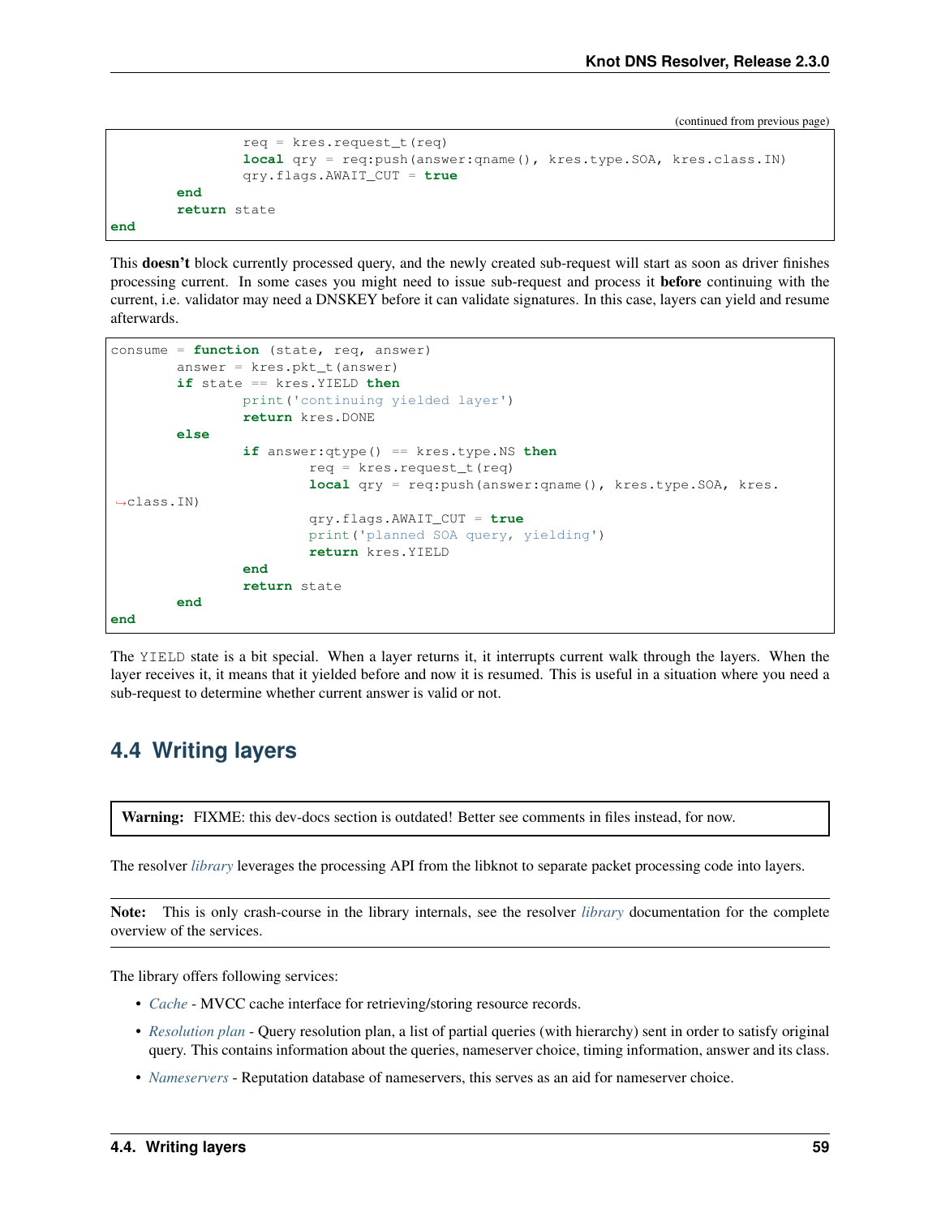(continued from previous page)

```
                req = kres.request_t(req)
                local qry = req:push(answer:qname(), kres.type.SOA, kres.class.IN)
                qry.flags.AWAIT_CUT = true
        end
        return state
end
```

This **doesn't** block currently processed query, and the newly created sub-request will start as soon as driver finishes processing current. In some cases you might need to issue sub-request and process it **before** continuing with the current, i.e. validator may need a DNSKEY before it can validate signatures. In this case, layers can yield and resume afterwards.

```
consume = function (state, req, answer)
        answer = kres.pkt_t(answer)
        if state == kres.YIELD then
                print('continuing yielded layer')
                return kres.DONE
        else
                if answer:qtype() == kres.type.NS then
                        req = kres.request_t(req)
                        local qry = req:push(answer:qname(), kres.type.SOA, kres.class.IN)
                        qry.flags.AWAIT_CUT = true
                        print('planned SOA query, yielding')
                        return kres.YIELD
                end
                return state
        end
end
```

The `YIELD` state is a bit special. When a layer returns it, it interrupts current walk through the layers. When the layer receives it, it means that it yielded before and now it is resumed. This is useful in a situation where you need a sub-request to determine whether current answer is valid or not.

## 4.4 Writing layers

**Warning:** FIXME: this dev-docs section is outdated! Better see comments in files instead, for now.

The resolver *library* leverages the processing API from the libknot to separate packet processing code into layers.

**Note:** This is only crash-course in the library internals, see the resolver *library* documentation for the complete overview of the services.

The library offers following services:

- *Cache* - MVCC cache interface for retrieving/storing resource records.
- *Resolution plan* - Query resolution plan, a list of partial queries (with hierarchy) sent in order to satisfy original query. This contains information about the queries, nameserver choice, timing information, answer and its class.
- *Nameservers* - Reputation database of nameservers, this serves as an aid for nameserver choice.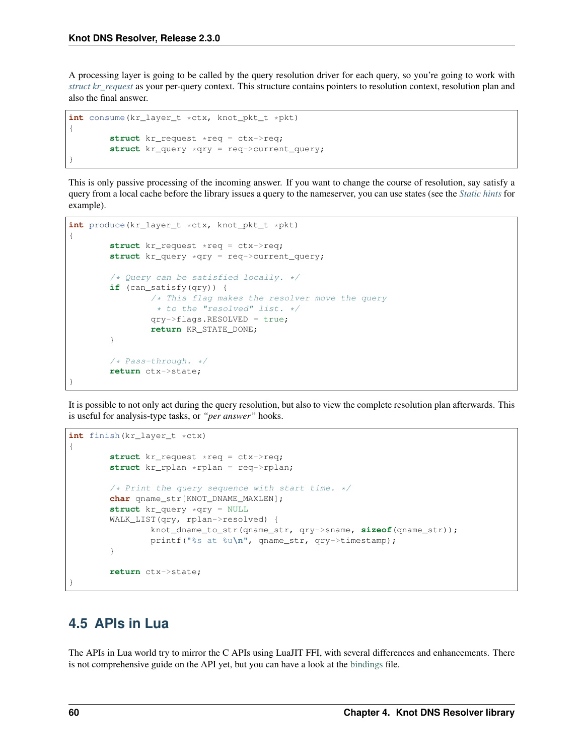A processing layer is going to be called by the query resolution driver for each query, so you're going to work with *struct kr_request* as your per-query context. This structure contains pointers to resolution context, resolution plan and also the final answer.

```
int consume(kr_layer_t *ctx, knot_pkt_t *pkt)
{
        struct kr_request *req = ctx->req;
        struct kr_query *qry = req->current_query;
}
```

This is only passive processing of the incoming answer. If you want to change the course of resolution, say satisfy a query from a local cache before the library issues a query to the nameserver, you can use states (see the *Static hints* for example).

```
int produce(kr_layer_t *ctx, knot_pkt_t *pkt)
{
        struct kr_request *req = ctx->req;
        struct kr_query *qry = req->current_query;

        /* Query can be satisfied locally. */
        if (can_satisfy(qry)) {
                /* This flag makes the resolver move the query
                 * to the "resolved" list. */
                qry->flags.RESOLVED = true;
                return KR_STATE_DONE;
        }

        /* Pass-through. */
        return ctx->state;
}
```

It is possible to not only act during the query resolution, but also to view the complete resolution plan afterwards. This is useful for analysis-type tasks, or *"per answer"* hooks.

```
int finish(kr_layer_t *ctx)
{
        struct kr_request *req = ctx->req;
        struct kr_rplan *rplan = req->rplan;

        /* Print the query sequence with start time. */
        char qname_str[KNOT_DNAME_MAXLEN];
        struct kr_query *qry = NULL
        WALK_LIST(qry, rplan->resolved) {
                knot_dname_to_str(qname_str, qry->sname, sizeof(qname_str));
                printf("%s at %u\n", qname_str, qry->timestamp);
        }

        return ctx->state;
}
```

## 4.5 APIs in Lua

The APIs in Lua world try to mirror the C APIs using LuaJIT FFI, with several differences and enhancements. There is not comprehensive guide on the API yet, but you can have a look at the bindings file.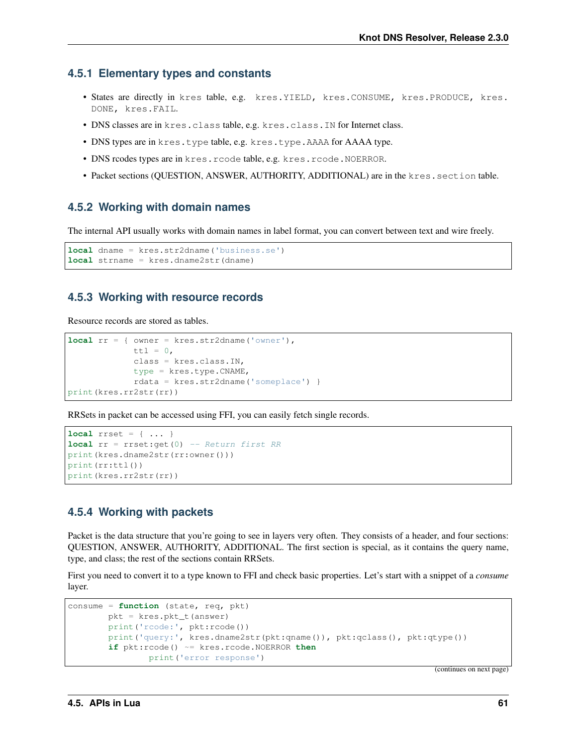### 4.5.1 Elementary types and constants

- States are directly in `kres` table, e.g. `kres.YIELD, kres.CONSUME, kres.PRODUCE, kres.DONE, kres.FAIL`.
- DNS classes are in `kres.class` table, e.g. `kres.class.IN` for Internet class.
- DNS types are in `kres.type` table, e.g. `kres.type.AAAA` for AAAA type.
- DNS rcodes types are in `kres.rcode` table, e.g. `kres.rcode.NOERROR`.
- Packet sections (QUESTION, ANSWER, AUTHORITY, ADDITIONAL) are in the `kres.section` table.

### 4.5.2 Working with domain names

The internal API usually works with domain names in label format, you can convert between text and wire freely.

```
local dname = kres.str2dname('business.se')
local strname = kres.dname2str(dname)
```

### 4.5.3 Working with resource records

Resource records are stored as tables.

```
local rr = { owner = kres.str2dname('owner'),
             ttl = 0,
             class = kres.class.IN,
             type = kres.type.CNAME,
             rdata = kres.str2dname('someplace') }
print(kres.rr2str(rr))
```

RRSets in packet can be accessed using FFI, you can easily fetch single records.

```
local rrset = { ... }
local rr = rrset:get(0) -- Return first RR
print(kres.dname2str(rr:owner()))
print(rr:ttl())
print(kres.rr2str(rr))
```

### 4.5.4 Working with packets

Packet is the data structure that you're going to see in layers very often. They consists of a header, and four sections: QUESTION, ANSWER, AUTHORITY, ADDITIONAL. The first section is special, as it contains the query name, type, and class; the rest of the sections contain RRSets.

First you need to convert it to a type known to FFI and check basic properties. Let's start with a snippet of a *consume* layer.

```
consume = function (state, req, pkt)
        pkt = kres.pkt_t(answer)
        print('rcode:', pkt:rcode())
        print('query:', kres.dname2str(pkt:qname()), pkt:qclass(), pkt:qtype())
        if pkt:rcode() ~= kres.rcode.NOERROR then
                print('error response')
```

(continues on next page)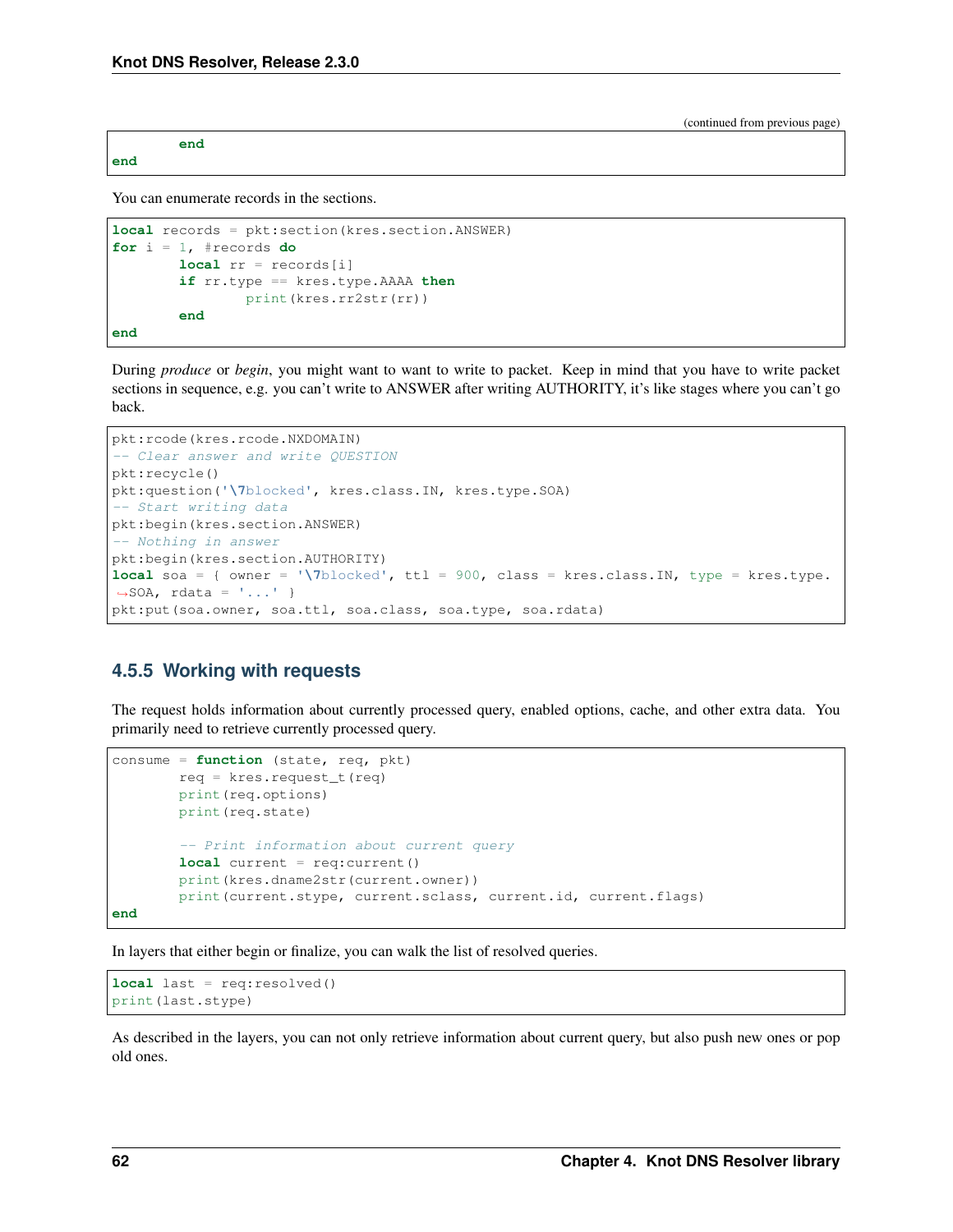(continued from previous page)

```
        end
end
```

You can enumerate records in the sections.

```
local records = pkt:section(kres.section.ANSWER)
for i = 1, #records do
        local rr = records[i]
        if rr.type == kres.type.AAAA then
                print(kres.rr2str(rr))
        end
end
```

During *produce* or *begin*, you might want to want to write to packet. Keep in mind that you have to write packet sections in sequence, e.g. you can't write to ANSWER after writing AUTHORITY, it's like stages where you can't go back.

```
pkt:rcode(kres.rcode.NXDOMAIN)
-- Clear answer and write QUESTION
pkt:recycle()
pkt:question('\7blocked', kres.class.IN, kres.type.SOA)
-- Start writing data
pkt:begin(kres.section.ANSWER)
-- Nothing in answer
pkt:begin(kres.section.AUTHORITY)
local soa = { owner = '\7blocked', ttl = 900, class = kres.class.IN, type = kres.type.SOA, rdata = '...' }
pkt:put(soa.owner, soa.ttl, soa.class, soa.type, soa.rdata)
```

### 4.5.5 Working with requests

The request holds information about currently processed query, enabled options, cache, and other extra data. You primarily need to retrieve currently processed query.

```
consume = function (state, req, pkt)
        req = kres.request_t(req)
        print(req.options)
        print(req.state)

        -- Print information about current query
        local current = req:current()
        print(kres.dname2str(current.owner))
        print(current.stype, current.sclass, current.id, current.flags)
end
```

In layers that either begin or finalize, you can walk the list of resolved queries.

```
local last = req:resolved()
print(last.stype)
```

As described in the layers, you can not only retrieve information about current query, but also push new ones or pop old ones.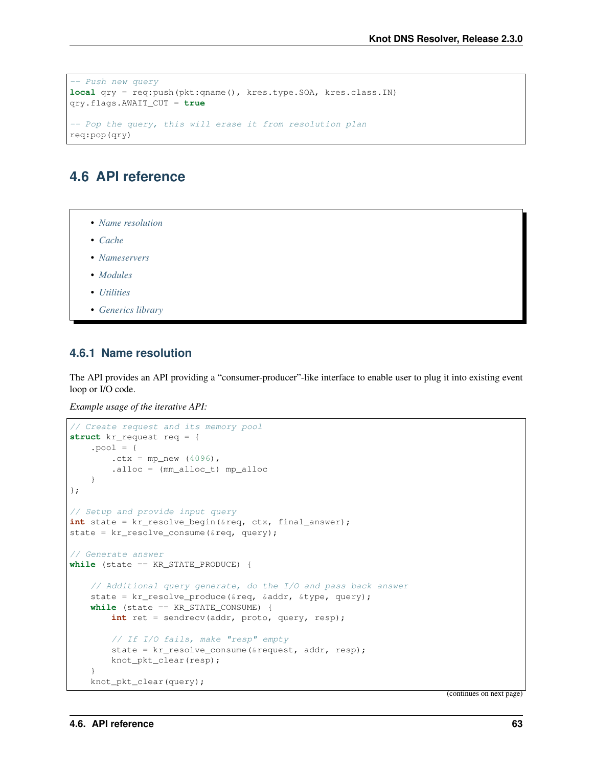```
-- Push new query
local qry = req:push(pkt:qname(), kres.type.SOA, kres.class.IN)
qry.flags.AWAIT_CUT = true

-- Pop the query, this will erase it from resolution plan
req:pop(qry)
```

## 4.6 API reference

- *Name resolution*
- *Cache*
- *Nameservers*
- *Modules*
- *Utilities*
- *Generics library*

### 4.6.1 Name resolution

The API provides an API providing a "consumer-producer"-like interface to enable user to plug it into existing event loop or I/O code.

*Example usage of the iterative API:*

```
// Create request and its memory pool
struct kr_request req = {
    .pool = {
        .ctx = mp_new (4096),
        .alloc = (mm_alloc_t) mp_alloc
    }
};

// Setup and provide input query
int state = kr_resolve_begin(&req, ctx, final_answer);
state = kr_resolve_consume(&req, query);

// Generate answer
while (state == KR_STATE_PRODUCE) {

    // Additional query generate, do the I/O and pass back answer
    state = kr_resolve_produce(&req, &addr, &type, query);
    while (state == KR_STATE_CONSUME) {
        int ret = sendrecv(addr, proto, query, resp);

        // If I/O fails, make "resp" empty
        state = kr_resolve_consume(&request, addr, resp);
        knot_pkt_clear(resp);
    }
    knot_pkt_clear(query);
```

(continues on next page)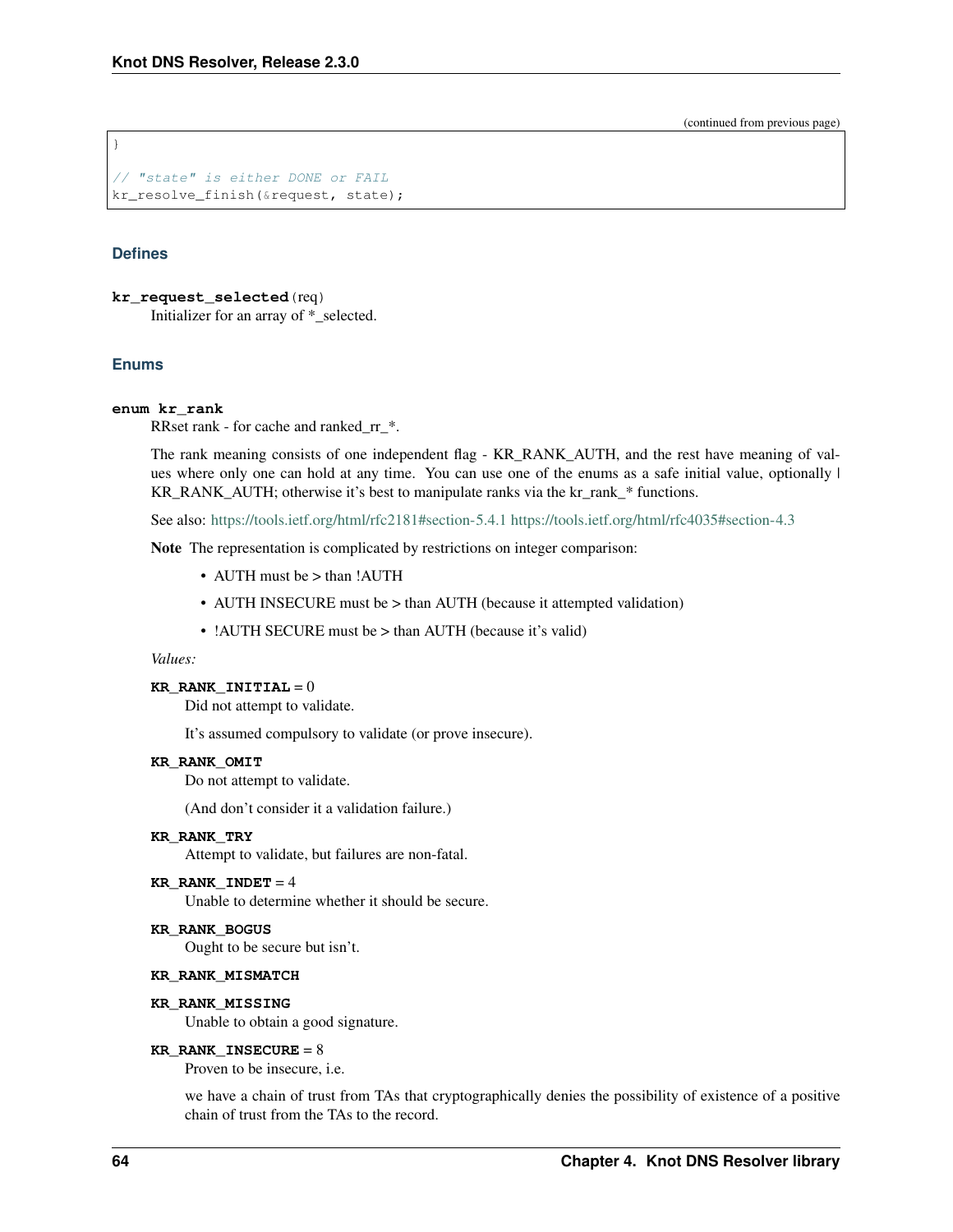(continued from previous page)

```
}

// "state" is either DONE or FAIL
kr_resolve_finish(&request, state);
```

### Defines

**kr_request_selected**(req)
Initializer for an array of *_selected.

### Enums

**enum kr_rank**
RRset rank - for cache and ranked_rr_*.

The rank meaning consists of one independent flag - KR_RANK_AUTH, and the rest have meaning of values where only one can hold at any time. You can use one of the enums as a safe initial value, optionally | KR_RANK_AUTH; otherwise it's best to manipulate ranks via the kr_rank_* functions.

See also: https://tools.ietf.org/html/rfc2181#section-5.4.1 https://tools.ietf.org/html/rfc4035#section-4.3

**Note** The representation is complicated by restrictions on integer comparison:

- AUTH must be > than !AUTH
- AUTH INSECURE must be > than AUTH (because it attempted validation)
- !AUTH SECURE must be > than AUTH (because it's valid)

*Values:*

**KR_RANK_INITIAL** = 0
Did not attempt to validate.

It's assumed compulsory to validate (or prove insecure).

**KR_RANK_OMIT**
Do not attempt to validate.

(And don't consider it a validation failure.)

**KR_RANK_TRY**
Attempt to validate, but failures are non-fatal.

**KR_RANK_INDET** = 4
Unable to determine whether it should be secure.

**KR_RANK_BOGUS**
Ought to be secure but isn't.

**KR_RANK_MISMATCH**

**KR_RANK_MISSING**
Unable to obtain a good signature.

**KR_RANK_INSECURE** = 8
Proven to be insecure, i.e.

we have a chain of trust from TAs that cryptographically denies the possibility of existence of a positive chain of trust from the TAs to the record.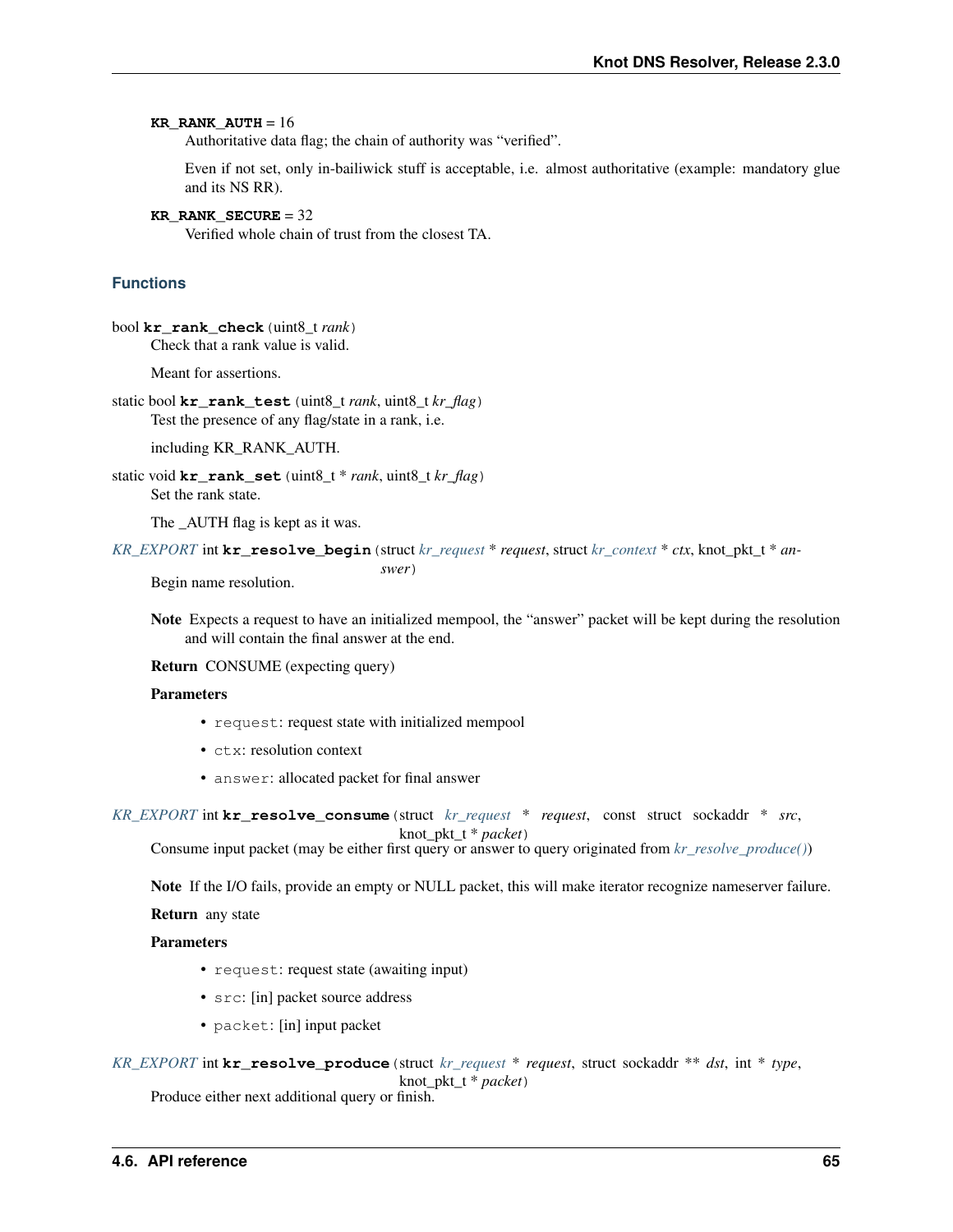**KR_RANK_AUTH** = 16

Authoritative data flag; the chain of authority was "verified".

Even if not set, only in-bailiwick stuff is acceptable, i.e. almost authoritative (example: mandatory glue and its NS RR).

**KR_RANK_SECURE** = 32

Verified whole chain of trust from the closest TA.

### Functions

bool **kr_rank_check**(uint8_t *rank*)

Check that a rank value is valid.

Meant for assertions.

static bool **kr_rank_test**(uint8_t *rank*, uint8_t *kr_flag*)

Test the presence of any flag/state in a rank, i.e.

including KR_RANK_AUTH.

static void **kr_rank_set**(uint8_t * *rank*, uint8_t *kr_flag*)

Set the rank state.

The _AUTH flag is kept as it was.

*KR_EXPORT* int **kr_resolve_begin**(struct *kr_request* * *request*, struct *kr_context* * *ctx*, knot_pkt_t * *answer*)

Begin name resolution.

**Note** Expects a request to have an initialized mempool, the "answer" packet will be kept during the resolution and will contain the final answer at the end.

**Return** CONSUME (expecting query)

**Parameters**

- `request`: request state with initialized mempool
- `ctx`: resolution context
- `answer`: allocated packet for final answer

*KR_EXPORT* int **kr_resolve_consume**(struct *kr_request* * *request*, const struct sockaddr * *src*, knot_pkt_t * *packet*)

Consume input packet (may be either first query or answer to query originated from *kr_resolve_produce()*)

**Note** If the I/O fails, provide an empty or NULL packet, this will make iterator recognize nameserver failure.

**Return** any state

**Parameters**

- `request`: request state (awaiting input)
- `src`: [in] packet source address
- `packet`: [in] input packet

*KR_EXPORT* int **kr_resolve_produce**(struct *kr_request* * *request*, struct sockaddr ** *dst*, int * *type*, knot_pkt_t * *packet*)

Produce either next additional query or finish.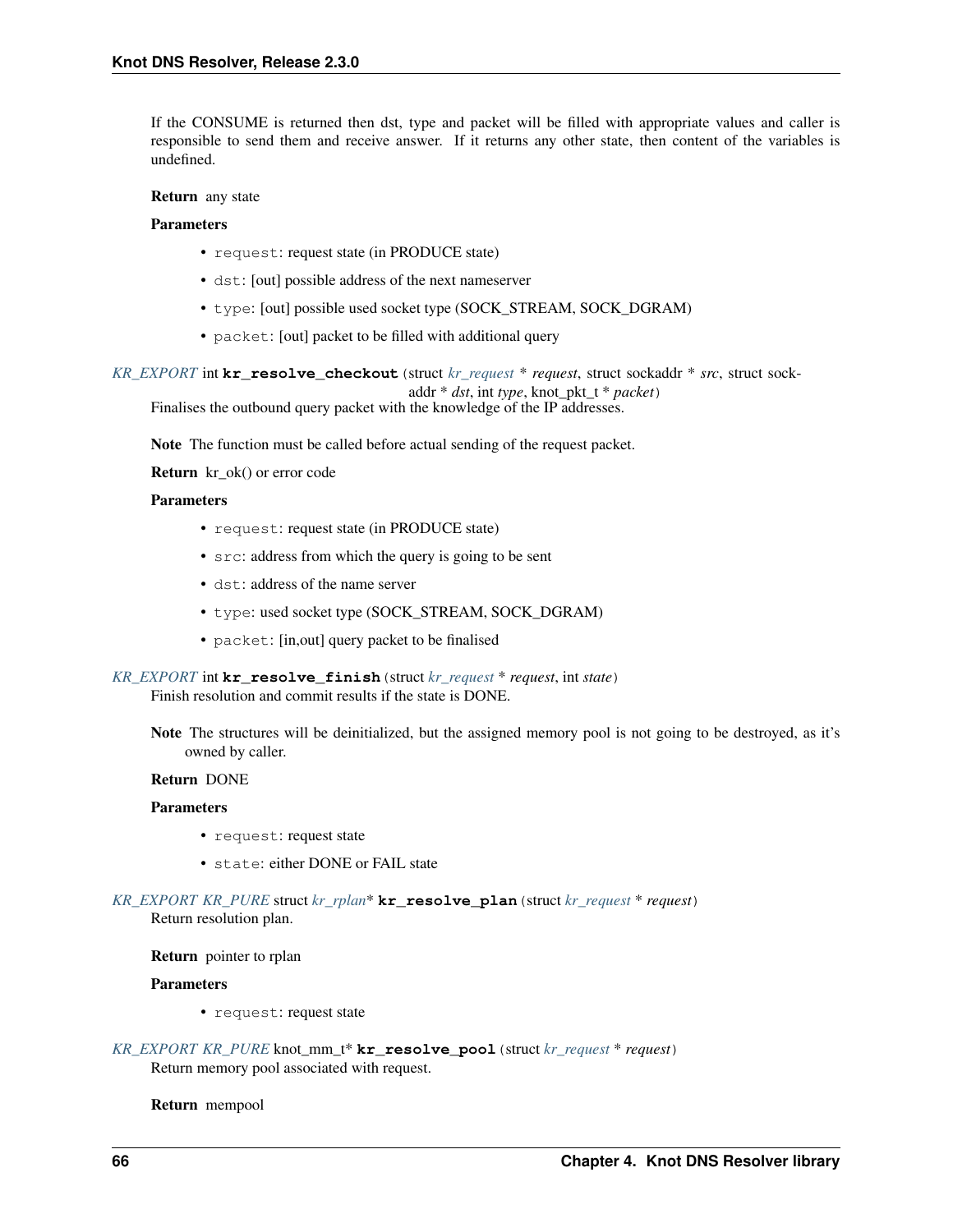If the CONSUME is returned then dst, type and packet will be filled with appropriate values and caller is responsible to send them and receive answer. If it returns any other state, then content of the variables is undefined.

**Return** any state

**Parameters**

- `request`: request state (in PRODUCE state)
- `dst`: [out] possible address of the next nameserver
- `type`: [out] possible used socket type (SOCK_STREAM, SOCK_DGRAM)
- `packet`: [out] packet to be filled with additional query

*KR_EXPORT* int **kr_resolve_checkout**(struct *kr_request* * *request*, struct sockaddr * *src*, struct sockaddr * *dst*, int *type*, knot_pkt_t * *packet*)

Finalises the outbound query packet with the knowledge of the IP addresses.

**Note** The function must be called before actual sending of the request packet.

**Return** kr_ok() or error code

**Parameters**

- `request`: request state (in PRODUCE state)
- `src`: address from which the query is going to be sent
- `dst`: address of the name server
- `type`: used socket type (SOCK_STREAM, SOCK_DGRAM)
- `packet`: [in,out] query packet to be finalised

*KR_EXPORT* int **kr_resolve_finish**(struct *kr_request* * *request*, int *state*)

Finish resolution and commit results if the state is DONE.

**Note** The structures will be deinitialized, but the assigned memory pool is not going to be destroyed, as it's owned by caller.

**Return** DONE

**Parameters**

- `request`: request state
- `state`: either DONE or FAIL state

*KR_EXPORT KR_PURE* struct *kr_rplan** **kr_resolve_plan**(struct *kr_request* * *request*)

Return resolution plan.

**Return** pointer to rplan

**Parameters**

- `request`: request state

*KR_EXPORT KR_PURE* knot_mm_t* **kr_resolve_pool**(struct *kr_request* * *request*)

Return memory pool associated with request.

**Return** mempool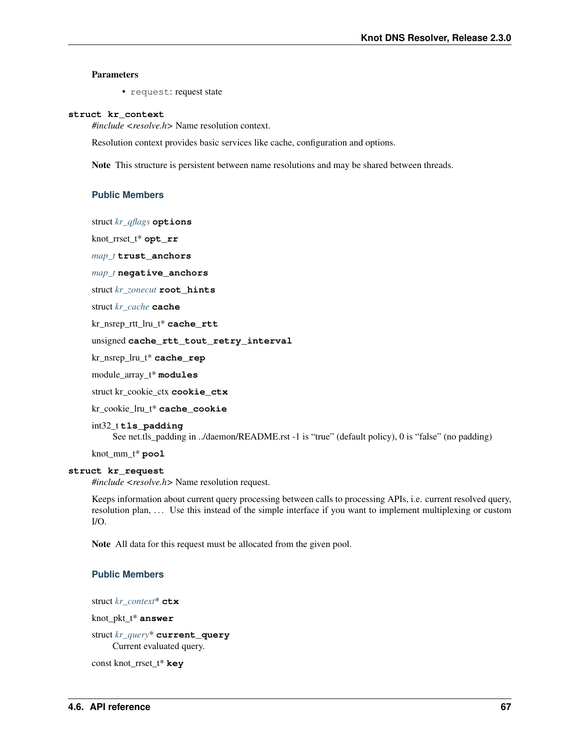**Parameters**

- `request`: request state

**struct kr_context**

*#include <resolve.h>* Name resolution context.

Resolution context provides basic services like cache, configuration and options.

**Note** This structure is persistent between name resolutions and may be shared between threads.

### Public Members

struct *kr_qflags* **options**

knot_rrset_t* **opt_rr**

*map_t* **trust_anchors**

*map_t* **negative_anchors**

struct *kr_zonecut* **root_hints**

struct *kr_cache* **cache**

kr_nsrep_rtt_lru_t* **cache_rtt**

unsigned **cache_rtt_tout_retry_interval**

kr_nsrep_lru_t* **cache_rep**

module_array_t* **modules**

struct kr_cookie_ctx **cookie_ctx**

kr_cookie_lru_t* **cache_cookie**

int32_t **tls_padding**

See net.tls_padding in ../daemon/README.rst -1 is "true" (default policy), 0 is "false" (no padding)

knot_mm_t* **pool**

**struct kr_request**

*#include <resolve.h>* Name resolution request.

Keeps information about current query processing between calls to processing APIs, i.e. current resolved query, resolution plan, ... Use this instead of the simple interface if you want to implement multiplexing or custom I/O.

**Note** All data for this request must be allocated from the given pool.

### Public Members

struct *kr_context** **ctx**

knot_pkt_t* **answer**

struct *kr_query** **current_query**

Current evaluated query.

const knot_rrset_t* **key**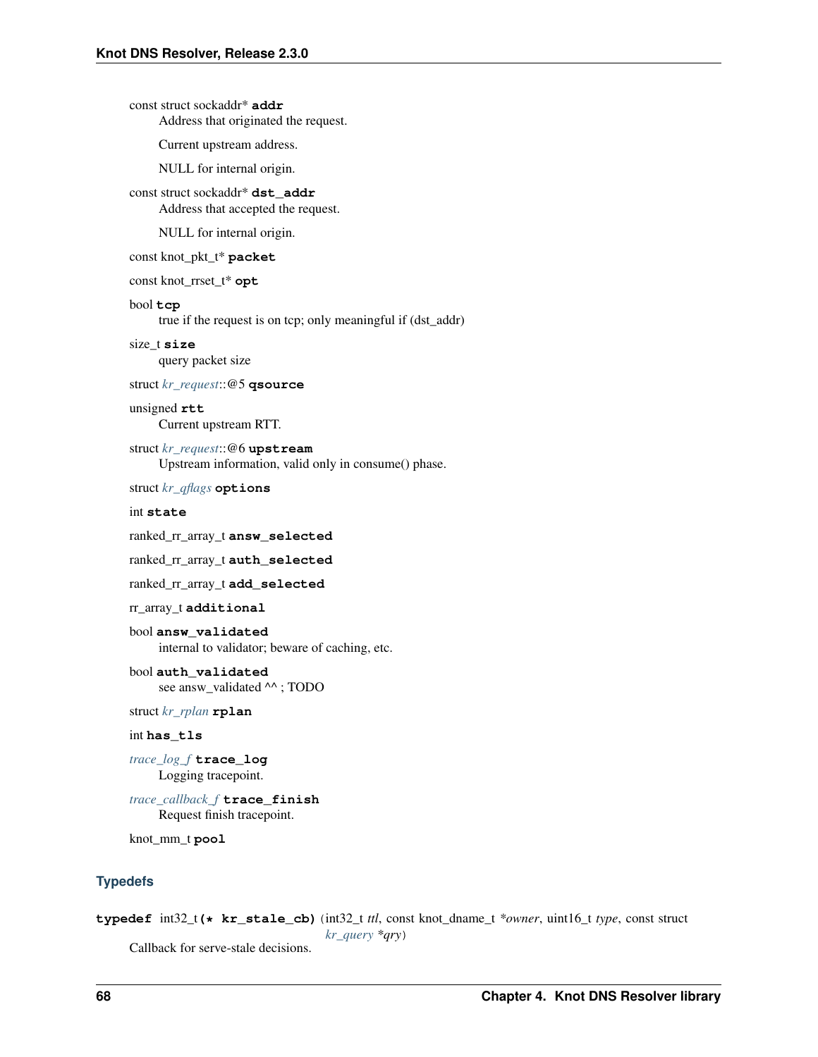const struct sockaddr* **addr**
: Address that originated the request.

  Current upstream address.

  NULL for internal origin.

const struct sockaddr* **dst_addr**
: Address that accepted the request.

  NULL for internal origin.

const knot_pkt_t* **packet**

const knot_rrset_t* **opt**

bool **tcp**
: true if the request is on tcp; only meaningful if (dst_addr)

size_t **size**
: query packet size

struct *kr_request*::@5 **qsource**

unsigned **rtt**
: Current upstream RTT.

struct *kr_request*::@6 **upstream**
: Upstream information, valid only in consume() phase.

struct *kr_qflags* **options**

int **state**

ranked_rr_array_t **answ_selected**

ranked_rr_array_t **auth_selected**

ranked_rr_array_t **add_selected**

rr_array_t **additional**

bool **answ_validated**
: internal to validator; beware of caching, etc.

bool **auth_validated**
: see answ_validated ^^ ; TODO

struct *kr_rplan* **rplan**

int **has_tls**

*trace_log_f* **trace_log**
: Logging tracepoint.

*trace_callback_f* **trace_finish**
: Request finish tracepoint.

knot_mm_t **pool**

### Typedefs

**typedef** int32_t**(\* kr_stale_cb)** (int32_t *ttl*, const knot_dname_t *\*owner*, uint16_t *type*, const struct *kr_query* *\*qry*)
: Callback for serve-stale decisions.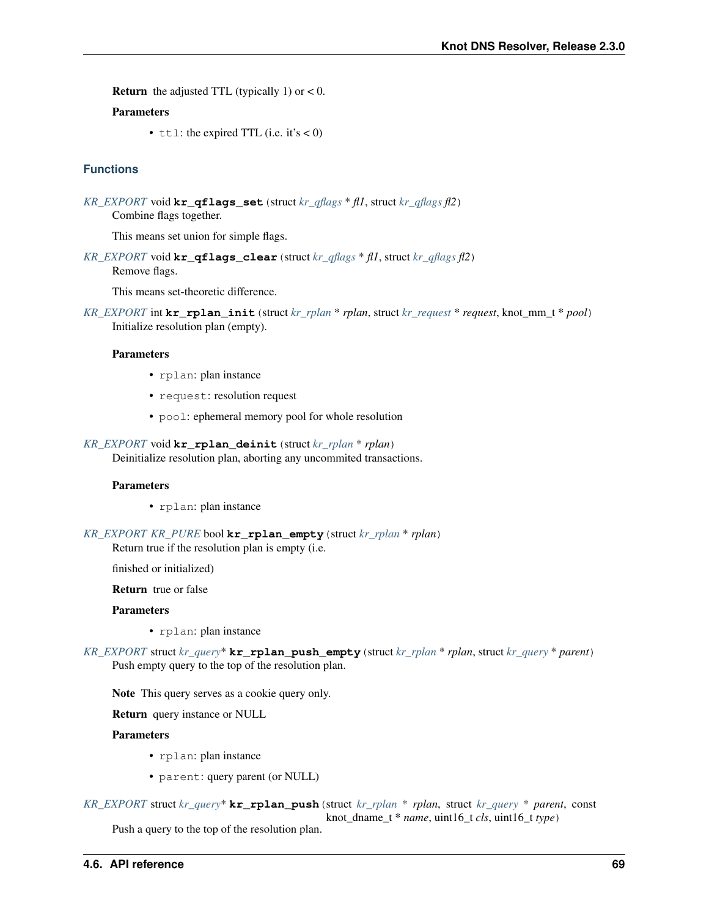**Return** the adjusted TTL (typically 1) or < 0.

**Parameters**

- `ttl`: the expired TTL (i.e. it's < 0)

### Functions

*KR_EXPORT* void **kr_qflags_set** (struct *kr_qflags* * *fl1*, struct *kr_qflags* *fl2*)
Combine flags together.

This means set union for simple flags.

*KR_EXPORT* void **kr_qflags_clear** (struct *kr_qflags* * *fl1*, struct *kr_qflags* *fl2*)
Remove flags.

This means set-theoretic difference.

*KR_EXPORT* int **kr_rplan_init** (struct *kr_rplan* * *rplan*, struct *kr_request* * *request*, knot_mm_t * *pool*)
Initialize resolution plan (empty).

**Parameters**

- `rplan`: plan instance
- `request`: resolution request
- `pool`: ephemeral memory pool for whole resolution

*KR_EXPORT* void **kr_rplan_deinit** (struct *kr_rplan* * *rplan*)
Deinitialize resolution plan, aborting any uncommited transactions.

**Parameters**

- `rplan`: plan instance

*KR_EXPORT KR_PURE* bool **kr_rplan_empty** (struct *kr_rplan* * *rplan*)
Return true if the resolution plan is empty (i.e.

finished or initialized)

**Return** true or false

**Parameters**

- `rplan`: plan instance

*KR_EXPORT* struct *kr_query** **kr_rplan_push_empty** (struct *kr_rplan* * *rplan*, struct *kr_query* * *parent*)
Push empty query to the top of the resolution plan.

**Note** This query serves as a cookie query only.

**Return** query instance or NULL

**Parameters**

- `rplan`: plan instance
- `parent`: query parent (or NULL)

*KR_EXPORT* struct *kr_query** **kr_rplan_push** (struct *kr_rplan* * *rplan*, struct *kr_query* * *parent*, const knot_dname_t * *name*, uint16_t *cls*, uint16_t *type*)
Push a query to the top of the resolution plan.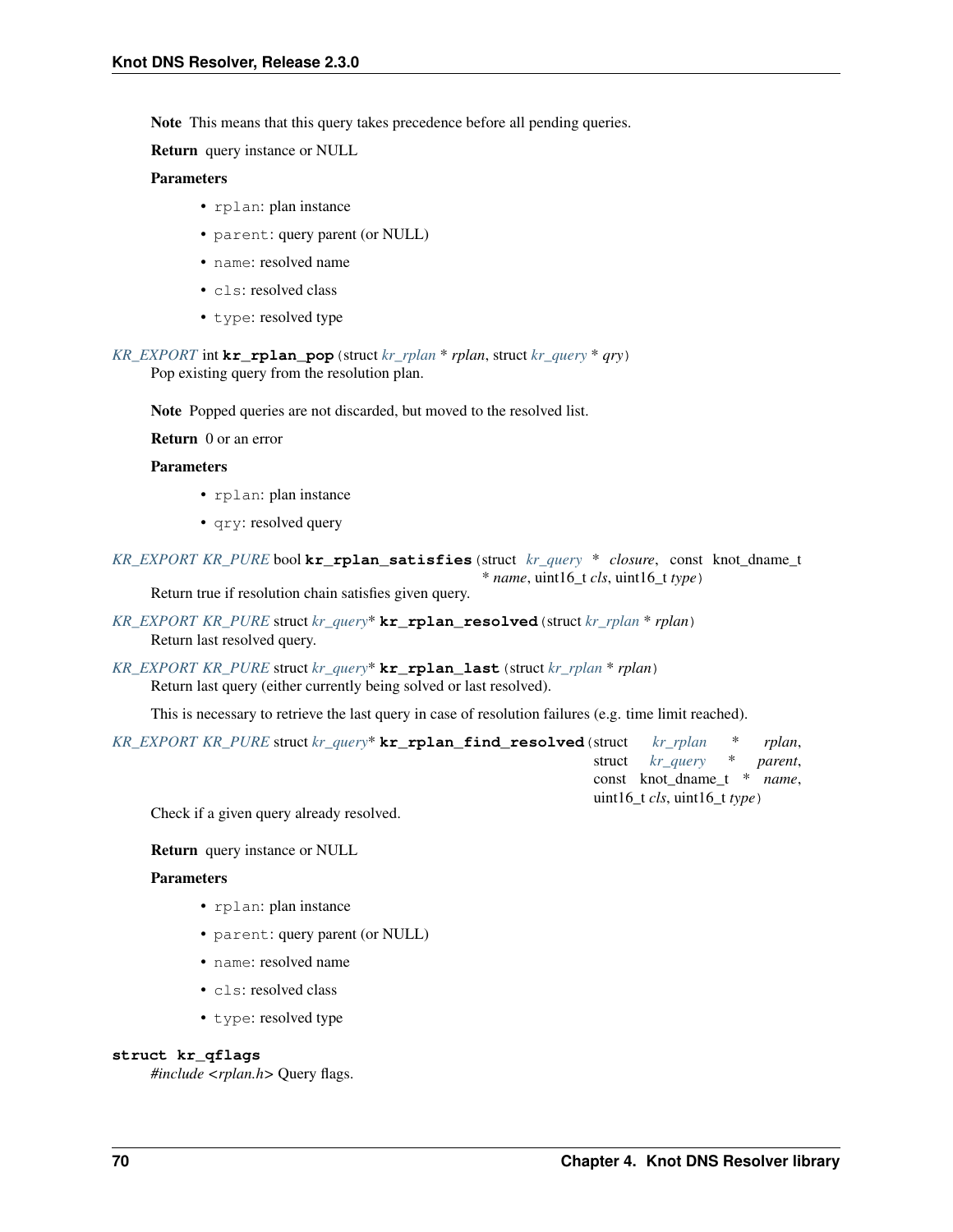**Note** This means that this query takes precedence before all pending queries.

**Return** query instance or NULL

**Parameters**

- `rplan`: plan instance
- `parent`: query parent (or NULL)
- `name`: resolved name
- `cls`: resolved class
- `type`: resolved type

*KR_EXPORT* int **kr_rplan_pop** (struct *kr_rplan* * *rplan*, struct *kr_query* * *qry*)

Pop existing query from the resolution plan.

**Note** Popped queries are not discarded, but moved to the resolved list.

**Return** 0 or an error

**Parameters**

- `rplan`: plan instance
- `qry`: resolved query

*KR_EXPORT KR_PURE* bool **kr_rplan_satisfies** (struct *kr_query* * *closure*, const knot_dname_t * *name*, uint16_t *cls*, uint16_t *type*)

Return true if resolution chain satisfies given query.

*KR_EXPORT KR_PURE* struct *kr_query** **kr_rplan_resolved** (struct *kr_rplan* * *rplan*)

Return last resolved query.

*KR_EXPORT KR_PURE* struct *kr_query** **kr_rplan_last** (struct *kr_rplan* * *rplan*)

Return last query (either currently being solved or last resolved).

This is necessary to retrieve the last query in case of resolution failures (e.g. time limit reached).

*KR_EXPORT KR_PURE* struct *kr_query** **kr_rplan_find_resolved** (struct *kr_rplan* * *rplan*, struct *kr_query* * *parent*, const knot_dname_t * *name*, uint16_t *cls*, uint16_t *type*)

Check if a given query already resolved.

**Return** query instance or NULL

**Parameters**

- `rplan`: plan instance
- `parent`: query parent (or NULL)
- `name`: resolved name
- `cls`: resolved class
- `type`: resolved type

**struct kr_qflags**

*#include <rplan.h>* Query flags.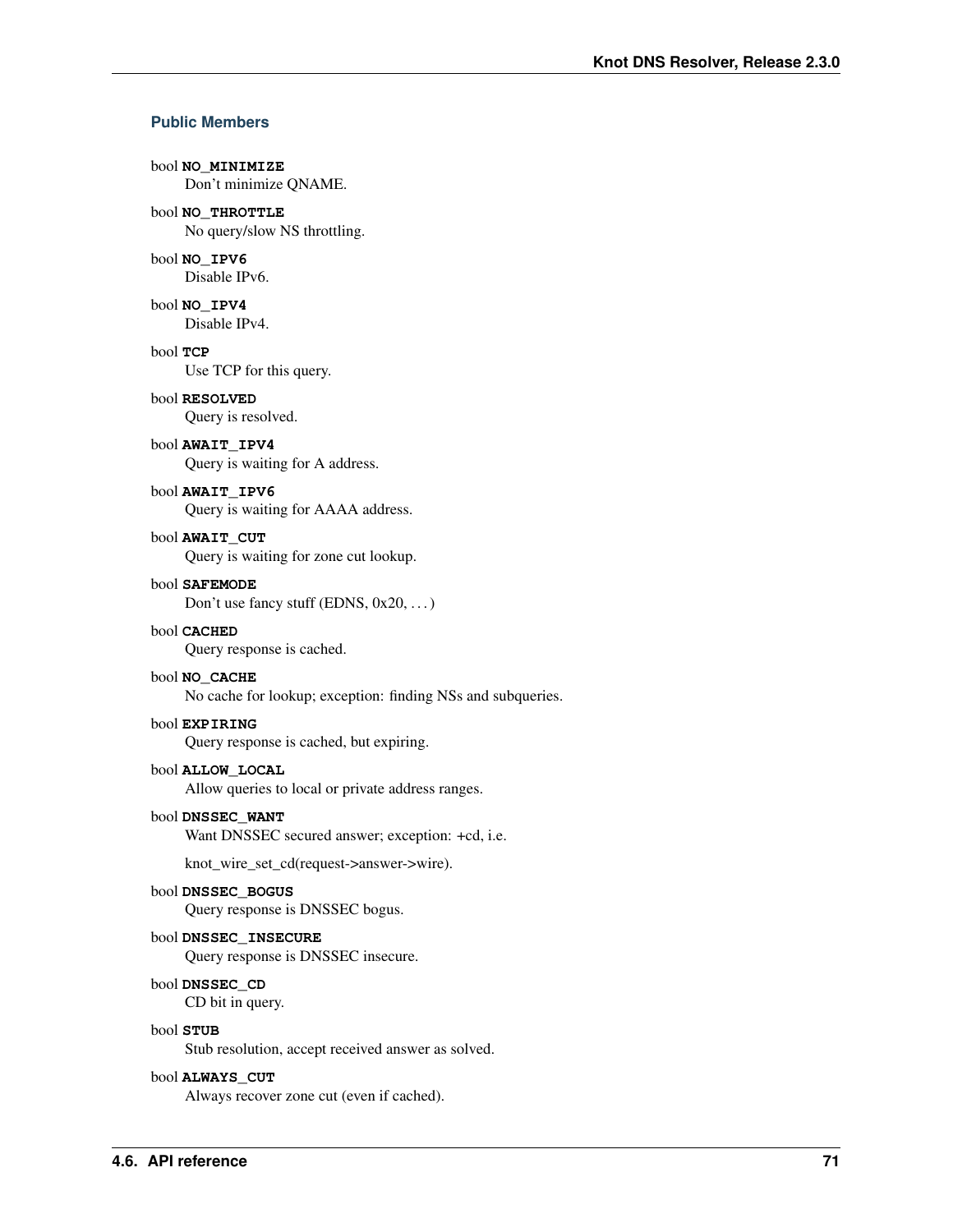### Public Members

bool **NO_MINIMIZE**
: Don't minimize QNAME.

bool **NO_THROTTLE**
: No query/slow NS throttling.

bool **NO_IPV6**
: Disable IPv6.

bool **NO_IPV4**
: Disable IPv4.

bool **TCP**
: Use TCP for this query.

bool **RESOLVED**
: Query is resolved.

bool **AWAIT_IPV4**
: Query is waiting for A address.

bool **AWAIT_IPV6**
: Query is waiting for AAAA address.

bool **AWAIT_CUT**
: Query is waiting for zone cut lookup.

bool **SAFEMODE**
: Don't use fancy stuff (EDNS, 0x20, ...)

bool **CACHED**
: Query response is cached.

bool **NO_CACHE**
: No cache for lookup; exception: finding NSs and subqueries.

bool **EXPIRING**
: Query response is cached, but expiring.

bool **ALLOW_LOCAL**
: Allow queries to local or private address ranges.

bool **DNSSEC_WANT**
: Want DNSSEC secured answer; exception: +cd, i.e.

  knot_wire_set_cd(request->answer->wire).

bool **DNSSEC_BOGUS**
: Query response is DNSSEC bogus.

bool **DNSSEC_INSECURE**
: Query response is DNSSEC insecure.

bool **DNSSEC_CD**
: CD bit in query.

bool **STUB**
: Stub resolution, accept received answer as solved.

bool **ALWAYS_CUT**
: Always recover zone cut (even if cached).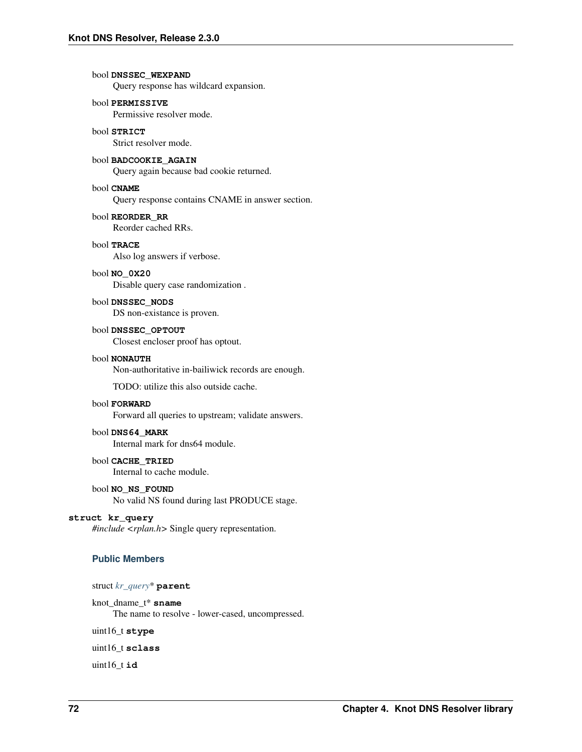bool **DNSSEC_WEXPAND**
Query response has wildcard expansion.

bool **PERMISSIVE**
Permissive resolver mode.

bool **STRICT**
Strict resolver mode.

bool **BADCOOKIE_AGAIN**
Query again because bad cookie returned.

bool **CNAME**
Query response contains CNAME in answer section.

bool **REORDER_RR**
Reorder cached RRs.

bool **TRACE**
Also log answers if verbose.

bool **NO_0X20**
Disable query case randomization .

bool **DNSSEC_NODS**
DS non-existance is proven.

bool **DNSSEC_OPTOUT**
Closest encloser proof has optout.

bool **NONAUTH**
Non-authoritative in-bailiwick records are enough.

TODO: utilize this also outside cache.

bool **FORWARD**
Forward all queries to upstream; validate answers.

bool **DNS64_MARK**
Internal mark for dns64 module.

bool **CACHE_TRIED**
Internal to cache module.

bool **NO_NS_FOUND**
No valid NS found during last PRODUCE stage.

**struct kr_query**
*#include <rplan.h>* Single query representation.

### Public Members

struct *kr_query** **parent**

knot_dname_t* **sname**
The name to resolve - lower-cased, uncompressed.

uint16_t **stype**

uint16_t **sclass**

uint16_t **id**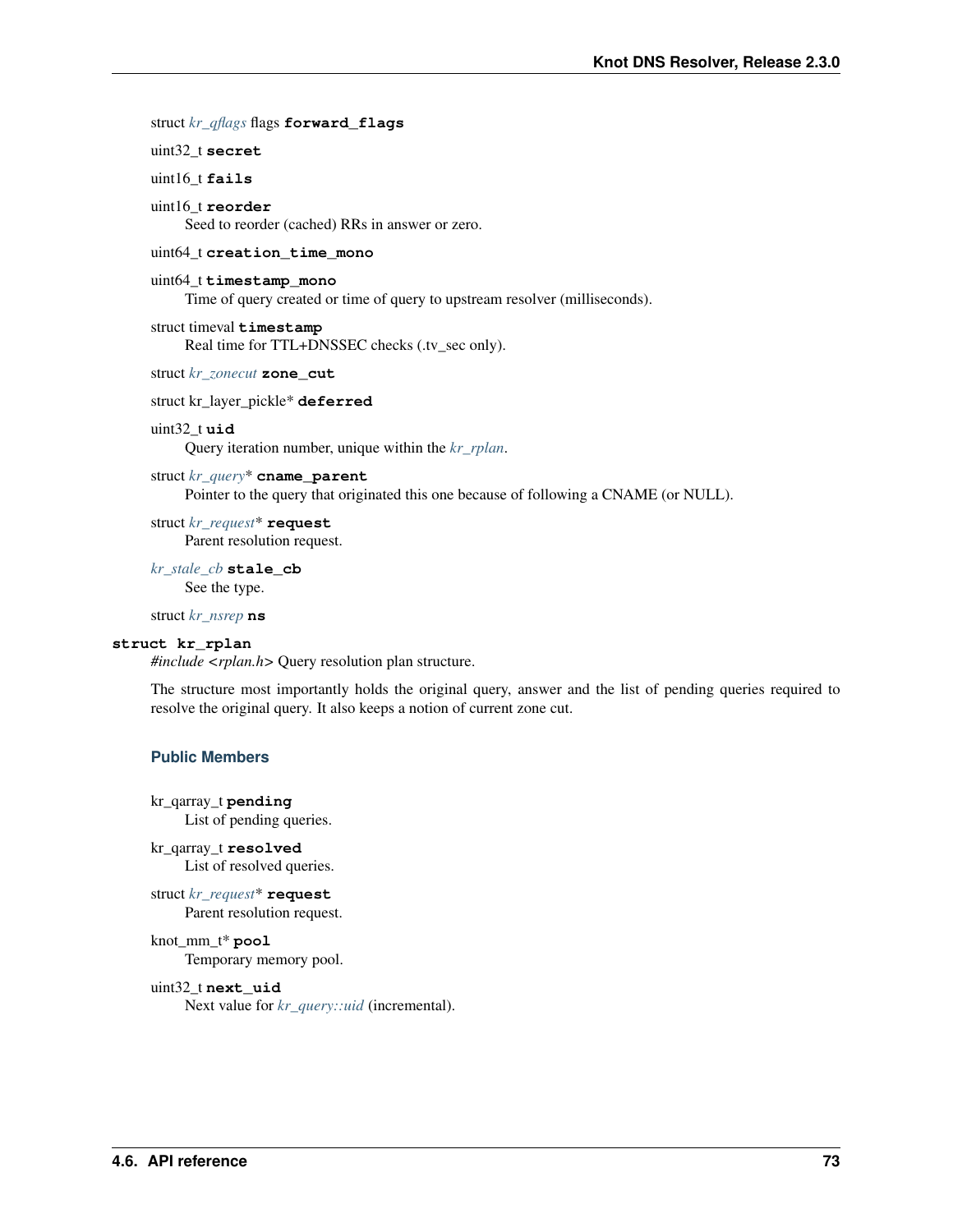struct *kr_qflags* flags **forward_flags**

uint32_t **secret**

uint16_t **fails**

uint16_t **reorder**
Seed to reorder (cached) RRs in answer or zero.

uint64_t **creation_time_mono**

uint64_t **timestamp_mono**
Time of query created or time of query to upstream resolver (milliseconds).

struct timeval **timestamp**
Real time for TTL+DNSSEC checks (.tv_sec only).

struct *kr_zonecut* **zone_cut**

struct kr_layer_pickle* **deferred**

uint32_t **uid**
Query iteration number, unique within the *kr_rplan*.

struct *kr_query** **cname_parent**
Pointer to the query that originated this one because of following a CNAME (or NULL).

struct *kr_request** **request**
Parent resolution request.

*kr_stale_cb* **stale_cb**
See the type.

struct *kr_nsrep* **ns**

**struct kr_rplan**
*#include <rplan.h>* Query resolution plan structure.

The structure most importantly holds the original query, answer and the list of pending queries required to resolve the original query. It also keeps a notion of current zone cut.

### Public Members

kr_qarray_t **pending**
List of pending queries.

kr_qarray_t **resolved**
List of resolved queries.

struct *kr_request** **request**
Parent resolution request.

knot_mm_t* **pool**
Temporary memory pool.

uint32_t **next_uid**
Next value for *kr_query::uid* (incremental).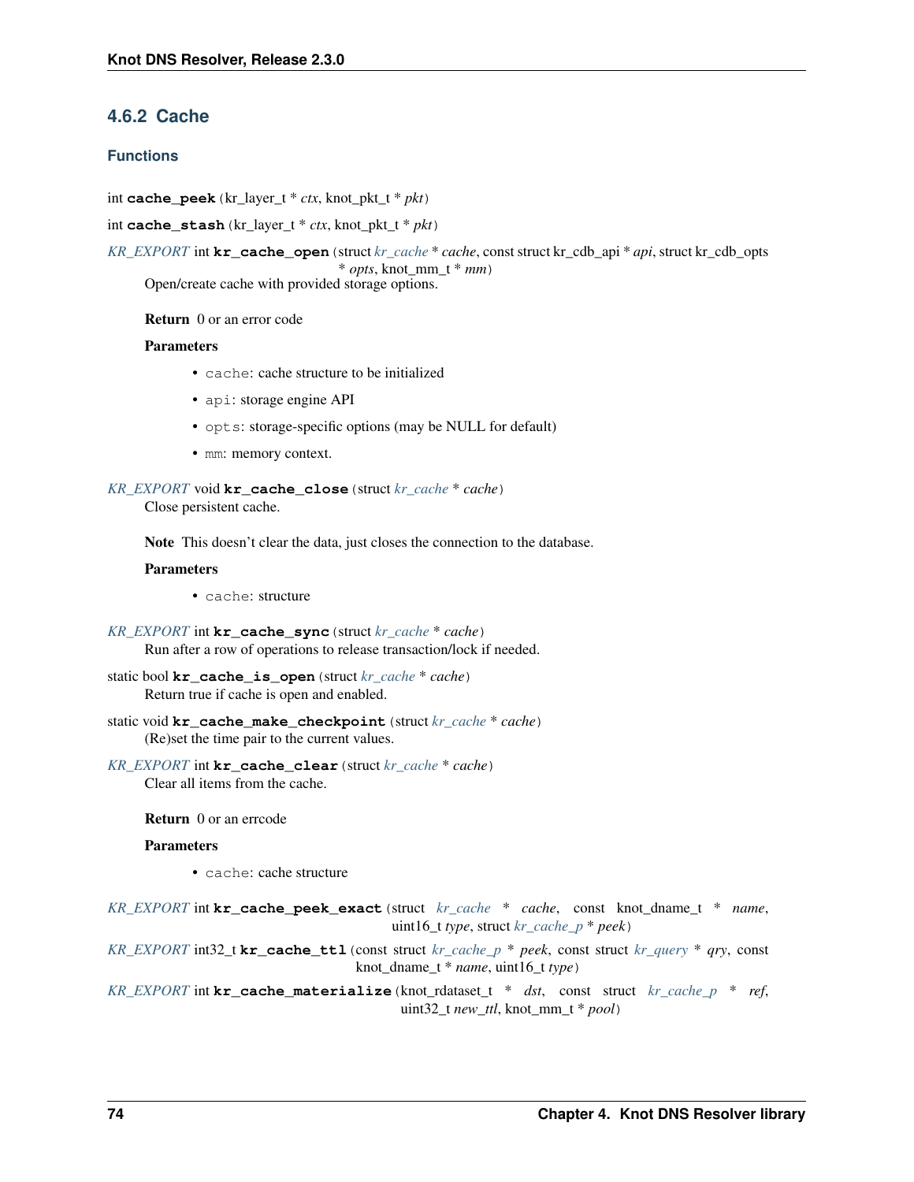### 4.6.2 Cache

#### Functions

int **cache_peek**(kr_layer_t * *ctx*, knot_pkt_t * *pkt*)

int **cache_stash**(kr_layer_t * *ctx*, knot_pkt_t * *pkt*)

*KR_EXPORT* int **kr_cache_open**(struct *kr_cache* * *cache*, const struct kr_cdb_api * *api*, struct kr_cdb_opts * *opts*, knot_mm_t * *mm*)

Open/create cache with provided storage options.

**Return** 0 or an error code

**Parameters**

- `cache`: cache structure to be initialized
- `api`: storage engine API
- `opts`: storage-specific options (may be NULL for default)
- `mm`: memory context.

*KR_EXPORT* void **kr_cache_close**(struct *kr_cache* * *cache*)

Close persistent cache.

**Note** This doesn't clear the data, just closes the connection to the database.

**Parameters**

- `cache`: structure

*KR_EXPORT* int **kr_cache_sync**(struct *kr_cache* * *cache*)

Run after a row of operations to release transaction/lock if needed.

static bool **kr_cache_is_open**(struct *kr_cache* * *cache*)

Return true if cache is open and enabled.

static void **kr_cache_make_checkpoint**(struct *kr_cache* * *cache*)

(Re)set the time pair to the current values.

*KR_EXPORT* int **kr_cache_clear**(struct *kr_cache* * *cache*)

Clear all items from the cache.

**Return** 0 or an errcode

**Parameters**

- `cache`: cache structure

*KR_EXPORT* int **kr_cache_peek_exact**(struct *kr_cache* * *cache*, const knot_dname_t * *name*, uint16_t *type*, struct *kr_cache_p* * *peek*)

*KR_EXPORT* int32_t **kr_cache_ttl**(const struct *kr_cache_p* * *peek*, const struct *kr_query* * *qry*, const knot_dname_t * *name*, uint16_t *type*)

*KR_EXPORT* int **kr_cache_materialize**(knot_rdataset_t * *dst*, const struct *kr_cache_p* * *ref*, uint32_t *new_ttl*, knot_mm_t * *pool*)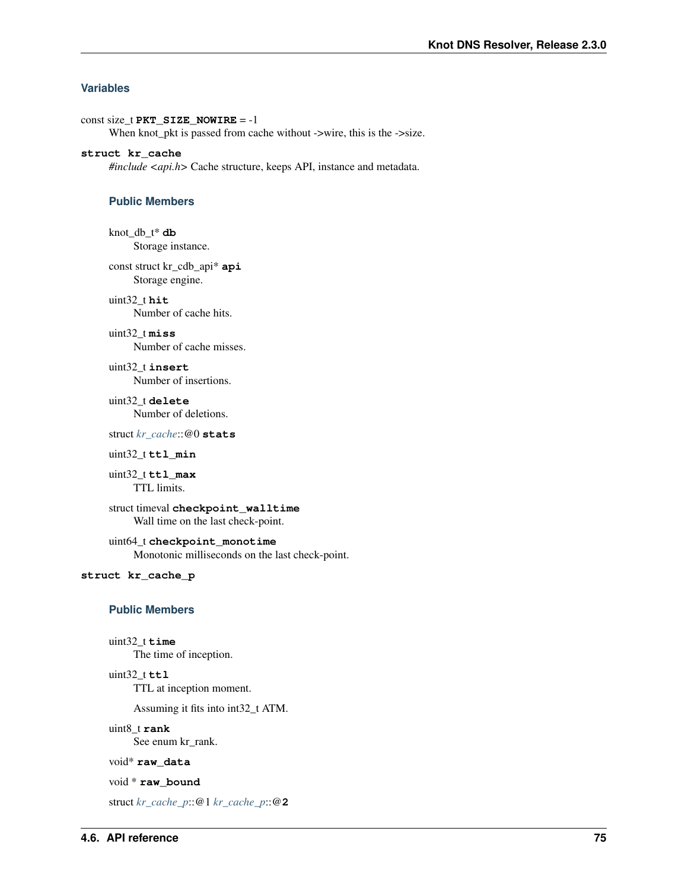### Variables

const size_t **PKT_SIZE_NOWIRE** = -1
When knot_pkt is passed from cache without ->wire, this is the ->size.

**struct kr_cache**
*#include <api.h>* Cache structure, keeps API, instance and metadata.

#### Public Members

knot_db_t* **db**
Storage instance.

const struct kr_cdb_api* **api**
Storage engine.

uint32_t **hit**
Number of cache hits.

uint32_t **miss**
Number of cache misses.

uint32_t **insert**
Number of insertions.

uint32_t **delete**
Number of deletions.

struct *kr_cache*::@0 **stats**

uint32_t **ttl_min**

uint32_t **ttl_max**
TTL limits.

struct timeval **checkpoint_walltime**
Wall time on the last check-point.

uint64_t **checkpoint_monotime**
Monotonic milliseconds on the last check-point.

**struct kr_cache_p**

#### Public Members

uint32_t **time**
The time of inception.

uint32_t **ttl**
TTL at inception moment.

Assuming it fits into int32_t ATM.

uint8_t **rank**
See enum kr_rank.

void* **raw_data**

void * **raw_bound**

struct *kr_cache_p*::@1 *kr_cache_p*::@**2**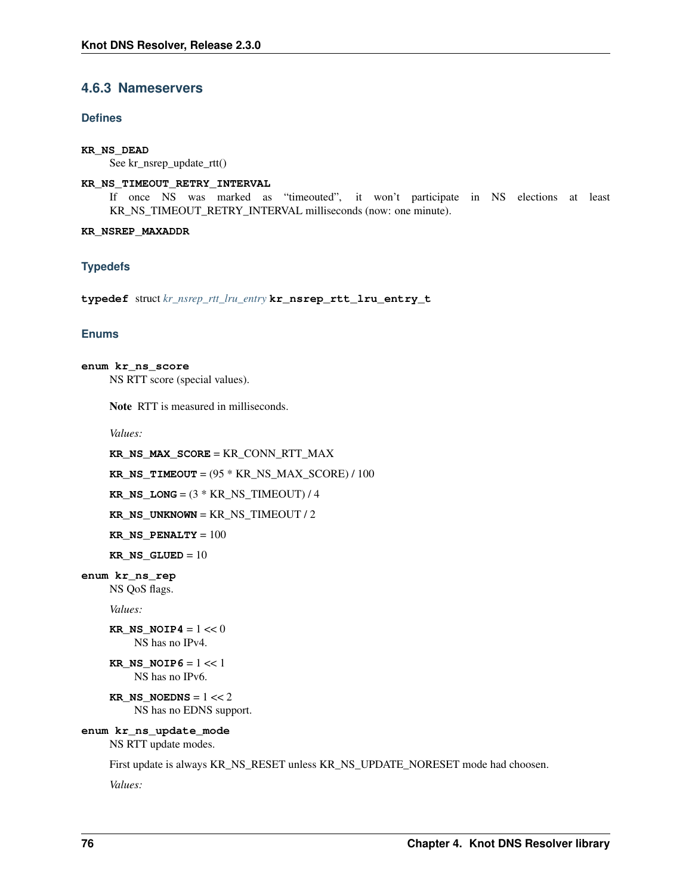### 4.6.3 Nameservers

#### Defines

**KR_NS_DEAD**
See kr_nsrep_update_rtt()

**KR_NS_TIMEOUT_RETRY_INTERVAL**
If once NS was marked as "timeouted", it won't participate in NS elections at least KR_NS_TIMEOUT_RETRY_INTERVAL milliseconds (now: one minute).

**KR_NSREP_MAXADDR**

#### Typedefs

**typedef** struct *kr_nsrep_rtt_lru_entry* **kr_nsrep_rtt_lru_entry_t**

#### Enums

**enum kr_ns_score**
NS RTT score (special values).

**Note** RTT is measured in milliseconds.

*Values:*

**KR_NS_MAX_SCORE** = KR_CONN_RTT_MAX

**KR_NS_TIMEOUT** = (95 * KR_NS_MAX_SCORE) / 100

**KR_NS_LONG** = (3 * KR_NS_TIMEOUT) / 4

**KR_NS_UNKNOWN** = KR_NS_TIMEOUT / 2

**KR_NS_PENALTY** = 100

**KR_NS_GLUED** = 10

**enum kr_ns_rep**
NS QoS flags.

*Values:*

**KR_NS_NOIP4** = 1 << 0
NS has no IPv4.

**KR_NS_NOIP6** = 1 << 1
NS has no IPv6.

**KR_NS_NOEDNS** = 1 << 2
NS has no EDNS support.

**enum kr_ns_update_mode**
NS RTT update modes.

First update is always KR_NS_RESET unless KR_NS_UPDATE_NORESET mode had choosen.

*Values:*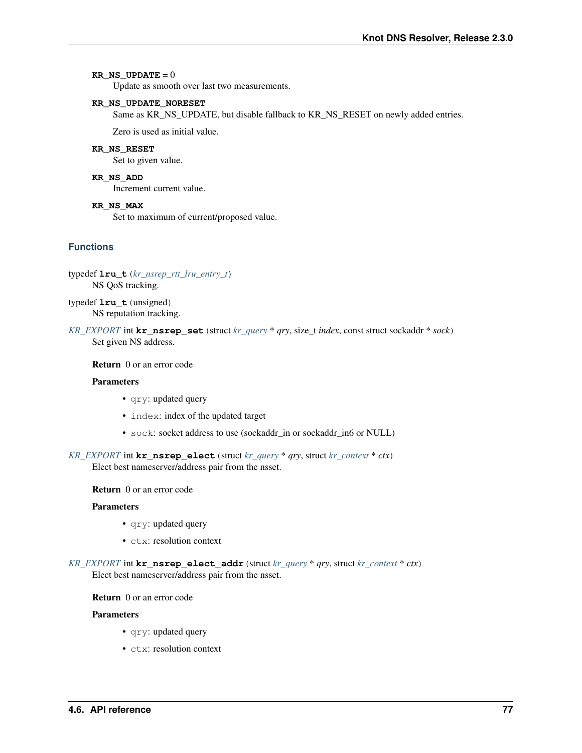**KR_NS_UPDATE** = 0
Update as smooth over last two measurements.

**KR_NS_UPDATE_NORESET**
Same as KR_NS_UPDATE, but disable fallback to KR_NS_RESET on newly added entries.

Zero is used as initial value.

**KR_NS_RESET**
Set to given value.

**KR_NS_ADD**
Increment current value.

**KR_NS_MAX**
Set to maximum of current/proposed value.

### Functions

typedef **lru_t**(*kr_nsrep_rtt_lru_entry_t*)
NS QoS tracking.

typedef **lru_t**(unsigned)
NS reputation tracking.

*KR_EXPORT* int **kr_nsrep_set**(struct *kr_query* * *qry*, size_t *index*, const struct sockaddr * *sock*)
Set given NS address.

**Return** 0 or an error code

**Parameters**

- `qry`: updated query
- `index`: index of the updated target
- `sock`: socket address to use (sockaddr_in or sockaddr_in6 or NULL)

*KR_EXPORT* int **kr_nsrep_elect**(struct *kr_query* * *qry*, struct *kr_context* * *ctx*)
Elect best nameserver/address pair from the nsset.

**Return** 0 or an error code

**Parameters**

- `qry`: updated query
- `ctx`: resolution context

*KR_EXPORT* int **kr_nsrep_elect_addr**(struct *kr_query* * *qry*, struct *kr_context* * *ctx*)
Elect best nameserver/address pair from the nsset.

**Return** 0 or an error code

**Parameters**

- `qry`: updated query
- `ctx`: resolution context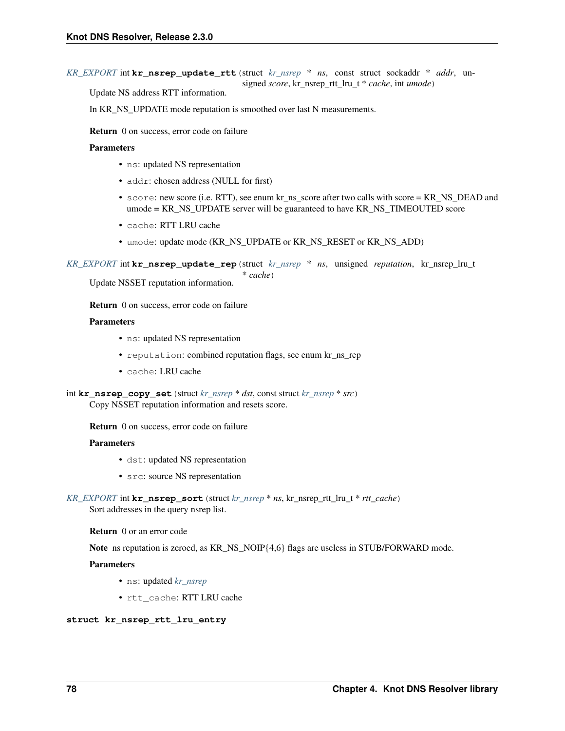*KR_EXPORT* int **kr_nsrep_update_rtt**(struct *kr_nsrep* * *ns*, const struct sockaddr * *addr*, unsigned *score*, kr_nsrep_rtt_lru_t * *cache*, int *umode*)

Update NS address RTT information.

In KR_NS_UPDATE mode reputation is smoothed over last N measurements.

**Return** 0 on success, error code on failure

**Parameters**

- `ns`: updated NS representation
- `addr`: chosen address (NULL for first)
- `score`: new score (i.e. RTT), see enum kr_ns_score after two calls with score = KR_NS_DEAD and umode = KR_NS_UPDATE server will be guaranteed to have KR_NS_TIMEOUTED score
- `cache`: RTT LRU cache
- `umode`: update mode (KR_NS_UPDATE or KR_NS_RESET or KR_NS_ADD)

*KR_EXPORT* int **kr_nsrep_update_rep**(struct *kr_nsrep* * *ns*, unsigned *reputation*, kr_nsrep_lru_t * *cache*)

Update NSSET reputation information.

**Return** 0 on success, error code on failure

**Parameters**

- `ns`: updated NS representation
- `reputation`: combined reputation flags, see enum kr_ns_rep
- `cache`: LRU cache

int **kr_nsrep_copy_set**(struct *kr_nsrep* * *dst*, const struct *kr_nsrep* * *src*)

Copy NSSET reputation information and resets score.

**Return** 0 on success, error code on failure

**Parameters**

- `dst`: updated NS representation
- `src`: source NS representation

*KR_EXPORT* int **kr_nsrep_sort**(struct *kr_nsrep* * *ns*, kr_nsrep_rtt_lru_t * *rtt_cache*)

Sort addresses in the query nsrep list.

**Return** 0 or an error code

**Note** ns reputation is zeroed, as KR_NS_NOIP{4,6} flags are useless in STUB/FORWARD mode.

**Parameters**

- `ns`: updated *kr_nsrep*
- `rtt_cache`: RTT LRU cache

**struct kr_nsrep_rtt_lru_entry**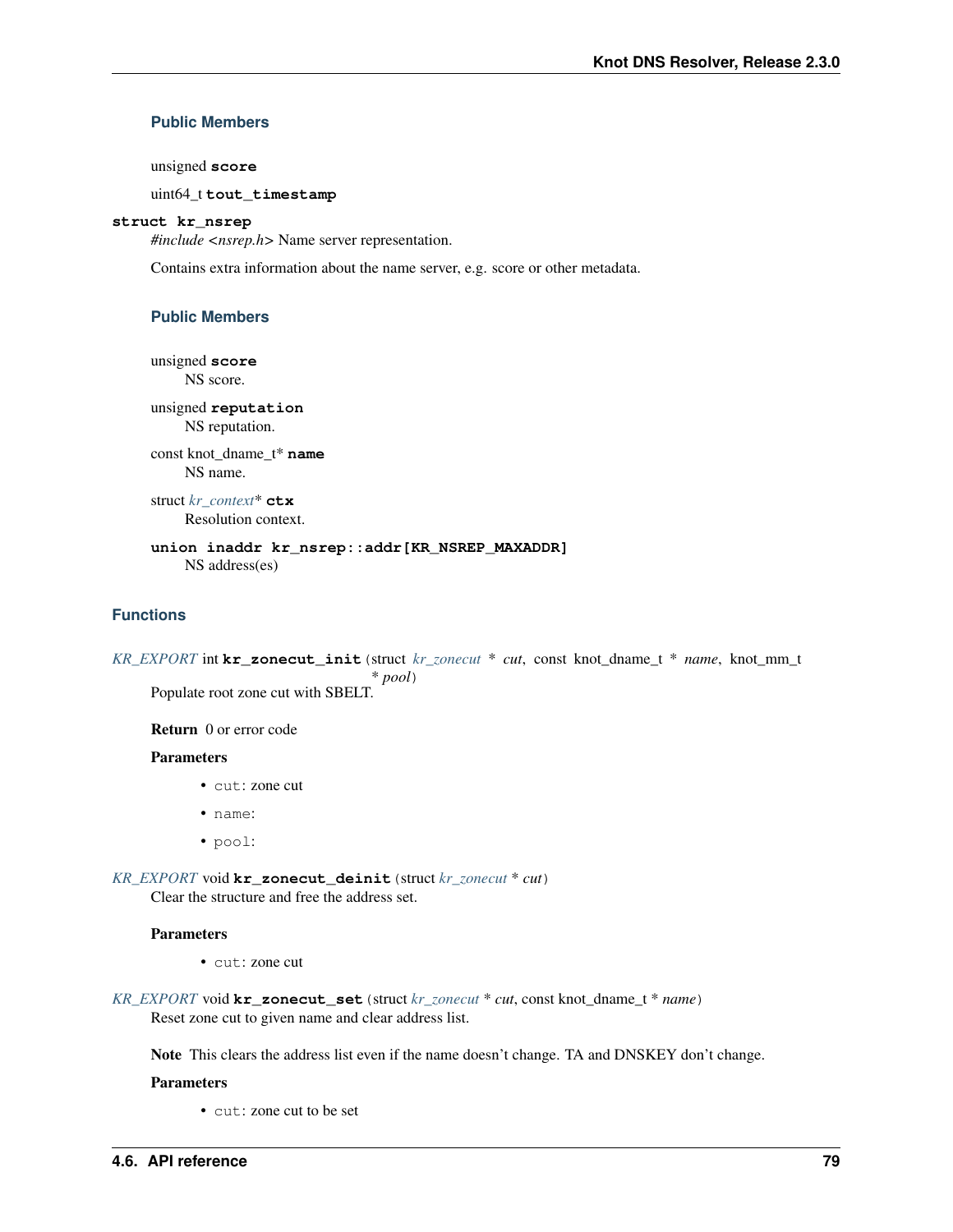#### Public Members

unsigned **score**

uint64_t **tout_timestamp**

**struct kr_nsrep**

*#include <nsrep.h>* Name server representation.

Contains extra information about the name server, e.g. score or other metadata.

#### Public Members

unsigned **score**
NS score.

unsigned **reputation**
NS reputation.

const knot_dname_t* **name**
NS name.

struct *kr_context** **ctx**
Resolution context.

**union inaddr kr_nsrep::addr[KR_NSREP_MAXADDR]**
NS address(es)

### Functions

*KR_EXPORT* int **kr_zonecut_init**(struct *kr_zonecut* * *cut*, const knot_dname_t * *name*, knot_mm_t * *pool*)
Populate root zone cut with SBELT.

**Return** 0 or error code

**Parameters**

- `cut`: zone cut
- `name`:
- `pool`:

*KR_EXPORT* void **kr_zonecut_deinit**(struct *kr_zonecut* * *cut*)
Clear the structure and free the address set.

**Parameters**

- `cut`: zone cut

*KR_EXPORT* void **kr_zonecut_set**(struct *kr_zonecut* * *cut*, const knot_dname_t * *name*)
Reset zone cut to given name and clear address list.

**Note** This clears the address list even if the name doesn't change. TA and DNSKEY don't change.

**Parameters**

- `cut`: zone cut to be set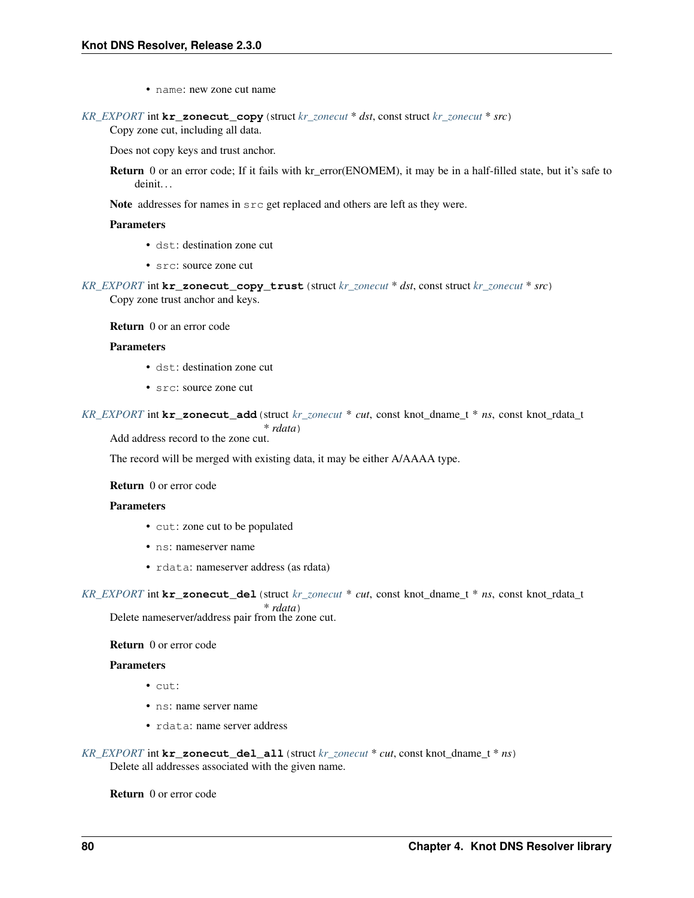- `name`: new zone cut name

*KR_EXPORT* int **kr_zonecut_copy**(struct *kr_zonecut* * *dst*, const struct *kr_zonecut* * *src*)

Copy zone cut, including all data.

Does not copy keys and trust anchor.

**Return** 0 or an error code; If it fails with kr_error(ENOMEM), it may be in a half-filled state, but it's safe to deinit…

**Note** addresses for names in `src` get replaced and others are left as they were.

**Parameters**

- `dst`: destination zone cut
- `src`: source zone cut

*KR_EXPORT* int **kr_zonecut_copy_trust**(struct *kr_zonecut* * *dst*, const struct *kr_zonecut* * *src*)

Copy zone trust anchor and keys.

**Return** 0 or an error code

**Parameters**

- `dst`: destination zone cut
- `src`: source zone cut

*KR_EXPORT* int **kr_zonecut_add**(struct *kr_zonecut* * *cut*, const knot_dname_t * *ns*, const knot_rdata_t * *rdata*)

Add address record to the zone cut.

The record will be merged with existing data, it may be either A/AAAA type.

**Return** 0 or error code

**Parameters**

- `cut`: zone cut to be populated
- `ns`: nameserver name
- `rdata`: nameserver address (as rdata)

*KR_EXPORT* int **kr_zonecut_del**(struct *kr_zonecut* * *cut*, const knot_dname_t * *ns*, const knot_rdata_t * *rdata*)

Delete nameserver/address pair from the zone cut.

**Return** 0 or error code

**Parameters**

- `cut`:
- `ns`: name server name
- `rdata`: name server address

*KR_EXPORT* int **kr_zonecut_del_all**(struct *kr_zonecut* * *cut*, const knot_dname_t * *ns*)

Delete all addresses associated with the given name.

**Return** 0 or error code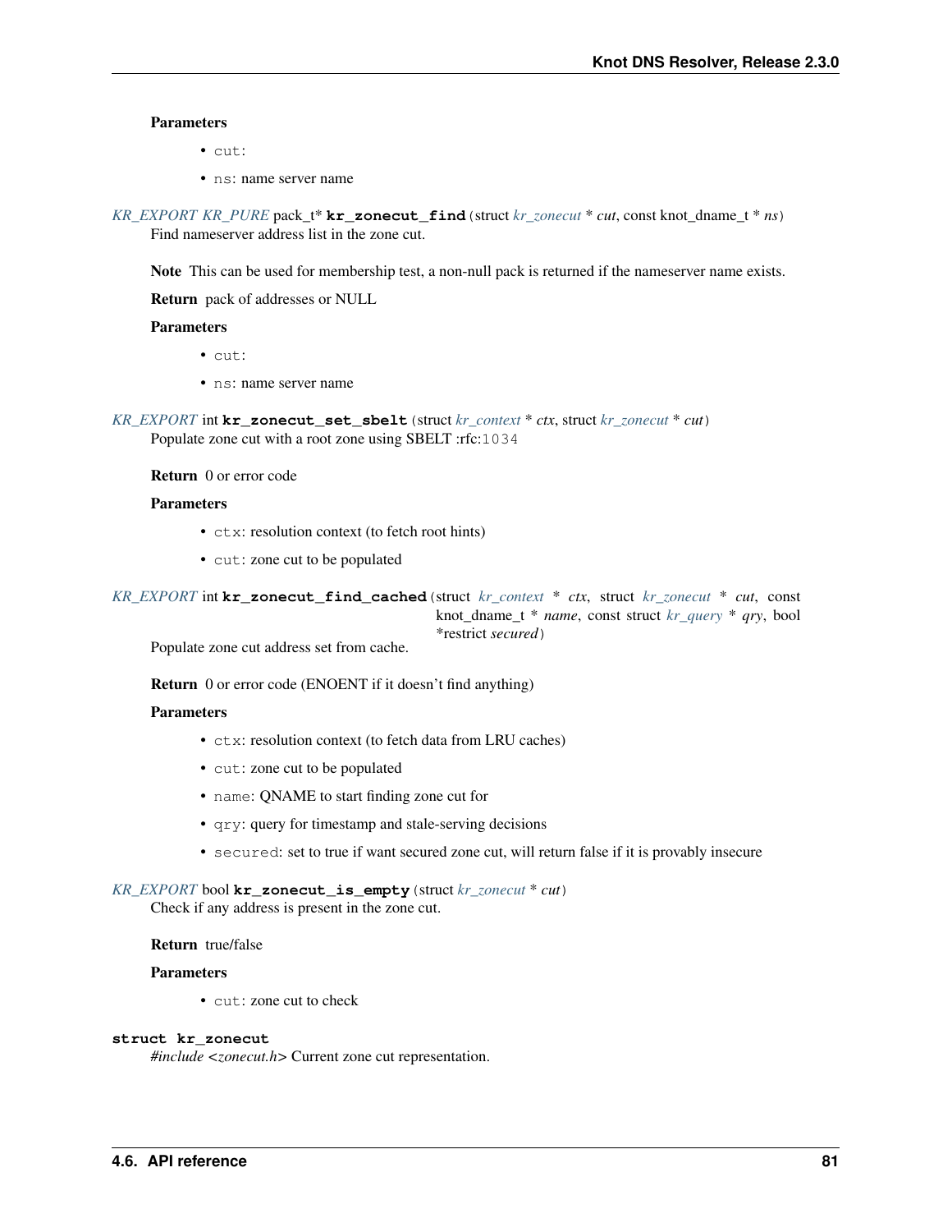**Parameters**

- `cut`:
- `ns`: name server name

*KR_EXPORT KR_PURE* pack_t* **kr_zonecut_find** (struct *kr_zonecut* * *cut*, const knot_dname_t * *ns*)

Find nameserver address list in the zone cut.

**Note** This can be used for membership test, a non-null pack is returned if the nameserver name exists.

**Return** pack of addresses or NULL

**Parameters**

- `cut`:
- `ns`: name server name

*KR_EXPORT* int **kr_zonecut_set_sbelt** (struct *kr_context* * *ctx*, struct *kr_zonecut* * *cut*)

Populate zone cut with a root zone using SBELT :rfc:`1034`

**Return** 0 or error code

**Parameters**

- `ctx`: resolution context (to fetch root hints)
- `cut`: zone cut to be populated

*KR_EXPORT* int **kr_zonecut_find_cached** (struct *kr_context* * *ctx*, struct *kr_zonecut* * *cut*, const knot_dname_t * *name*, const struct *kr_query* * *qry*, bool *restrict *secured*)

Populate zone cut address set from cache.

**Return** 0 or error code (ENOENT if it doesn't find anything)

**Parameters**

- `ctx`: resolution context (to fetch data from LRU caches)
- `cut`: zone cut to be populated
- `name`: QNAME to start finding zone cut for
- `qry`: query for timestamp and stale-serving decisions
- `secured`: set to true if want secured zone cut, will return false if it is provably insecure

*KR_EXPORT* bool **kr_zonecut_is_empty** (struct *kr_zonecut* * *cut*)

Check if any address is present in the zone cut.

**Return** true/false

**Parameters**

- `cut`: zone cut to check

**struct kr_zonecut**

*#include <zonecut.h>* Current zone cut representation.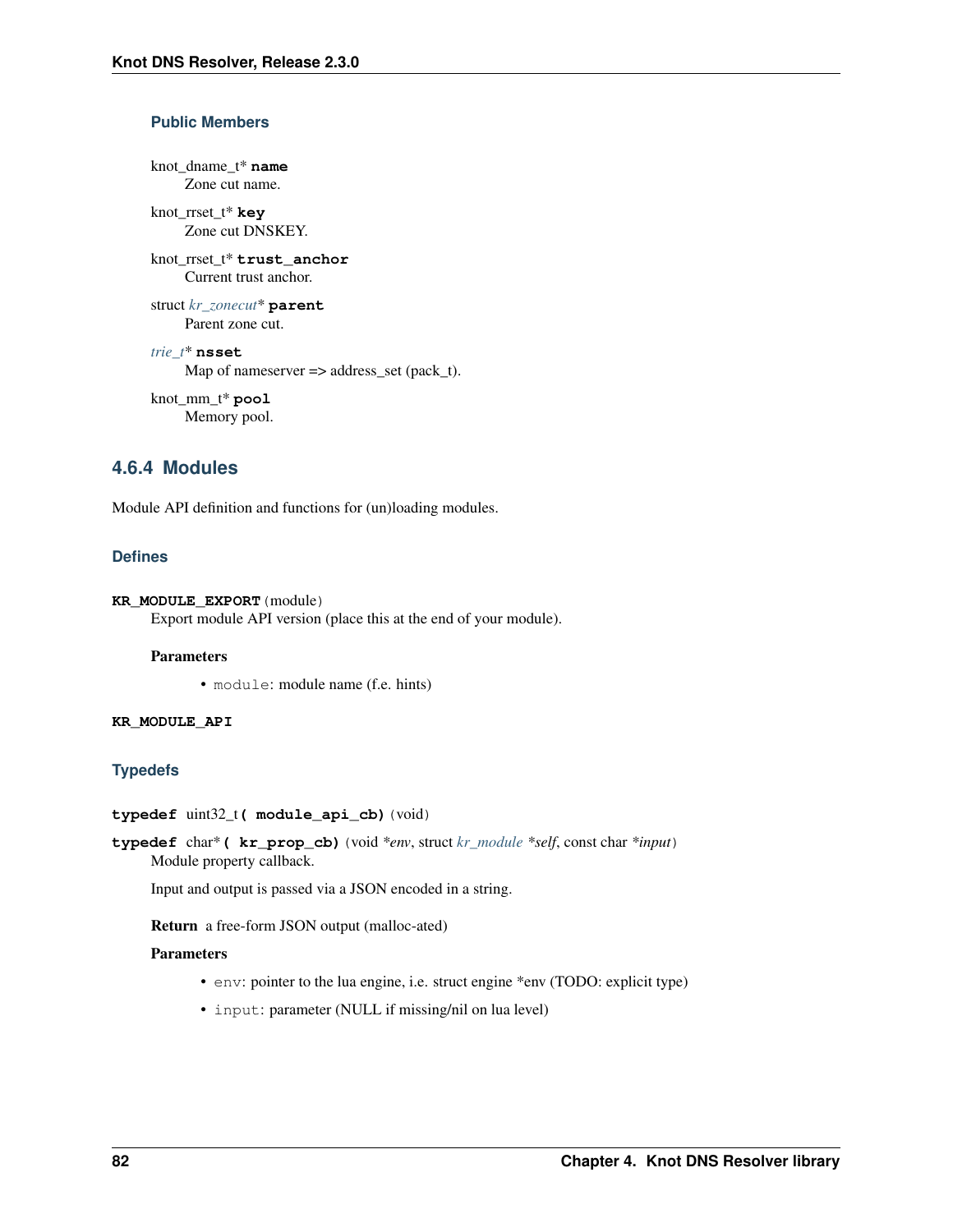#### Public Members

knot_dname_t* **name**
: Zone cut name.

knot_rrset_t* **key**
: Zone cut DNSKEY.

knot_rrset_t* **trust_anchor**
: Current trust anchor.

struct *kr_zonecut** **parent**
: Parent zone cut.

*trie_t** **nsset**
: Map of nameserver => address_set (pack_t).

knot_mm_t* **pool**
: Memory pool.

### 4.6.4 Modules

Module API definition and functions for (un)loading modules.

#### Defines

**KR_MODULE_EXPORT**(module)
: Export module API version (place this at the end of your module).

**Parameters**

- `module`: module name (f.e. hints)

**KR_MODULE_API**

#### Typedefs

**typedef** uint32_t**( module_api_cb)**(void)

**typedef** char***( kr_prop_cb)**(void **env*, struct *kr_module* **self*, const char **input*)
: Module property callback.

Input and output is passed via a JSON encoded in a string.

**Return** a free-form JSON output (malloc-ated)

**Parameters**

- `env`: pointer to the lua engine, i.e. struct engine *env (TODO: explicit type)
- `input`: parameter (NULL if missing/nil on lua level)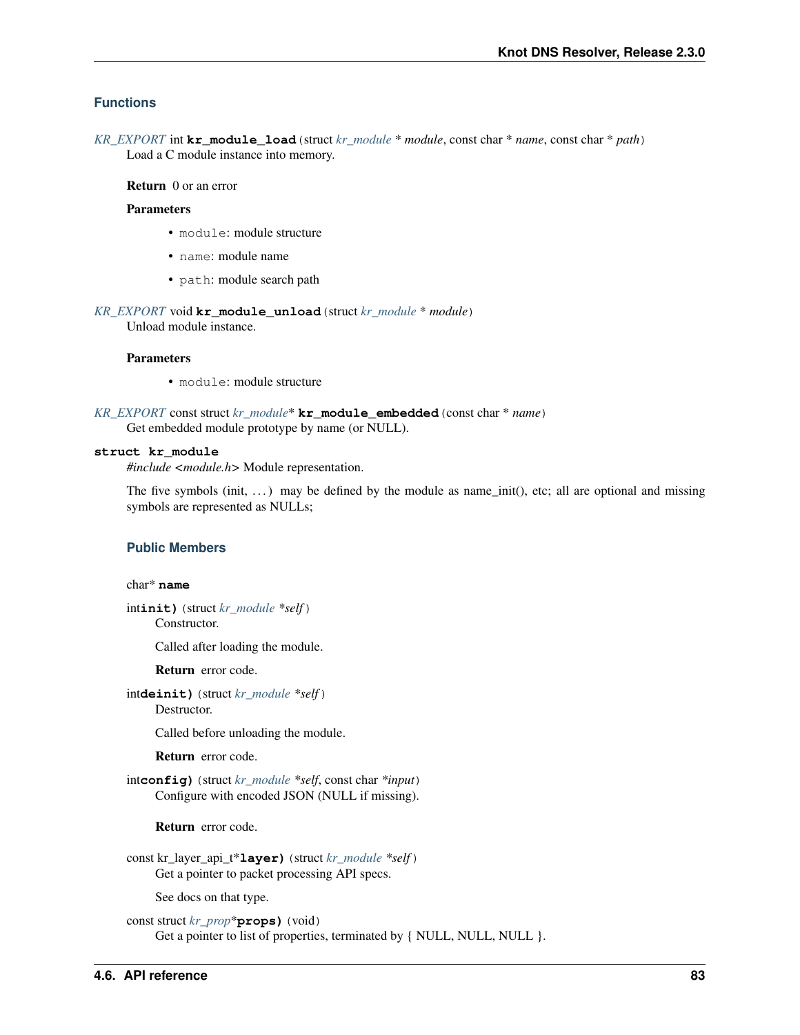### Functions

*KR_EXPORT* int **kr_module_load**(struct *kr_module* * *module*, const char * *name*, const char * *path*)
Load a C module instance into memory.

**Return** 0 or an error

**Parameters**

- `module`: module structure
- `name`: module name
- `path`: module search path

*KR_EXPORT* void **kr_module_unload**(struct *kr_module* * *module*)
Unload module instance.

**Parameters**

- `module`: module structure

*KR_EXPORT* const struct *kr_module** **kr_module_embedded**(const char * *name*)
Get embedded module prototype by name (or NULL).

**struct kr_module**
*#include <module.h>* Module representation.

The five symbols (init, ...) may be defined by the module as name_init(), etc; all are optional and missing symbols are represented as NULLs;

#### Public Members

char* **name**

int**init)**(struct *kr_module* **self*)
Constructor.

Called after loading the module.

**Return** error code.

int**deinit)**(struct *kr_module* **self*)
Destructor.

Called before unloading the module.

**Return** error code.

int**config)**(struct *kr_module* **self*, const char **input*)
Configure with encoded JSON (NULL if missing).

**Return** error code.

const kr_layer_api_t***layer)**(struct *kr_module* **self*)
Get a pointer to packet processing API specs.

See docs on that type.

const struct *kr_prop****props)**(void)
Get a pointer to list of properties, terminated by { NULL, NULL, NULL }.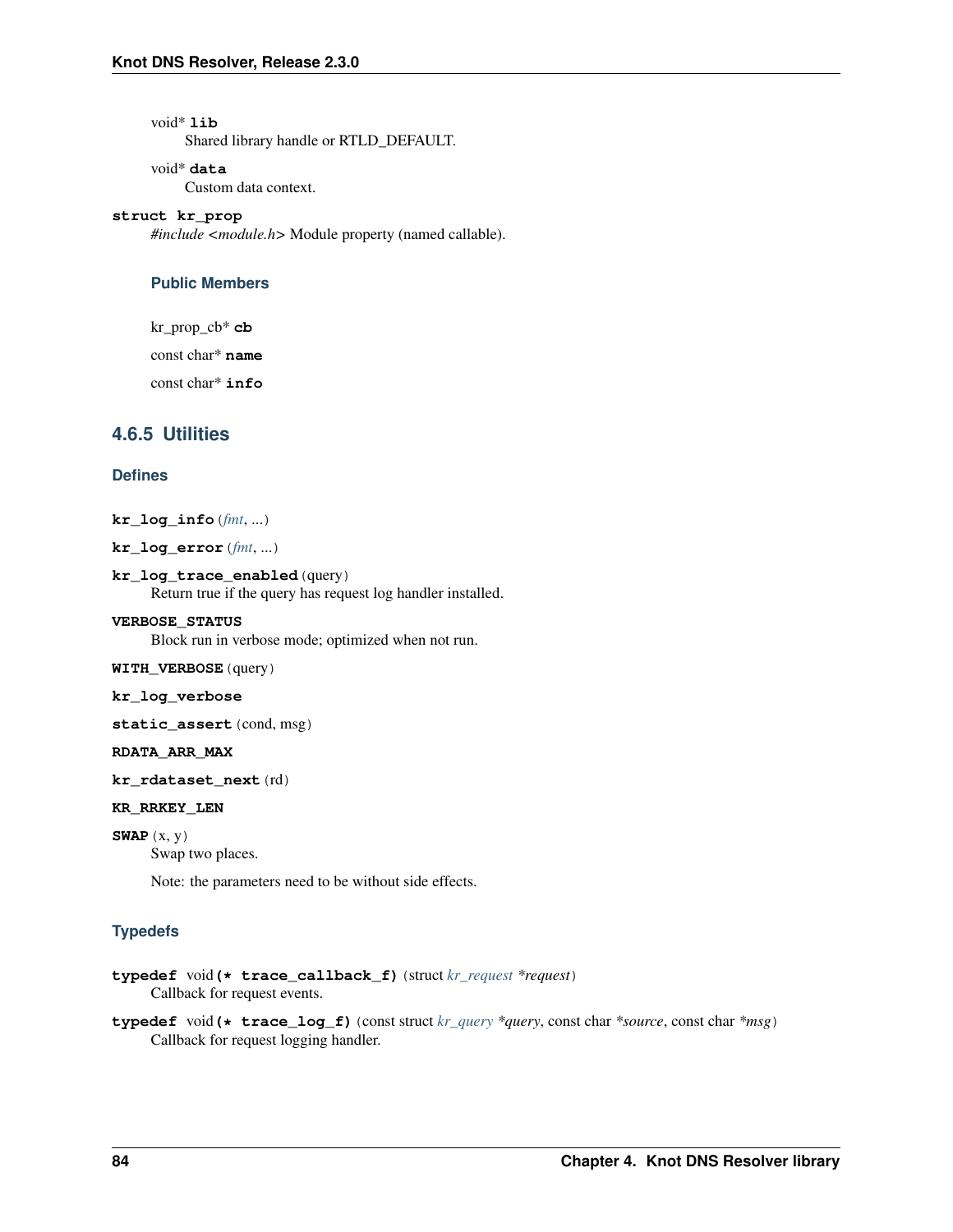void* **lib**
  Shared library handle or RTLD_DEFAULT.

void* **data**
  Custom data context.

**struct kr_prop**
  *#include <module.h>* Module property (named callable).

#### Public Members

kr_prop_cb* **cb**

const char* **name**

const char* **info**

## 4.6.5 Utilities

### Defines

**kr_log_info** (*fmt*, ...)

**kr_log_error** (*fmt*, ...)

**kr_log_trace_enabled** (query)
  Return true if the query has request log handler installed.

**VERBOSE_STATUS**
  Block run in verbose mode; optimized when not run.

**WITH_VERBOSE** (query)

**kr_log_verbose**

**static_assert** (cond, msg)

**RDATA_ARR_MAX**

**kr_rdataset_next** (rd)

**KR_RRKEY_LEN**

**SWAP** (x, y)
  Swap two places.

  Note: the parameters need to be without side effects.

### Typedefs

**typedef** void **(* trace_callback_f)** (struct *kr_request* *request*)
  Callback for request events.

**typedef** void **(* trace_log_f)** (const struct *kr_query* *query*, const char *source*, const char *msg*)
  Callback for request logging handler.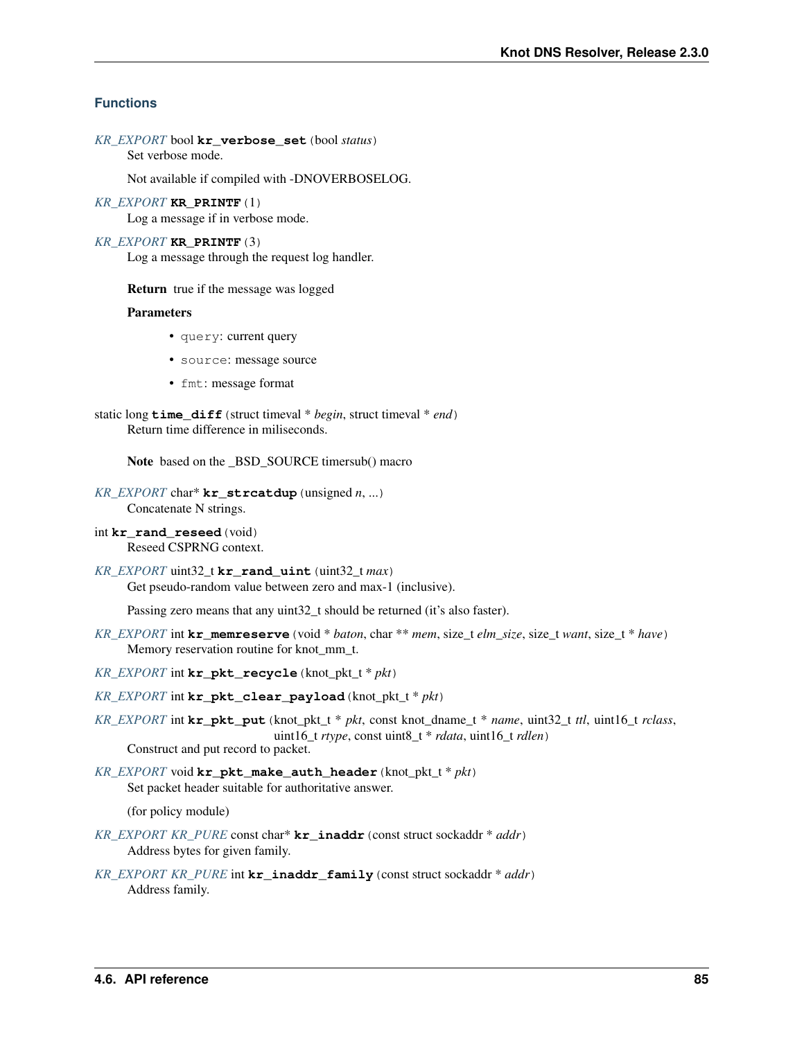### Functions

*KR_EXPORT* bool **kr_verbose_set** (bool *status*)

Set verbose mode.

Not available if compiled with -DNOVERBOSELOG.

*KR_EXPORT* **KR_PRINTF** (1)

Log a message if in verbose mode.

*KR_EXPORT* **KR_PRINTF** (3)

Log a message through the request log handler.

**Return** true if the message was logged

**Parameters**

- `query`: current query
- `source`: message source
- `fmt`: message format

static long **time_diff** (struct timeval * *begin*, struct timeval * *end*)

Return time difference in miliseconds.

**Note** based on the _BSD_SOURCE timersub() macro

*KR_EXPORT* char* **kr_strcatdup** (unsigned *n*, ...)

Concatenate N strings.

int **kr_rand_reseed** (void)

Reseed CSPRNG context.

*KR_EXPORT* uint32_t **kr_rand_uint** (uint32_t *max*)

Get pseudo-random value between zero and max-1 (inclusive).

Passing zero means that any uint32_t should be returned (it's also faster).

*KR_EXPORT* int **kr_memreserve** (void * *baton*, char ** *mem*, size_t *elm_size*, size_t *want*, size_t * *have*)

Memory reservation routine for knot_mm_t.

*KR_EXPORT* int **kr_pkt_recycle** (knot_pkt_t * *pkt*)

*KR_EXPORT* int **kr_pkt_clear_payload** (knot_pkt_t * *pkt*)

*KR_EXPORT* int **kr_pkt_put** (knot_pkt_t * *pkt*, const knot_dname_t * *name*, uint32_t *ttl*, uint16_t *rclass*, uint16_t *rtype*, const uint8_t * *rdata*, uint16_t *rdlen*)

Construct and put record to packet.

*KR_EXPORT* void **kr_pkt_make_auth_header** (knot_pkt_t * *pkt*)

Set packet header suitable for authoritative answer.

(for policy module)

*KR_EXPORT KR_PURE* const char* **kr_inaddr** (const struct sockaddr * *addr*)

Address bytes for given family.

*KR_EXPORT KR_PURE* int **kr_inaddr_family** (const struct sockaddr * *addr*)

Address family.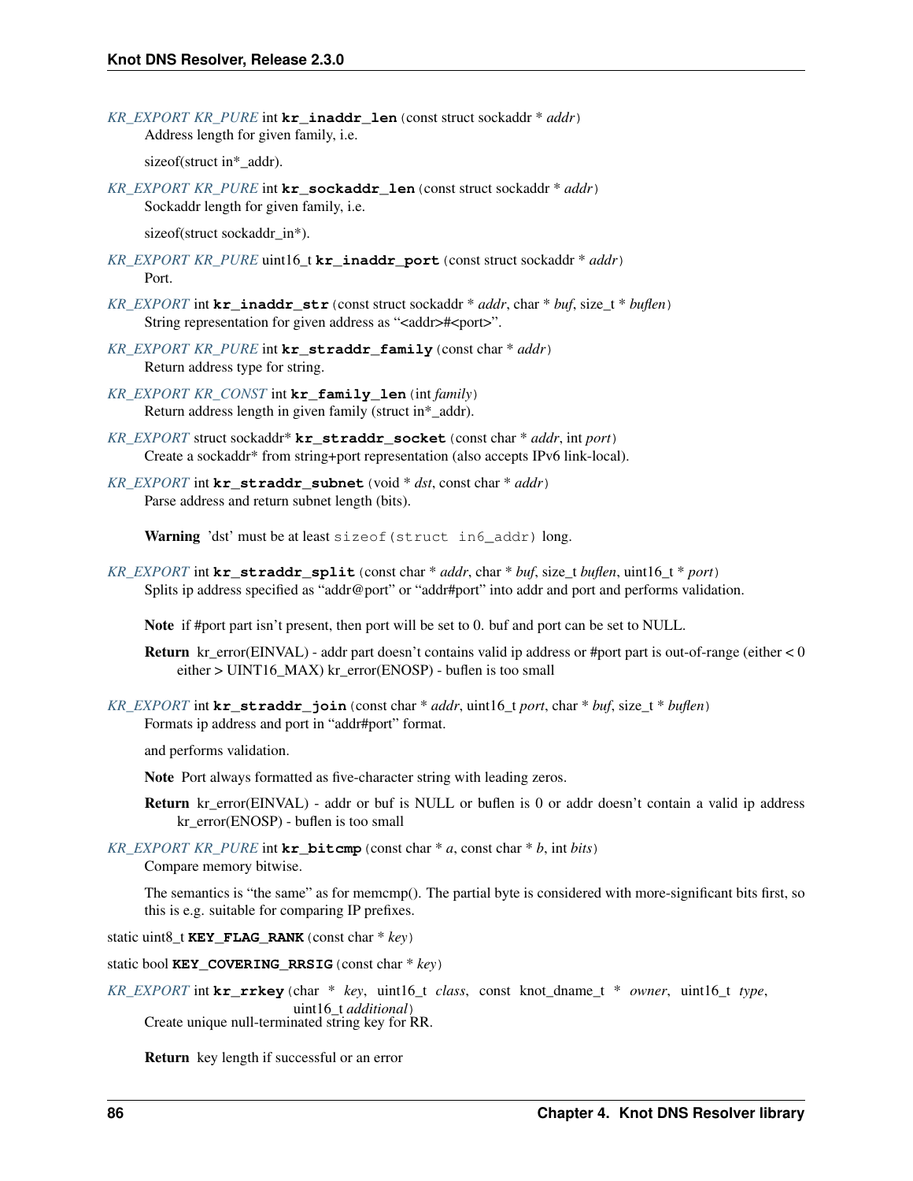*KR_EXPORT KR_PURE* int **kr_inaddr_len**(const struct sockaddr * *addr*)

Address length for given family, i.e.

sizeof(struct in*_addr).

*KR_EXPORT KR_PURE* int **kr_sockaddr_len**(const struct sockaddr * *addr*)

Sockaddr length for given family, i.e.

sizeof(struct sockaddr_in*).

*KR_EXPORT KR_PURE* uint16_t **kr_inaddr_port**(const struct sockaddr * *addr*)

Port.

*KR_EXPORT* int **kr_inaddr_str**(const struct sockaddr * *addr*, char * *buf*, size_t * *buflen*)

String representation for given address as "<addr>#<port>".

*KR_EXPORT KR_PURE* int **kr_straddr_family**(const char * *addr*)

Return address type for string.

*KR_EXPORT KR_CONST* int **kr_family_len**(int *family*)

Return address length in given family (struct in*_addr).

*KR_EXPORT* struct sockaddr* **kr_straddr_socket**(const char * *addr*, int *port*)

Create a sockaddr* from string+port representation (also accepts IPv6 link-local).

*KR_EXPORT* int **kr_straddr_subnet**(void * *dst*, const char * *addr*)

Parse address and return subnet length (bits).

**Warning** 'dst' must be at least `sizeof(struct in6_addr)` long.

*KR_EXPORT* int **kr_straddr_split**(const char * *addr*, char * *buf*, size_t *buflen*, uint16_t * *port*)

Splits ip address specified as "addr@port" or "addr#port" into addr and port and performs validation.

**Note** if #port part isn't present, then port will be set to 0. buf and port can be set to NULL.

**Return** kr_error(EINVAL) - addr part doesn't contains valid ip address or #port part is out-of-range (either < 0 either > UINT16_MAX) kr_error(ENOSP) - buflen is too small

*KR_EXPORT* int **kr_straddr_join**(const char * *addr*, uint16_t *port*, char * *buf*, size_t * *buflen*)

Formats ip address and port in "addr#port" format.

and performs validation.

**Note** Port always formatted as five-character string with leading zeros.

**Return** kr_error(EINVAL) - addr or buf is NULL or buflen is 0 or addr doesn't contain a valid ip address kr_error(ENOSP) - buflen is too small

*KR_EXPORT KR_PURE* int **kr_bitcmp**(const char * *a*, const char * *b*, int *bits*)

Compare memory bitwise.

The semantics is "the same" as for memcmp(). The partial byte is considered with more-significant bits first, so this is e.g. suitable for comparing IP prefixes.

static uint8_t **KEY_FLAG_RANK**(const char * *key*)

static bool **KEY_COVERING_RRSIG**(const char * *key*)

*KR_EXPORT* int **kr_rrkey**(char * *key*, uint16_t *class*, const knot_dname_t * *owner*, uint16_t *type*, uint16_t *additional*)

Create unique null-terminated string key for RR.

**Return** key length if successful or an error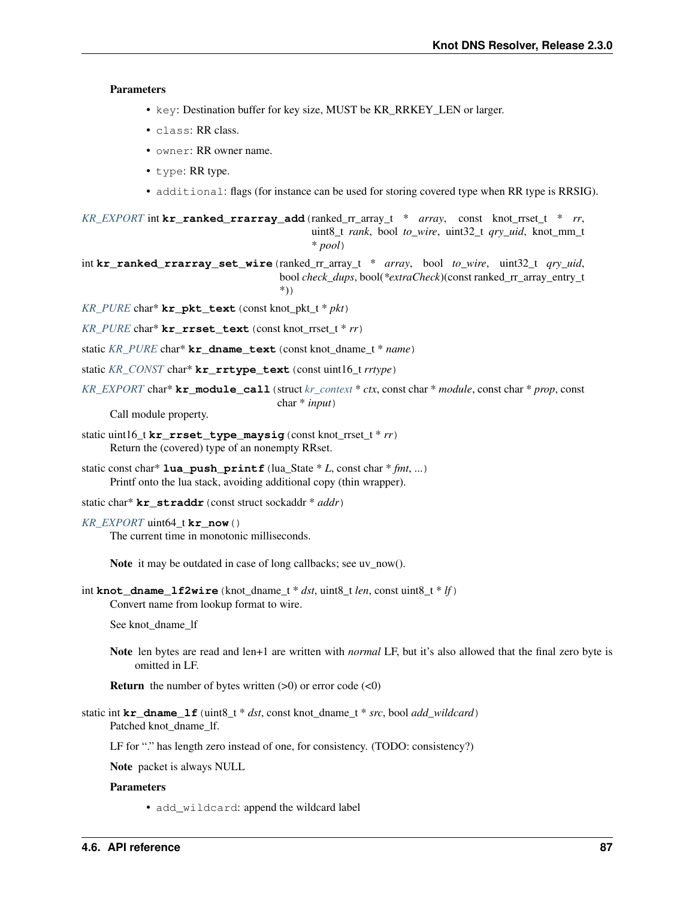**Parameters**

- `key`: Destination buffer for key size, MUST be KR_RRKEY_LEN or larger.
- `class`: RR class.
- `owner`: RR owner name.
- `type`: RR type.
- `additional`: flags (for instance can be used for storing covered type when RR type is RRSIG).

*KR_EXPORT* int **kr_ranked_rrarray_add**(ranked_rr_array_t * *array*, const knot_rrset_t * *rr*, uint8_t *rank*, bool *to_wire*, uint32_t *qry_uid*, knot_mm_t * *pool*)

int **kr_ranked_rrarray_set_wire**(ranked_rr_array_t * *array*, bool *to_wire*, uint32_t *qry_uid*, bool *check_dups*, bool(*\*extraCheck*)(const ranked_rr_array_entry_t *))

*KR_PURE* char* **kr_pkt_text**(const knot_pkt_t * *pkt*)

*KR_PURE* char* **kr_rrset_text**(const knot_rrset_t * *rr*)

static *KR_PURE* char* **kr_dname_text**(const knot_dname_t * *name*)

static *KR_CONST* char* **kr_rrtype_text**(const uint16_t *rrtype*)

*KR_EXPORT* char* **kr_module_call**(struct *kr_context* * *ctx*, const char * *module*, const char * *prop*, const char * *input*)

Call module property.

static uint16_t **kr_rrset_type_maysig**(const knot_rrset_t * *rr*)

Return the (covered) type of an nonempty RRset.

static const char* **lua_push_printf**(lua_State * *L*, const char * *fmt*, *...*)

Printf onto the lua stack, avoiding additional copy (thin wrapper).

static char* **kr_straddr**(const struct sockaddr * *addr*)

*KR_EXPORT* uint64_t **kr_now**()

The current time in monotonic milliseconds.

**Note** it may be outdated in case of long callbacks; see uv_now().

int **knot_dname_lf2wire**(knot_dname_t * *dst*, uint8_t *len*, const uint8_t * *lf*)

Convert name from lookup format to wire.

See knot_dname_lf

**Note** len bytes are read and len+1 are written with *normal* LF, but it's also allowed that the final zero byte is omitted in LF.

**Return** the number of bytes written (>0) or error code (<0)

static int **kr_dname_lf**(uint8_t * *dst*, const knot_dname_t * *src*, bool *add_wildcard*)

Patched knot_dname_lf.

LF for "." has length zero instead of one, for consistency. (TODO: consistency?)

**Note** packet is always NULL

**Parameters**

- `add_wildcard`: append the wildcard label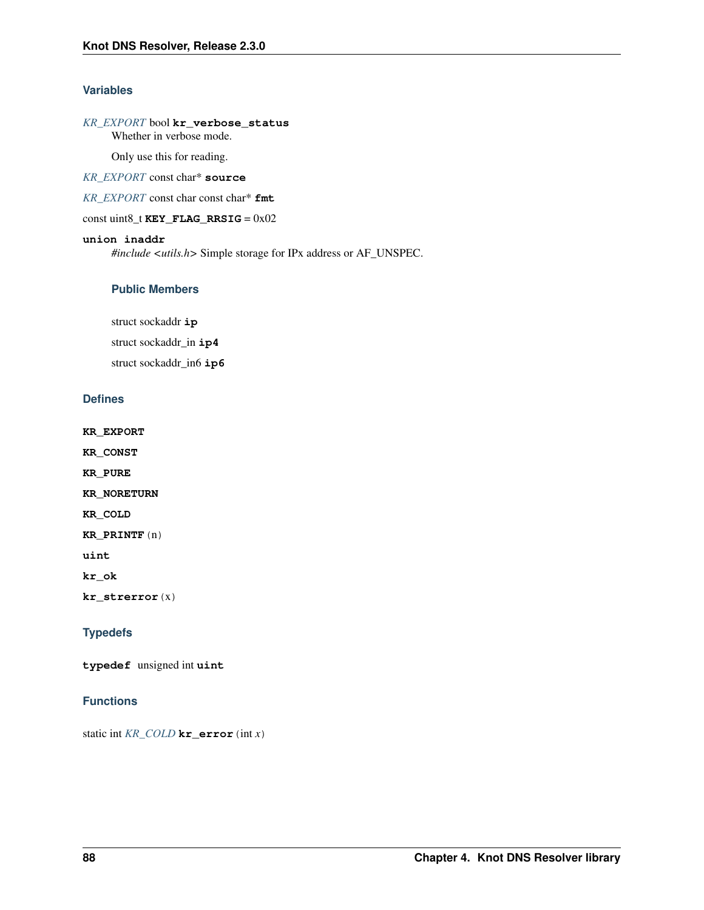### Variables

*KR_EXPORT* bool **kr_verbose_status**

Whether in verbose mode.

Only use this for reading.

*KR_EXPORT* const char* **source**

*KR_EXPORT* const char const char* **fmt**

const uint8_t **KEY_FLAG_RRSIG** = 0x02

**union inaddr**

*#include <utils.h>* Simple storage for IPx address or AF_UNSPEC.

#### Public Members

struct sockaddr **ip**

struct sockaddr_in **ip4**

struct sockaddr_in6 **ip6**

### Defines

**KR_EXPORT**

**KR_CONST**

**KR_PURE**

**KR_NORETURN**

**KR_COLD**

**KR_PRINTF**(n)

**uint**

**kr_ok**

**kr_strerror**(x)

### Typedefs

**typedef** unsigned int **uint**

### Functions

static int *KR_COLD* **kr_error**(int *x*)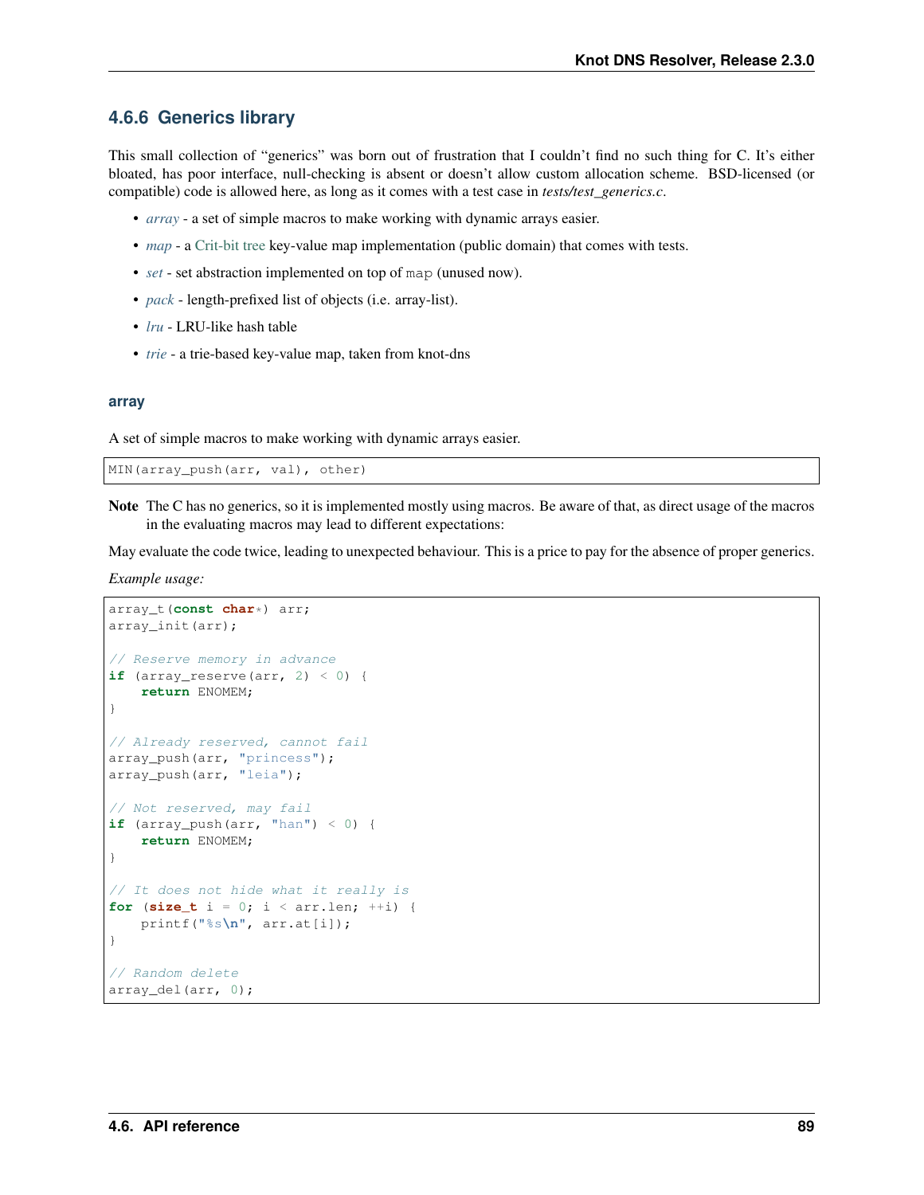### 4.6.6 Generics library

This small collection of "generics" was born out of frustration that I couldn't find no such thing for C. It's either bloated, has poor interface, null-checking is absent or doesn't allow custom allocation scheme. BSD-licensed (or compatible) code is allowed here, as long as it comes with a test case in *tests/test_generics.c*.

- *array* - a set of simple macros to make working with dynamic arrays easier.
- *map* - a Crit-bit tree key-value map implementation (public domain) that comes with tests.
- *set* - set abstraction implemented on top of `map` (unused now).
- *pack* - length-prefixed list of objects (i.e. array-list).
- *lru* - LRU-like hash table
- *trie* - a trie-based key-value map, taken from knot-dns

#### array

A set of simple macros to make working with dynamic arrays easier.

```
MIN(array_push(arr, val), other)
```

**Note** The C has no generics, so it is implemented mostly using macros. Be aware of that, as direct usage of the macros in the evaluating macros may lead to different expectations:

May evaluate the code twice, leading to unexpected behaviour. This is a price to pay for the absence of proper generics.

*Example usage:*

```
array_t(const char*) arr;
array_init(arr);

// Reserve memory in advance
if (array_reserve(arr, 2) < 0) {
    return ENOMEM;
}

// Already reserved, cannot fail
array_push(arr, "princess");
array_push(arr, "leia");

// Not reserved, may fail
if (array_push(arr, "han") < 0) {
    return ENOMEM;
}

// It does not hide what it really is
for (size_t i = 0; i < arr.len; ++i) {
    printf("%s\n", arr.at[i]);
}

// Random delete
array_del(arr, 0);
```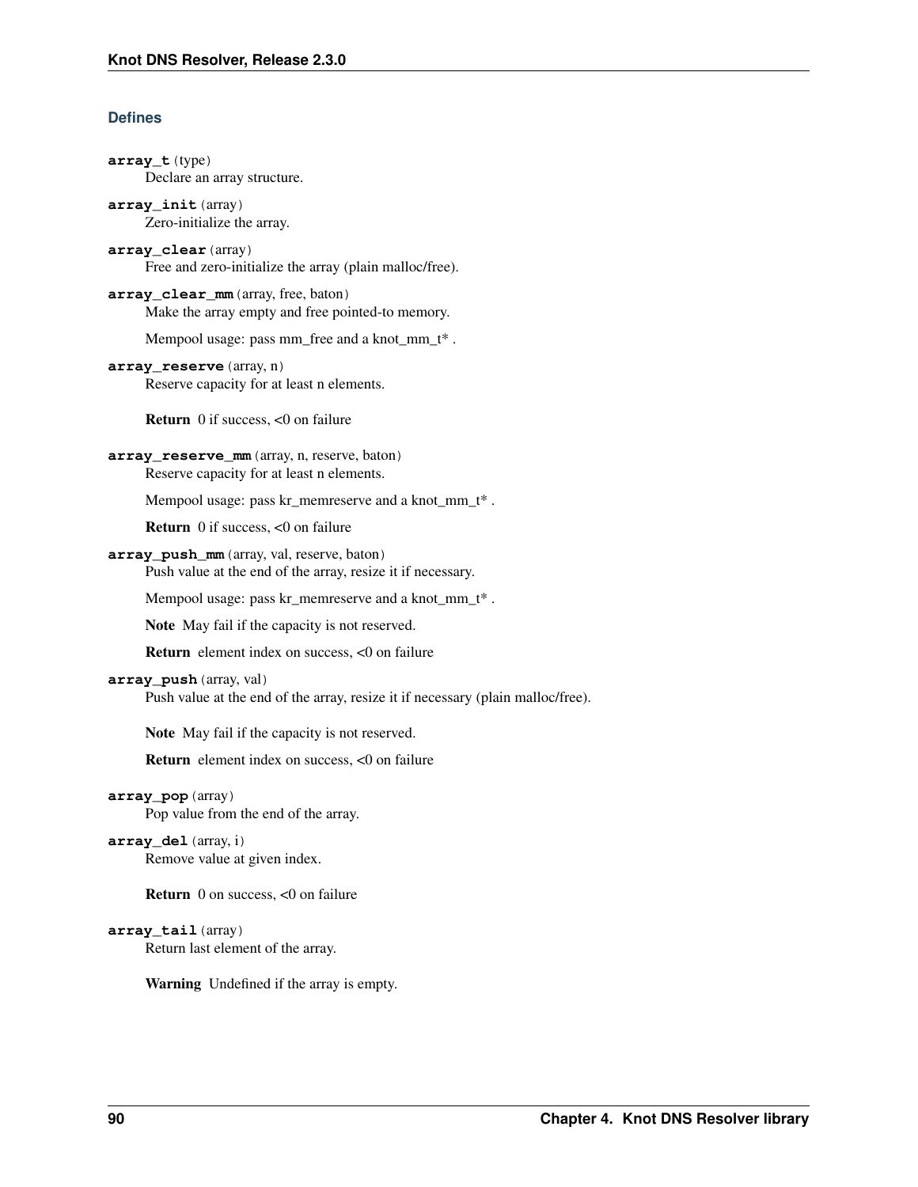### Defines

**array_t**(type)
Declare an array structure.

**array_init**(array)
Zero-initialize the array.

**array_clear**(array)
Free and zero-initialize the array (plain malloc/free).

**array_clear_mm**(array, free, baton)
Make the array empty and free pointed-to memory.

Mempool usage: pass mm_free and a knot_mm_t* .

**array_reserve**(array, n)
Reserve capacity for at least n elements.

**Return** 0 if success, <0 on failure

**array_reserve_mm**(array, n, reserve, baton)
Reserve capacity for at least n elements.

Mempool usage: pass kr_memreserve and a knot_mm_t* .

**Return** 0 if success, <0 on failure

**array_push_mm**(array, val, reserve, baton)
Push value at the end of the array, resize it if necessary.

Mempool usage: pass kr_memreserve and a knot_mm_t* .

**Note** May fail if the capacity is not reserved.

**Return** element index on success, <0 on failure

**array_push**(array, val)
Push value at the end of the array, resize it if necessary (plain malloc/free).

**Note** May fail if the capacity is not reserved.

**Return** element index on success, <0 on failure

**array_pop**(array)
Pop value from the end of the array.

**array_del**(array, i)
Remove value at given index.

**Return** 0 on success, <0 on failure

**array_tail**(array)
Return last element of the array.

**Warning** Undefined if the array is empty.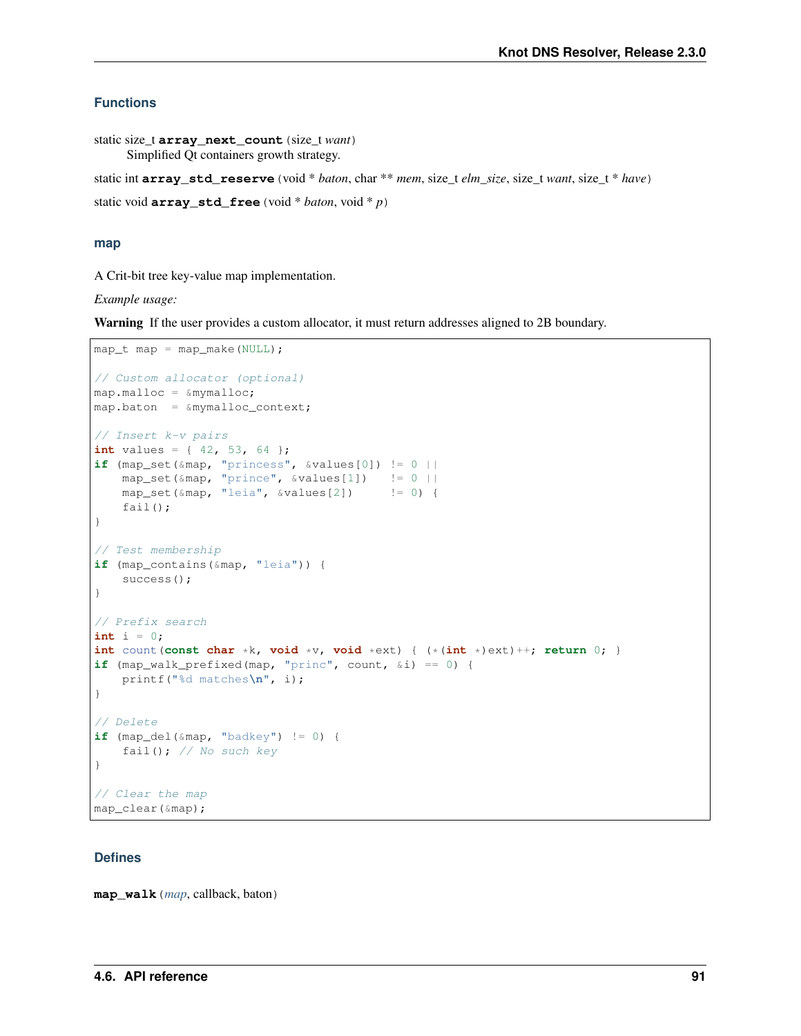### Functions

static size_t **array_next_count** (size_t *want*)
  Simplified Qt containers growth strategy.

static int **array_std_reserve** (void * *baton*, char ** *mem*, size_t *elm_size*, size_t *want*, size_t * *have*)

static void **array_std_free** (void * *baton*, void * *p*)

### map

A Crit-bit tree key-value map implementation.

*Example usage:*

**Warning** If the user provides a custom allocator, it must return addresses aligned to 2B boundary.

```
map_t map = map_make(NULL);

// Custom allocator (optional)
map.malloc = &mymalloc;
map.baton  = &mymalloc_context;

// Insert k-v pairs
int values = { 42, 53, 64 };
if (map_set(&map, "princess", &values[0]) != 0 ||
    map_set(&map, "prince", &values[1])   != 0 ||
    map_set(&map, "leia", &values[2])     != 0) {
    fail();
}

// Test membership
if (map_contains(&map, "leia")) {
    success();
}

// Prefix search
int i = 0;
int count(const char *k, void *v, void *ext) { (*(int *)ext)++; return 0; }
if (map_walk_prefixed(map, "princ", count, &i) == 0) {
    printf("%d matches\n", i);
}

// Delete
if (map_del(&map, "badkey") != 0) {
    fail(); // No such key
}

// Clear the map
map_clear(&map);
```

### Defines

**map_walk** (*map*, callback, baton)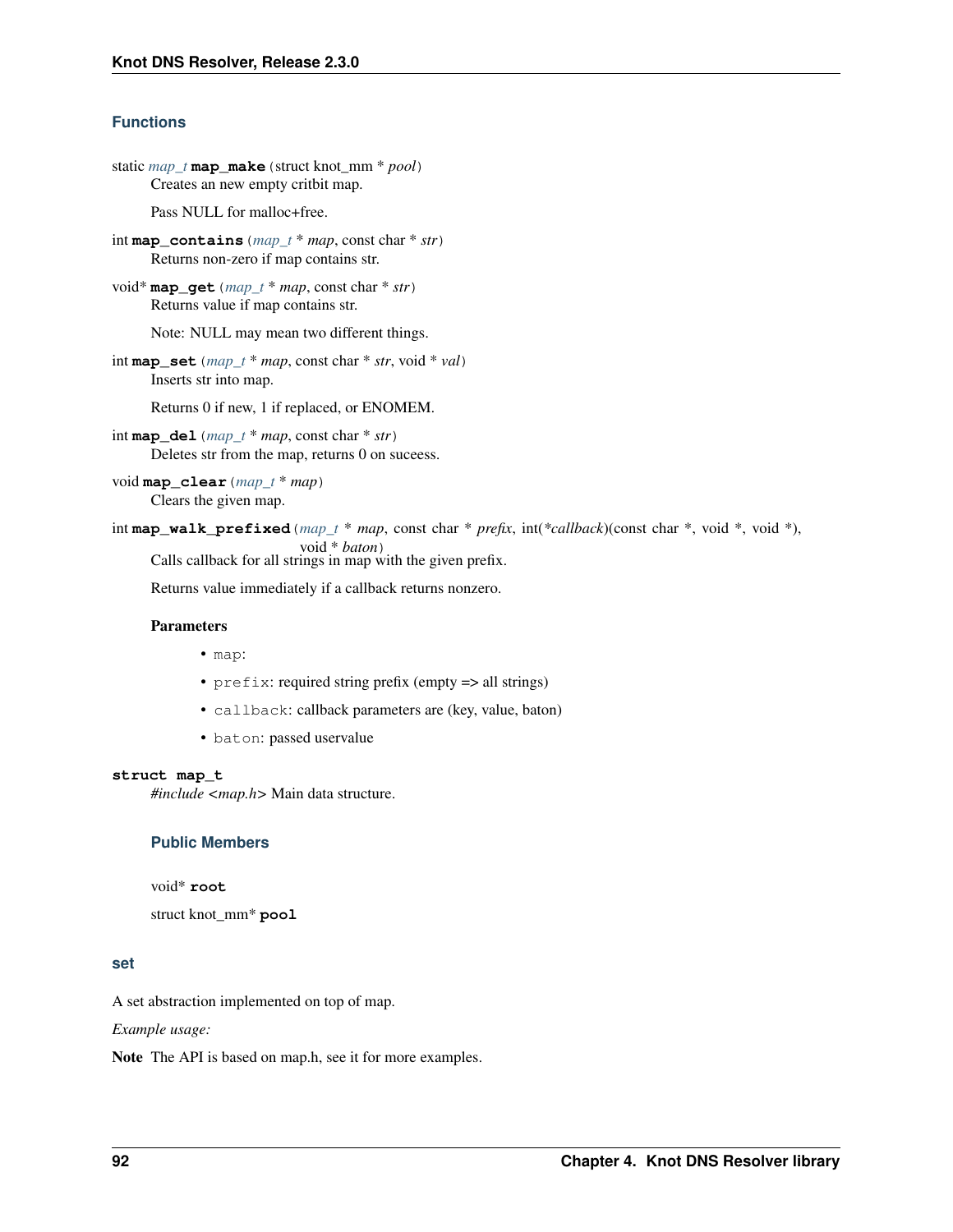### Functions

static *map_t* **map_make**(struct knot_mm * *pool*)
Creates an new empty critbit map.

Pass NULL for malloc+free.

int **map_contains**(*map_t* * *map*, const char * *str*)
Returns non-zero if map contains str.

void* **map_get**(*map_t* * *map*, const char * *str*)
Returns value if map contains str.

Note: NULL may mean two different things.

int **map_set**(*map_t* * *map*, const char * *str*, void * *val*)
Inserts str into map.

Returns 0 if new, 1 if replaced, or ENOMEM.

int **map_del**(*map_t* * *map*, const char * *str*)
Deletes str from the map, returns 0 on suceess.

void **map_clear**(*map_t* * *map*)
Clears the given map.

int **map_walk_prefixed**(*map_t* * *map*, const char * *prefix*, int(**callback*)(const char *, void *, void *), void * *baton*)
Calls callback for all strings in map with the given prefix.

Returns value immediately if a callback returns nonzero.

**Parameters**

- `map`:
- `prefix`: required string prefix (empty => all strings)
- `callback`: callback parameters are (key, value, baton)
- `baton`: passed uservalue

**struct map_t**
*#include <map.h>* Main data structure.

#### Public Members

void* **root**

struct knot_mm* **pool**

### set

A set abstraction implemented on top of map.

*Example usage:*

**Note** The API is based on map.h, see it for more examples.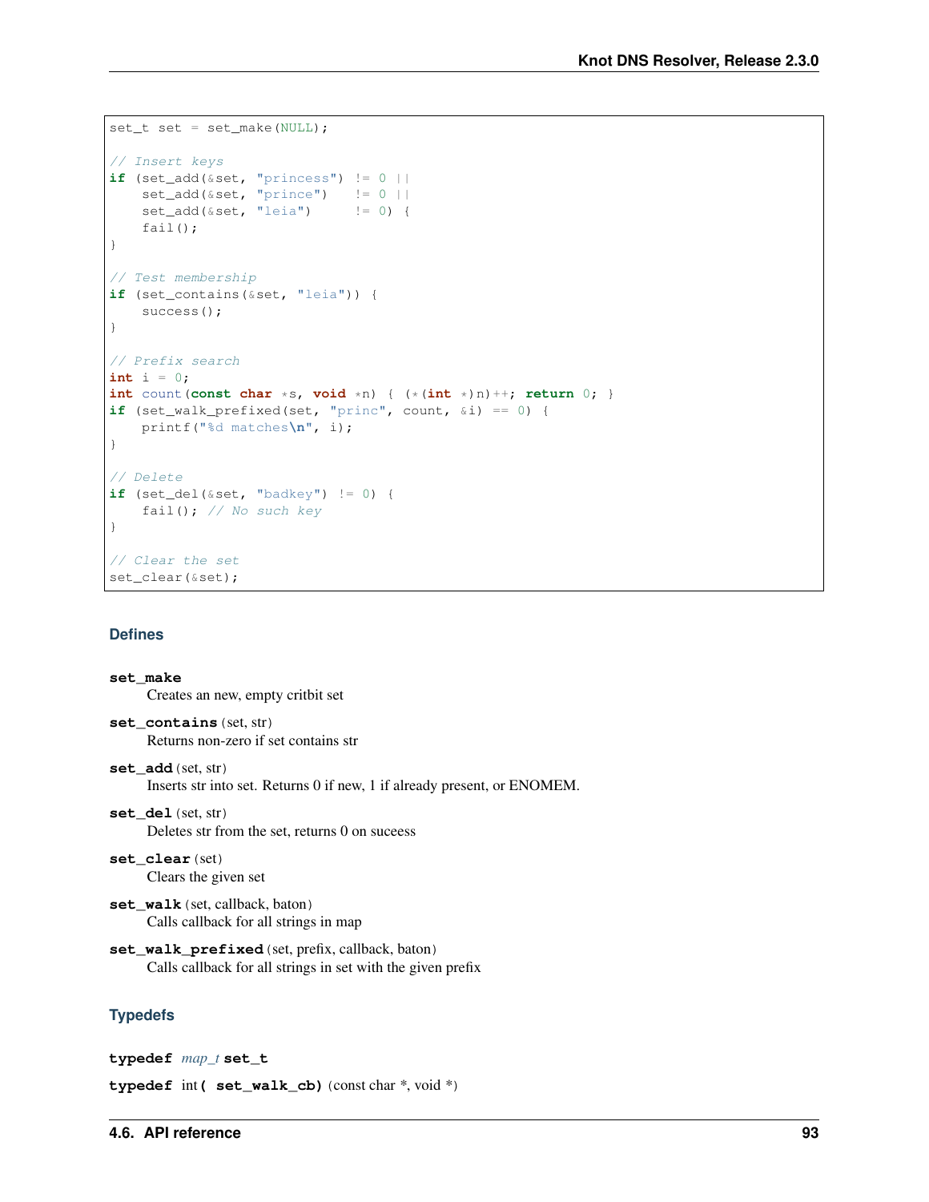```c
set_t set = set_make(NULL);

// Insert keys
if (set_add(&set, "princess") != 0 ||
    set_add(&set, "prince")   != 0 ||
    set_add(&set, "leia")     != 0) {
    fail();
}

// Test membership
if (set_contains(&set, "leia")) {
    success();
}

// Prefix search
int i = 0;
int count(const char *s, void *n) { (*(int *)n)++; return 0; }
if (set_walk_prefixed(set, "princ", count, &i) == 0) {
    printf("%d matches\n", i);
}

// Delete
if (set_del(&set, "badkey") != 0) {
    fail(); // No such key
}

// Clear the set
set_clear(&set);
```

### Defines

**set_make**
Creates an new, empty critbit set

**set_contains** (set, str)
Returns non-zero if set contains str

**set_add** (set, str)
Inserts str into set. Returns 0 if new, 1 if already present, or ENOMEM.

**set_del** (set, str)
Deletes str from the set, returns 0 on suceess

**set_clear** (set)
Clears the given set

**set_walk** (set, callback, baton)
Calls callback for all strings in map

**set_walk_prefixed** (set, prefix, callback, baton)
Calls callback for all strings in set with the given prefix

### Typedefs

**typedef** *map_t* **set_t**

**typedef** int( **set_walk_cb**) (const char *, void *)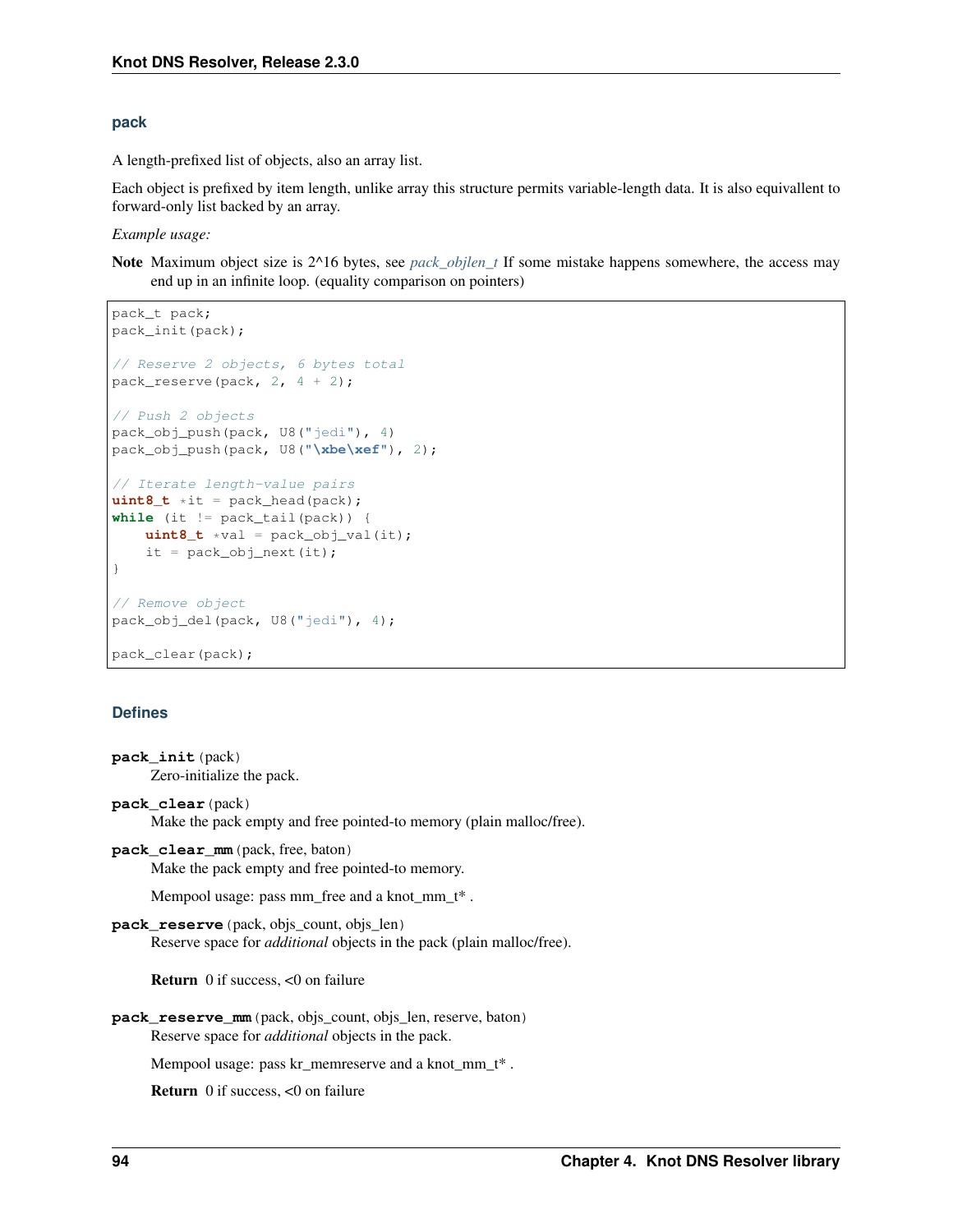### pack

A length-prefixed list of objects, also an array list.

Each object is prefixed by item length, unlike array this structure permits variable-length data. It is also equivallent to forward-only list backed by an array.

*Example usage:*

**Note** Maximum object size is 2^16 bytes, see *pack_objlen_t* If some mistake happens somewhere, the access may end up in an infinite loop. (equality comparison on pointers)

```
pack_t pack;
pack_init(pack);

// Reserve 2 objects, 6 bytes total
pack_reserve(pack, 2, 4 + 2);

// Push 2 objects
pack_obj_push(pack, U8("jedi"), 4)
pack_obj_push(pack, U8("\xbe\xef"), 2);

// Iterate length-value pairs
uint8_t *it = pack_head(pack);
while (it != pack_tail(pack)) {
    uint8_t *val = pack_obj_val(it);
    it = pack_obj_next(it);
}

// Remove object
pack_obj_del(pack, U8("jedi"), 4);

pack_clear(pack);
```

#### Defines

**pack_init**(pack)
Zero-initialize the pack.

**pack_clear**(pack)
Make the pack empty and free pointed-to memory (plain malloc/free).

**pack_clear_mm**(pack, free, baton)
Make the pack empty and free pointed-to memory.

Mempool usage: pass mm_free and a knot_mm_t* .

**pack_reserve**(pack, objs_count, objs_len)
Reserve space for *additional* objects in the pack (plain malloc/free).

**Return** 0 if success, <0 on failure

**pack_reserve_mm**(pack, objs_count, objs_len, reserve, baton)
Reserve space for *additional* objects in the pack.

Mempool usage: pass kr_memreserve and a knot_mm_t* .

**Return** 0 if success, <0 on failure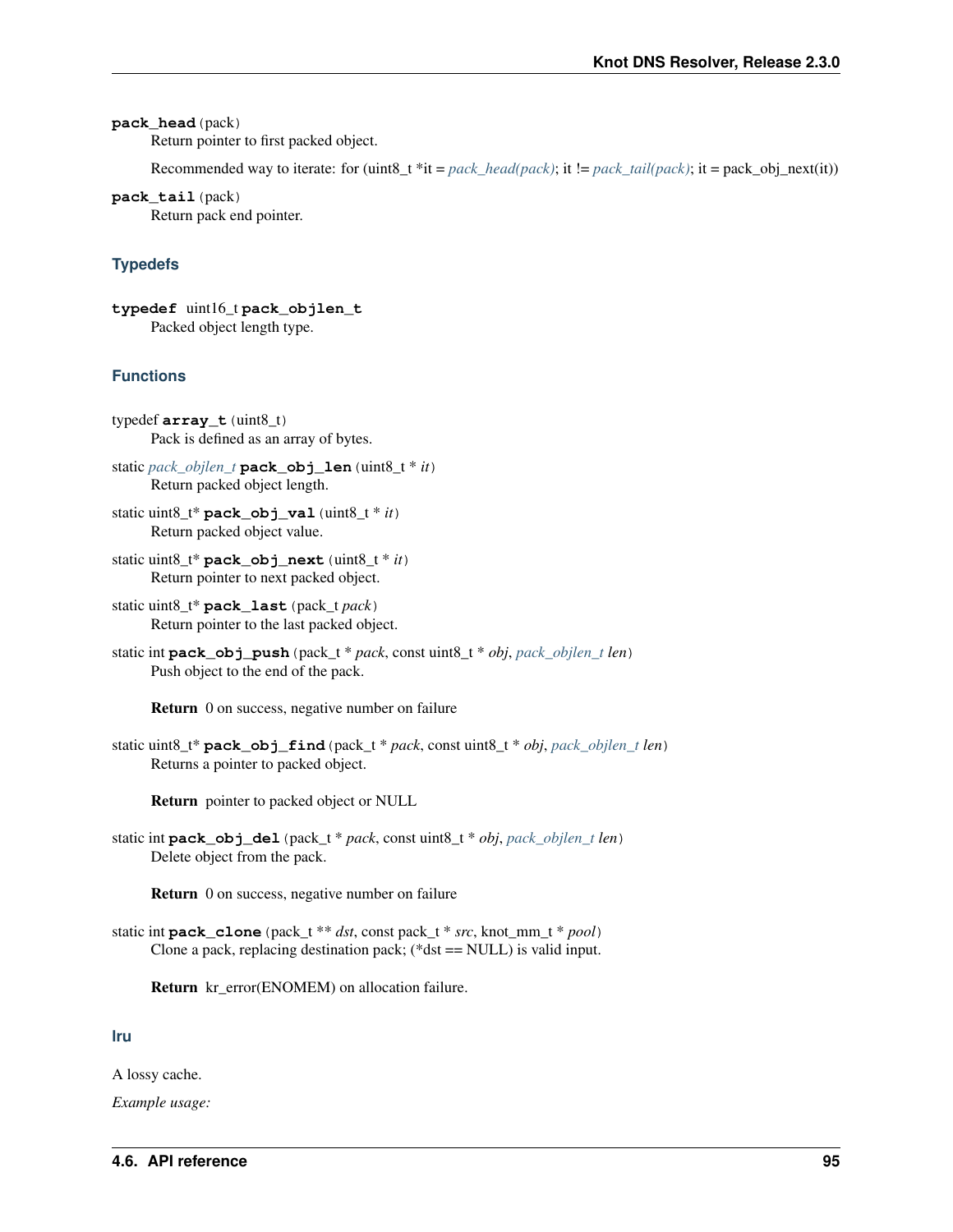**pack_head**(pack)
    Return pointer to first packed object.

    Recommended way to iterate: for (uint8_t *it = *pack_head(pack)*; it != *pack_tail(pack)*; it = pack_obj_next(it))

**pack_tail**(pack)
    Return pack end pointer.

### Typedefs

**typedef** uint16_t **pack_objlen_t**
    Packed object length type.

### Functions

typedef **array_t**(uint8_t)
    Pack is defined as an array of bytes.

static *pack_objlen_t* **pack_obj_len**(uint8_t * *it*)
    Return packed object length.

static uint8_t* **pack_obj_val**(uint8_t * *it*)
    Return packed object value.

static uint8_t* **pack_obj_next**(uint8_t * *it*)
    Return pointer to next packed object.

static uint8_t* **pack_last**(pack_t *pack*)
    Return pointer to the last packed object.

static int **pack_obj_push**(pack_t * *pack*, const uint8_t * *obj*, *pack_objlen_t* *len*)
    Push object to the end of the pack.

    **Return** 0 on success, negative number on failure

static uint8_t* **pack_obj_find**(pack_t * *pack*, const uint8_t * *obj*, *pack_objlen_t* *len*)
    Returns a pointer to packed object.

    **Return** pointer to packed object or NULL

static int **pack_obj_del**(pack_t * *pack*, const uint8_t * *obj*, *pack_objlen_t* *len*)
    Delete object from the pack.

    **Return** 0 on success, negative number on failure

static int **pack_clone**(pack_t ** *dst*, const pack_t * *src*, knot_mm_t * *pool*)
    Clone a pack, replacing destination pack; (*dst == NULL) is valid input.

    **Return** kr_error(ENOMEM) on allocation failure.

### lru

A lossy cache.

*Example usage:*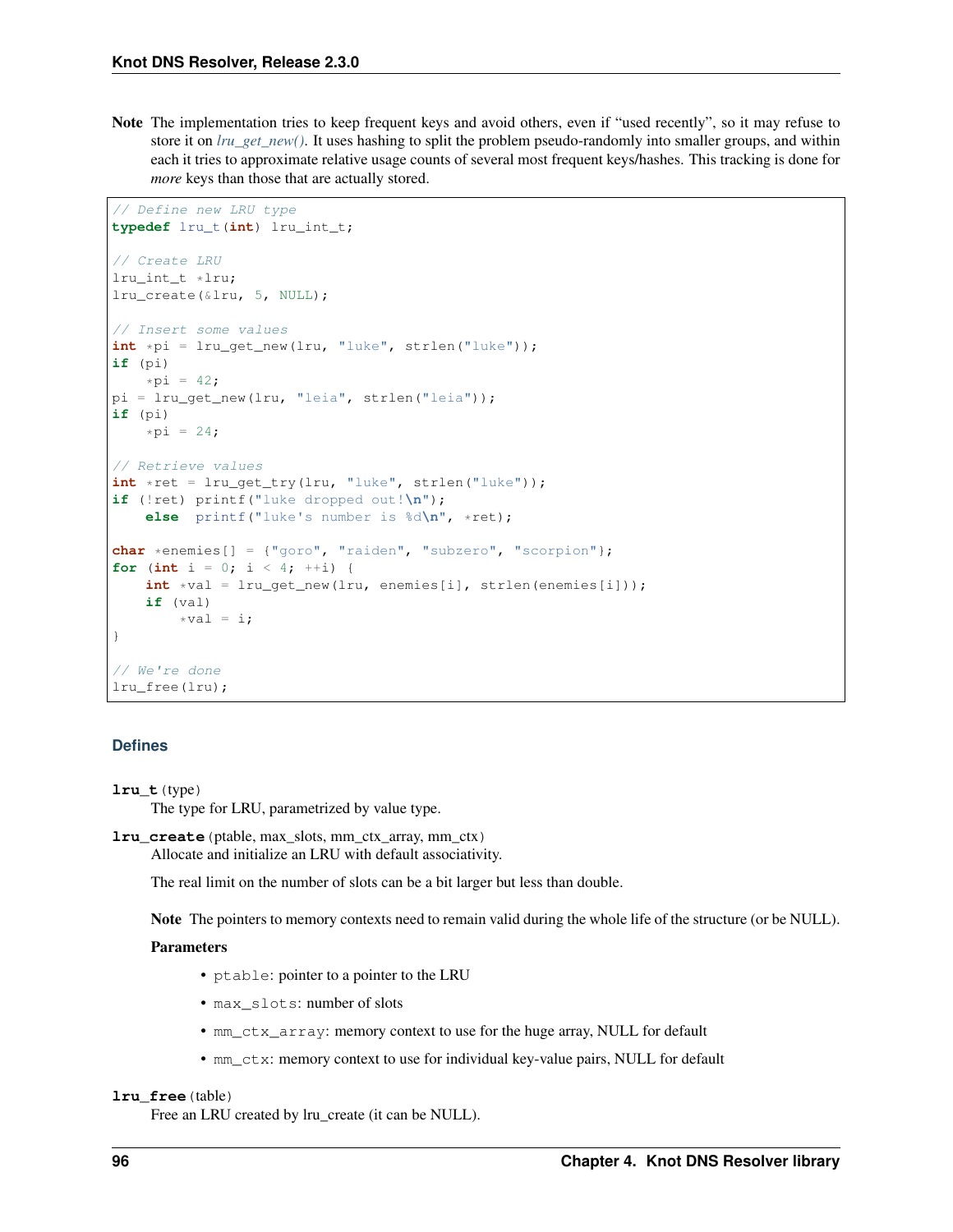**Note** The implementation tries to keep frequent keys and avoid others, even if "used recently", so it may refuse to store it on *lru_get_new()*. It uses hashing to split the problem pseudo-randomly into smaller groups, and within each it tries to approximate relative usage counts of several most frequent keys/hashes. This tracking is done for *more* keys than those that are actually stored.

```
// Define new LRU type
typedef lru_t(int) lru_int_t;

// Create LRU
lru_int_t *lru;
lru_create(&lru, 5, NULL);

// Insert some values
int *pi = lru_get_new(lru, "luke", strlen("luke"));
if (pi)
    *pi = 42;
pi = lru_get_new(lru, "leia", strlen("leia"));
if (pi)
    *pi = 24;

// Retrieve values
int *ret = lru_get_try(lru, "luke", strlen("luke"));
if (!ret) printf("luke dropped out!\n");
    else  printf("luke's number is %d\n", *ret);

char *enemies[] = {"goro", "raiden", "subzero", "scorpion"};
for (int i = 0; i < 4; ++i) {
    int *val = lru_get_new(lru, enemies[i], strlen(enemies[i]));
    if (val)
        *val = i;
}

// We're done
lru_free(lru);
```

### Defines

**lru_t**(type)
The type for LRU, parametrized by value type.

**lru_create**(ptable, max_slots, mm_ctx_array, mm_ctx)
Allocate and initialize an LRU with default associativity.

The real limit on the number of slots can be a bit larger but less than double.

**Note** The pointers to memory contexts need to remain valid during the whole life of the structure (or be NULL).

**Parameters**

- `ptable`: pointer to a pointer to the LRU
- `max_slots`: number of slots
- `mm_ctx_array`: memory context to use for the huge array, NULL for default
- `mm_ctx`: memory context to use for individual key-value pairs, NULL for default

**lru_free**(table)
Free an LRU created by lru_create (it can be NULL).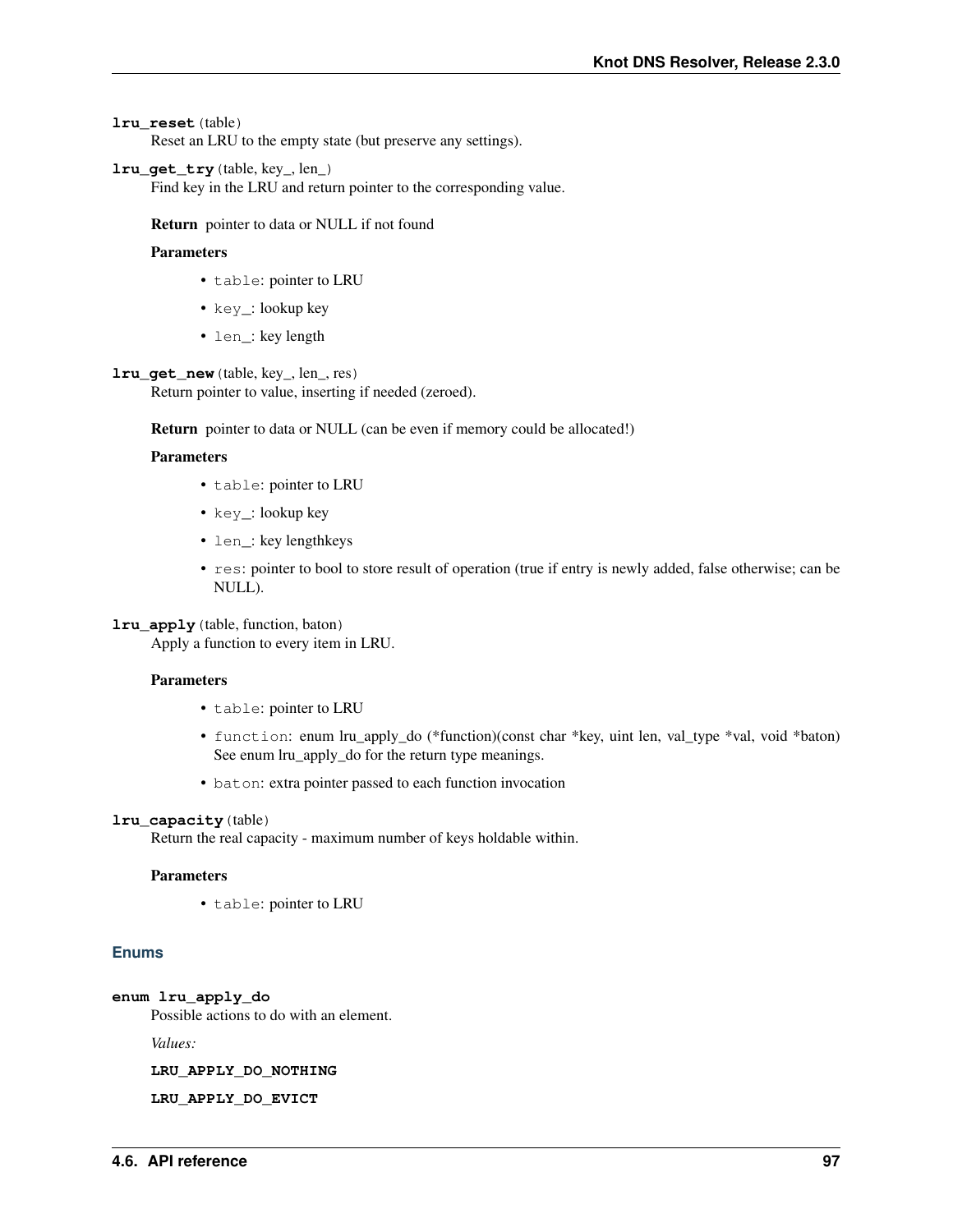**lru_reset**(table)
Reset an LRU to the empty state (but preserve any settings).

**lru_get_try**(table, key_, len_)
Find key in the LRU and return pointer to the corresponding value.

**Return** pointer to data or NULL if not found

**Parameters**

- `table`: pointer to LRU
- `key_`: lookup key
- `len_`: key length

**lru_get_new**(table, key_, len_, res)
Return pointer to value, inserting if needed (zeroed).

**Return** pointer to data or NULL (can be even if memory could be allocated!)

**Parameters**

- `table`: pointer to LRU
- `key_`: lookup key
- `len_`: key lengthkeys
- `res`: pointer to bool to store result of operation (true if entry is newly added, false otherwise; can be NULL).

**lru_apply**(table, function, baton)
Apply a function to every item in LRU.

**Parameters**

- `table`: pointer to LRU
- `function`: enum lru_apply_do (*function)(const char *key, uint len, val_type *val, void *baton) See enum lru_apply_do for the return type meanings.
- `baton`: extra pointer passed to each function invocation

**lru_capacity**(table)
Return the real capacity - maximum number of keys holdable within.

**Parameters**

- `table`: pointer to LRU

### Enums

**enum lru_apply_do**
Possible actions to do with an element.

*Values:*

**LRU_APPLY_DO_NOTHING**

**LRU_APPLY_DO_EVICT**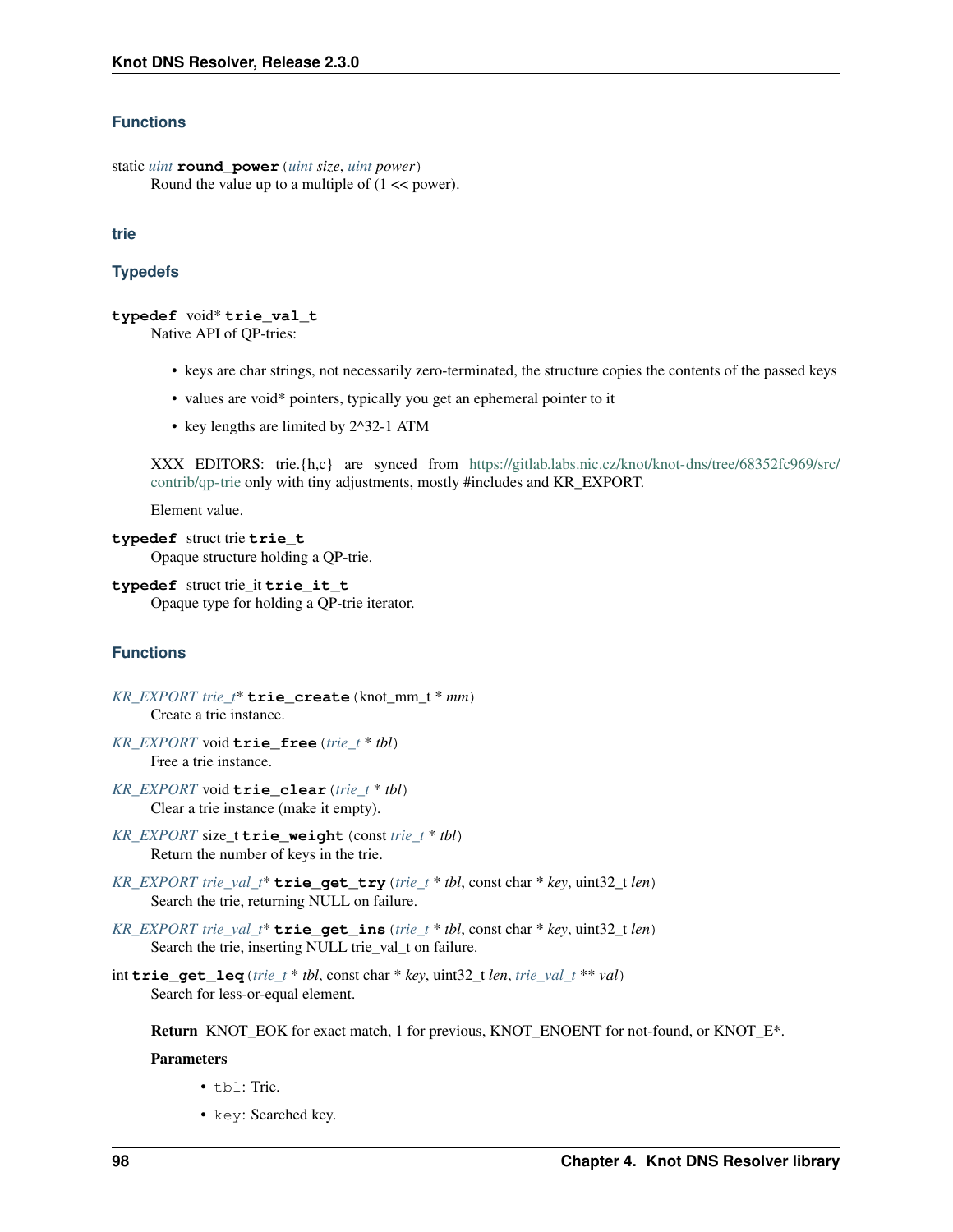#### Functions

static *uint* **round_power**(*uint* *size*, *uint* *power*)
: Round the value up to a multiple of (1 << power).

### trie

#### Typedefs

**typedef** void* **trie_val_t**
: Native API of QP-tries:

  - keys are char strings, not necessarily zero-terminated, the structure copies the contents of the passed keys
  - values are void* pointers, typically you get an ephemeral pointer to it
  - key lengths are limited by 2^32-1 ATM

  XXX EDITORS: trie.{h,c} are synced from [https://gitlab.labs.nic.cz/knot/knot-dns/tree/68352fc969/src/contrib/qp-trie](https://gitlab.labs.nic.cz/knot/knot-dns/tree/68352fc969/src/contrib/qp-trie) only with tiny adjustments, mostly #includes and KR_EXPORT.

  Element value.

**typedef** struct trie **trie_t**
: Opaque structure holding a QP-trie.

**typedef** struct trie_it **trie_it_t**
: Opaque type for holding a QP-trie iterator.

#### Functions

*KR_EXPORT* *trie_t** **trie_create**(knot_mm_t * *mm*)
: Create a trie instance.

*KR_EXPORT* void **trie_free**(*trie_t* * *tbl*)
: Free a trie instance.

*KR_EXPORT* void **trie_clear**(*trie_t* * *tbl*)
: Clear a trie instance (make it empty).

*KR_EXPORT* size_t **trie_weight**(const *trie_t* * *tbl*)
: Return the number of keys in the trie.

*KR_EXPORT* *trie_val_t** **trie_get_try**(*trie_t* * *tbl*, const char * *key*, uint32_t *len*)
: Search the trie, returning NULL on failure.

*KR_EXPORT* *trie_val_t** **trie_get_ins**(*trie_t* * *tbl*, const char * *key*, uint32_t *len*)
: Search the trie, inserting NULL trie_val_t on failure.

int **trie_get_leq**(*trie_t* * *tbl*, const char * *key*, uint32_t *len*, *trie_val_t* ** *val*)
: Search for less-or-equal element.

  **Return** KNOT_EOK for exact match, 1 for previous, KNOT_ENOENT for not-found, or KNOT_E*.

  **Parameters**

  - `tbl`: Trie.
  - `key`: Searched key.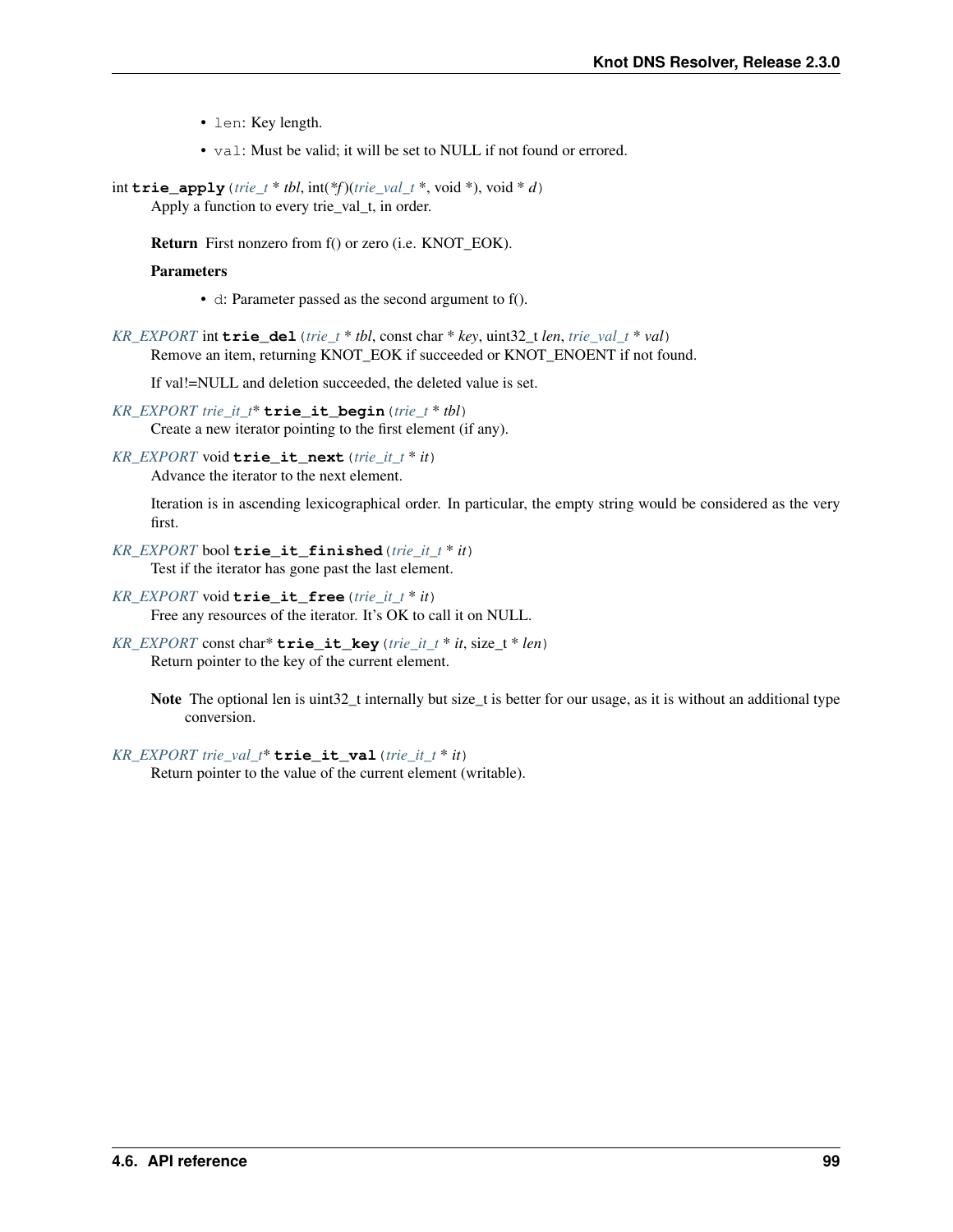- `len`: Key length.
- `val`: Must be valid; it will be set to NULL if not found or errored.

int **trie_apply**(*trie_t* * *tbl*, int(**f*)(*trie_val_t* *, void *), void * *d*)

Apply a function to every trie_val_t, in order.

**Return** First nonzero from f() or zero (i.e. KNOT_EOK).

**Parameters**

- `d`: Parameter passed as the second argument to f().

*KR_EXPORT* int **trie_del**(*trie_t* * *tbl*, const char * *key*, uint32_t *len*, *trie_val_t* * *val*)

Remove an item, returning KNOT_EOK if succeeded or KNOT_ENOENT if not found.

If val!=NULL and deletion succeeded, the deleted value is set.

*KR_EXPORT trie_it_t** **trie_it_begin**(*trie_t* * *tbl*)

Create a new iterator pointing to the first element (if any).

*KR_EXPORT* void **trie_it_next**(*trie_it_t* * *it*)

Advance the iterator to the next element.

Iteration is in ascending lexicographical order. In particular, the empty string would be considered as the very first.

*KR_EXPORT* bool **trie_it_finished**(*trie_it_t* * *it*)

Test if the iterator has gone past the last element.

*KR_EXPORT* void **trie_it_free**(*trie_it_t* * *it*)

Free any resources of the iterator. It's OK to call it on NULL.

*KR_EXPORT* const char* **trie_it_key**(*trie_it_t* * *it*, size_t * *len*)

Return pointer to the key of the current element.

**Note** The optional len is uint32_t internally but size_t is better for our usage, as it is without an additional type conversion.

*KR_EXPORT trie_val_t** **trie_it_val**(*trie_it_t* * *it*)

Return pointer to the value of the current element (writable).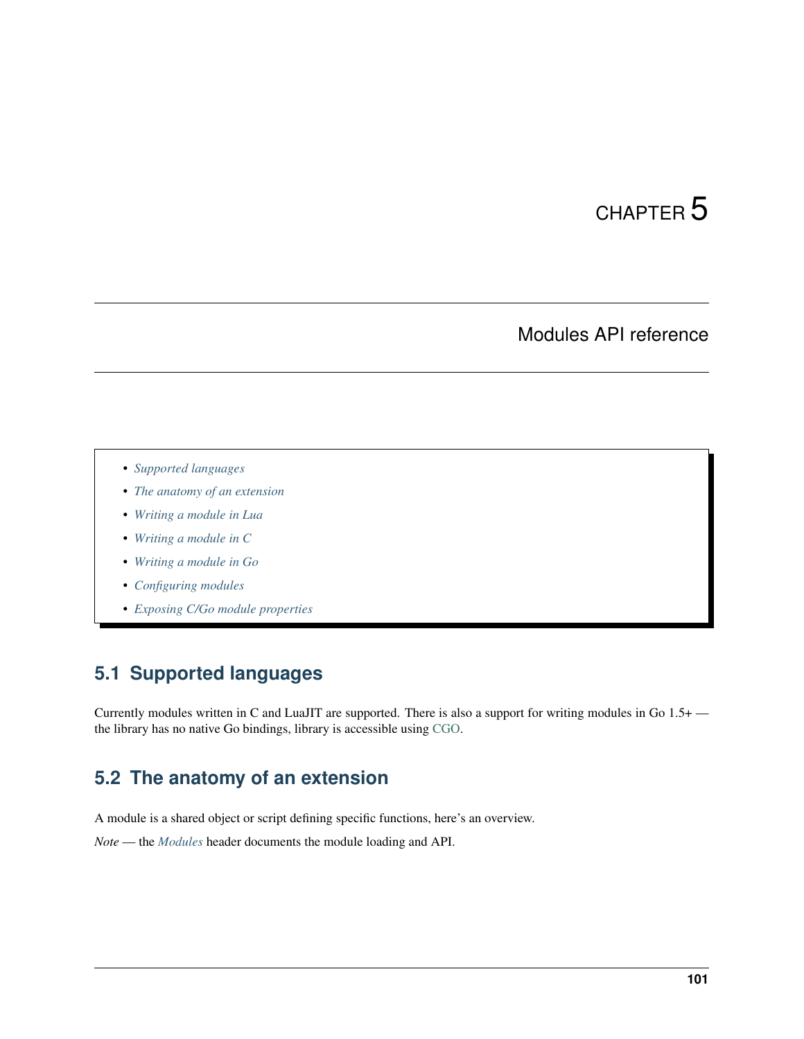# CHAPTER 5

# Modules API reference

- *Supported languages*
- *The anatomy of an extension*
- *Writing a module in Lua*
- *Writing a module in C*
- *Writing a module in Go*
- *Configuring modules*
- *Exposing C/Go module properties*

## 5.1 Supported languages

Currently modules written in C and LuaJIT are supported. There is also a support for writing modules in Go 1.5+ — the library has no native Go bindings, library is accessible using CGO.

## 5.2 The anatomy of an extension

A module is a shared object or script defining specific functions, here's an overview.

*Note* — the *Modules* header documents the module loading and API.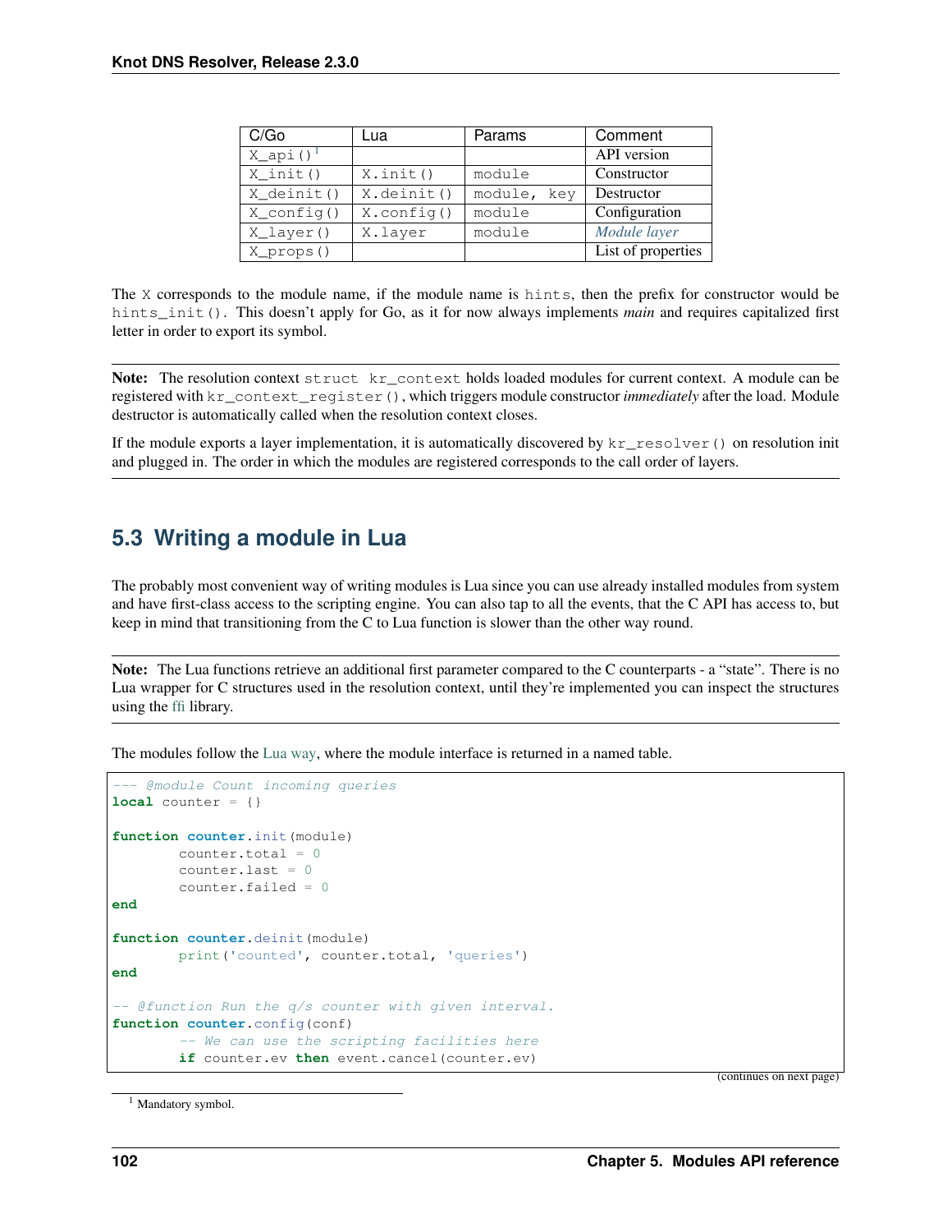| C/Go | Lua | Params | Comment |
| --- | --- | --- | --- |
| `X_api()`[1] | | | API version |
| `X_init()` | `X.init()` | `module` | Constructor |
| `X_deinit()` | `X.deinit()` | `module, key` | Destructor |
| `X_config()` | `X.config()` | `module` | Configuration |
| `X_layer()` | `X.layer` | `module` | *Module layer* |
| `X_props()` | | | List of properties |

The `X` corresponds to the module name, if the module name is `hints`, then the prefix for constructor would be `hints_init()`. This doesn't apply for Go, as it for now always implements *main* and requires capitalized first letter in order to export its symbol.

**Note:** The resolution context `struct kr_context` holds loaded modules for current context. A module can be registered with `kr_context_register()`, which triggers module constructor *immediately* after the load. Module destructor is automatically called when the resolution context closes.

If the module exports a layer implementation, it is automatically discovered by `kr_resolver()` on resolution init and plugged in. The order in which the modules are registered corresponds to the call order of layers.

## 5.3 Writing a module in Lua

The probably most convenient way of writing modules is Lua since you can use already installed modules from system and have first-class access to the scripting engine. You can also tap to all the events, that the C API has access to, but keep in mind that transitioning from the C to Lua function is slower than the other way round.

**Note:** The Lua functions retrieve an additional first parameter compared to the C counterparts - a "state". There is no Lua wrapper for C structures used in the resolution context, until they're implemented you can inspect the structures using the ffi library.

The modules follow the Lua way, where the module interface is returned in a named table.

```
--- @module Count incoming queries
local counter = {}

function counter.init(module)
        counter.total = 0
        counter.last = 0
        counter.failed = 0
end

function counter.deinit(module)
        print('counted', counter.total, 'queries')
end

-- @function Run the q/s counter with given interval.
function counter.config(conf)
        -- We can use the scripting facilities here
        if counter.ev then event.cancel(counter.ev)
```

(continues on next page)

[1] Mandatory symbol.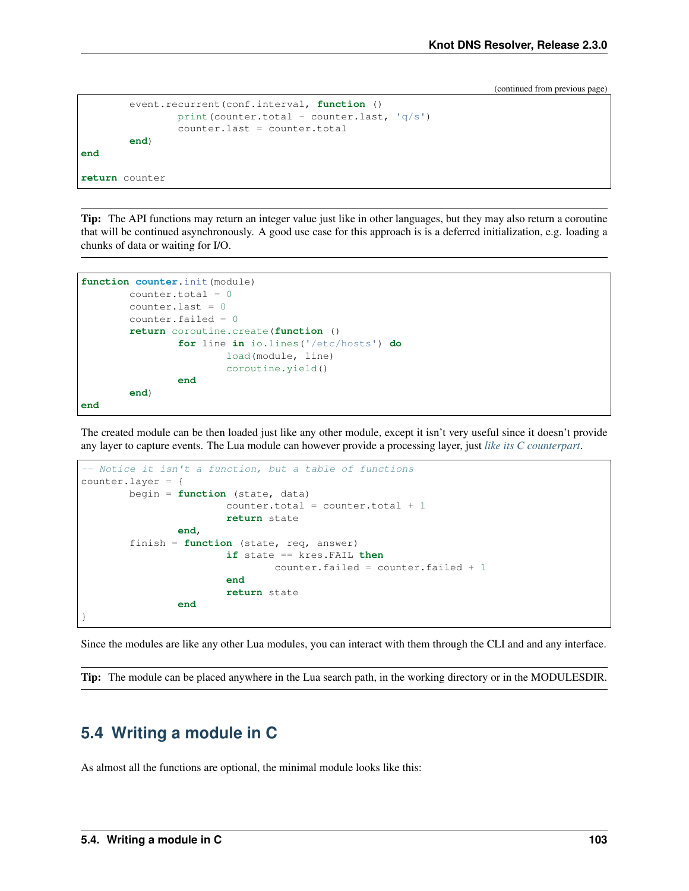(continued from previous page)

```
	event.recurrent(conf.interval, function ()
		print(counter.total - counter.last, 'q/s')
		counter.last = counter.total
	end)
end

return counter
```

**Tip:** The API functions may return an integer value just like in other languages, but they may also return a coroutine that will be continued asynchronously. A good use case for this approach is is a deferred initialization, e.g. loading a chunks of data or waiting for I/O.

```
function counter.init(module)
	counter.total = 0
	counter.last = 0
	counter.failed = 0
	return coroutine.create(function ()
		for line in io.lines('/etc/hosts') do
			load(module, line)
			coroutine.yield()
		end
	end)
end
```

The created module can be then loaded just like any other module, except it isn't very useful since it doesn't provide any layer to capture events. The Lua module can however provide a processing layer, just *like its C counterpart*.

```
-- Notice it isn't a function, but a table of functions
counter.layer = {
	begin = function (state, data)
			counter.total = counter.total + 1
			return state
		end,
	finish = function (state, req, answer)
			if state == kres.FAIL then
				counter.failed = counter.failed + 1
			end
			return state
		end
}
```

Since the modules are like any other Lua modules, you can interact with them through the CLI and and any interface.

**Tip:** The module can be placed anywhere in the Lua search path, in the working directory or in the MODULESDIR.

## 5.4 Writing a module in C

As almost all the functions are optional, the minimal module looks like this: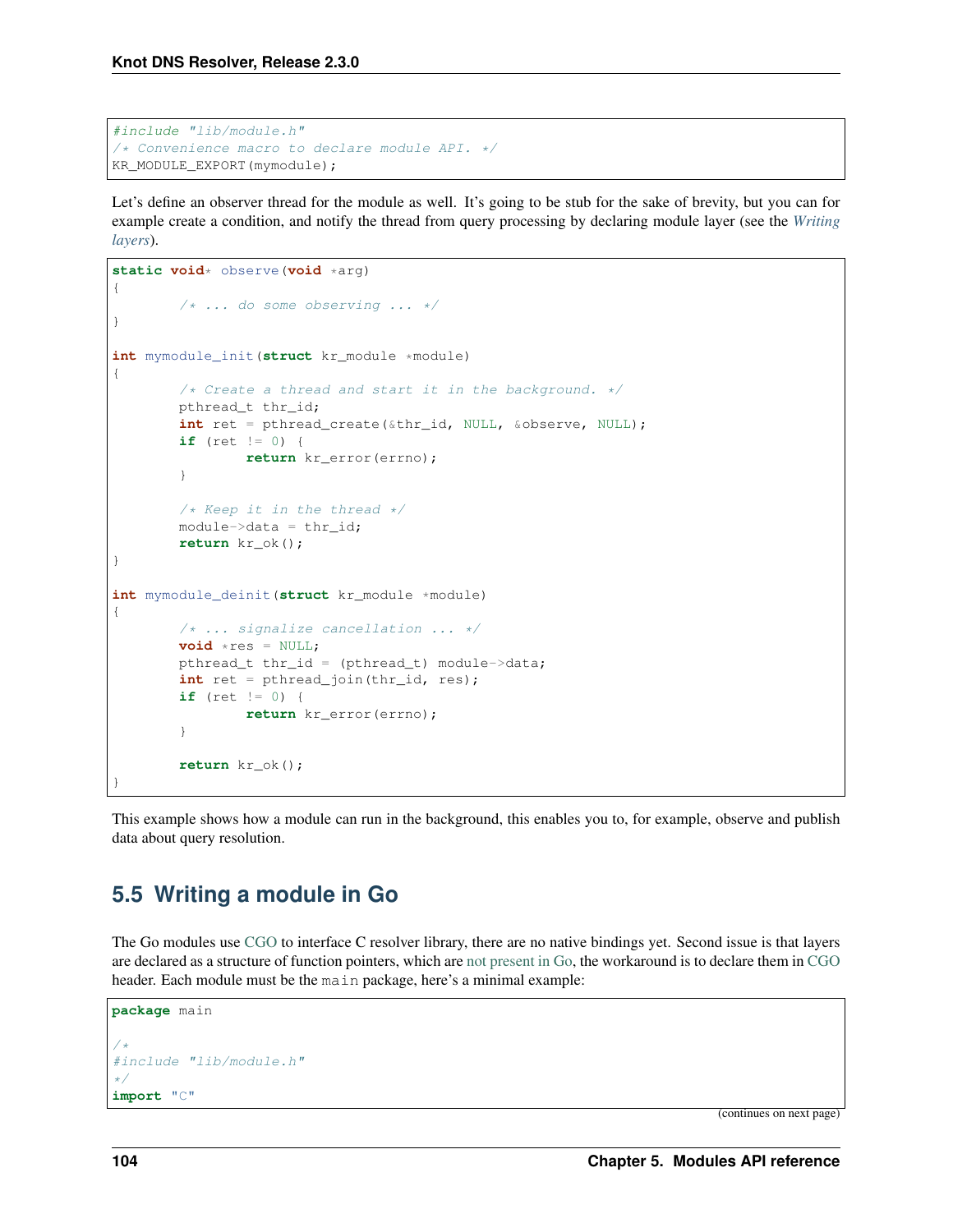```c
#include "lib/module.h"
/* Convenience macro to declare module API. */
KR_MODULE_EXPORT(mymodule);
```

Let's define an observer thread for the module as well. It's going to be stub for the sake of brevity, but you can for example create a condition, and notify the thread from query processing by declaring module layer (see the *Writing layers*).

```c
static void* observe(void *arg)
{
        /* ... do some observing ... */
}

int mymodule_init(struct kr_module *module)
{
        /* Create a thread and start it in the background. */
        pthread_t thr_id;
        int ret = pthread_create(&thr_id, NULL, &observe, NULL);
        if (ret != 0) {
                return kr_error(errno);
        }

        /* Keep it in the thread */
        module->data = thr_id;
        return kr_ok();
}

int mymodule_deinit(struct kr_module *module)
{
        /* ... signalize cancellation ... */
        void *res = NULL;
        pthread_t thr_id = (pthread_t) module->data;
        int ret = pthread_join(thr_id, res);
        if (ret != 0) {
                return kr_error(errno);
        }

        return kr_ok();
}
```

This example shows how a module can run in the background, this enables you to, for example, observe and publish data about query resolution.

## 5.5 Writing a module in Go

The Go modules use CGO to interface C resolver library, there are no native bindings yet. Second issue is that layers are declared as a structure of function pointers, which are not present in Go, the workaround is to declare them in CGO header. Each module must be the `main` package, here's a minimal example:

```go
package main

/*
#include "lib/module.h"
*/
import "C"
```

(continues on next page)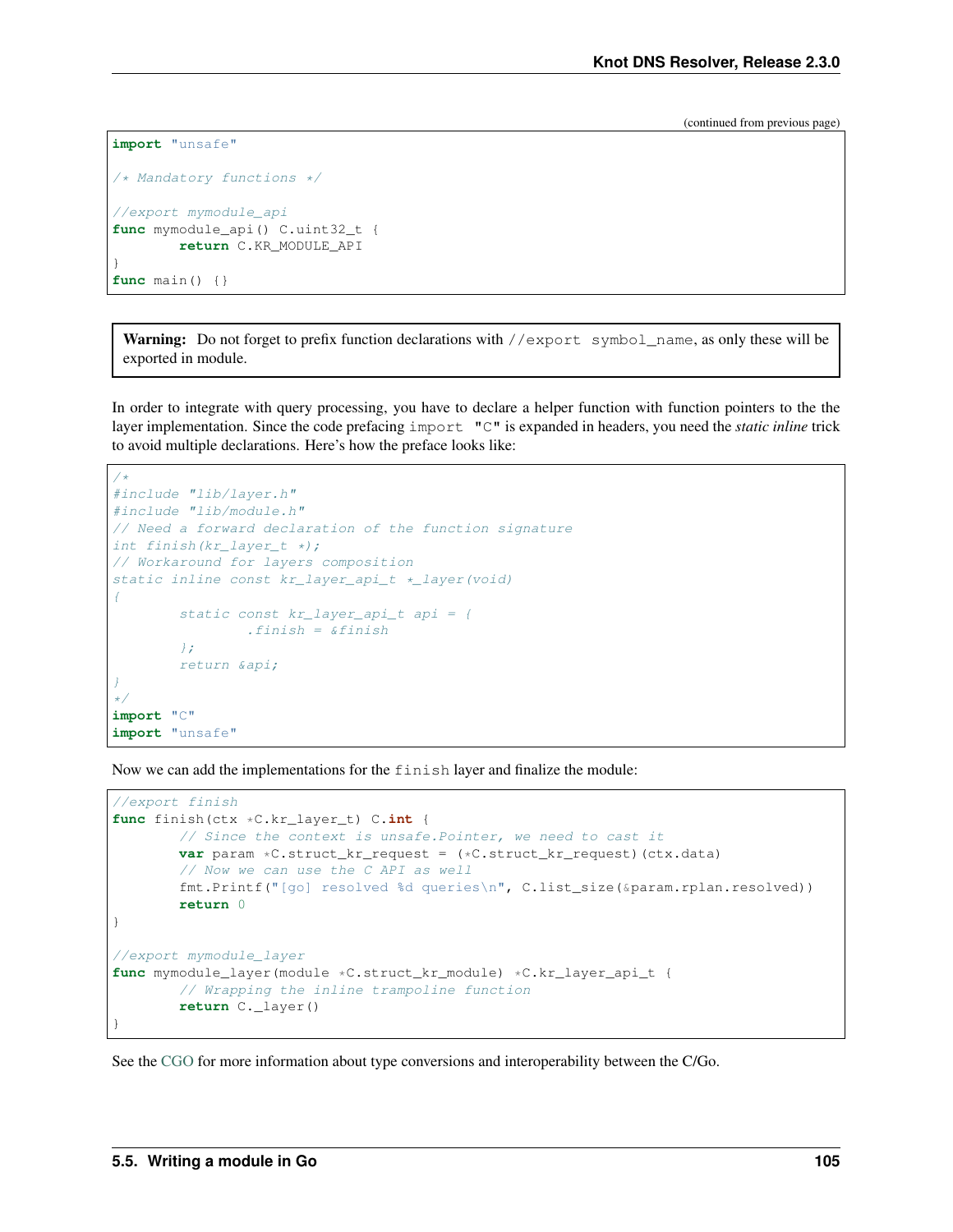(continued from previous page)

```
import "unsafe"

/* Mandatory functions */

//export mymodule_api
func mymodule_api() C.uint32_t {
        return C.KR_MODULE_API
}
func main() {}
```

> **Warning:** Do not forget to prefix function declarations with `//export symbol_name`, as only these will be exported in module.

In order to integrate with query processing, you have to declare a helper function with function pointers to the the layer implementation. Since the code prefacing `import "C"` is expanded in headers, you need the *static inline* trick to avoid multiple declarations. Here's how the preface looks like:

```
/*
#include "lib/layer.h"
#include "lib/module.h"
// Need a forward declaration of the function signature
int finish(kr_layer_t *);
// Workaround for layers composition
static inline const kr_layer_api_t *_layer(void)
{
        static const kr_layer_api_t api = {
                .finish = &finish
        };
        return &api;
}
*/
import "C"
import "unsafe"
```

Now we can add the implementations for the `finish` layer and finalize the module:

```
//export finish
func finish(ctx *C.kr_layer_t) C.int {
        // Since the context is unsafe.Pointer, we need to cast it
        var param *C.struct_kr_request = (*C.struct_kr_request)(ctx.data)
        // Now we can use the C API as well
        fmt.Printf("[go] resolved %d queries\n", C.list_size(&param.rplan.resolved))
        return 0
}

//export mymodule_layer
func mymodule_layer(module *C.struct_kr_module) *C.kr_layer_api_t {
        // Wrapping the inline trampoline function
        return C._layer()
}
```

See the CGO for more information about type conversions and interoperability between the C/Go.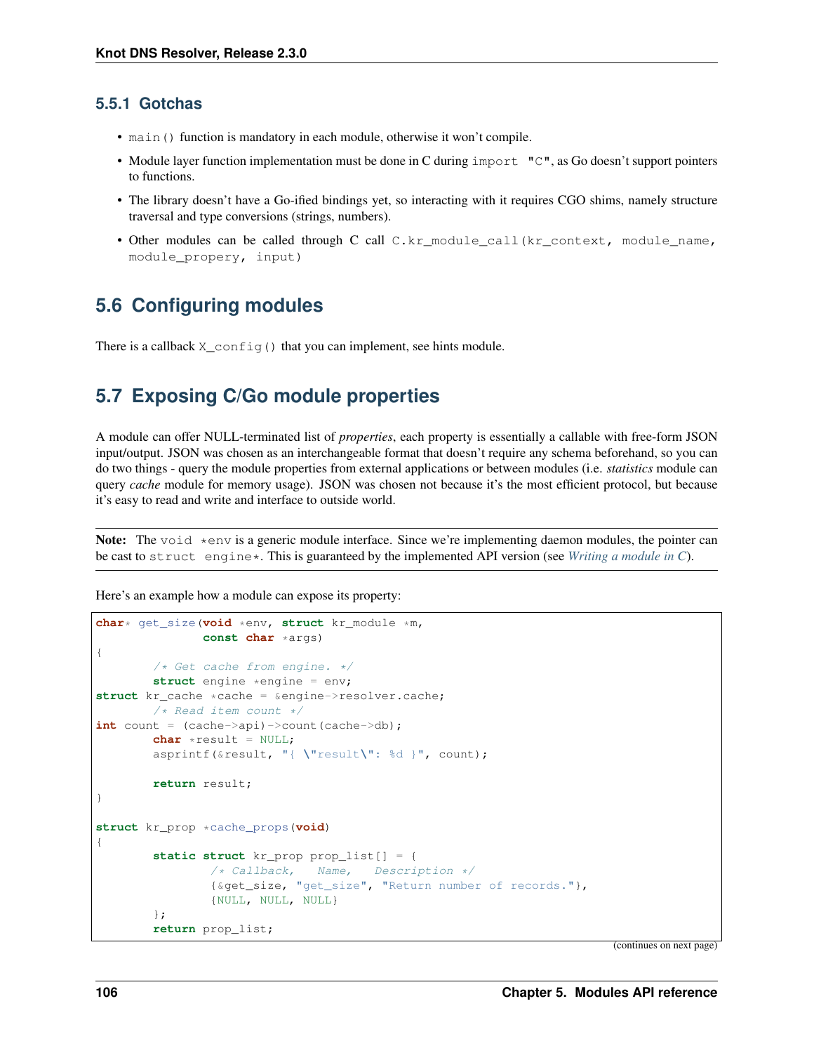### 5.5.1 Gotchas

- `main()` function is mandatory in each module, otherwise it won't compile.
- Module layer function implementation must be done in C during `import "C"`, as Go doesn't support pointers to functions.
- The library doesn't have a Go-ified bindings yet, so interacting with it requires CGO shims, namely structure traversal and type conversions (strings, numbers).
- Other modules can be called through C call `C.kr_module_call(kr_context, module_name, module_propery, input)`

## 5.6 Configuring modules

There is a callback `X_config()` that you can implement, see hints module.

## 5.7 Exposing C/Go module properties

A module can offer NULL-terminated list of *properties*, each property is essentially a callable with free-form JSON input/output. JSON was chosen as an interchangeable format that doesn't require any schema beforehand, so you can do two things - query the module properties from external applications or between modules (i.e. *statistics* module can query *cache* module for memory usage). JSON was chosen not because it's the most efficient protocol, but because it's easy to read and write and interface to outside world.

**Note:** The `void *env` is a generic module interface. Since we're implementing daemon modules, the pointer can be cast to `struct engine*`. This is guaranteed by the implemented API version (see *Writing a module in C*).

Here's an example how a module can expose its property:

```
char* get_size(void *env, struct kr_module *m,
               const char *args)
{
        /* Get cache from engine. */
        struct engine *engine = env;
struct kr_cache *cache = &engine->resolver.cache;
        /* Read item count */
int count = (cache->api)->count(cache->db);
        char *result = NULL;
        asprintf(&result, "{ \"result\": %d }", count);

        return result;
}

struct kr_prop *cache_props(void)
{
        static struct kr_prop prop_list[] = {
                /* Callback,   Name,   Description */
                {&get_size, "get_size", "Return number of records."},
                {NULL, NULL, NULL}
        };
        return prop_list;
```

(continues on next page)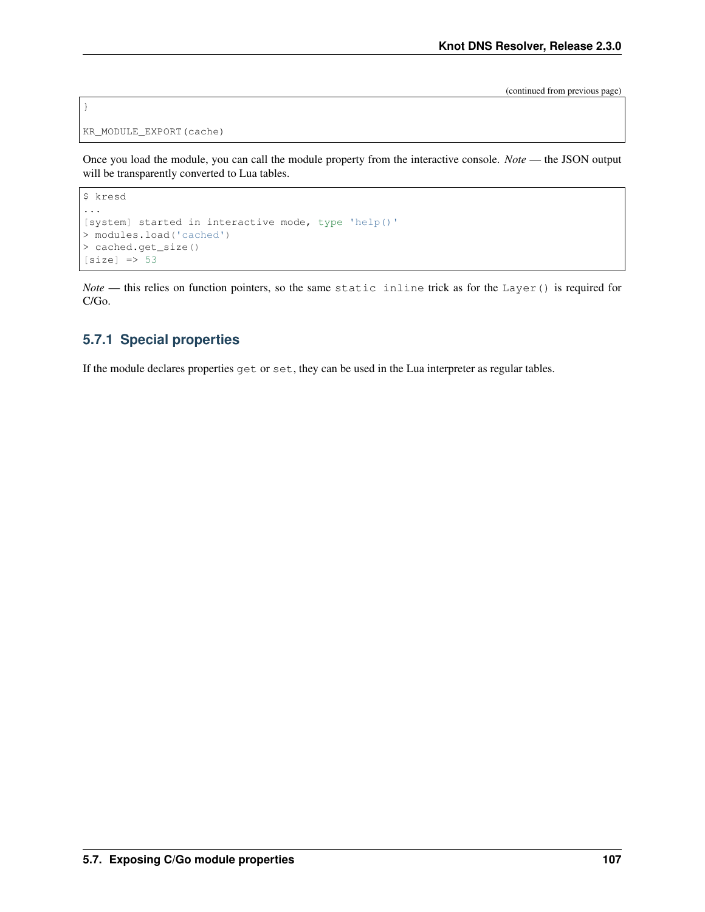(continued from previous page)

```
}

KR_MODULE_EXPORT(cache)
```

Once you load the module, you can call the module property from the interactive console. *Note* — the JSON output will be transparently converted to Lua tables.

```
$ kresd
...
[system] started in interactive mode, type 'help()'
> modules.load('cached')
> cached.get_size()
[size] => 53
```

*Note* — this relies on function pointers, so the same `static inline` trick as for the `Layer()` is required for C/Go.

### 5.7.1 Special properties

If the module declares properties `get` or `set`, they can be used in the Lua interpreter as regular tables.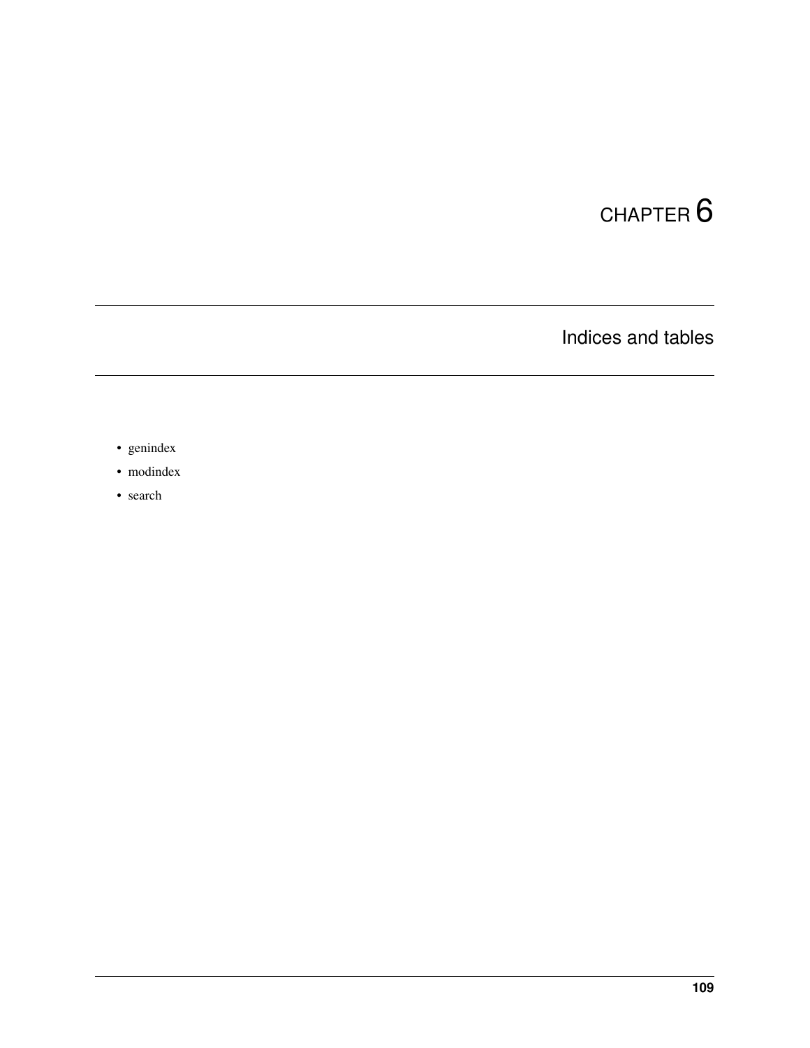# CHAPTER 6

## Indices and tables

- genindex
- modindex
- search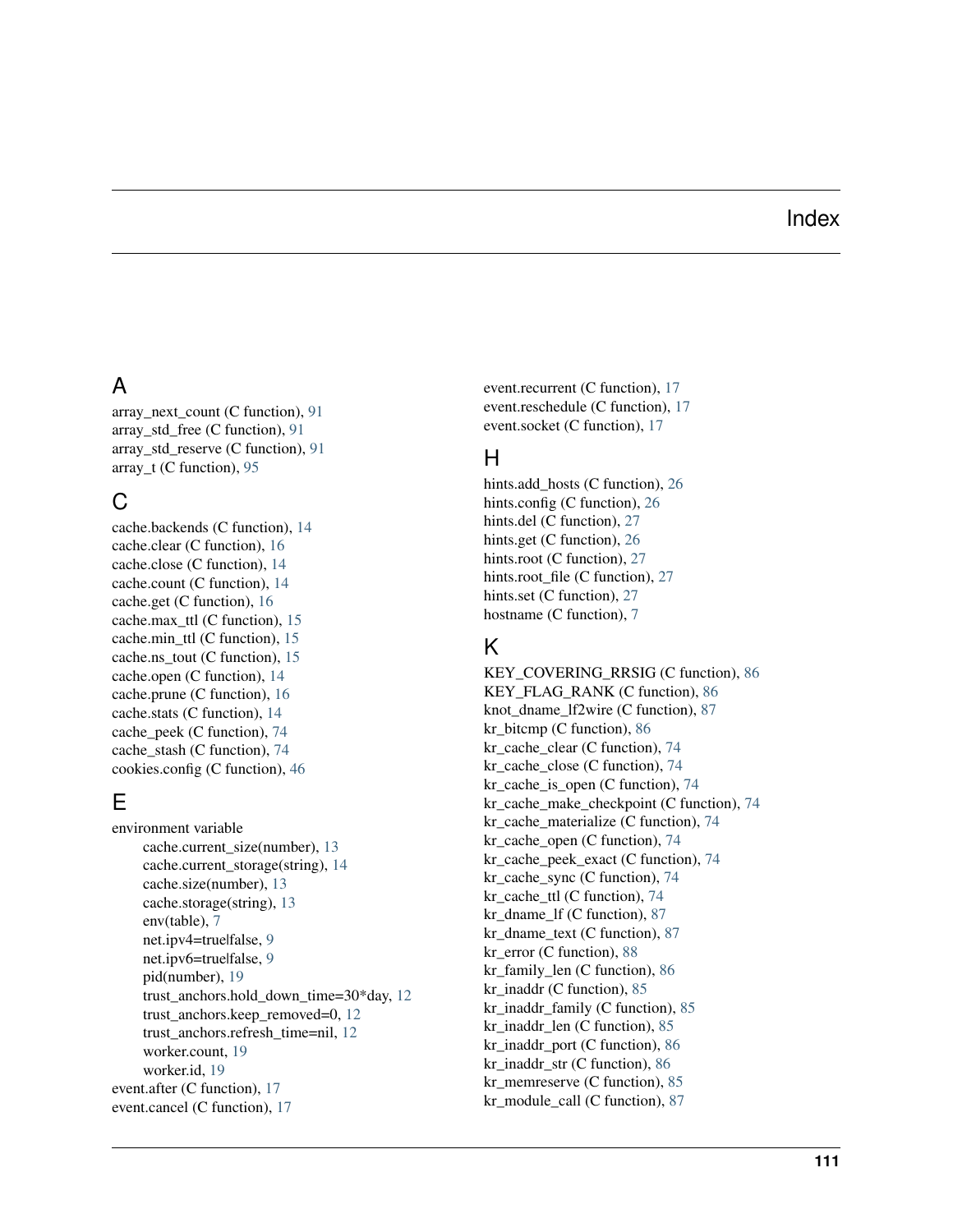# Index

## A

array_next_count (C function), 91
array_std_free (C function), 91
array_std_reserve (C function), 91
array_t (C function), 95

## C

cache.backends (C function), 14
cache.clear (C function), 16
cache.close (C function), 14
cache.count (C function), 14
cache.get (C function), 16
cache.max_ttl (C function), 15
cache.min_ttl (C function), 15
cache.ns_tout (C function), 15
cache.open (C function), 14
cache.prune (C function), 16
cache.stats (C function), 14
cache_peek (C function), 74
cache_stash (C function), 74
cookies.config (C function), 46

## E

environment variable
- cache.current_size(number), 13
- cache.current_storage(string), 14
- cache.size(number), 13
- cache.storage(string), 13
- env(table), 7
- net.ipv4=true|false, 9
- net.ipv6=true|false, 9
- pid(number), 19
- trust_anchors.hold_down_time=30*day, 12
- trust_anchors.keep_removed=0, 12
- trust_anchors.refresh_time=nil, 12
- worker.count, 19
- worker.id, 19

event.after (C function), 17
event.cancel (C function), 17
event.recurrent (C function), 17
event.reschedule (C function), 17
event.socket (C function), 17

## H

hints.add_hosts (C function), 26
hints.config (C function), 26
hints.del (C function), 27
hints.get (C function), 26
hints.root (C function), 27
hints.root_file (C function), 27
hints.set (C function), 27
hostname (C function), 7

## K

KEY_COVERING_RRSIG (C function), 86
KEY_FLAG_RANK (C function), 86
knot_dname_lf2wire (C function), 87
kr_bitcmp (C function), 86
kr_cache_clear (C function), 74
kr_cache_close (C function), 74
kr_cache_is_open (C function), 74
kr_cache_make_checkpoint (C function), 74
kr_cache_materialize (C function), 74
kr_cache_open (C function), 74
kr_cache_peek_exact (C function), 74
kr_cache_sync (C function), 74
kr_cache_ttl (C function), 74
kr_dname_lf (C function), 87
kr_dname_text (C function), 87
kr_error (C function), 88
kr_family_len (C function), 86
kr_inaddr (C function), 85
kr_inaddr_family (C function), 85
kr_inaddr_len (C function), 85
kr_inaddr_port (C function), 86
kr_inaddr_str (C function), 86
kr_memreserve (C function), 85
kr_module_call (C function), 87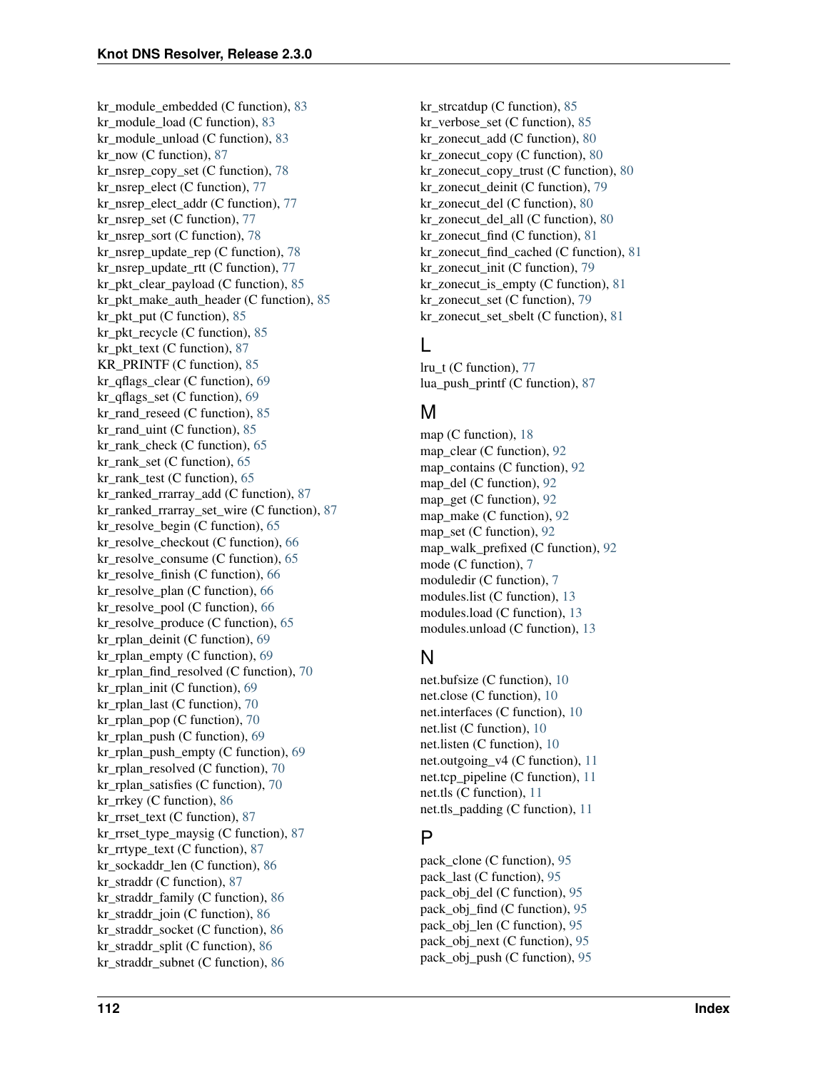kr_module_embedded (C function), 83
kr_module_load (C function), 83
kr_module_unload (C function), 83
kr_now (C function), 87
kr_nsrep_copy_set (C function), 78
kr_nsrep_elect (C function), 77
kr_nsrep_elect_addr (C function), 77
kr_nsrep_set (C function), 77
kr_nsrep_sort (C function), 78
kr_nsrep_update_rep (C function), 78
kr_nsrep_update_rtt (C function), 77
kr_pkt_clear_payload (C function), 85
kr_pkt_make_auth_header (C function), 85
kr_pkt_put (C function), 85
kr_pkt_recycle (C function), 85
kr_pkt_text (C function), 87
KR_PRINTF (C function), 85
kr_qflags_clear (C function), 69
kr_qflags_set (C function), 69
kr_rand_reseed (C function), 85
kr_rand_uint (C function), 85
kr_rank_check (C function), 65
kr_rank_set (C function), 65
kr_rank_test (C function), 65
kr_ranked_rrarray_add (C function), 87
kr_ranked_rrarray_set_wire (C function), 87
kr_resolve_begin (C function), 65
kr_resolve_checkout (C function), 66
kr_resolve_consume (C function), 65
kr_resolve_finish (C function), 66
kr_resolve_plan (C function), 66
kr_resolve_pool (C function), 66
kr_resolve_produce (C function), 65
kr_rplan_deinit (C function), 69
kr_rplan_empty (C function), 69
kr_rplan_find_resolved (C function), 70
kr_rplan_init (C function), 69
kr_rplan_last (C function), 70
kr_rplan_pop (C function), 70
kr_rplan_push (C function), 69
kr_rplan_push_empty (C function), 69
kr_rplan_resolved (C function), 70
kr_rplan_satisfies (C function), 70
kr_rrkey (C function), 86
kr_rrset_text (C function), 87
kr_rrset_type_maysig (C function), 87
kr_rrtype_text (C function), 87
kr_sockaddr_len (C function), 86
kr_straddr (C function), 87
kr_straddr_family (C function), 86
kr_straddr_join (C function), 86
kr_straddr_socket (C function), 86
kr_straddr_split (C function), 86
kr_straddr_subnet (C function), 86
kr_strcatdup (C function), 85
kr_verbose_set (C function), 85
kr_zonecut_add (C function), 80
kr_zonecut_copy (C function), 80
kr_zonecut_copy_trust (C function), 80
kr_zonecut_deinit (C function), 79
kr_zonecut_del (C function), 80
kr_zonecut_del_all (C function), 80
kr_zonecut_find (C function), 81
kr_zonecut_find_cached (C function), 81
kr_zonecut_init (C function), 79
kr_zonecut_is_empty (C function), 81
kr_zonecut_set (C function), 79
kr_zonecut_set_sbelt (C function), 81

## L

lru_t (C function), 77
lua_push_printf (C function), 87

## M

map (C function), 18
map_clear (C function), 92
map_contains (C function), 92
map_del (C function), 92
map_get (C function), 92
map_make (C function), 92
map_set (C function), 92
map_walk_prefixed (C function), 92
mode (C function), 7
moduledir (C function), 7
modules.list (C function), 13
modules.load (C function), 13
modules.unload (C function), 13

## N

net.bufsize (C function), 10
net.close (C function), 10
net.interfaces (C function), 10
net.list (C function), 10
net.listen (C function), 10
net.outgoing_v4 (C function), 11
net.tcp_pipeline (C function), 11
net.tls (C function), 11
net.tls_padding (C function), 11

## P

pack_clone (C function), 95
pack_last (C function), 95
pack_obj_del (C function), 95
pack_obj_find (C function), 95
pack_obj_len (C function), 95
pack_obj_next (C function), 95
pack_obj_push (C function), 95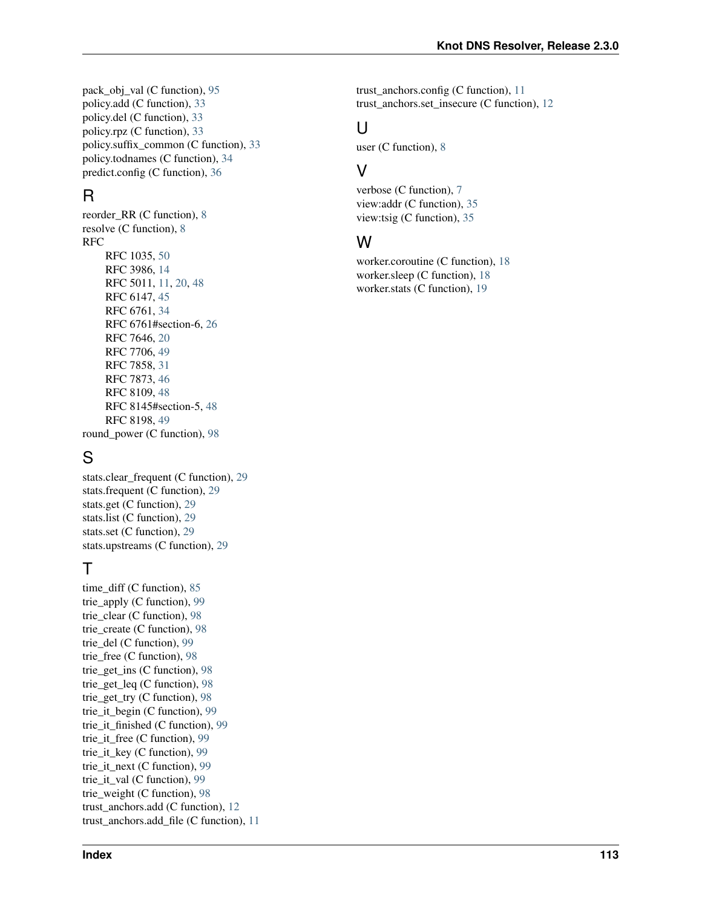pack_obj_val (C function), 95
policy.add (C function), 33
policy.del (C function), 33
policy.rpz (C function), 33
policy.suffix_common (C function), 33
policy.todnames (C function), 34
predict.config (C function), 36

## R

reorder_RR (C function), 8
resolve (C function), 8
RFC
 RFC 1035, 50
 RFC 3986, 14
 RFC 5011, 11, 20, 48
 RFC 6147, 45
 RFC 6761, 34
 RFC 6761#section-6, 26
 RFC 7646, 20
 RFC 7706, 49
 RFC 7858, 31
 RFC 7873, 46
 RFC 8109, 48
 RFC 8145#section-5, 48
 RFC 8198, 49
round_power (C function), 98

## S

stats.clear_frequent (C function), 29
stats.frequent (C function), 29
stats.get (C function), 29
stats.list (C function), 29
stats.set (C function), 29
stats.upstreams (C function), 29

## T

time_diff (C function), 85
trie_apply (C function), 99
trie_clear (C function), 98
trie_create (C function), 98
trie_del (C function), 99
trie_free (C function), 98
trie_get_ins (C function), 98
trie_get_leq (C function), 98
trie_get_try (C function), 98
trie_it_begin (C function), 99
trie_it_finished (C function), 99
trie_it_free (C function), 99
trie_it_key (C function), 99
trie_it_next (C function), 99
trie_it_val (C function), 99
trie_weight (C function), 98
trust_anchors.add (C function), 12
trust_anchors.add_file (C function), 11
trust_anchors.config (C function), 11
trust_anchors.set_insecure (C function), 12

## U

user (C function), 8

## V

verbose (C function), 7
view:addr (C function), 35
view:tsig (C function), 35

## W

worker.coroutine (C function), 18
worker.sleep (C function), 18
worker.stats (C function), 19